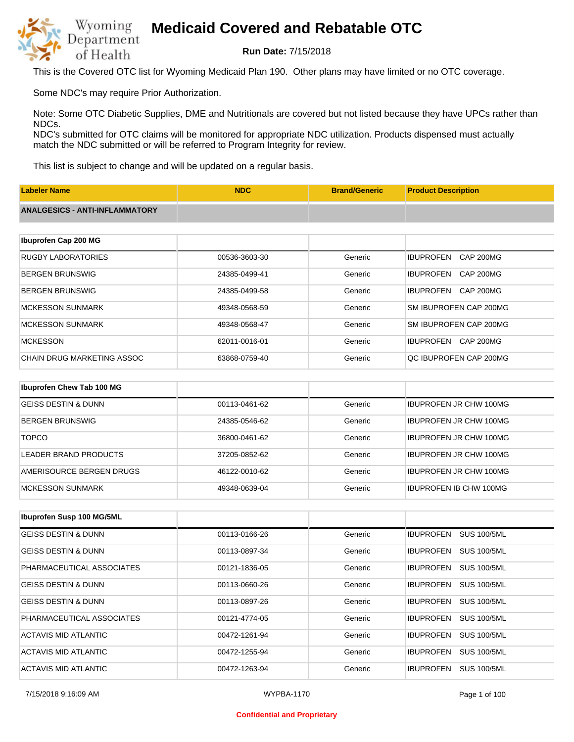# Medicaid Covered and Rebatable OTC

**Run Date:** 7/15/2018

This is the Covered OTC list for Wyoming Medicaid Plan 190. Other plans may have limited or no OTC coverage.

Some NDC's may require Prior Authorization.

Note: Some OTC Diabetic Supplies, DME and Nutritionals are covered but not listed because they have UPCs rather than NDCs.
NDC's submitted for OTC claims will be monitored for appropriate NDC utilization. Products dispensed must actually match the NDC submitted or will be referred to Program Integrity for review.

This list is subject to change and will be updated on a regular basis.

| Labeler Name | NDC | Brand/Generic | Product Description |
|---|---|---|---|
| **ANALGESICS - ANTI-INFLAMMATORY** | | | |
| **Ibuprofen Cap 200 MG** | | | |
| RUGBY LABORATORIES | 00536-3603-30 | Generic | IBUPROFEN CAP 200MG |
| BERGEN BRUNSWIG | 24385-0499-41 | Generic | IBUPROFEN CAP 200MG |
| BERGEN BRUNSWIG | 24385-0499-58 | Generic | IBUPROFEN CAP 200MG |
| MCKESSON SUNMARK | 49348-0568-59 | Generic | SM IBUPROFEN CAP 200MG |
| MCKESSON SUNMARK | 49348-0568-47 | Generic | SM IBUPROFEN CAP 200MG |
| MCKESSON | 62011-0016-01 | Generic | IBUPROFEN CAP 200MG |
| CHAIN DRUG MARKETING ASSOC | 63868-0759-40 | Generic | QC IBUPROFEN CAP 200MG |
| **Ibuprofen Chew Tab 100 MG** | | | |
| GEISS DESTIN & DUNN | 00113-0461-62 | Generic | IBUPROFEN JR CHW 100MG |
| BERGEN BRUNSWIG | 24385-0546-62 | Generic | IBUPROFEN JR CHW 100MG |
| TOPCO | 36800-0461-62 | Generic | IBUPROFEN JR CHW 100MG |
| LEADER BRAND PRODUCTS | 37205-0852-62 | Generic | IBUPROFEN JR CHW 100MG |
| AMERISOURCE BERGEN DRUGS | 46122-0010-62 | Generic | IBUPROFEN JR CHW 100MG |
| MCKESSON SUNMARK | 49348-0639-04 | Generic | IBUPROFEN IB CHW 100MG |
| **Ibuprofen Susp 100 MG/5ML** | | | |
| GEISS DESTIN & DUNN | 00113-0166-26 | Generic | IBUPROFEN SUS 100/5ML |
| GEISS DESTIN & DUNN | 00113-0897-34 | Generic | IBUPROFEN SUS 100/5ML |
| PHARMACEUTICAL ASSOCIATES | 00121-1836-05 | Generic | IBUPROFEN SUS 100/5ML |
| GEISS DESTIN & DUNN | 00113-0660-26 | Generic | IBUPROFEN SUS 100/5ML |
| GEISS DESTIN & DUNN | 00113-0897-26 | Generic | IBUPROFEN SUS 100/5ML |
| PHARMACEUTICAL ASSOCIATES | 00121-4774-05 | Generic | IBUPROFEN SUS 100/5ML |
| ACTAVIS MID ATLANTIC | 00472-1261-94 | Generic | IBUPROFEN SUS 100/5ML |
| ACTAVIS MID ATLANTIC | 00472-1255-94 | Generic | IBUPROFEN SUS 100/5ML |
| ACTAVIS MID ATLANTIC | 00472-1263-94 | Generic | IBUPROFEN SUS 100/5ML |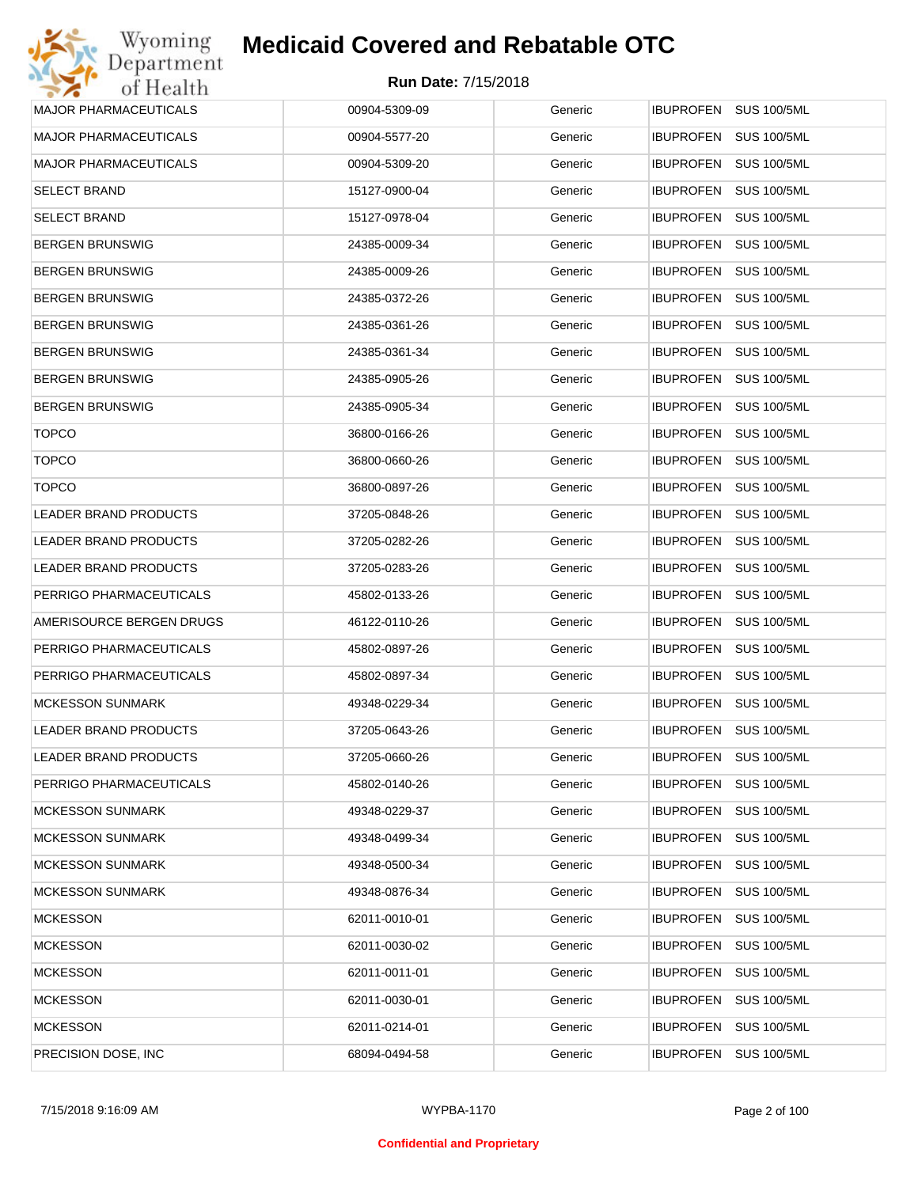| | | | |
|---|---|---|---|
| MAJOR PHARMACEUTICALS | 00904-5309-09 | Generic | IBUPROFEN SUS 100/5ML |
| MAJOR PHARMACEUTICALS | 00904-5577-20 | Generic | IBUPROFEN SUS 100/5ML |
| MAJOR PHARMACEUTICALS | 00904-5309-20 | Generic | IBUPROFEN SUS 100/5ML |
| SELECT BRAND | 15127-0900-04 | Generic | IBUPROFEN SUS 100/5ML |
| SELECT BRAND | 15127-0978-04 | Generic | IBUPROFEN SUS 100/5ML |
| BERGEN BRUNSWIG | 24385-0009-34 | Generic | IBUPROFEN SUS 100/5ML |
| BERGEN BRUNSWIG | 24385-0009-26 | Generic | IBUPROFEN SUS 100/5ML |
| BERGEN BRUNSWIG | 24385-0372-26 | Generic | IBUPROFEN SUS 100/5ML |
| BERGEN BRUNSWIG | 24385-0361-26 | Generic | IBUPROFEN SUS 100/5ML |
| BERGEN BRUNSWIG | 24385-0361-34 | Generic | IBUPROFEN SUS 100/5ML |
| BERGEN BRUNSWIG | 24385-0905-26 | Generic | IBUPROFEN SUS 100/5ML |
| BERGEN BRUNSWIG | 24385-0905-34 | Generic | IBUPROFEN SUS 100/5ML |
| TOPCO | 36800-0166-26 | Generic | IBUPROFEN SUS 100/5ML |
| TOPCO | 36800-0660-26 | Generic | IBUPROFEN SUS 100/5ML |
| TOPCO | 36800-0897-26 | Generic | IBUPROFEN SUS 100/5ML |
| LEADER BRAND PRODUCTS | 37205-0848-26 | Generic | IBUPROFEN SUS 100/5ML |
| LEADER BRAND PRODUCTS | 37205-0282-26 | Generic | IBUPROFEN SUS 100/5ML |
| LEADER BRAND PRODUCTS | 37205-0283-26 | Generic | IBUPROFEN SUS 100/5ML |
| PERRIGO PHARMACEUTICALS | 45802-0133-26 | Generic | IBUPROFEN SUS 100/5ML |
| AMERISOURCE BERGEN DRUGS | 46122-0110-26 | Generic | IBUPROFEN SUS 100/5ML |
| PERRIGO PHARMACEUTICALS | 45802-0897-26 | Generic | IBUPROFEN SUS 100/5ML |
| PERRIGO PHARMACEUTICALS | 45802-0897-34 | Generic | IBUPROFEN SUS 100/5ML |
| MCKESSON SUNMARK | 49348-0229-34 | Generic | IBUPROFEN SUS 100/5ML |
| LEADER BRAND PRODUCTS | 37205-0643-26 | Generic | IBUPROFEN SUS 100/5ML |
| LEADER BRAND PRODUCTS | 37205-0660-26 | Generic | IBUPROFEN SUS 100/5ML |
| PERRIGO PHARMACEUTICALS | 45802-0140-26 | Generic | IBUPROFEN SUS 100/5ML |
| MCKESSON SUNMARK | 49348-0229-37 | Generic | IBUPROFEN SUS 100/5ML |
| MCKESSON SUNMARK | 49348-0499-34 | Generic | IBUPROFEN SUS 100/5ML |
| MCKESSON SUNMARK | 49348-0500-34 | Generic | IBUPROFEN SUS 100/5ML |
| MCKESSON SUNMARK | 49348-0876-34 | Generic | IBUPROFEN SUS 100/5ML |
| MCKESSON | 62011-0010-01 | Generic | IBUPROFEN SUS 100/5ML |
| MCKESSON | 62011-0030-02 | Generic | IBUPROFEN SUS 100/5ML |
| MCKESSON | 62011-0011-01 | Generic | IBUPROFEN SUS 100/5ML |
| MCKESSON | 62011-0030-01 | Generic | IBUPROFEN SUS 100/5ML |
| MCKESSON | 62011-0214-01 | Generic | IBUPROFEN SUS 100/5ML |
| PRECISION DOSE, INC | 68094-0494-58 | Generic | IBUPROFEN SUS 100/5ML |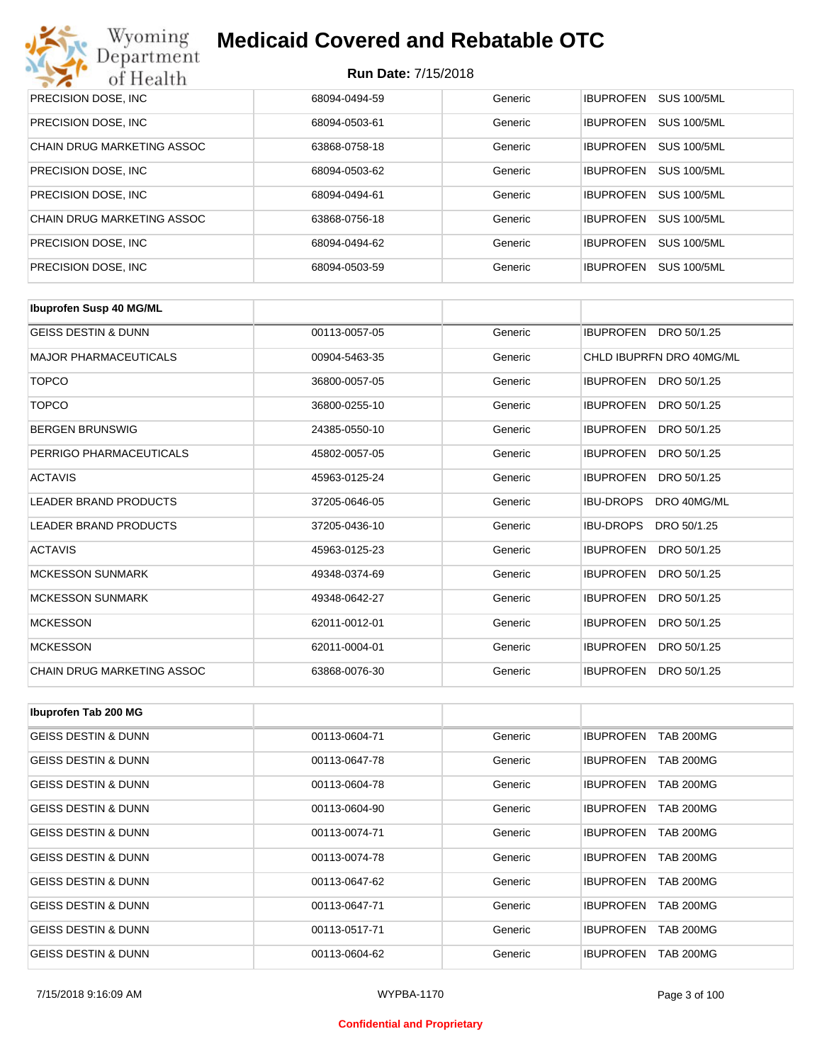| | | | |
|---|---|---|---|
| PRECISION DOSE, INC | 68094-0494-59 | Generic | IBUPROFEN SUS 100/5ML |
| PRECISION DOSE, INC | 68094-0503-61 | Generic | IBUPROFEN SUS 100/5ML |
| CHAIN DRUG MARKETING ASSOC | 63868-0758-18 | Generic | IBUPROFEN SUS 100/5ML |
| PRECISION DOSE, INC | 68094-0503-62 | Generic | IBUPROFEN SUS 100/5ML |
| PRECISION DOSE, INC | 68094-0494-61 | Generic | IBUPROFEN SUS 100/5ML |
| CHAIN DRUG MARKETING ASSOC | 63868-0756-18 | Generic | IBUPROFEN SUS 100/5ML |
| PRECISION DOSE, INC | 68094-0494-62 | Generic | IBUPROFEN SUS 100/5ML |
| PRECISION DOSE, INC | 68094-0503-59 | Generic | IBUPROFEN SUS 100/5ML |

| **Ibuprofen Susp 40 MG/ML** | | | |
|---|---|---|---|
| GEISS DESTIN & DUNN | 00113-0057-05 | Generic | IBUPROFEN DRO 50/1.25 |
| MAJOR PHARMACEUTICALS | 00904-5463-35 | Generic | CHLD IBUPRFN DRO 40MG/ML |
| TOPCO | 36800-0057-05 | Generic | IBUPROFEN DRO 50/1.25 |
| TOPCO | 36800-0255-10 | Generic | IBUPROFEN DRO 50/1.25 |
| BERGEN BRUNSWIG | 24385-0550-10 | Generic | IBUPROFEN DRO 50/1.25 |
| PERRIGO PHARMACEUTICALS | 45802-0057-05 | Generic | IBUPROFEN DRO 50/1.25 |
| ACTAVIS | 45963-0125-24 | Generic | IBUPROFEN DRO 50/1.25 |
| LEADER BRAND PRODUCTS | 37205-0646-05 | Generic | IBU-DROPS DRO 40MG/ML |
| LEADER BRAND PRODUCTS | 37205-0436-10 | Generic | IBU-DROPS DRO 50/1.25 |
| ACTAVIS | 45963-0125-23 | Generic | IBUPROFEN DRO 50/1.25 |
| MCKESSON SUNMARK | 49348-0374-69 | Generic | IBUPROFEN DRO 50/1.25 |
| MCKESSON SUNMARK | 49348-0642-27 | Generic | IBUPROFEN DRO 50/1.25 |
| MCKESSON | 62011-0012-01 | Generic | IBUPROFEN DRO 50/1.25 |
| MCKESSON | 62011-0004-01 | Generic | IBUPROFEN DRO 50/1.25 |
| CHAIN DRUG MARKETING ASSOC | 63868-0076-30 | Generic | IBUPROFEN DRO 50/1.25 |

| **Ibuprofen Tab 200 MG** | | | |
|---|---|---|---|
| GEISS DESTIN & DUNN | 00113-0604-71 | Generic | IBUPROFEN TAB 200MG |
| GEISS DESTIN & DUNN | 00113-0647-78 | Generic | IBUPROFEN TAB 200MG |
| GEISS DESTIN & DUNN | 00113-0604-78 | Generic | IBUPROFEN TAB 200MG |
| GEISS DESTIN & DUNN | 00113-0604-90 | Generic | IBUPROFEN TAB 200MG |
| GEISS DESTIN & DUNN | 00113-0074-71 | Generic | IBUPROFEN TAB 200MG |
| GEISS DESTIN & DUNN | 00113-0074-78 | Generic | IBUPROFEN TAB 200MG |
| GEISS DESTIN & DUNN | 00113-0647-62 | Generic | IBUPROFEN TAB 200MG |
| GEISS DESTIN & DUNN | 00113-0647-71 | Generic | IBUPROFEN TAB 200MG |
| GEISS DESTIN & DUNN | 00113-0517-71 | Generic | IBUPROFEN TAB 200MG |
| GEISS DESTIN & DUNN | 00113-0604-62 | Generic | IBUPROFEN TAB 200MG |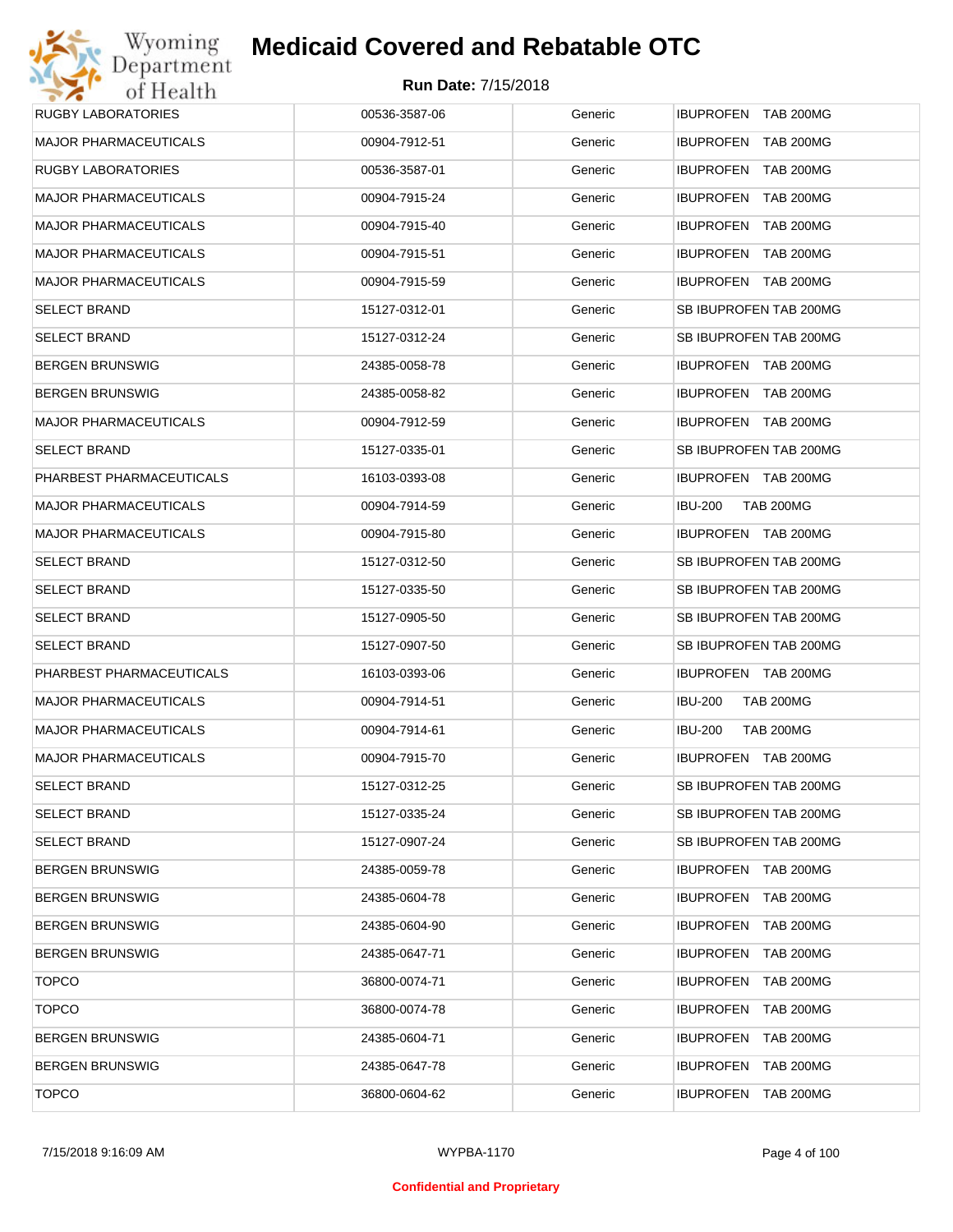# Medicaid Covered and Rebatable OTC

**Run Date:** 7/15/2018

| | | | |
|---|---|---|---|
| RUGBY LABORATORIES | 00536-3587-06 | Generic | IBUPROFEN TAB 200MG |
| MAJOR PHARMACEUTICALS | 00904-7912-51 | Generic | IBUPROFEN TAB 200MG |
| RUGBY LABORATORIES | 00536-3587-01 | Generic | IBUPROFEN TAB 200MG |
| MAJOR PHARMACEUTICALS | 00904-7915-24 | Generic | IBUPROFEN TAB 200MG |
| MAJOR PHARMACEUTICALS | 00904-7915-40 | Generic | IBUPROFEN TAB 200MG |
| MAJOR PHARMACEUTICALS | 00904-7915-51 | Generic | IBUPROFEN TAB 200MG |
| MAJOR PHARMACEUTICALS | 00904-7915-59 | Generic | IBUPROFEN TAB 200MG |
| SELECT BRAND | 15127-0312-01 | Generic | SB IBUPROFEN TAB 200MG |
| SELECT BRAND | 15127-0312-24 | Generic | SB IBUPROFEN TAB 200MG |
| BERGEN BRUNSWIG | 24385-0058-78 | Generic | IBUPROFEN TAB 200MG |
| BERGEN BRUNSWIG | 24385-0058-82 | Generic | IBUPROFEN TAB 200MG |
| MAJOR PHARMACEUTICALS | 00904-7912-59 | Generic | IBUPROFEN TAB 200MG |
| SELECT BRAND | 15127-0335-01 | Generic | SB IBUPROFEN TAB 200MG |
| PHARBEST PHARMACEUTICALS | 16103-0393-08 | Generic | IBUPROFEN TAB 200MG |
| MAJOR PHARMACEUTICALS | 00904-7914-59 | Generic | IBU-200 TAB 200MG |
| MAJOR PHARMACEUTICALS | 00904-7915-80 | Generic | IBUPROFEN TAB 200MG |
| SELECT BRAND | 15127-0312-50 | Generic | SB IBUPROFEN TAB 200MG |
| SELECT BRAND | 15127-0335-50 | Generic | SB IBUPROFEN TAB 200MG |
| SELECT BRAND | 15127-0905-50 | Generic | SB IBUPROFEN TAB 200MG |
| SELECT BRAND | 15127-0907-50 | Generic | SB IBUPROFEN TAB 200MG |
| PHARBEST PHARMACEUTICALS | 16103-0393-06 | Generic | IBUPROFEN TAB 200MG |
| MAJOR PHARMACEUTICALS | 00904-7914-51 | Generic | IBU-200 TAB 200MG |
| MAJOR PHARMACEUTICALS | 00904-7914-61 | Generic | IBU-200 TAB 200MG |
| MAJOR PHARMACEUTICALS | 00904-7915-70 | Generic | IBUPROFEN TAB 200MG |
| SELECT BRAND | 15127-0312-25 | Generic | SB IBUPROFEN TAB 200MG |
| SELECT BRAND | 15127-0335-24 | Generic | SB IBUPROFEN TAB 200MG |
| SELECT BRAND | 15127-0907-24 | Generic | SB IBUPROFEN TAB 200MG |
| BERGEN BRUNSWIG | 24385-0059-78 | Generic | IBUPROFEN TAB 200MG |
| BERGEN BRUNSWIG | 24385-0604-78 | Generic | IBUPROFEN TAB 200MG |
| BERGEN BRUNSWIG | 24385-0604-90 | Generic | IBUPROFEN TAB 200MG |
| BERGEN BRUNSWIG | 24385-0647-71 | Generic | IBUPROFEN TAB 200MG |
| TOPCO | 36800-0074-71 | Generic | IBUPROFEN TAB 200MG |
| TOPCO | 36800-0074-78 | Generic | IBUPROFEN TAB 200MG |
| BERGEN BRUNSWIG | 24385-0604-71 | Generic | IBUPROFEN TAB 200MG |
| BERGEN BRUNSWIG | 24385-0647-78 | Generic | IBUPROFEN TAB 200MG |
| TOPCO | 36800-0604-62 | Generic | IBUPROFEN TAB 200MG |

7/15/2018 9:16:09 AM WYPBA-1170

**Confidential and Proprietary**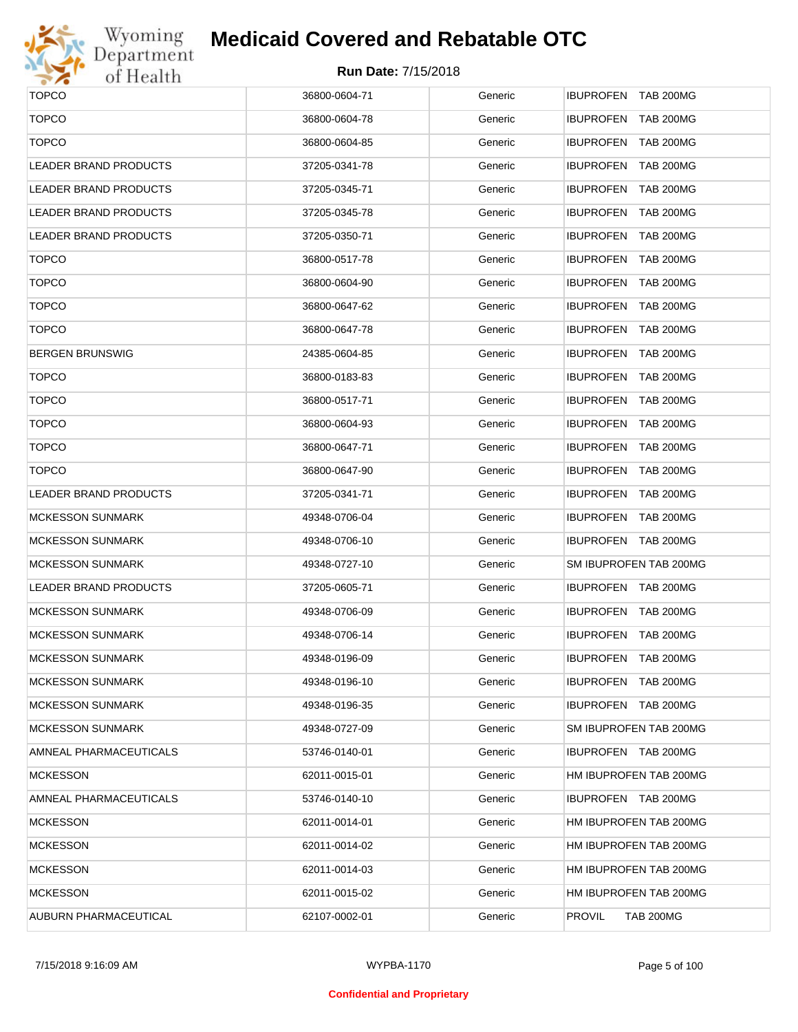| | | | |
|---|---|---|---|
| TOPCO | 36800-0604-71 | Generic | IBUPROFEN TAB 200MG |
| TOPCO | 36800-0604-78 | Generic | IBUPROFEN TAB 200MG |
| TOPCO | 36800-0604-85 | Generic | IBUPROFEN TAB 200MG |
| LEADER BRAND PRODUCTS | 37205-0341-78 | Generic | IBUPROFEN TAB 200MG |
| LEADER BRAND PRODUCTS | 37205-0345-71 | Generic | IBUPROFEN TAB 200MG |
| LEADER BRAND PRODUCTS | 37205-0345-78 | Generic | IBUPROFEN TAB 200MG |
| LEADER BRAND PRODUCTS | 37205-0350-71 | Generic | IBUPROFEN TAB 200MG |
| TOPCO | 36800-0517-78 | Generic | IBUPROFEN TAB 200MG |
| TOPCO | 36800-0604-90 | Generic | IBUPROFEN TAB 200MG |
| TOPCO | 36800-0647-62 | Generic | IBUPROFEN TAB 200MG |
| TOPCO | 36800-0647-78 | Generic | IBUPROFEN TAB 200MG |
| BERGEN BRUNSWIG | 24385-0604-85 | Generic | IBUPROFEN TAB 200MG |
| TOPCO | 36800-0183-83 | Generic | IBUPROFEN TAB 200MG |
| TOPCO | 36800-0517-71 | Generic | IBUPROFEN TAB 200MG |
| TOPCO | 36800-0604-93 | Generic | IBUPROFEN TAB 200MG |
| TOPCO | 36800-0647-71 | Generic | IBUPROFEN TAB 200MG |
| TOPCO | 36800-0647-90 | Generic | IBUPROFEN TAB 200MG |
| LEADER BRAND PRODUCTS | 37205-0341-71 | Generic | IBUPROFEN TAB 200MG |
| MCKESSON SUNMARK | 49348-0706-04 | Generic | IBUPROFEN TAB 200MG |
| MCKESSON SUNMARK | 49348-0706-10 | Generic | IBUPROFEN TAB 200MG |
| MCKESSON SUNMARK | 49348-0727-10 | Generic | SM IBUPROFEN TAB 200MG |
| LEADER BRAND PRODUCTS | 37205-0605-71 | Generic | IBUPROFEN TAB 200MG |
| MCKESSON SUNMARK | 49348-0706-09 | Generic | IBUPROFEN TAB 200MG |
| MCKESSON SUNMARK | 49348-0706-14 | Generic | IBUPROFEN TAB 200MG |
| MCKESSON SUNMARK | 49348-0196-09 | Generic | IBUPROFEN TAB 200MG |
| MCKESSON SUNMARK | 49348-0196-10 | Generic | IBUPROFEN TAB 200MG |
| MCKESSON SUNMARK | 49348-0196-35 | Generic | IBUPROFEN TAB 200MG |
| MCKESSON SUNMARK | 49348-0727-09 | Generic | SM IBUPROFEN TAB 200MG |
| AMNEAL PHARMACEUTICALS | 53746-0140-01 | Generic | IBUPROFEN TAB 200MG |
| MCKESSON | 62011-0015-01 | Generic | HM IBUPROFEN TAB 200MG |
| AMNEAL PHARMACEUTICALS | 53746-0140-10 | Generic | IBUPROFEN TAB 200MG |
| MCKESSON | 62011-0014-01 | Generic | HM IBUPROFEN TAB 200MG |
| MCKESSON | 62011-0014-02 | Generic | HM IBUPROFEN TAB 200MG |
| MCKESSON | 62011-0014-03 | Generic | HM IBUPROFEN TAB 200MG |
| MCKESSON | 62011-0015-02 | Generic | HM IBUPROFEN TAB 200MG |
| AUBURN PHARMACEUTICAL | 62107-0002-01 | Generic | PROVIL TAB 200MG |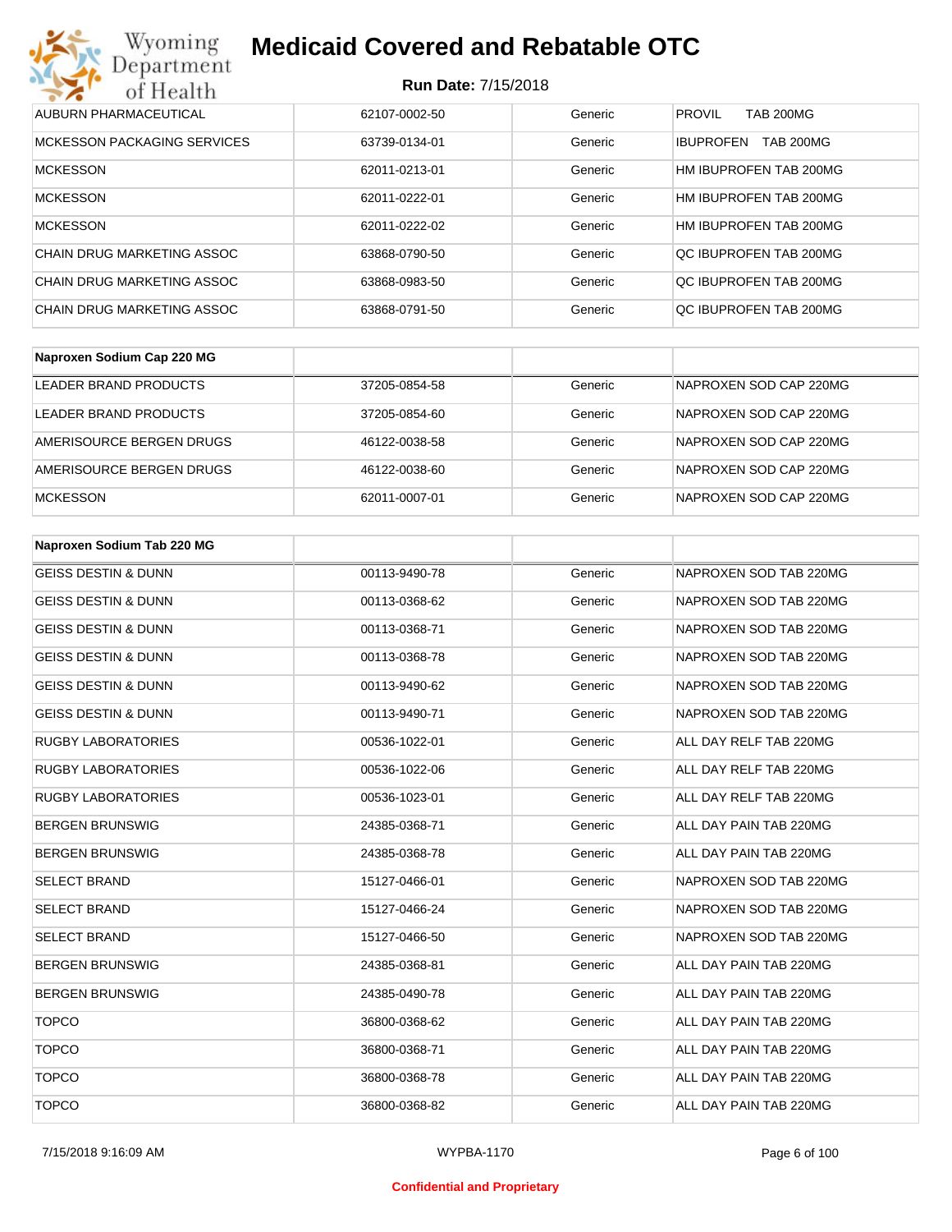# Medicaid Covered and Rebatable OTC

**Run Date:** 7/15/2018

| | | | |
|---|---|---|---|
| AUBURN PHARMACEUTICAL | 62107-0002-50 | Generic | PROVIL TAB 200MG |
| MCKESSON PACKAGING SERVICES | 63739-0134-01 | Generic | IBUPROFEN TAB 200MG |
| MCKESSON | 62011-0213-01 | Generic | HM IBUPROFEN TAB 200MG |
| MCKESSON | 62011-0222-01 | Generic | HM IBUPROFEN TAB 200MG |
| MCKESSON | 62011-0222-02 | Generic | HM IBUPROFEN TAB 200MG |
| CHAIN DRUG MARKETING ASSOC | 63868-0790-50 | Generic | QC IBUPROFEN TAB 200MG |
| CHAIN DRUG MARKETING ASSOC | 63868-0983-50 | Generic | QC IBUPROFEN TAB 200MG |
| CHAIN DRUG MARKETING ASSOC | 63868-0791-50 | Generic | QC IBUPROFEN TAB 200MG |

| **Naproxen Sodium Cap 220 MG** | | | |
|---|---|---|---|
| LEADER BRAND PRODUCTS | 37205-0854-58 | Generic | NAPROXEN SOD CAP 220MG |
| LEADER BRAND PRODUCTS | 37205-0854-60 | Generic | NAPROXEN SOD CAP 220MG |
| AMERISOURCE BERGEN DRUGS | 46122-0038-58 | Generic | NAPROXEN SOD CAP 220MG |
| AMERISOURCE BERGEN DRUGS | 46122-0038-60 | Generic | NAPROXEN SOD CAP 220MG |
| MCKESSON | 62011-0007-01 | Generic | NAPROXEN SOD CAP 220MG |

| **Naproxen Sodium Tab 220 MG** | | | |
|---|---|---|---|
| GEISS DESTIN & DUNN | 00113-9490-78 | Generic | NAPROXEN SOD TAB 220MG |
| GEISS DESTIN & DUNN | 00113-0368-62 | Generic | NAPROXEN SOD TAB 220MG |
| GEISS DESTIN & DUNN | 00113-0368-71 | Generic | NAPROXEN SOD TAB 220MG |
| GEISS DESTIN & DUNN | 00113-0368-78 | Generic | NAPROXEN SOD TAB 220MG |
| GEISS DESTIN & DUNN | 00113-9490-62 | Generic | NAPROXEN SOD TAB 220MG |
| GEISS DESTIN & DUNN | 00113-9490-71 | Generic | NAPROXEN SOD TAB 220MG |
| RUGBY LABORATORIES | 00536-1022-01 | Generic | ALL DAY RELF TAB 220MG |
| RUGBY LABORATORIES | 00536-1022-06 | Generic | ALL DAY RELF TAB 220MG |
| RUGBY LABORATORIES | 00536-1023-01 | Generic | ALL DAY RELF TAB 220MG |
| BERGEN BRUNSWIG | 24385-0368-71 | Generic | ALL DAY PAIN TAB 220MG |
| BERGEN BRUNSWIG | 24385-0368-78 | Generic | ALL DAY PAIN TAB 220MG |
| SELECT BRAND | 15127-0466-01 | Generic | NAPROXEN SOD TAB 220MG |
| SELECT BRAND | 15127-0466-24 | Generic | NAPROXEN SOD TAB 220MG |
| SELECT BRAND | 15127-0466-50 | Generic | NAPROXEN SOD TAB 220MG |
| BERGEN BRUNSWIG | 24385-0368-81 | Generic | ALL DAY PAIN TAB 220MG |
| BERGEN BRUNSWIG | 24385-0490-78 | Generic | ALL DAY PAIN TAB 220MG |
| TOPCO | 36800-0368-62 | Generic | ALL DAY PAIN TAB 220MG |
| TOPCO | 36800-0368-71 | Generic | ALL DAY PAIN TAB 220MG |
| TOPCO | 36800-0368-78 | Generic | ALL DAY PAIN TAB 220MG |
| TOPCO | 36800-0368-82 | Generic | ALL DAY PAIN TAB 220MG |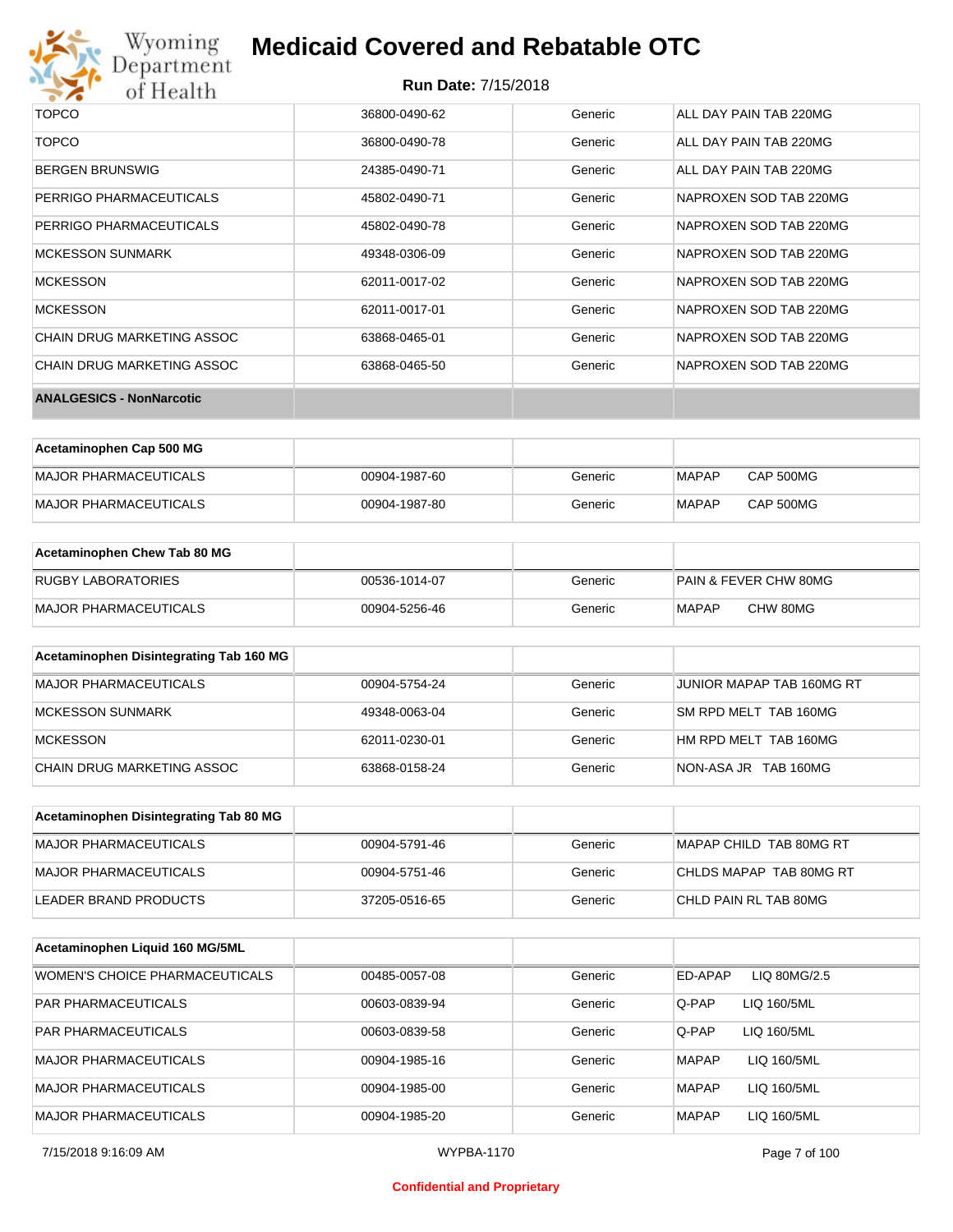| | | | |
|---|---|---|---|
| TOPCO | 36800-0490-62 | Generic | ALL DAY PAIN TAB 220MG |
| TOPCO | 36800-0490-78 | Generic | ALL DAY PAIN TAB 220MG |
| BERGEN BRUNSWIG | 24385-0490-71 | Generic | ALL DAY PAIN TAB 220MG |
| PERRIGO PHARMACEUTICALS | 45802-0490-71 | Generic | NAPROXEN SOD TAB 220MG |
| PERRIGO PHARMACEUTICALS | 45802-0490-78 | Generic | NAPROXEN SOD TAB 220MG |
| MCKESSON SUNMARK | 49348-0306-09 | Generic | NAPROXEN SOD TAB 220MG |
| MCKESSON | 62011-0017-02 | Generic | NAPROXEN SOD TAB 220MG |
| MCKESSON | 62011-0017-01 | Generic | NAPROXEN SOD TAB 220MG |
| CHAIN DRUG MARKETING ASSOC | 63868-0465-01 | Generic | NAPROXEN SOD TAB 220MG |
| CHAIN DRUG MARKETING ASSOC | 63868-0465-50 | Generic | NAPROXEN SOD TAB 220MG |

**ANALGESICS - NonNarcotic**

| Acetaminophen Cap 500 MG | | | |
|---|---|---|---|
| MAJOR PHARMACEUTICALS | 00904-1987-60 | Generic | MAPAP CAP 500MG |
| MAJOR PHARMACEUTICALS | 00904-1987-80 | Generic | MAPAP CAP 500MG |

| Acetaminophen Chew Tab 80 MG | | | |
|---|---|---|---|
| RUGBY LABORATORIES | 00536-1014-07 | Generic | PAIN & FEVER CHW 80MG |
| MAJOR PHARMACEUTICALS | 00904-5256-46 | Generic | MAPAP CHW 80MG |

| Acetaminophen Disintegrating Tab 160 MG | | | |
|---|---|---|---|
| MAJOR PHARMACEUTICALS | 00904-5754-24 | Generic | JUNIOR MAPAP TAB 160MG RT |
| MCKESSON SUNMARK | 49348-0063-04 | Generic | SM RPD MELT TAB 160MG |
| MCKESSON | 62011-0230-01 | Generic | HM RPD MELT TAB 160MG |
| CHAIN DRUG MARKETING ASSOC | 63868-0158-24 | Generic | NON-ASA JR TAB 160MG |

| Acetaminophen Disintegrating Tab 80 MG | | | |
|---|---|---|---|
| MAJOR PHARMACEUTICALS | 00904-5791-46 | Generic | MAPAP CHILD TAB 80MG RT |
| MAJOR PHARMACEUTICALS | 00904-5751-46 | Generic | CHLDS MAPAP TAB 80MG RT |
| LEADER BRAND PRODUCTS | 37205-0516-65 | Generic | CHLD PAIN RL TAB 80MG |

| Acetaminophen Liquid 160 MG/5ML | | | |
|---|---|---|---|
| WOMEN'S CHOICE PHARMACEUTICALS | 00485-0057-08 | Generic | ED-APAP LIQ 80MG/2.5 |
| PAR PHARMACEUTICALS | 00603-0839-94 | Generic | Q-PAP LIQ 160/5ML |
| PAR PHARMACEUTICALS | 00603-0839-58 | Generic | Q-PAP LIQ 160/5ML |
| MAJOR PHARMACEUTICALS | 00904-1985-16 | Generic | MAPAP LIQ 160/5ML |
| MAJOR PHARMACEUTICALS | 00904-1985-00 | Generic | MAPAP LIQ 160/5ML |
| MAJOR PHARMACEUTICALS | 00904-1985-20 | Generic | MAPAP LIQ 160/5ML |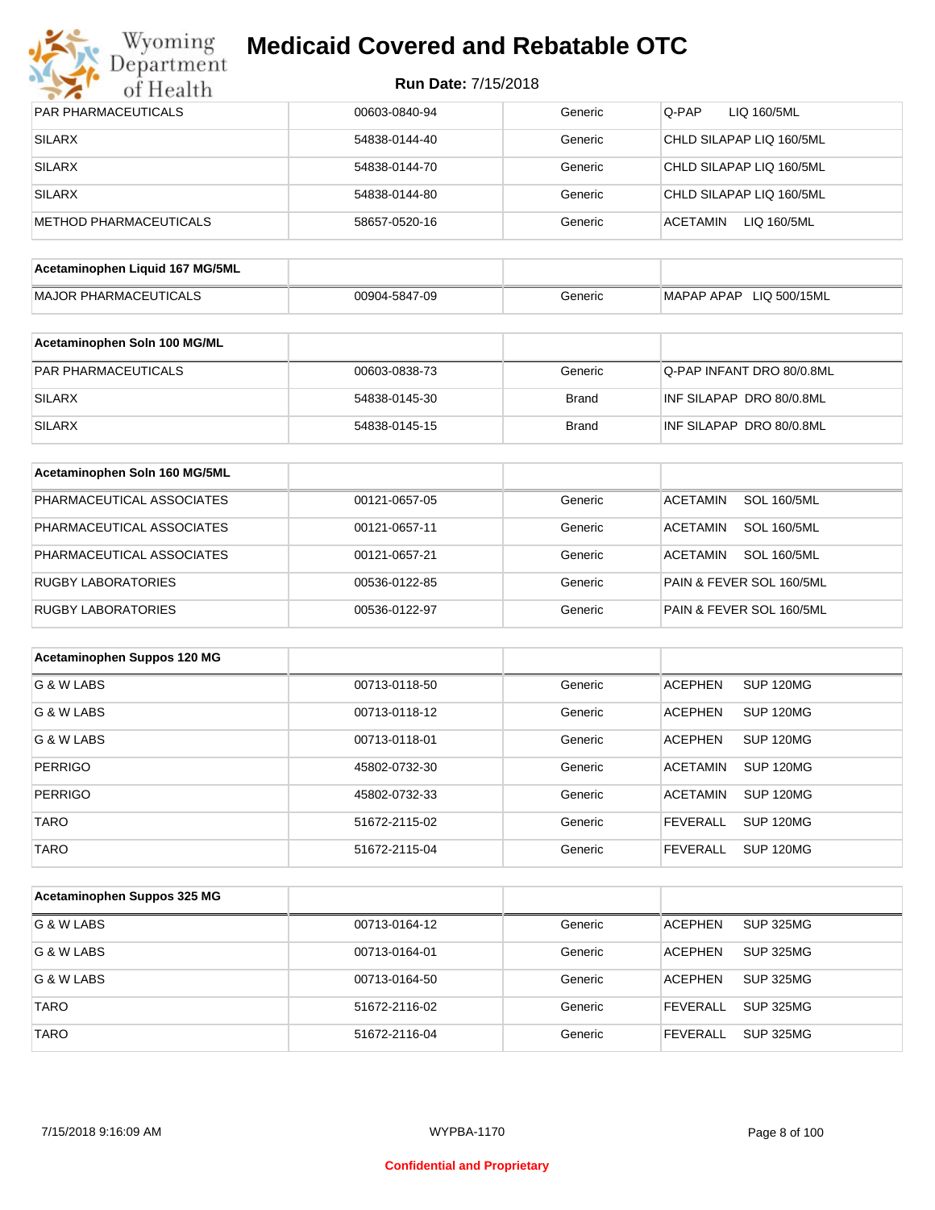| PAR PHARMACEUTICALS | 00603-0840-94 | Generic | Q-PAP LIQ 160/5ML |
|---|---|---|---|
| SILARX | 54838-0144-40 | Generic | CHLD SILAPAP LIQ 160/5ML |
| SILARX | 54838-0144-70 | Generic | CHLD SILAPAP LIQ 160/5ML |
| SILARX | 54838-0144-80 | Generic | CHLD SILAPAP LIQ 160/5ML |
| METHOD PHARMACEUTICALS | 58657-0520-16 | Generic | ACETAMIN LIQ 160/5ML |

| Acetaminophen Liquid 167 MG/5ML | | | |
|---|---|---|---|
| MAJOR PHARMACEUTICALS | 00904-5847-09 | Generic | MAPAP APAP LIQ 500/15ML |

| Acetaminophen Soln 100 MG/ML | | | |
|---|---|---|---|
| PAR PHARMACEUTICALS | 00603-0838-73 | Generic | Q-PAP INFANT DRO 80/0.8ML |
| SILARX | 54838-0145-30 | Brand | INF SILAPAP DRO 80/0.8ML |
| SILARX | 54838-0145-15 | Brand | INF SILAPAP DRO 80/0.8ML |

| Acetaminophen Soln 160 MG/5ML | | | |
|---|---|---|---|
| PHARMACEUTICAL ASSOCIATES | 00121-0657-05 | Generic | ACETAMIN SOL 160/5ML |
| PHARMACEUTICAL ASSOCIATES | 00121-0657-11 | Generic | ACETAMIN SOL 160/5ML |
| PHARMACEUTICAL ASSOCIATES | 00121-0657-21 | Generic | ACETAMIN SOL 160/5ML |
| RUGBY LABORATORIES | 00536-0122-85 | Generic | PAIN & FEVER SOL 160/5ML |
| RUGBY LABORATORIES | 00536-0122-97 | Generic | PAIN & FEVER SOL 160/5ML |

| Acetaminophen Suppos 120 MG | | | |
|---|---|---|---|
| G & W LABS | 00713-0118-50 | Generic | ACEPHEN SUP 120MG |
| G & W LABS | 00713-0118-12 | Generic | ACEPHEN SUP 120MG |
| G & W LABS | 00713-0118-01 | Generic | ACEPHEN SUP 120MG |
| PERRIGO | 45802-0732-30 | Generic | ACETAMIN SUP 120MG |
| PERRIGO | 45802-0732-33 | Generic | ACETAMIN SUP 120MG |
| TARO | 51672-2115-02 | Generic | FEVERALL SUP 120MG |
| TARO | 51672-2115-04 | Generic | FEVERALL SUP 120MG |

| Acetaminophen Suppos 325 MG | | | |
|---|---|---|---|
| G & W LABS | 00713-0164-12 | Generic | ACEPHEN SUP 325MG |
| G & W LABS | 00713-0164-01 | Generic | ACEPHEN SUP 325MG |
| G & W LABS | 00713-0164-50 | Generic | ACEPHEN SUP 325MG |
| TARO | 51672-2116-02 | Generic | FEVERALL SUP 325MG |
| TARO | 51672-2116-04 | Generic | FEVERALL SUP 325MG |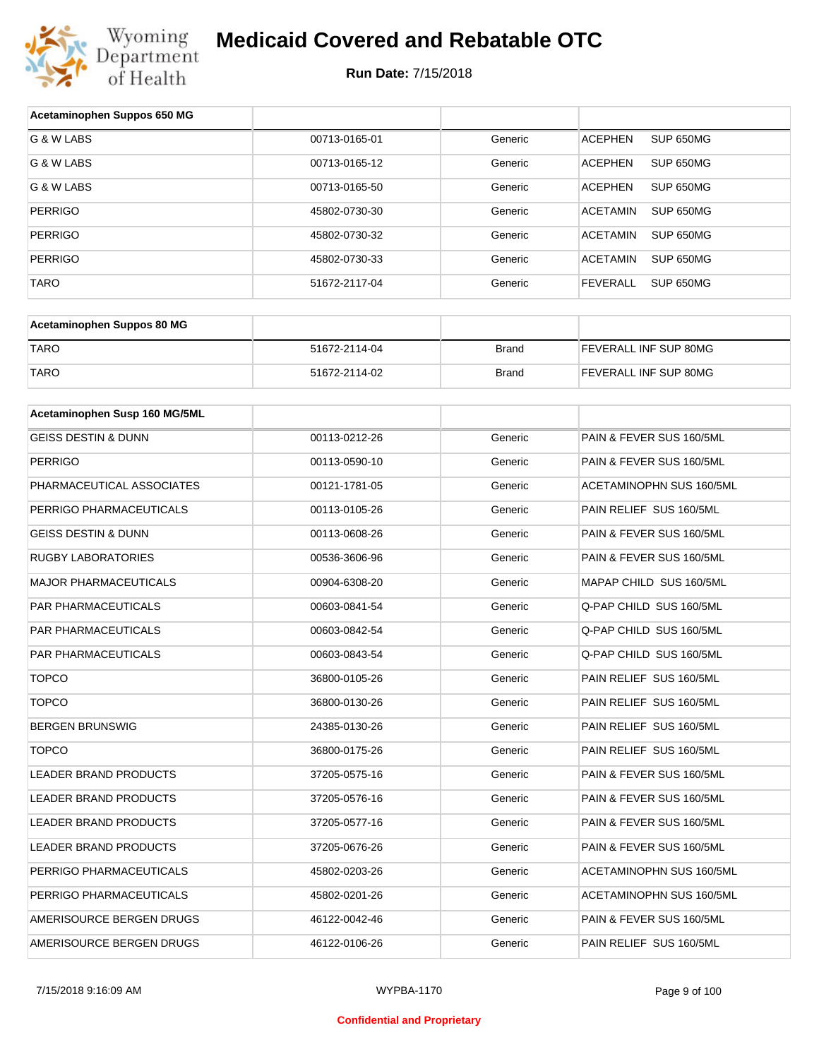# Medicaid Covered and Rebatable OTC

**Run Date:** 7/15/2018

| Acetaminophen Suppos 650 MG | | | |
|---|---|---|---|
| G & W LABS | 00713-0165-01 | Generic | ACEPHEN SUP 650MG |
| G & W LABS | 00713-0165-12 | Generic | ACEPHEN SUP 650MG |
| G & W LABS | 00713-0165-50 | Generic | ACEPHEN SUP 650MG |
| PERRIGO | 45802-0730-30 | Generic | ACETAMIN SUP 650MG |
| PERRIGO | 45802-0730-32 | Generic | ACETAMIN SUP 650MG |
| PERRIGO | 45802-0730-33 | Generic | ACETAMIN SUP 650MG |
| TARO | 51672-2117-04 | Generic | FEVERALL SUP 650MG |

| Acetaminophen Suppos 80 MG | | | |
|---|---|---|---|
| TARO | 51672-2114-04 | Brand | FEVERALL INF SUP 80MG |
| TARO | 51672-2114-02 | Brand | FEVERALL INF SUP 80MG |

| Acetaminophen Susp 160 MG/5ML | | | |
|---|---|---|---|
| GEISS DESTIN & DUNN | 00113-0212-26 | Generic | PAIN & FEVER SUS 160/5ML |
| PERRIGO | 00113-0590-10 | Generic | PAIN & FEVER SUS 160/5ML |
| PHARMACEUTICAL ASSOCIATES | 00121-1781-05 | Generic | ACETAMINOPHN SUS 160/5ML |
| PERRIGO PHARMACEUTICALS | 00113-0105-26 | Generic | PAIN RELIEF SUS 160/5ML |
| GEISS DESTIN & DUNN | 00113-0608-26 | Generic | PAIN & FEVER SUS 160/5ML |
| RUGBY LABORATORIES | 00536-3606-96 | Generic | PAIN & FEVER SUS 160/5ML |
| MAJOR PHARMACEUTICALS | 00904-6308-20 | Generic | MAPAP CHILD SUS 160/5ML |
| PAR PHARMACEUTICALS | 00603-0841-54 | Generic | Q-PAP CHILD SUS 160/5ML |
| PAR PHARMACEUTICALS | 00603-0842-54 | Generic | Q-PAP CHILD SUS 160/5ML |
| PAR PHARMACEUTICALS | 00603-0843-54 | Generic | Q-PAP CHILD SUS 160/5ML |
| TOPCO | 36800-0105-26 | Generic | PAIN RELIEF SUS 160/5ML |
| TOPCO | 36800-0130-26 | Generic | PAIN RELIEF SUS 160/5ML |
| BERGEN BRUNSWIG | 24385-0130-26 | Generic | PAIN RELIEF SUS 160/5ML |
| TOPCO | 36800-0175-26 | Generic | PAIN RELIEF SUS 160/5ML |
| LEADER BRAND PRODUCTS | 37205-0575-16 | Generic | PAIN & FEVER SUS 160/5ML |
| LEADER BRAND PRODUCTS | 37205-0576-16 | Generic | PAIN & FEVER SUS 160/5ML |
| LEADER BRAND PRODUCTS | 37205-0577-16 | Generic | PAIN & FEVER SUS 160/5ML |
| LEADER BRAND PRODUCTS | 37205-0676-26 | Generic | PAIN & FEVER SUS 160/5ML |
| PERRIGO PHARMACEUTICALS | 45802-0203-26 | Generic | ACETAMINOPHN SUS 160/5ML |
| PERRIGO PHARMACEUTICALS | 45802-0201-26 | Generic | ACETAMINOPHN SUS 160/5ML |
| AMERISOURCE BERGEN DRUGS | 46122-0042-46 | Generic | PAIN & FEVER SUS 160/5ML |
| AMERISOURCE BERGEN DRUGS | 46122-0106-26 | Generic | PAIN RELIEF SUS 160/5ML |

Confidential and Proprietary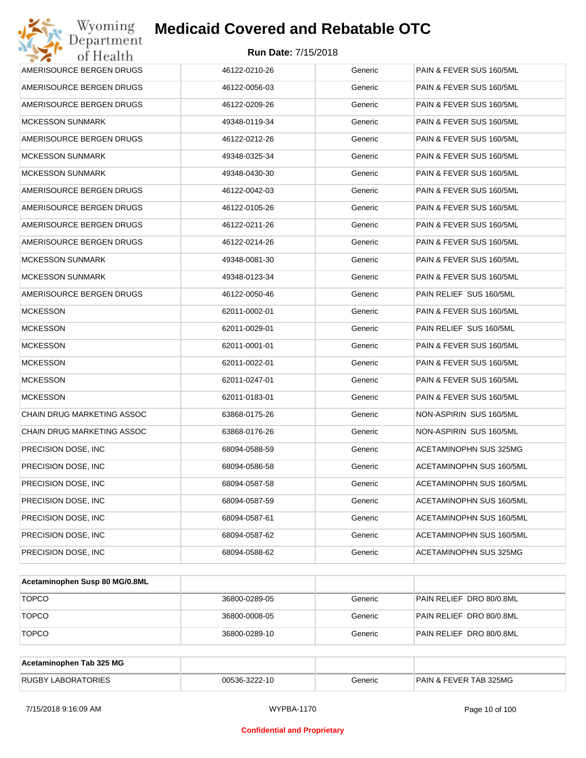| | | | |
|---|---|---|---|
| AMERISOURCE BERGEN DRUGS | 46122-0210-26 | Generic | PAIN & FEVER SUS 160/5ML |
| AMERISOURCE BERGEN DRUGS | 46122-0056-03 | Generic | PAIN & FEVER SUS 160/5ML |
| AMERISOURCE BERGEN DRUGS | 46122-0209-26 | Generic | PAIN & FEVER SUS 160/5ML |
| MCKESSON SUNMARK | 49348-0119-34 | Generic | PAIN & FEVER SUS 160/5ML |
| AMERISOURCE BERGEN DRUGS | 46122-0212-26 | Generic | PAIN & FEVER SUS 160/5ML |
| MCKESSON SUNMARK | 49348-0325-34 | Generic | PAIN & FEVER SUS 160/5ML |
| MCKESSON SUNMARK | 49348-0430-30 | Generic | PAIN & FEVER SUS 160/5ML |
| AMERISOURCE BERGEN DRUGS | 46122-0042-03 | Generic | PAIN & FEVER SUS 160/5ML |
| AMERISOURCE BERGEN DRUGS | 46122-0105-26 | Generic | PAIN & FEVER SUS 160/5ML |
| AMERISOURCE BERGEN DRUGS | 46122-0211-26 | Generic | PAIN & FEVER SUS 160/5ML |
| AMERISOURCE BERGEN DRUGS | 46122-0214-26 | Generic | PAIN & FEVER SUS 160/5ML |
| MCKESSON SUNMARK | 49348-0081-30 | Generic | PAIN & FEVER SUS 160/5ML |
| MCKESSON SUNMARK | 49348-0123-34 | Generic | PAIN & FEVER SUS 160/5ML |
| AMERISOURCE BERGEN DRUGS | 46122-0050-46 | Generic | PAIN RELIEF SUS 160/5ML |
| MCKESSON | 62011-0002-01 | Generic | PAIN & FEVER SUS 160/5ML |
| MCKESSON | 62011-0029-01 | Generic | PAIN RELIEF SUS 160/5ML |
| MCKESSON | 62011-0001-01 | Generic | PAIN & FEVER SUS 160/5ML |
| MCKESSON | 62011-0022-01 | Generic | PAIN & FEVER SUS 160/5ML |
| MCKESSON | 62011-0247-01 | Generic | PAIN & FEVER SUS 160/5ML |
| MCKESSON | 62011-0183-01 | Generic | PAIN & FEVER SUS 160/5ML |
| CHAIN DRUG MARKETING ASSOC | 63868-0175-26 | Generic | NON-ASPIRIN SUS 160/5ML |
| CHAIN DRUG MARKETING ASSOC | 63868-0176-26 | Generic | NON-ASPIRIN SUS 160/5ML |
| PRECISION DOSE, INC | 68094-0588-59 | Generic | ACETAMINOPHN SUS 325MG |
| PRECISION DOSE, INC | 68094-0586-58 | Generic | ACETAMINOPHN SUS 160/5ML |
| PRECISION DOSE, INC | 68094-0587-58 | Generic | ACETAMINOPHN SUS 160/5ML |
| PRECISION DOSE, INC | 68094-0587-59 | Generic | ACETAMINOPHN SUS 160/5ML |
| PRECISION DOSE, INC | 68094-0587-61 | Generic | ACETAMINOPHN SUS 160/5ML |
| PRECISION DOSE, INC | 68094-0587-62 | Generic | ACETAMINOPHN SUS 160/5ML |
| PRECISION DOSE, INC | 68094-0588-62 | Generic | ACETAMINOPHN SUS 325MG |

| **Acetaminophen Susp 80 MG/0.8ML** | | | |
|---|---|---|---|
| TOPCO | 36800-0289-05 | Generic | PAIN RELIEF DRO 80/0.8ML |
| TOPCO | 36800-0008-05 | Generic | PAIN RELIEF DRO 80/0.8ML |
| TOPCO | 36800-0289-10 | Generic | PAIN RELIEF DRO 80/0.8ML |

| **Acetaminophen Tab 325 MG** | | | |
|---|---|---|---|
| RUGBY LABORATORIES | 00536-3222-10 | Generic | PAIN & FEVER TAB 325MG |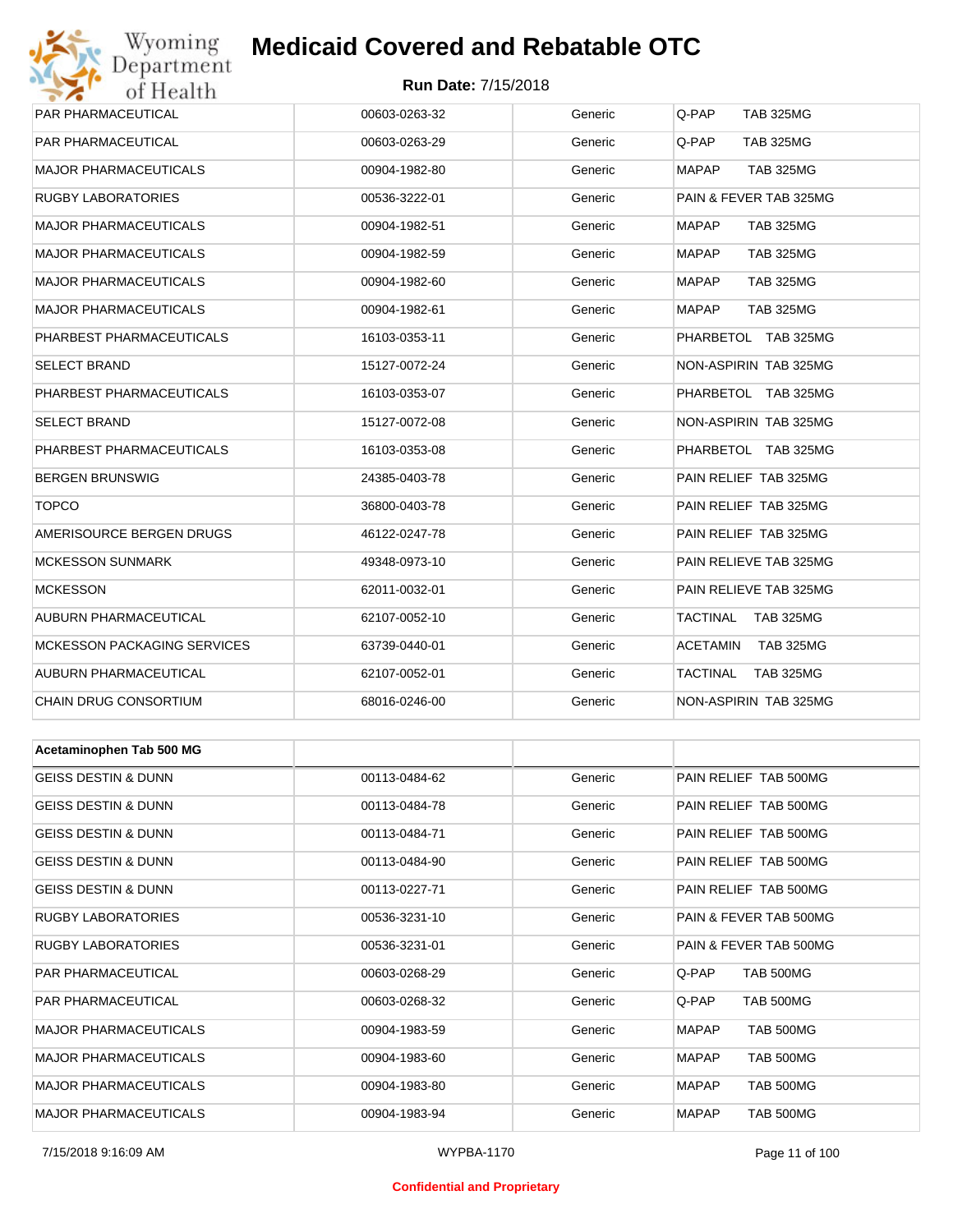| PAR PHARMACEUTICAL | 00603-0263-32 | Generic | Q-PAP TAB 325MG |
|---|---|---|---|
| PAR PHARMACEUTICAL | 00603-0263-29 | Generic | Q-PAP TAB 325MG |
| MAJOR PHARMACEUTICALS | 00904-1982-80 | Generic | MAPAP TAB 325MG |
| RUGBY LABORATORIES | 00536-3222-01 | Generic | PAIN & FEVER TAB 325MG |
| MAJOR PHARMACEUTICALS | 00904-1982-51 | Generic | MAPAP TAB 325MG |
| MAJOR PHARMACEUTICALS | 00904-1982-59 | Generic | MAPAP TAB 325MG |
| MAJOR PHARMACEUTICALS | 00904-1982-60 | Generic | MAPAP TAB 325MG |
| MAJOR PHARMACEUTICALS | 00904-1982-61 | Generic | MAPAP TAB 325MG |
| PHARBEST PHARMACEUTICALS | 16103-0353-11 | Generic | PHARBETOL TAB 325MG |
| SELECT BRAND | 15127-0072-24 | Generic | NON-ASPIRIN TAB 325MG |
| PHARBEST PHARMACEUTICALS | 16103-0353-07 | Generic | PHARBETOL TAB 325MG |
| SELECT BRAND | 15127-0072-08 | Generic | NON-ASPIRIN TAB 325MG |
| PHARBEST PHARMACEUTICALS | 16103-0353-08 | Generic | PHARBETOL TAB 325MG |
| BERGEN BRUNSWIG | 24385-0403-78 | Generic | PAIN RELIEF TAB 325MG |
| TOPCO | 36800-0403-78 | Generic | PAIN RELIEF TAB 325MG |
| AMERISOURCE BERGEN DRUGS | 46122-0247-78 | Generic | PAIN RELIEF TAB 325MG |
| MCKESSON SUNMARK | 49348-0973-10 | Generic | PAIN RELIEVE TAB 325MG |
| MCKESSON | 62011-0032-01 | Generic | PAIN RELIEVE TAB 325MG |
| AUBURN PHARMACEUTICAL | 62107-0052-10 | Generic | TACTINAL TAB 325MG |
| MCKESSON PACKAGING SERVICES | 63739-0440-01 | Generic | ACETAMIN TAB 325MG |
| AUBURN PHARMACEUTICAL | 62107-0052-01 | Generic | TACTINAL TAB 325MG |
| CHAIN DRUG CONSORTIUM | 68016-0246-00 | Generic | NON-ASPIRIN TAB 325MG |

| Acetaminophen Tab 500 MG | | | |
|---|---|---|---|
| GEISS DESTIN & DUNN | 00113-0484-62 | Generic | PAIN RELIEF TAB 500MG |
| GEISS DESTIN & DUNN | 00113-0484-78 | Generic | PAIN RELIEF TAB 500MG |
| GEISS DESTIN & DUNN | 00113-0484-71 | Generic | PAIN RELIEF TAB 500MG |
| GEISS DESTIN & DUNN | 00113-0484-90 | Generic | PAIN RELIEF TAB 500MG |
| GEISS DESTIN & DUNN | 00113-0227-71 | Generic | PAIN RELIEF TAB 500MG |
| RUGBY LABORATORIES | 00536-3231-10 | Generic | PAIN & FEVER TAB 500MG |
| RUGBY LABORATORIES | 00536-3231-01 | Generic | PAIN & FEVER TAB 500MG |
| PAR PHARMACEUTICAL | 00603-0268-29 | Generic | Q-PAP TAB 500MG |
| PAR PHARMACEUTICAL | 00603-0268-32 | Generic | Q-PAP TAB 500MG |
| MAJOR PHARMACEUTICALS | 00904-1983-59 | Generic | MAPAP TAB 500MG |
| MAJOR PHARMACEUTICALS | 00904-1983-60 | Generic | MAPAP TAB 500MG |
| MAJOR PHARMACEUTICALS | 00904-1983-80 | Generic | MAPAP TAB 500MG |
| MAJOR PHARMACEUTICALS | 00904-1983-94 | Generic | MAPAP TAB 500MG |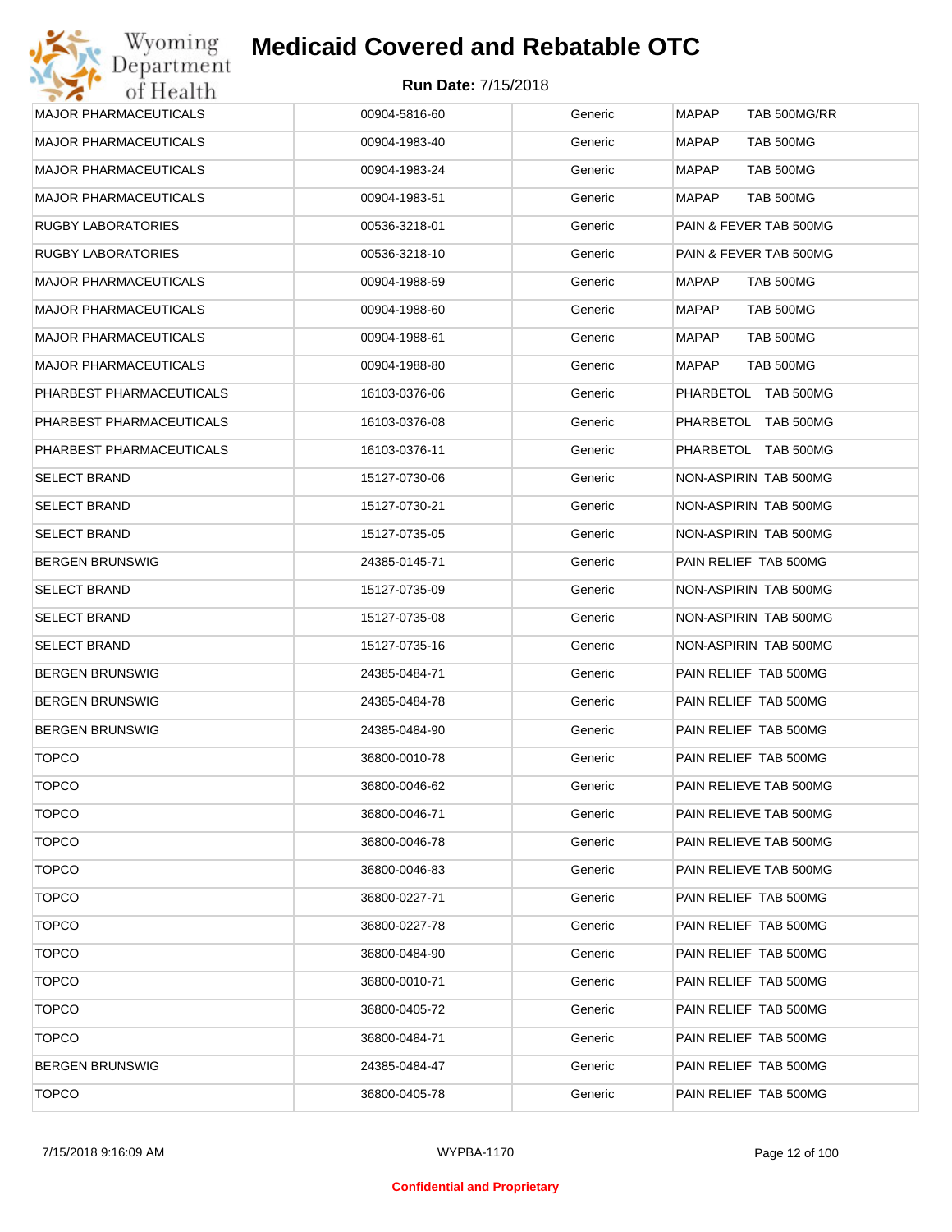# Medicaid Covered and Rebatable OTC

**Run Date:** 7/15/2018

| | | | |
|---|---|---|---|
| MAJOR PHARMACEUTICALS | 00904-5816-60 | Generic | MAPAP TAB 500MG/RR |
| MAJOR PHARMACEUTICALS | 00904-1983-40 | Generic | MAPAP TAB 500MG |
| MAJOR PHARMACEUTICALS | 00904-1983-24 | Generic | MAPAP TAB 500MG |
| MAJOR PHARMACEUTICALS | 00904-1983-51 | Generic | MAPAP TAB 500MG |
| RUGBY LABORATORIES | 00536-3218-01 | Generic | PAIN & FEVER TAB 500MG |
| RUGBY LABORATORIES | 00536-3218-10 | Generic | PAIN & FEVER TAB 500MG |
| MAJOR PHARMACEUTICALS | 00904-1988-59 | Generic | MAPAP TAB 500MG |
| MAJOR PHARMACEUTICALS | 00904-1988-60 | Generic | MAPAP TAB 500MG |
| MAJOR PHARMACEUTICALS | 00904-1988-61 | Generic | MAPAP TAB 500MG |
| MAJOR PHARMACEUTICALS | 00904-1988-80 | Generic | MAPAP TAB 500MG |
| PHARBEST PHARMACEUTICALS | 16103-0376-06 | Generic | PHARBETOL TAB 500MG |
| PHARBEST PHARMACEUTICALS | 16103-0376-08 | Generic | PHARBETOL TAB 500MG |
| PHARBEST PHARMACEUTICALS | 16103-0376-11 | Generic | PHARBETOL TAB 500MG |
| SELECT BRAND | 15127-0730-06 | Generic | NON-ASPIRIN TAB 500MG |
| SELECT BRAND | 15127-0730-21 | Generic | NON-ASPIRIN TAB 500MG |
| SELECT BRAND | 15127-0735-05 | Generic | NON-ASPIRIN TAB 500MG |
| BERGEN BRUNSWIG | 24385-0145-71 | Generic | PAIN RELIEF TAB 500MG |
| SELECT BRAND | 15127-0735-09 | Generic | NON-ASPIRIN TAB 500MG |
| SELECT BRAND | 15127-0735-08 | Generic | NON-ASPIRIN TAB 500MG |
| SELECT BRAND | 15127-0735-16 | Generic | NON-ASPIRIN TAB 500MG |
| BERGEN BRUNSWIG | 24385-0484-71 | Generic | PAIN RELIEF TAB 500MG |
| BERGEN BRUNSWIG | 24385-0484-78 | Generic | PAIN RELIEF TAB 500MG |
| BERGEN BRUNSWIG | 24385-0484-90 | Generic | PAIN RELIEF TAB 500MG |
| TOPCO | 36800-0010-78 | Generic | PAIN RELIEF TAB 500MG |
| TOPCO | 36800-0046-62 | Generic | PAIN RELIEVE TAB 500MG |
| TOPCO | 36800-0046-71 | Generic | PAIN RELIEVE TAB 500MG |
| TOPCO | 36800-0046-78 | Generic | PAIN RELIEVE TAB 500MG |
| TOPCO | 36800-0046-83 | Generic | PAIN RELIEVE TAB 500MG |
| TOPCO | 36800-0227-71 | Generic | PAIN RELIEF TAB 500MG |
| TOPCO | 36800-0227-78 | Generic | PAIN RELIEF TAB 500MG |
| TOPCO | 36800-0484-90 | Generic | PAIN RELIEF TAB 500MG |
| TOPCO | 36800-0010-71 | Generic | PAIN RELIEF TAB 500MG |
| TOPCO | 36800-0405-72 | Generic | PAIN RELIEF TAB 500MG |
| TOPCO | 36800-0484-71 | Generic | PAIN RELIEF TAB 500MG |
| BERGEN BRUNSWIG | 24385-0484-47 | Generic | PAIN RELIEF TAB 500MG |
| TOPCO | 36800-0405-78 | Generic | PAIN RELIEF TAB 500MG |

Confidential and Proprietary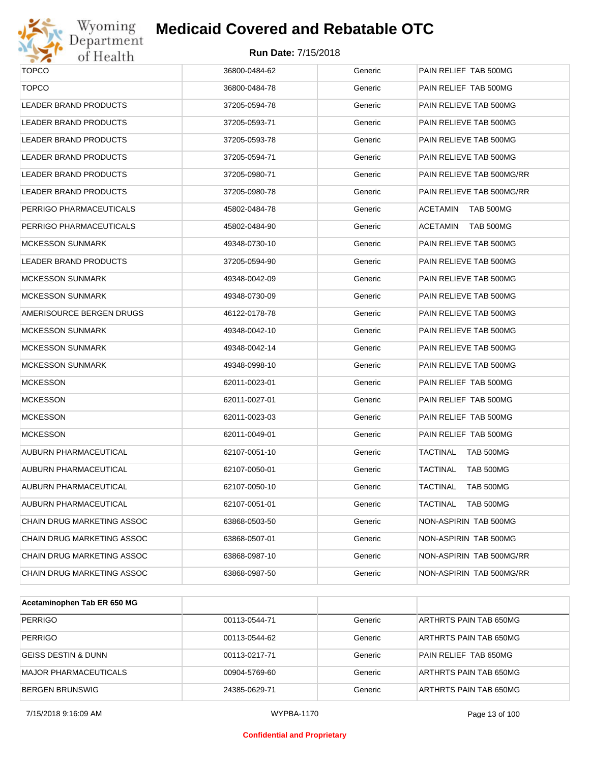| | | | |
|---|---|---|---|
| TOPCO | 36800-0484-62 | Generic | PAIN RELIEF TAB 500MG |
| TOPCO | 36800-0484-78 | Generic | PAIN RELIEF TAB 500MG |
| LEADER BRAND PRODUCTS | 37205-0594-78 | Generic | PAIN RELIEVE TAB 500MG |
| LEADER BRAND PRODUCTS | 37205-0593-71 | Generic | PAIN RELIEVE TAB 500MG |
| LEADER BRAND PRODUCTS | 37205-0593-78 | Generic | PAIN RELIEVE TAB 500MG |
| LEADER BRAND PRODUCTS | 37205-0594-71 | Generic | PAIN RELIEVE TAB 500MG |
| LEADER BRAND PRODUCTS | 37205-0980-71 | Generic | PAIN RELIEVE TAB 500MG/RR |
| LEADER BRAND PRODUCTS | 37205-0980-78 | Generic | PAIN RELIEVE TAB 500MG/RR |
| PERRIGO PHARMACEUTICALS | 45802-0484-78 | Generic | ACETAMIN TAB 500MG |
| PERRIGO PHARMACEUTICALS | 45802-0484-90 | Generic | ACETAMIN TAB 500MG |
| MCKESSON SUNMARK | 49348-0730-10 | Generic | PAIN RELIEVE TAB 500MG |
| LEADER BRAND PRODUCTS | 37205-0594-90 | Generic | PAIN RELIEVE TAB 500MG |
| MCKESSON SUNMARK | 49348-0042-09 | Generic | PAIN RELIEVE TAB 500MG |
| MCKESSON SUNMARK | 49348-0730-09 | Generic | PAIN RELIEVE TAB 500MG |
| AMERISOURCE BERGEN DRUGS | 46122-0178-78 | Generic | PAIN RELIEVE TAB 500MG |
| MCKESSON SUNMARK | 49348-0042-10 | Generic | PAIN RELIEVE TAB 500MG |
| MCKESSON SUNMARK | 49348-0042-14 | Generic | PAIN RELIEVE TAB 500MG |
| MCKESSON SUNMARK | 49348-0998-10 | Generic | PAIN RELIEVE TAB 500MG |
| MCKESSON | 62011-0023-01 | Generic | PAIN RELIEF TAB 500MG |
| MCKESSON | 62011-0027-01 | Generic | PAIN RELIEF TAB 500MG |
| MCKESSON | 62011-0023-03 | Generic | PAIN RELIEF TAB 500MG |
| MCKESSON | 62011-0049-01 | Generic | PAIN RELIEF TAB 500MG |
| AUBURN PHARMACEUTICAL | 62107-0051-10 | Generic | TACTINAL TAB 500MG |
| AUBURN PHARMACEUTICAL | 62107-0050-01 | Generic | TACTINAL TAB 500MG |
| AUBURN PHARMACEUTICAL | 62107-0050-10 | Generic | TACTINAL TAB 500MG |
| AUBURN PHARMACEUTICAL | 62107-0051-01 | Generic | TACTINAL TAB 500MG |
| CHAIN DRUG MARKETING ASSOC | 63868-0503-50 | Generic | NON-ASPIRIN TAB 500MG |
| CHAIN DRUG MARKETING ASSOC | 63868-0507-01 | Generic | NON-ASPIRIN TAB 500MG |
| CHAIN DRUG MARKETING ASSOC | 63868-0987-10 | Generic | NON-ASPIRIN TAB 500MG/RR |
| CHAIN DRUG MARKETING ASSOC | 63868-0987-50 | Generic | NON-ASPIRIN TAB 500MG/RR |

| **Acetaminophen Tab ER 650 MG** | | | |
|---|---|---|---|
| PERRIGO | 00113-0544-71 | Generic | ARTHRTS PAIN TAB 650MG |
| PERRIGO | 00113-0544-62 | Generic | ARTHRTS PAIN TAB 650MG |
| GEISS DESTIN & DUNN | 00113-0217-71 | Generic | PAIN RELIEF TAB 650MG |
| MAJOR PHARMACEUTICALS | 00904-5769-60 | Generic | ARTHRTS PAIN TAB 650MG |
| BERGEN BRUNSWIG | 24385-0629-71 | Generic | ARTHRTS PAIN TAB 650MG |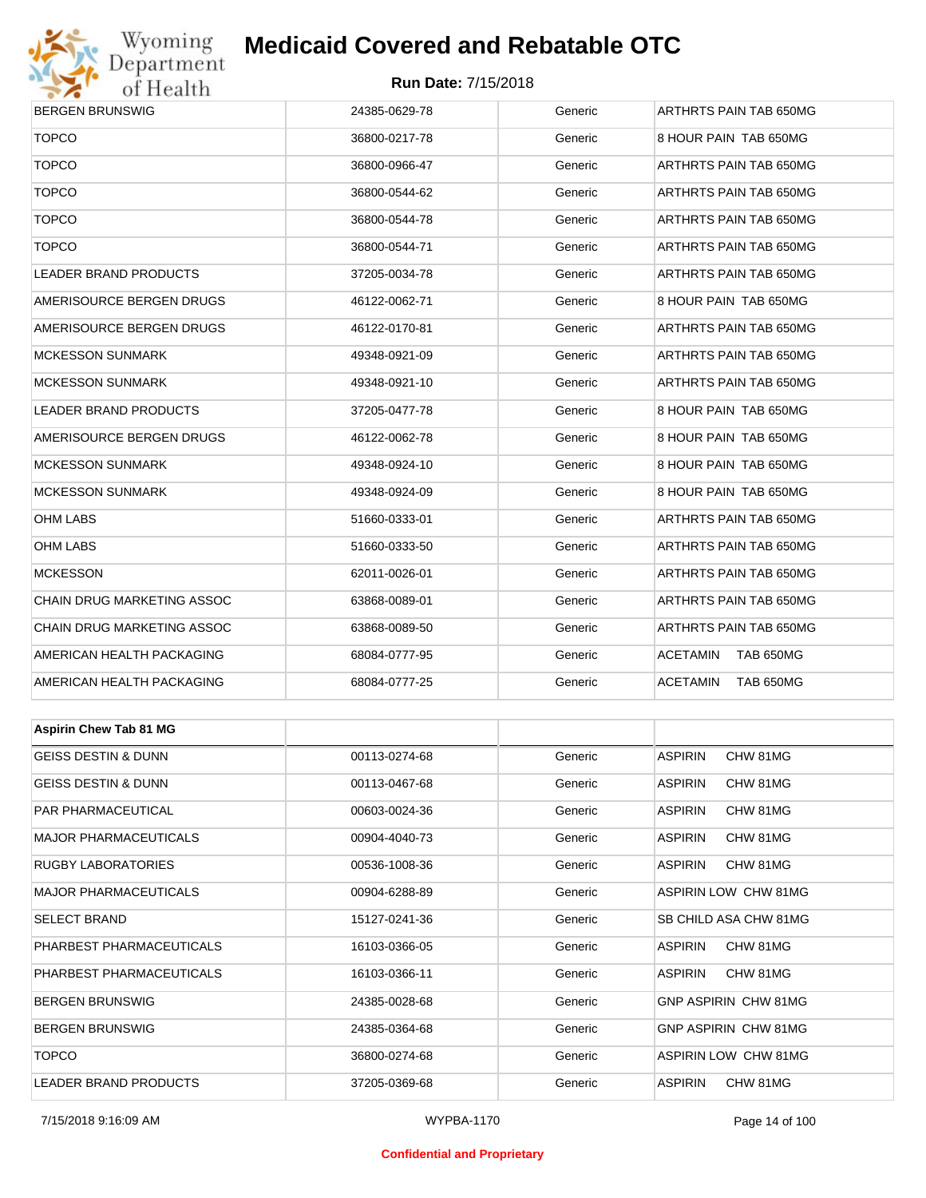# Medicaid Covered and Rebatable OTC

**Run Date:** 7/15/2018

| | | | |
|---|---|---|---|
| BERGEN BRUNSWIG | 24385-0629-78 | Generic | ARTHRTS PAIN TAB 650MG |
| TOPCO | 36800-0217-78 | Generic | 8 HOUR PAIN TAB 650MG |
| TOPCO | 36800-0966-47 | Generic | ARTHRTS PAIN TAB 650MG |
| TOPCO | 36800-0544-62 | Generic | ARTHRTS PAIN TAB 650MG |
| TOPCO | 36800-0544-78 | Generic | ARTHRTS PAIN TAB 650MG |
| TOPCO | 36800-0544-71 | Generic | ARTHRTS PAIN TAB 650MG |
| LEADER BRAND PRODUCTS | 37205-0034-78 | Generic | ARTHRTS PAIN TAB 650MG |
| AMERISOURCE BERGEN DRUGS | 46122-0062-71 | Generic | 8 HOUR PAIN TAB 650MG |
| AMERISOURCE BERGEN DRUGS | 46122-0170-81 | Generic | ARTHRTS PAIN TAB 650MG |
| MCKESSON SUNMARK | 49348-0921-09 | Generic | ARTHRTS PAIN TAB 650MG |
| MCKESSON SUNMARK | 49348-0921-10 | Generic | ARTHRTS PAIN TAB 650MG |
| LEADER BRAND PRODUCTS | 37205-0477-78 | Generic | 8 HOUR PAIN TAB 650MG |
| AMERISOURCE BERGEN DRUGS | 46122-0062-78 | Generic | 8 HOUR PAIN TAB 650MG |
| MCKESSON SUNMARK | 49348-0924-10 | Generic | 8 HOUR PAIN TAB 650MG |
| MCKESSON SUNMARK | 49348-0924-09 | Generic | 8 HOUR PAIN TAB 650MG |
| OHM LABS | 51660-0333-01 | Generic | ARTHRTS PAIN TAB 650MG |
| OHM LABS | 51660-0333-50 | Generic | ARTHRTS PAIN TAB 650MG |
| MCKESSON | 62011-0026-01 | Generic | ARTHRTS PAIN TAB 650MG |
| CHAIN DRUG MARKETING ASSOC | 63868-0089-01 | Generic | ARTHRTS PAIN TAB 650MG |
| CHAIN DRUG MARKETING ASSOC | 63868-0089-50 | Generic | ARTHRTS PAIN TAB 650MG |
| AMERICAN HEALTH PACKAGING | 68084-0777-95 | Generic | ACETAMIN TAB 650MG |
| AMERICAN HEALTH PACKAGING | 68084-0777-25 | Generic | ACETAMIN TAB 650MG |

| **Aspirin Chew Tab 81 MG** | | | |
|---|---|---|---|
| GEISS DESTIN & DUNN | 00113-0274-68 | Generic | ASPIRIN CHW 81MG |
| GEISS DESTIN & DUNN | 00113-0467-68 | Generic | ASPIRIN CHW 81MG |
| PAR PHARMACEUTICAL | 00603-0024-36 | Generic | ASPIRIN CHW 81MG |
| MAJOR PHARMACEUTICALS | 00904-4040-73 | Generic | ASPIRIN CHW 81MG |
| RUGBY LABORATORIES | 00536-1008-36 | Generic | ASPIRIN CHW 81MG |
| MAJOR PHARMACEUTICALS | 00904-6288-89 | Generic | ASPIRIN LOW CHW 81MG |
| SELECT BRAND | 15127-0241-36 | Generic | SB CHILD ASA CHW 81MG |
| PHARBEST PHARMACEUTICALS | 16103-0366-05 | Generic | ASPIRIN CHW 81MG |
| PHARBEST PHARMACEUTICALS | 16103-0366-11 | Generic | ASPIRIN CHW 81MG |
| BERGEN BRUNSWIG | 24385-0028-68 | Generic | GNP ASPIRIN CHW 81MG |
| BERGEN BRUNSWIG | 24385-0364-68 | Generic | GNP ASPIRIN CHW 81MG |
| TOPCO | 36800-0274-68 | Generic | ASPIRIN LOW CHW 81MG |
| LEADER BRAND PRODUCTS | 37205-0369-68 | Generic | ASPIRIN CHW 81MG |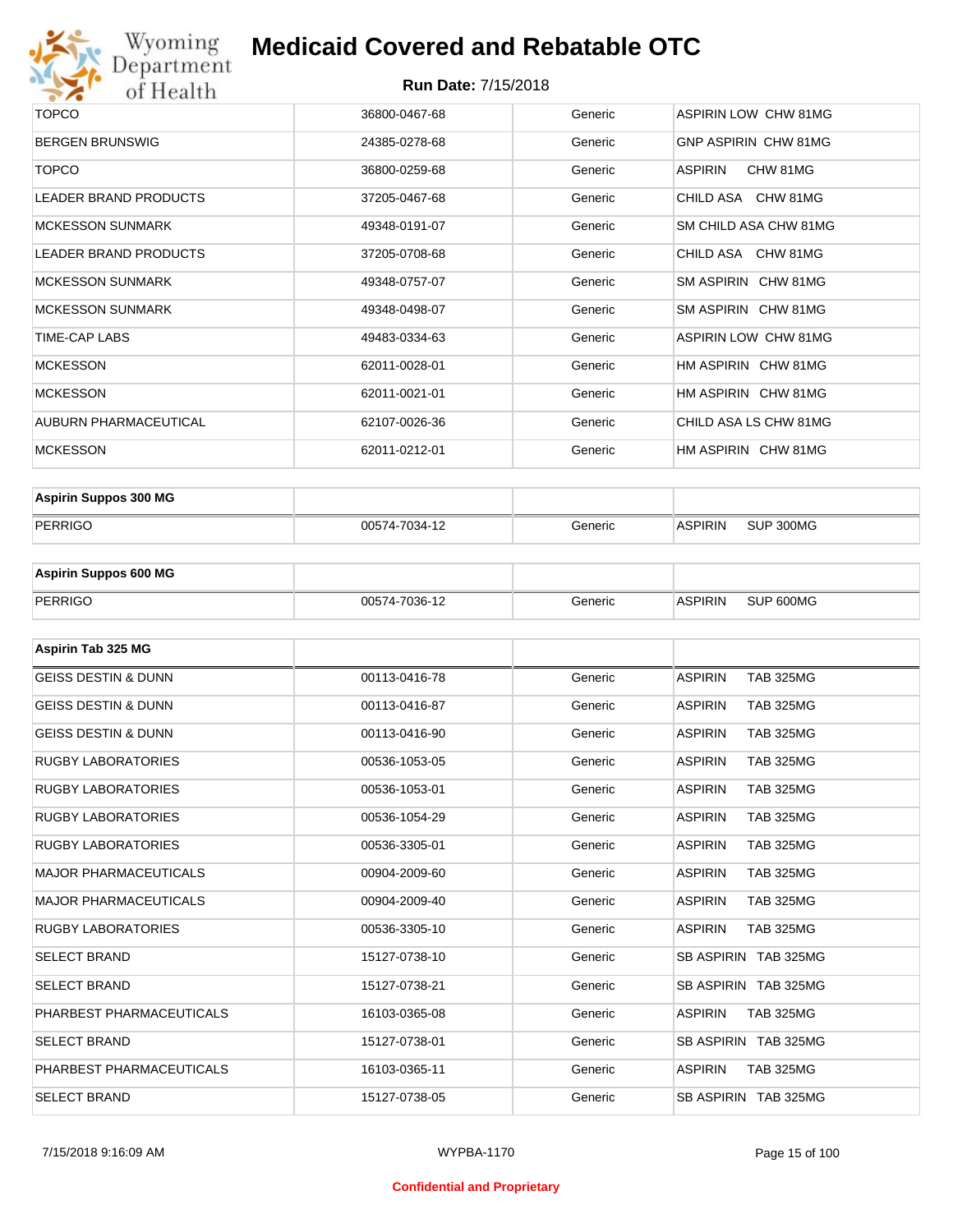| | | | |
|---|---|---|---|
| TOPCO | 36800-0467-68 | Generic | ASPIRIN LOW CHW 81MG |
| BERGEN BRUNSWIG | 24385-0278-68 | Generic | GNP ASPIRIN CHW 81MG |
| TOPCO | 36800-0259-68 | Generic | ASPIRIN CHW 81MG |
| LEADER BRAND PRODUCTS | 37205-0467-68 | Generic | CHILD ASA CHW 81MG |
| MCKESSON SUNMARK | 49348-0191-07 | Generic | SM CHILD ASA CHW 81MG |
| LEADER BRAND PRODUCTS | 37205-0708-68 | Generic | CHILD ASA CHW 81MG |
| MCKESSON SUNMARK | 49348-0757-07 | Generic | SM ASPIRIN CHW 81MG |
| MCKESSON SUNMARK | 49348-0498-07 | Generic | SM ASPIRIN CHW 81MG |
| TIME-CAP LABS | 49483-0334-63 | Generic | ASPIRIN LOW CHW 81MG |
| MCKESSON | 62011-0028-01 | Generic | HM ASPIRIN CHW 81MG |
| MCKESSON | 62011-0021-01 | Generic | HM ASPIRIN CHW 81MG |
| AUBURN PHARMACEUTICAL | 62107-0026-36 | Generic | CHILD ASA LS CHW 81MG |
| MCKESSON | 62011-0212-01 | Generic | HM ASPIRIN CHW 81MG |

| **Aspirin Suppos 300 MG** | | | |
|---|---|---|---|
| PERRIGO | 00574-7034-12 | Generic | ASPIRIN SUP 300MG |

| **Aspirin Suppos 600 MG** | | | |
|---|---|---|---|
| PERRIGO | 00574-7036-12 | Generic | ASPIRIN SUP 600MG |

| **Aspirin Tab 325 MG** | | | |
|---|---|---|---|
| GEISS DESTIN & DUNN | 00113-0416-78 | Generic | ASPIRIN TAB 325MG |
| GEISS DESTIN & DUNN | 00113-0416-87 | Generic | ASPIRIN TAB 325MG |
| GEISS DESTIN & DUNN | 00113-0416-90 | Generic | ASPIRIN TAB 325MG |
| RUGBY LABORATORIES | 00536-1053-05 | Generic | ASPIRIN TAB 325MG |
| RUGBY LABORATORIES | 00536-1053-01 | Generic | ASPIRIN TAB 325MG |
| RUGBY LABORATORIES | 00536-1054-29 | Generic | ASPIRIN TAB 325MG |
| RUGBY LABORATORIES | 00536-3305-01 | Generic | ASPIRIN TAB 325MG |
| MAJOR PHARMACEUTICALS | 00904-2009-60 | Generic | ASPIRIN TAB 325MG |
| MAJOR PHARMACEUTICALS | 00904-2009-40 | Generic | ASPIRIN TAB 325MG |
| RUGBY LABORATORIES | 00536-3305-10 | Generic | ASPIRIN TAB 325MG |
| SELECT BRAND | 15127-0738-10 | Generic | SB ASPIRIN TAB 325MG |
| SELECT BRAND | 15127-0738-21 | Generic | SB ASPIRIN TAB 325MG |
| PHARBEST PHARMACEUTICALS | 16103-0365-08 | Generic | ASPIRIN TAB 325MG |
| SELECT BRAND | 15127-0738-01 | Generic | SB ASPIRIN TAB 325MG |
| PHARBEST PHARMACEUTICALS | 16103-0365-11 | Generic | ASPIRIN TAB 325MG |
| SELECT BRAND | 15127-0738-05 | Generic | SB ASPIRIN TAB 325MG |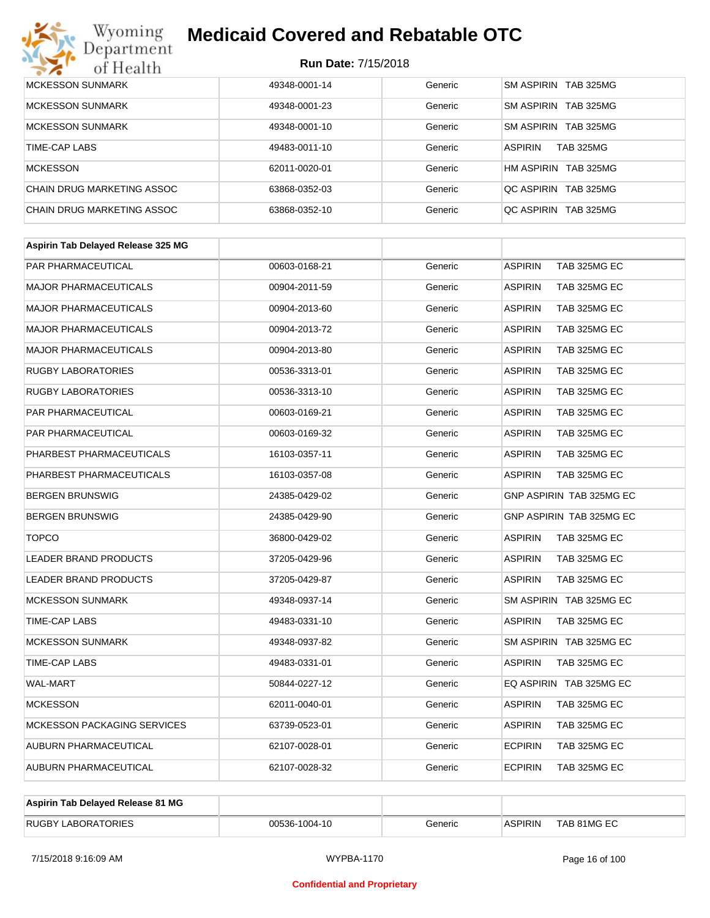| | | | |
|---|---|---|---|
| MCKESSON SUNMARK | 49348-0001-14 | Generic | SM ASPIRIN TAB 325MG |
| MCKESSON SUNMARK | 49348-0001-23 | Generic | SM ASPIRIN TAB 325MG |
| MCKESSON SUNMARK | 49348-0001-10 | Generic | SM ASPIRIN TAB 325MG |
| TIME-CAP LABS | 49483-0011-10 | Generic | ASPIRIN TAB 325MG |
| MCKESSON | 62011-0020-01 | Generic | HM ASPIRIN TAB 325MG |
| CHAIN DRUG MARKETING ASSOC | 63868-0352-03 | Generic | QC ASPIRIN TAB 325MG |
| CHAIN DRUG MARKETING ASSOC | 63868-0352-10 | Generic | QC ASPIRIN TAB 325MG |

| **Aspirin Tab Delayed Release 325 MG** | | | |
|---|---|---|---|
| PAR PHARMACEUTICAL | 00603-0168-21 | Generic | ASPIRIN TAB 325MG EC |
| MAJOR PHARMACEUTICALS | 00904-2011-59 | Generic | ASPIRIN TAB 325MG EC |
| MAJOR PHARMACEUTICALS | 00904-2013-60 | Generic | ASPIRIN TAB 325MG EC |
| MAJOR PHARMACEUTICALS | 00904-2013-72 | Generic | ASPIRIN TAB 325MG EC |
| MAJOR PHARMACEUTICALS | 00904-2013-80 | Generic | ASPIRIN TAB 325MG EC |
| RUGBY LABORATORIES | 00536-3313-01 | Generic | ASPIRIN TAB 325MG EC |
| RUGBY LABORATORIES | 00536-3313-10 | Generic | ASPIRIN TAB 325MG EC |
| PAR PHARMACEUTICAL | 00603-0169-21 | Generic | ASPIRIN TAB 325MG EC |
| PAR PHARMACEUTICAL | 00603-0169-32 | Generic | ASPIRIN TAB 325MG EC |
| PHARBEST PHARMACEUTICALS | 16103-0357-11 | Generic | ASPIRIN TAB 325MG EC |
| PHARBEST PHARMACEUTICALS | 16103-0357-08 | Generic | ASPIRIN TAB 325MG EC |
| BERGEN BRUNSWIG | 24385-0429-02 | Generic | GNP ASPIRIN TAB 325MG EC |
| BERGEN BRUNSWIG | 24385-0429-90 | Generic | GNP ASPIRIN TAB 325MG EC |
| TOPCO | 36800-0429-02 | Generic | ASPIRIN TAB 325MG EC |
| LEADER BRAND PRODUCTS | 37205-0429-96 | Generic | ASPIRIN TAB 325MG EC |
| LEADER BRAND PRODUCTS | 37205-0429-87 | Generic | ASPIRIN TAB 325MG EC |
| MCKESSON SUNMARK | 49348-0937-14 | Generic | SM ASPIRIN TAB 325MG EC |
| TIME-CAP LABS | 49483-0331-10 | Generic | ASPIRIN TAB 325MG EC |
| MCKESSON SUNMARK | 49348-0937-82 | Generic | SM ASPIRIN TAB 325MG EC |
| TIME-CAP LABS | 49483-0331-01 | Generic | ASPIRIN TAB 325MG EC |
| WAL-MART | 50844-0227-12 | Generic | EQ ASPIRIN TAB 325MG EC |
| MCKESSON | 62011-0040-01 | Generic | ASPIRIN TAB 325MG EC |
| MCKESSON PACKAGING SERVICES | 63739-0523-01 | Generic | ASPIRIN TAB 325MG EC |
| AUBURN PHARMACEUTICAL | 62107-0028-01 | Generic | ECPIRIN TAB 325MG EC |
| AUBURN PHARMACEUTICAL | 62107-0028-32 | Generic | ECPIRIN TAB 325MG EC |

| **Aspirin Tab Delayed Release 81 MG** | | | |
|---|---|---|---|
| RUGBY LABORATORIES | 00536-1004-10 | Generic | ASPIRIN TAB 81MG EC |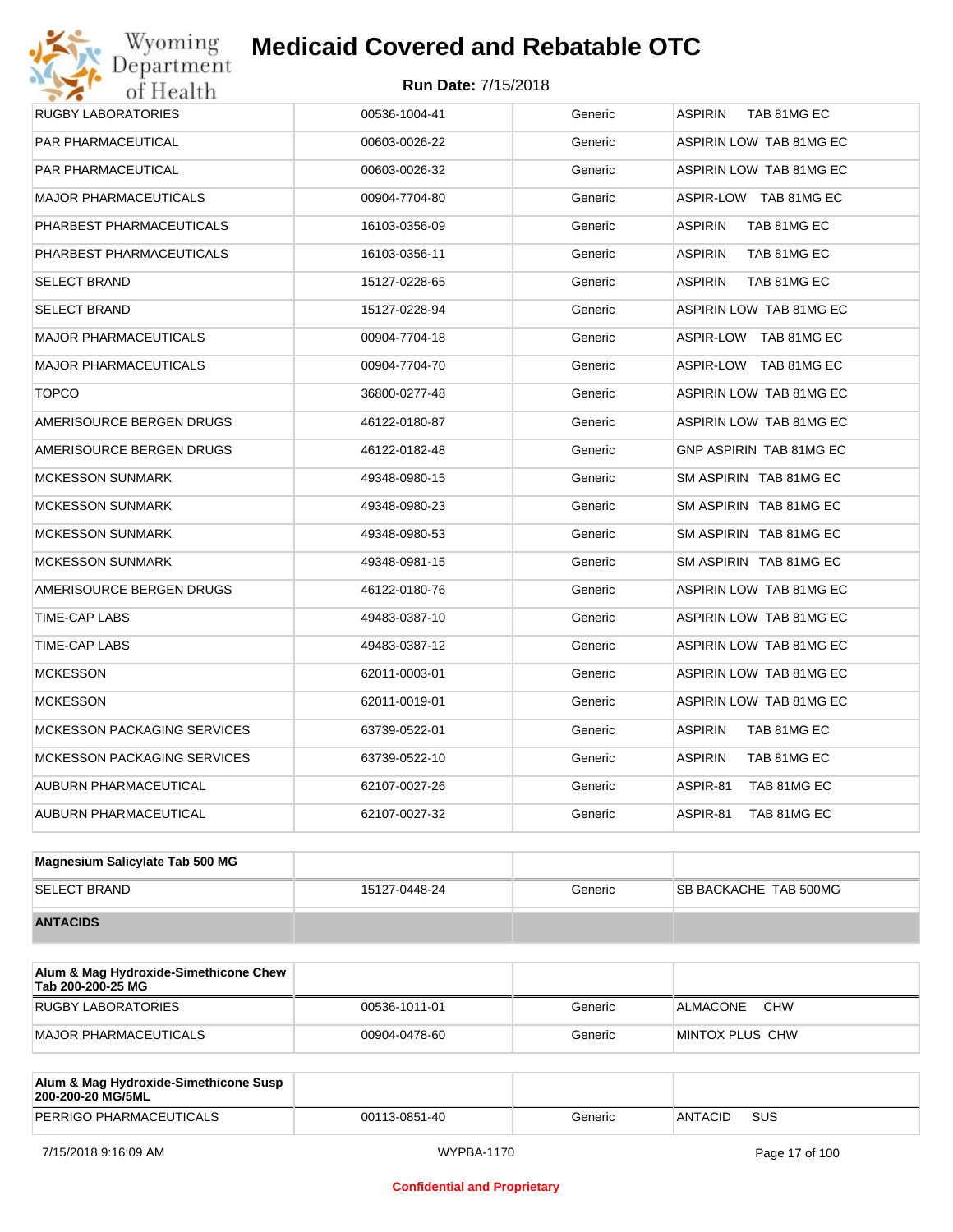# Medicaid Covered and Rebatable OTC

**Run Date:** 7/15/2018

| | | | |
|---|---|---|---|
| RUGBY LABORATORIES | 00536-1004-41 | Generic | ASPIRIN TAB 81MG EC |
| PAR PHARMACEUTICAL | 00603-0026-22 | Generic | ASPIRIN LOW TAB 81MG EC |
| PAR PHARMACEUTICAL | 00603-0026-32 | Generic | ASPIRIN LOW TAB 81MG EC |
| MAJOR PHARMACEUTICALS | 00904-7704-80 | Generic | ASPIR-LOW TAB 81MG EC |
| PHARBEST PHARMACEUTICALS | 16103-0356-09 | Generic | ASPIRIN TAB 81MG EC |
| PHARBEST PHARMACEUTICALS | 16103-0356-11 | Generic | ASPIRIN TAB 81MG EC |
| SELECT BRAND | 15127-0228-65 | Generic | ASPIRIN TAB 81MG EC |
| SELECT BRAND | 15127-0228-94 | Generic | ASPIRIN LOW TAB 81MG EC |
| MAJOR PHARMACEUTICALS | 00904-7704-18 | Generic | ASPIR-LOW TAB 81MG EC |
| MAJOR PHARMACEUTICALS | 00904-7704-70 | Generic | ASPIR-LOW TAB 81MG EC |
| TOPCO | 36800-0277-48 | Generic | ASPIRIN LOW TAB 81MG EC |
| AMERISOURCE BERGEN DRUGS | 46122-0180-87 | Generic | ASPIRIN LOW TAB 81MG EC |
| AMERISOURCE BERGEN DRUGS | 46122-0182-48 | Generic | GNP ASPIRIN TAB 81MG EC |
| MCKESSON SUNMARK | 49348-0980-15 | Generic | SM ASPIRIN TAB 81MG EC |
| MCKESSON SUNMARK | 49348-0980-23 | Generic | SM ASPIRIN TAB 81MG EC |
| MCKESSON SUNMARK | 49348-0980-53 | Generic | SM ASPIRIN TAB 81MG EC |
| MCKESSON SUNMARK | 49348-0981-15 | Generic | SM ASPIRIN TAB 81MG EC |
| AMERISOURCE BERGEN DRUGS | 46122-0180-76 | Generic | ASPIRIN LOW TAB 81MG EC |
| TIME-CAP LABS | 49483-0387-10 | Generic | ASPIRIN LOW TAB 81MG EC |
| TIME-CAP LABS | 49483-0387-12 | Generic | ASPIRIN LOW TAB 81MG EC |
| MCKESSON | 62011-0003-01 | Generic | ASPIRIN LOW TAB 81MG EC |
| MCKESSON | 62011-0019-01 | Generic | ASPIRIN LOW TAB 81MG EC |
| MCKESSON PACKAGING SERVICES | 63739-0522-01 | Generic | ASPIRIN TAB 81MG EC |
| MCKESSON PACKAGING SERVICES | 63739-0522-10 | Generic | ASPIRIN TAB 81MG EC |
| AUBURN PHARMACEUTICAL | 62107-0027-26 | Generic | ASPIR-81 TAB 81MG EC |
| AUBURN PHARMACEUTICAL | 62107-0027-32 | Generic | ASPIR-81 TAB 81MG EC |

| **Magnesium Salicylate Tab 500 MG** | | | |
|---|---|---|---|
| SELECT BRAND | 15127-0448-24 | Generic | SB BACKACHE TAB 500MG |
| **ANTACIDS** | | | |

| **Alum & Mag Hydroxide-Simethicone Chew Tab 200-200-25 MG** | | | |
|---|---|---|---|
| RUGBY LABORATORIES | 00536-1011-01 | Generic | ALMACONE CHW |
| MAJOR PHARMACEUTICALS | 00904-0478-60 | Generic | MINTOX PLUS CHW |

| **Alum & Mag Hydroxide-Simethicone Susp 200-200-20 MG/5ML** | | | |
|---|---|---|---|
| PERRIGO PHARMACEUTICALS | 00113-0851-40 | Generic | ANTACID SUS |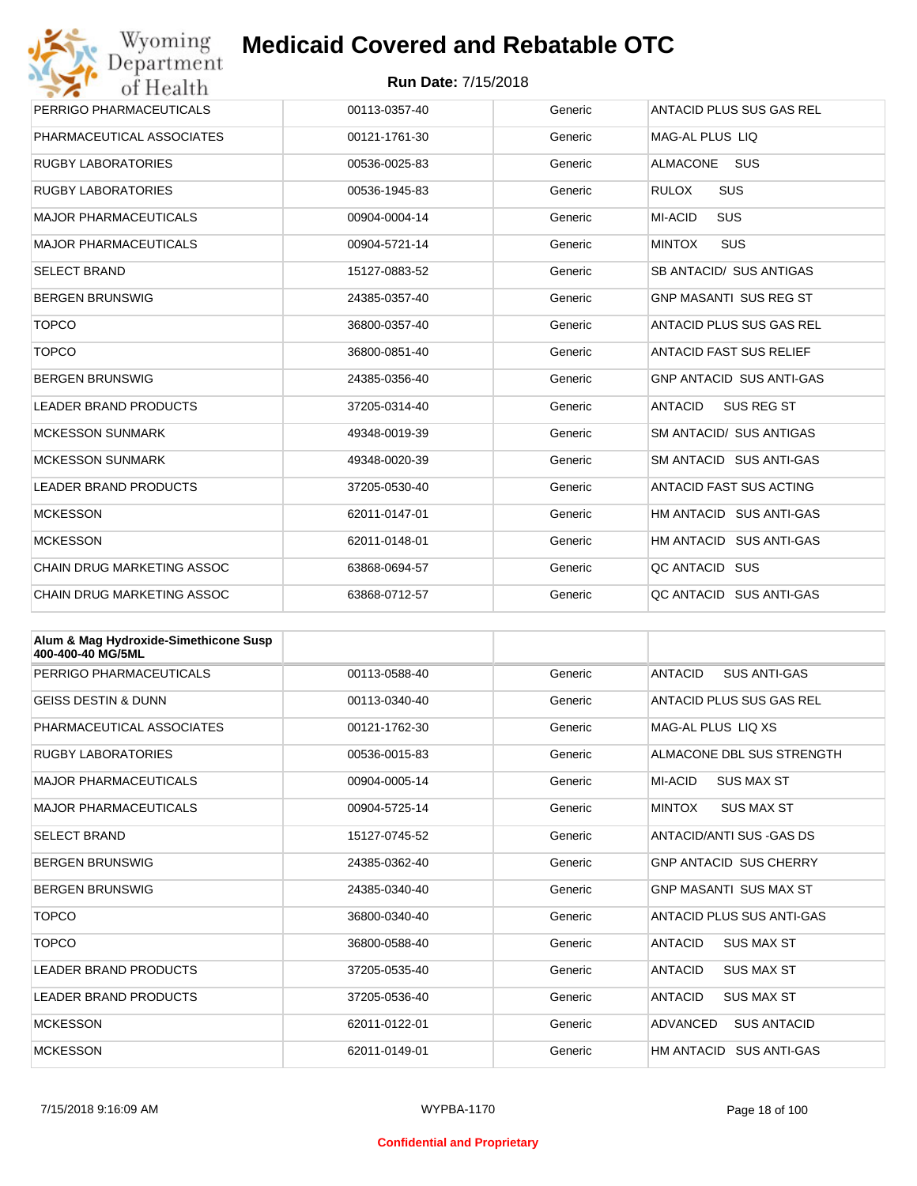| | | | |
|---|---|---|---|
| PERRIGO PHARMACEUTICALS | 00113-0357-40 | Generic | ANTACID PLUS SUS GAS REL |
| PHARMACEUTICAL ASSOCIATES | 00121-1761-30 | Generic | MAG-AL PLUS LIQ |
| RUGBY LABORATORIES | 00536-0025-83 | Generic | ALMACONE SUS |
| RUGBY LABORATORIES | 00536-1945-83 | Generic | RULOX SUS |
| MAJOR PHARMACEUTICALS | 00904-0004-14 | Generic | MI-ACID SUS |
| MAJOR PHARMACEUTICALS | 00904-5721-14 | Generic | MINTOX SUS |
| SELECT BRAND | 15127-0883-52 | Generic | SB ANTACID/ SUS ANTIGAS |
| BERGEN BRUNSWIG | 24385-0357-40 | Generic | GNP MASANTI SUS REG ST |
| TOPCO | 36800-0357-40 | Generic | ANTACID PLUS SUS GAS REL |
| TOPCO | 36800-0851-40 | Generic | ANTACID FAST SUS RELIEF |
| BERGEN BRUNSWIG | 24385-0356-40 | Generic | GNP ANTACID SUS ANTI-GAS |
| LEADER BRAND PRODUCTS | 37205-0314-40 | Generic | ANTACID SUS REG ST |
| MCKESSON SUNMARK | 49348-0019-39 | Generic | SM ANTACID/ SUS ANTIGAS |
| MCKESSON SUNMARK | 49348-0020-39 | Generic | SM ANTACID SUS ANTI-GAS |
| LEADER BRAND PRODUCTS | 37205-0530-40 | Generic | ANTACID FAST SUS ACTING |
| MCKESSON | 62011-0147-01 | Generic | HM ANTACID SUS ANTI-GAS |
| MCKESSON | 62011-0148-01 | Generic | HM ANTACID SUS ANTI-GAS |
| CHAIN DRUG MARKETING ASSOC | 63868-0694-57 | Generic | QC ANTACID SUS |
| CHAIN DRUG MARKETING ASSOC | 63868-0712-57 | Generic | QC ANTACID SUS ANTI-GAS |

| **Alum & Mag Hydroxide-Simethicone Susp 400-400-40 MG/5ML** | | | |
|---|---|---|---|
| PERRIGO PHARMACEUTICALS | 00113-0588-40 | Generic | ANTACID SUS ANTI-GAS |
| GEISS DESTIN & DUNN | 00113-0340-40 | Generic | ANTACID PLUS SUS GAS REL |
| PHARMACEUTICAL ASSOCIATES | 00121-1762-30 | Generic | MAG-AL PLUS LIQ XS |
| RUGBY LABORATORIES | 00536-0015-83 | Generic | ALMACONE DBL SUS STRENGTH |
| MAJOR PHARMACEUTICALS | 00904-0005-14 | Generic | MI-ACID SUS MAX ST |
| MAJOR PHARMACEUTICALS | 00904-5725-14 | Generic | MINTOX SUS MAX ST |
| SELECT BRAND | 15127-0745-52 | Generic | ANTACID/ANTI SUS -GAS DS |
| BERGEN BRUNSWIG | 24385-0362-40 | Generic | GNP ANTACID SUS CHERRY |
| BERGEN BRUNSWIG | 24385-0340-40 | Generic | GNP MASANTI SUS MAX ST |
| TOPCO | 36800-0340-40 | Generic | ANTACID PLUS SUS ANTI-GAS |
| TOPCO | 36800-0588-40 | Generic | ANTACID SUS MAX ST |
| LEADER BRAND PRODUCTS | 37205-0535-40 | Generic | ANTACID SUS MAX ST |
| LEADER BRAND PRODUCTS | 37205-0536-40 | Generic | ANTACID SUS MAX ST |
| MCKESSON | 62011-0122-01 | Generic | ADVANCED SUS ANTACID |
| MCKESSON | 62011-0149-01 | Generic | HM ANTACID SUS ANTI-GAS |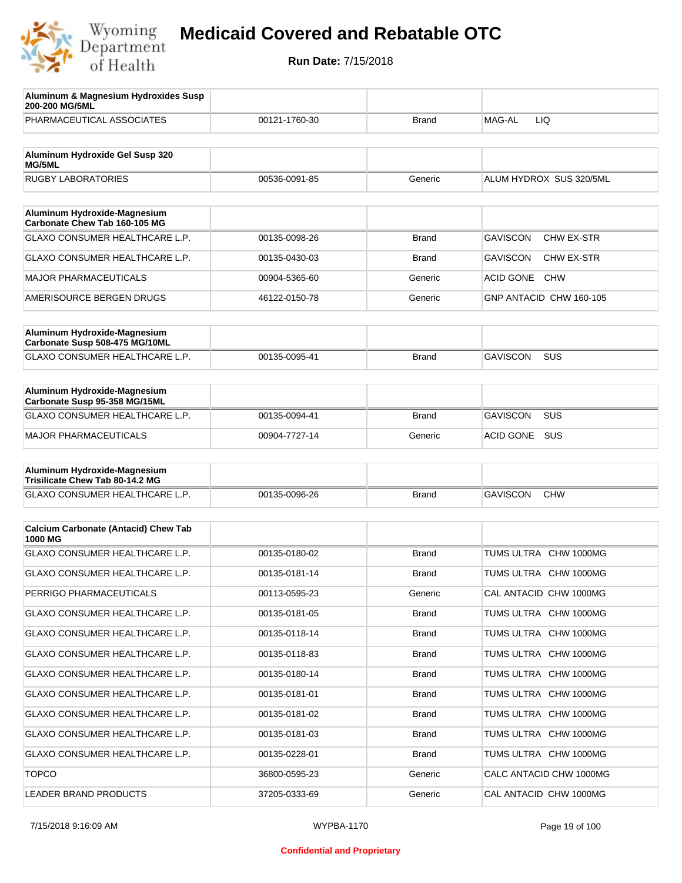# Medicaid Covered and Rebatable OTC

**Run Date:** 7/15/2018

| Aluminum & Magnesium Hydroxides Susp 200-200 MG/5ML | | | |
|---|---|---|---|
| PHARMACEUTICAL ASSOCIATES | 00121-1760-30 | Brand | MAG-AL LIQ |

| Aluminum Hydroxide Gel Susp 320 MG/5ML | | | |
|---|---|---|---|
| RUGBY LABORATORIES | 00536-0091-85 | Generic | ALUM HYDROX SUS 320/5ML |

| Aluminum Hydroxide-Magnesium Carbonate Chew Tab 160-105 MG | | | |
|---|---|---|---|
| GLAXO CONSUMER HEALTHCARE L.P. | 00135-0098-26 | Brand | GAVISCON CHW EX-STR |
| GLAXO CONSUMER HEALTHCARE L.P. | 00135-0430-03 | Brand | GAVISCON CHW EX-STR |
| MAJOR PHARMACEUTICALS | 00904-5365-60 | Generic | ACID GONE CHW |
| AMERISOURCE BERGEN DRUGS | 46122-0150-78 | Generic | GNP ANTACID CHW 160-105 |

| Aluminum Hydroxide-Magnesium Carbonate Susp 508-475 MG/10ML | | | |
|---|---|---|---|
| GLAXO CONSUMER HEALTHCARE L.P. | 00135-0095-41 | Brand | GAVISCON SUS |

| Aluminum Hydroxide-Magnesium Carbonate Susp 95-358 MG/15ML | | | |
|---|---|---|---|
| GLAXO CONSUMER HEALTHCARE L.P. | 00135-0094-41 | Brand | GAVISCON SUS |
| MAJOR PHARMACEUTICALS | 00904-7727-14 | Generic | ACID GONE SUS |

| Aluminum Hydroxide-Magnesium Trisilicate Chew Tab 80-14.2 MG | | | |
|---|---|---|---|
| GLAXO CONSUMER HEALTHCARE L.P. | 00135-0096-26 | Brand | GAVISCON CHW |

| Calcium Carbonate (Antacid) Chew Tab 1000 MG | | | |
|---|---|---|---|
| GLAXO CONSUMER HEALTHCARE L.P. | 00135-0180-02 | Brand | TUMS ULTRA CHW 1000MG |
| GLAXO CONSUMER HEALTHCARE L.P. | 00135-0181-14 | Brand | TUMS ULTRA CHW 1000MG |
| PERRIGO PHARMACEUTICALS | 00113-0595-23 | Generic | CAL ANTACID CHW 1000MG |
| GLAXO CONSUMER HEALTHCARE L.P. | 00135-0181-05 | Brand | TUMS ULTRA CHW 1000MG |
| GLAXO CONSUMER HEALTHCARE L.P. | 00135-0118-14 | Brand | TUMS ULTRA CHW 1000MG |
| GLAXO CONSUMER HEALTHCARE L.P. | 00135-0118-83 | Brand | TUMS ULTRA CHW 1000MG |
| GLAXO CONSUMER HEALTHCARE L.P. | 00135-0180-14 | Brand | TUMS ULTRA CHW 1000MG |
| GLAXO CONSUMER HEALTHCARE L.P. | 00135-0181-01 | Brand | TUMS ULTRA CHW 1000MG |
| GLAXO CONSUMER HEALTHCARE L.P. | 00135-0181-02 | Brand | TUMS ULTRA CHW 1000MG |
| GLAXO CONSUMER HEALTHCARE L.P. | 00135-0181-03 | Brand | TUMS ULTRA CHW 1000MG |
| GLAXO CONSUMER HEALTHCARE L.P. | 00135-0228-01 | Brand | TUMS ULTRA CHW 1000MG |
| TOPCO | 36800-0595-23 | Generic | CALC ANTACID CHW 1000MG |
| LEADER BRAND PRODUCTS | 37205-0333-69 | Generic | CAL ANTACID CHW 1000MG |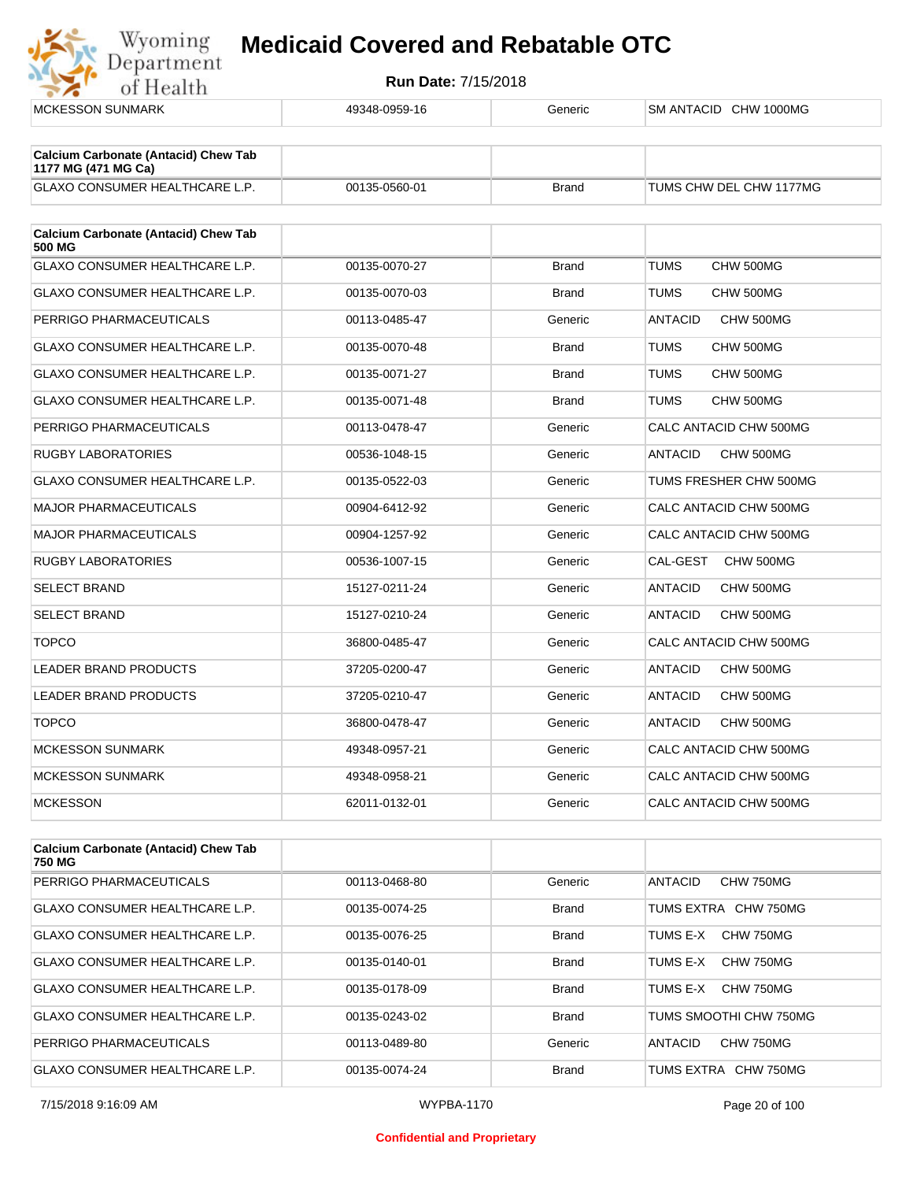| | | | |
|---|---|---|---|
| MCKESSON SUNMARK | 49348-0959-16 | Generic | SM ANTACID CHW 1000MG |

| Calcium Carbonate (Antacid) Chew Tab 1177 MG (471 MG Ca) | | | |
|---|---|---|---|
| GLAXO CONSUMER HEALTHCARE L.P. | 00135-0560-01 | Brand | TUMS CHW DEL CHW 1177MG |

| Calcium Carbonate (Antacid) Chew Tab 500 MG | | | |
|---|---|---|---|
| GLAXO CONSUMER HEALTHCARE L.P. | 00135-0070-27 | Brand | TUMS CHW 500MG |
| GLAXO CONSUMER HEALTHCARE L.P. | 00135-0070-03 | Brand | TUMS CHW 500MG |
| PERRIGO PHARMACEUTICALS | 00113-0485-47 | Generic | ANTACID CHW 500MG |
| GLAXO CONSUMER HEALTHCARE L.P. | 00135-0070-48 | Brand | TUMS CHW 500MG |
| GLAXO CONSUMER HEALTHCARE L.P. | 00135-0071-27 | Brand | TUMS CHW 500MG |
| GLAXO CONSUMER HEALTHCARE L.P. | 00135-0071-48 | Brand | TUMS CHW 500MG |
| PERRIGO PHARMACEUTICALS | 00113-0478-47 | Generic | CALC ANTACID CHW 500MG |
| RUGBY LABORATORIES | 00536-1048-15 | Generic | ANTACID CHW 500MG |
| GLAXO CONSUMER HEALTHCARE L.P. | 00135-0522-03 | Generic | TUMS FRESHER CHW 500MG |
| MAJOR PHARMACEUTICALS | 00904-6412-92 | Generic | CALC ANTACID CHW 500MG |
| MAJOR PHARMACEUTICALS | 00904-1257-92 | Generic | CALC ANTACID CHW 500MG |
| RUGBY LABORATORIES | 00536-1007-15 | Generic | CAL-GEST CHW 500MG |
| SELECT BRAND | 15127-0211-24 | Generic | ANTACID CHW 500MG |
| SELECT BRAND | 15127-0210-24 | Generic | ANTACID CHW 500MG |
| TOPCO | 36800-0485-47 | Generic | CALC ANTACID CHW 500MG |
| LEADER BRAND PRODUCTS | 37205-0200-47 | Generic | ANTACID CHW 500MG |
| LEADER BRAND PRODUCTS | 37205-0210-47 | Generic | ANTACID CHW 500MG |
| TOPCO | 36800-0478-47 | Generic | ANTACID CHW 500MG |
| MCKESSON SUNMARK | 49348-0957-21 | Generic | CALC ANTACID CHW 500MG |
| MCKESSON SUNMARK | 49348-0958-21 | Generic | CALC ANTACID CHW 500MG |
| MCKESSON | 62011-0132-01 | Generic | CALC ANTACID CHW 500MG |

| Calcium Carbonate (Antacid) Chew Tab 750 MG | | | |
|---|---|---|---|
| PERRIGO PHARMACEUTICALS | 00113-0468-80 | Generic | ANTACID CHW 750MG |
| GLAXO CONSUMER HEALTHCARE L.P. | 00135-0074-25 | Brand | TUMS EXTRA CHW 750MG |
| GLAXO CONSUMER HEALTHCARE L.P. | 00135-0076-25 | Brand | TUMS E-X CHW 750MG |
| GLAXO CONSUMER HEALTHCARE L.P. | 00135-0140-01 | Brand | TUMS E-X CHW 750MG |
| GLAXO CONSUMER HEALTHCARE L.P. | 00135-0178-09 | Brand | TUMS E-X CHW 750MG |
| GLAXO CONSUMER HEALTHCARE L.P. | 00135-0243-02 | Brand | TUMS SMOOTHI CHW 750MG |
| PERRIGO PHARMACEUTICALS | 00113-0489-80 | Generic | ANTACID CHW 750MG |
| GLAXO CONSUMER HEALTHCARE L.P. | 00135-0074-24 | Brand | TUMS EXTRA CHW 750MG |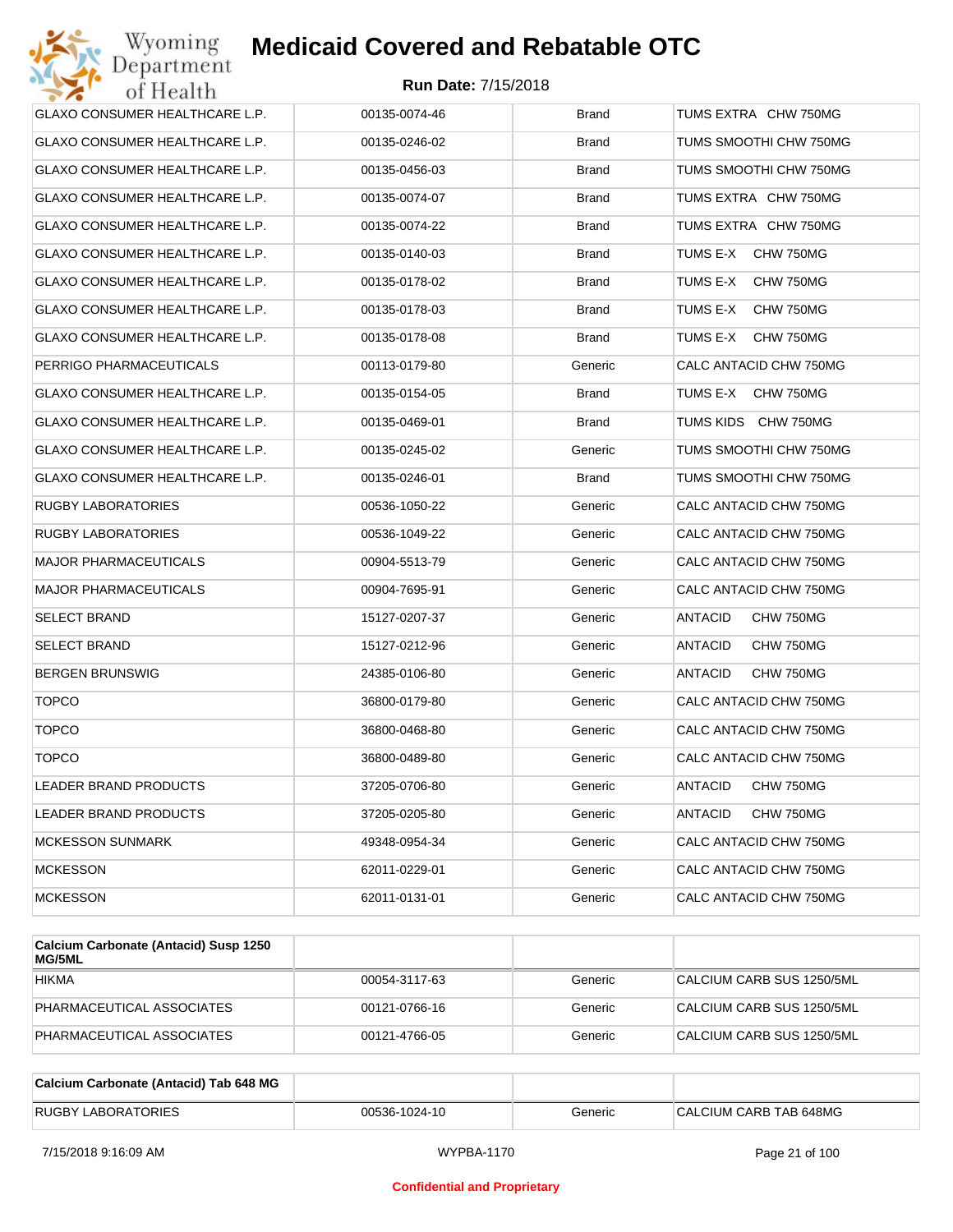# Medicaid Covered and Rebatable OTC

**Run Date:** 7/15/2018

| | | | |
|---|---|---|---|
| GLAXO CONSUMER HEALTHCARE L.P. | 00135-0074-46 | Brand | TUMS EXTRA CHW 750MG |
| GLAXO CONSUMER HEALTHCARE L.P. | 00135-0246-02 | Brand | TUMS SMOOTHI CHW 750MG |
| GLAXO CONSUMER HEALTHCARE L.P. | 00135-0456-03 | Brand | TUMS SMOOTHI CHW 750MG |
| GLAXO CONSUMER HEALTHCARE L.P. | 00135-0074-07 | Brand | TUMS EXTRA CHW 750MG |
| GLAXO CONSUMER HEALTHCARE L.P. | 00135-0074-22 | Brand | TUMS EXTRA CHW 750MG |
| GLAXO CONSUMER HEALTHCARE L.P. | 00135-0140-03 | Brand | TUMS E-X CHW 750MG |
| GLAXO CONSUMER HEALTHCARE L.P. | 00135-0178-02 | Brand | TUMS E-X CHW 750MG |
| GLAXO CONSUMER HEALTHCARE L.P. | 00135-0178-03 | Brand | TUMS E-X CHW 750MG |
| GLAXO CONSUMER HEALTHCARE L.P. | 00135-0178-08 | Brand | TUMS E-X CHW 750MG |
| PERRIGO PHARMACEUTICALS | 00113-0179-80 | Generic | CALC ANTACID CHW 750MG |
| GLAXO CONSUMER HEALTHCARE L.P. | 00135-0154-05 | Brand | TUMS E-X CHW 750MG |
| GLAXO CONSUMER HEALTHCARE L.P. | 00135-0469-01 | Brand | TUMS KIDS CHW 750MG |
| GLAXO CONSUMER HEALTHCARE L.P. | 00135-0245-02 | Generic | TUMS SMOOTHI CHW 750MG |
| GLAXO CONSUMER HEALTHCARE L.P. | 00135-0246-01 | Brand | TUMS SMOOTHI CHW 750MG |
| RUGBY LABORATORIES | 00536-1050-22 | Generic | CALC ANTACID CHW 750MG |
| RUGBY LABORATORIES | 00536-1049-22 | Generic | CALC ANTACID CHW 750MG |
| MAJOR PHARMACEUTICALS | 00904-5513-79 | Generic | CALC ANTACID CHW 750MG |
| MAJOR PHARMACEUTICALS | 00904-7695-91 | Generic | CALC ANTACID CHW 750MG |
| SELECT BRAND | 15127-0207-37 | Generic | ANTACID CHW 750MG |
| SELECT BRAND | 15127-0212-96 | Generic | ANTACID CHW 750MG |
| BERGEN BRUNSWIG | 24385-0106-80 | Generic | ANTACID CHW 750MG |
| TOPCO | 36800-0179-80 | Generic | CALC ANTACID CHW 750MG |
| TOPCO | 36800-0468-80 | Generic | CALC ANTACID CHW 750MG |
| TOPCO | 36800-0489-80 | Generic | CALC ANTACID CHW 750MG |
| LEADER BRAND PRODUCTS | 37205-0706-80 | Generic | ANTACID CHW 750MG |
| LEADER BRAND PRODUCTS | 37205-0205-80 | Generic | ANTACID CHW 750MG |
| MCKESSON SUNMARK | 49348-0954-34 | Generic | CALC ANTACID CHW 750MG |
| MCKESSON | 62011-0229-01 | Generic | CALC ANTACID CHW 750MG |
| MCKESSON | 62011-0131-01 | Generic | CALC ANTACID CHW 750MG |

| Calcium Carbonate (Antacid) Susp 1250 MG/5ML | | | |
|---|---|---|---|
| HIKMA | 00054-3117-63 | Generic | CALCIUM CARB SUS 1250/5ML |
| PHARMACEUTICAL ASSOCIATES | 00121-0766-16 | Generic | CALCIUM CARB SUS 1250/5ML |
| PHARMACEUTICAL ASSOCIATES | 00121-4766-05 | Generic | CALCIUM CARB SUS 1250/5ML |

| Calcium Carbonate (Antacid) Tab 648 MG | | | |
|---|---|---|---|
| RUGBY LABORATORIES | 00536-1024-10 | Generic | CALCIUM CARB TAB 648MG |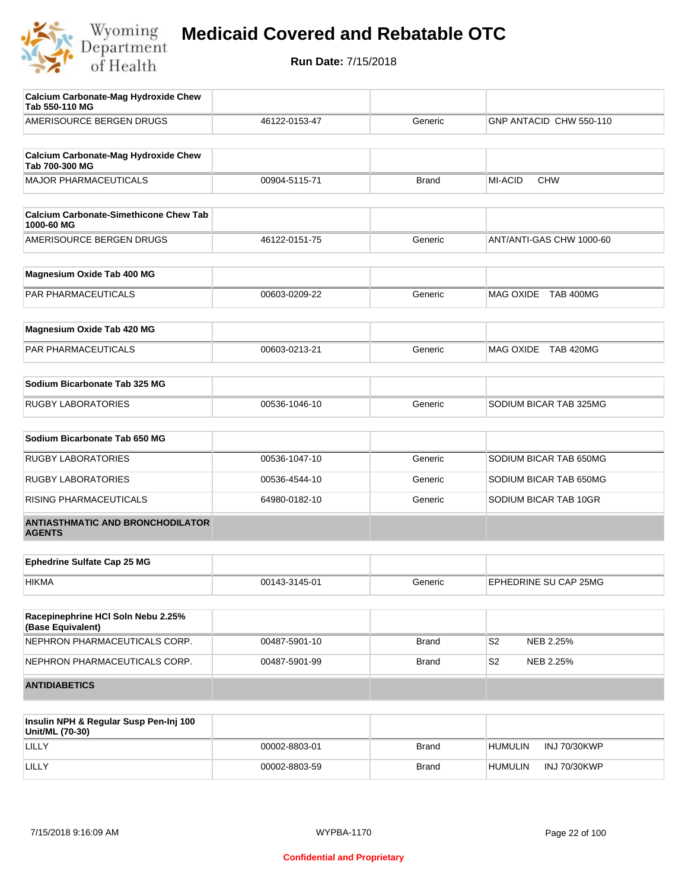# Medicaid Covered and Rebatable OTC

**Run Date:** 7/15/2018

| Calcium Carbonate-Mag Hydroxide Chew Tab 550-110 MG | | | |
|---|---|---|---|
| AMERISOURCE BERGEN DRUGS | 46122-0153-47 | Generic | GNP ANTACID CHW 550-110 |

| Calcium Carbonate-Mag Hydroxide Chew Tab 700-300 MG | | | |
|---|---|---|---|
| MAJOR PHARMACEUTICALS | 00904-5115-71 | Brand | MI-ACID CHW |

| Calcium Carbonate-Simethicone Chew Tab 1000-60 MG | | | |
|---|---|---|---|
| AMERISOURCE BERGEN DRUGS | 46122-0151-75 | Generic | ANT/ANTI-GAS CHW 1000-60 |

| Magnesium Oxide Tab 400 MG | | | |
|---|---|---|---|
| PAR PHARMACEUTICALS | 00603-0209-22 | Generic | MAG OXIDE TAB 400MG |

| Magnesium Oxide Tab 420 MG | | | |
|---|---|---|---|
| PAR PHARMACEUTICALS | 00603-0213-21 | Generic | MAG OXIDE TAB 420MG |

| Sodium Bicarbonate Tab 325 MG | | | |
|---|---|---|---|
| RUGBY LABORATORIES | 00536-1046-10 | Generic | SODIUM BICAR TAB 325MG |

| Sodium Bicarbonate Tab 650 MG | | | |
|---|---|---|---|
| RUGBY LABORATORIES | 00536-1047-10 | Generic | SODIUM BICAR TAB 650MG |
| RUGBY LABORATORIES | 00536-4544-10 | Generic | SODIUM BICAR TAB 650MG |
| RISING PHARMACEUTICALS | 64980-0182-10 | Generic | SODIUM BICAR TAB 10GR |

## ANTIASTHMATIC AND BRONCHODILATOR AGENTS

| Ephedrine Sulfate Cap 25 MG | | | |
|---|---|---|---|
| HIKMA | 00143-3145-01 | Generic | EPHEDRINE SU CAP 25MG |

| Racepinephrine HCl Soln Nebu 2.25% (Base Equivalent) | | | |
|---|---|---|---|
| NEPHRON PHARMACEUTICALS CORP. | 00487-5901-10 | Brand | S2 NEB 2.25% |
| NEPHRON PHARMACEUTICALS CORP. | 00487-5901-99 | Brand | S2 NEB 2.25% |

## ANTIDIABETICS

| Insulin NPH & Regular Susp Pen-Inj 100 Unit/ML (70-30) | | | |
|---|---|---|---|
| LILLY | 00002-8803-01 | Brand | HUMULIN INJ 70/30KWP |
| LILLY | 00002-8803-59 | Brand | HUMULIN INJ 70/30KWP |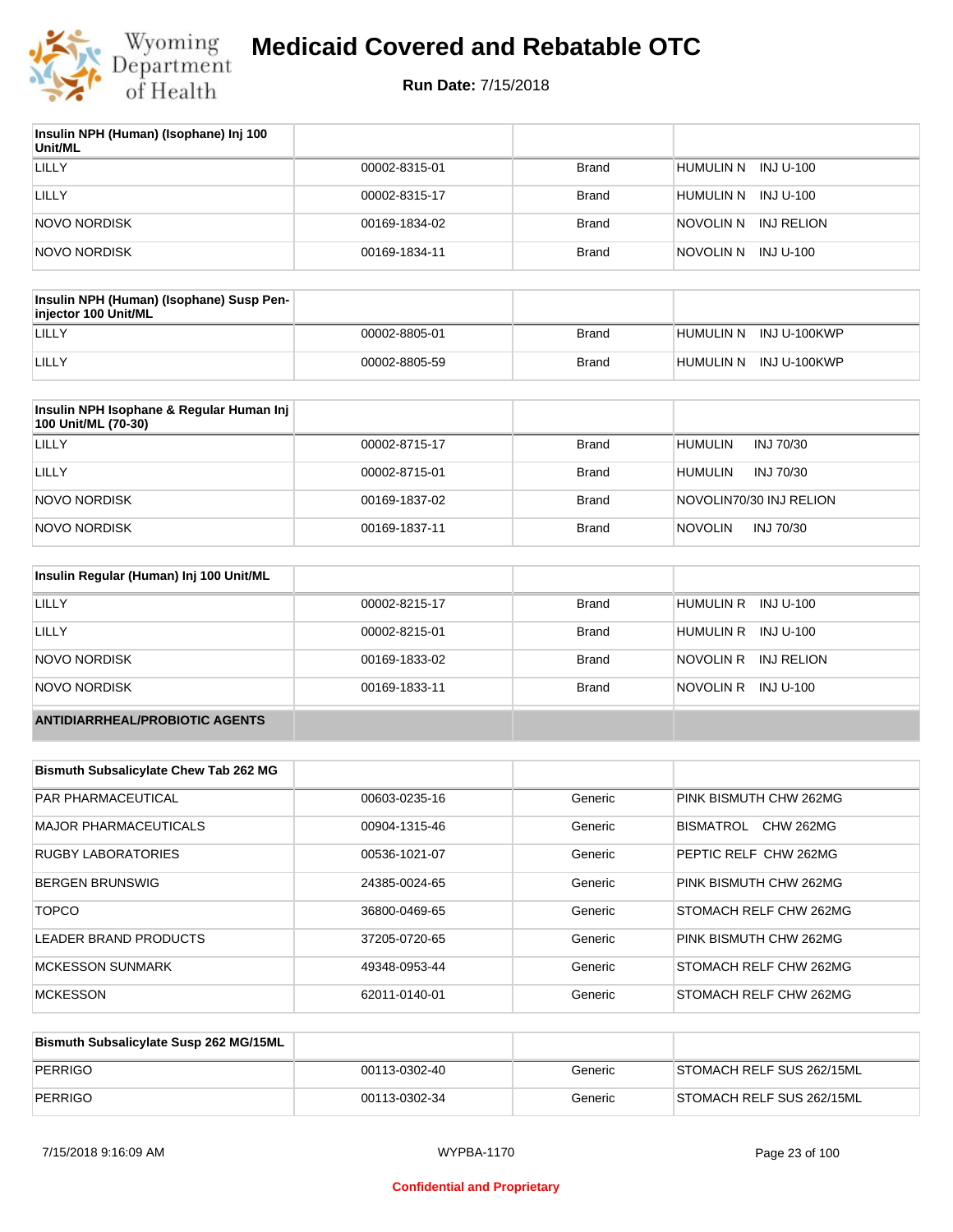| Insulin NPH (Human) (Isophane) Inj 100 Unit/ML | | | |
|---|---|---|---|
| LILLY | 00002-8315-01 | Brand | HUMULIN N INJ U-100 |
| LILLY | 00002-8315-17 | Brand | HUMULIN N INJ U-100 |
| NOVO NORDISK | 00169-1834-02 | Brand | NOVOLIN N INJ RELION |
| NOVO NORDISK | 00169-1834-11 | Brand | NOVOLIN N INJ U-100 |

| Insulin NPH (Human) (Isophane) Susp Pen-injector 100 Unit/ML | | | |
|---|---|---|---|
| LILLY | 00002-8805-01 | Brand | HUMULIN N INJ U-100KWP |
| LILLY | 00002-8805-59 | Brand | HUMULIN N INJ U-100KWP |

| Insulin NPH Isophane & Regular Human Inj 100 Unit/ML (70-30) | | | |
|---|---|---|---|
| LILLY | 00002-8715-17 | Brand | HUMULIN INJ 70/30 |
| LILLY | 00002-8715-01 | Brand | HUMULIN INJ 70/30 |
| NOVO NORDISK | 00169-1837-02 | Brand | NOVOLIN70/30 INJ RELION |
| NOVO NORDISK | 00169-1837-11 | Brand | NOVOLIN INJ 70/30 |

| Insulin Regular (Human) Inj 100 Unit/ML | | | |
|---|---|---|---|
| LILLY | 00002-8215-17 | Brand | HUMULIN R INJ U-100 |
| LILLY | 00002-8215-01 | Brand | HUMULIN R INJ U-100 |
| NOVO NORDISK | 00169-1833-02 | Brand | NOVOLIN R INJ RELION |
| NOVO NORDISK | 00169-1833-11 | Brand | NOVOLIN R INJ U-100 |

**ANTIDIARRHEAL/PROBIOTIC AGENTS**

| Bismuth Subsalicylate Chew Tab 262 MG | | | |
|---|---|---|---|
| PAR PHARMACEUTICAL | 00603-0235-16 | Generic | PINK BISMUTH CHW 262MG |
| MAJOR PHARMACEUTICALS | 00904-1315-46 | Generic | BISMATROL CHW 262MG |
| RUGBY LABORATORIES | 00536-1021-07 | Generic | PEPTIC RELF CHW 262MG |
| BERGEN BRUNSWIG | 24385-0024-65 | Generic | PINK BISMUTH CHW 262MG |
| TOPCO | 36800-0469-65 | Generic | STOMACH RELF CHW 262MG |
| LEADER BRAND PRODUCTS | 37205-0720-65 | Generic | PINK BISMUTH CHW 262MG |
| MCKESSON SUNMARK | 49348-0953-44 | Generic | STOMACH RELF CHW 262MG |
| MCKESSON | 62011-0140-01 | Generic | STOMACH RELF CHW 262MG |

| Bismuth Subsalicylate Susp 262 MG/15ML | | | |
|---|---|---|---|
| PERRIGO | 00113-0302-40 | Generic | STOMACH RELF SUS 262/15ML |
| PERRIGO | 00113-0302-34 | Generic | STOMACH RELF SUS 262/15ML |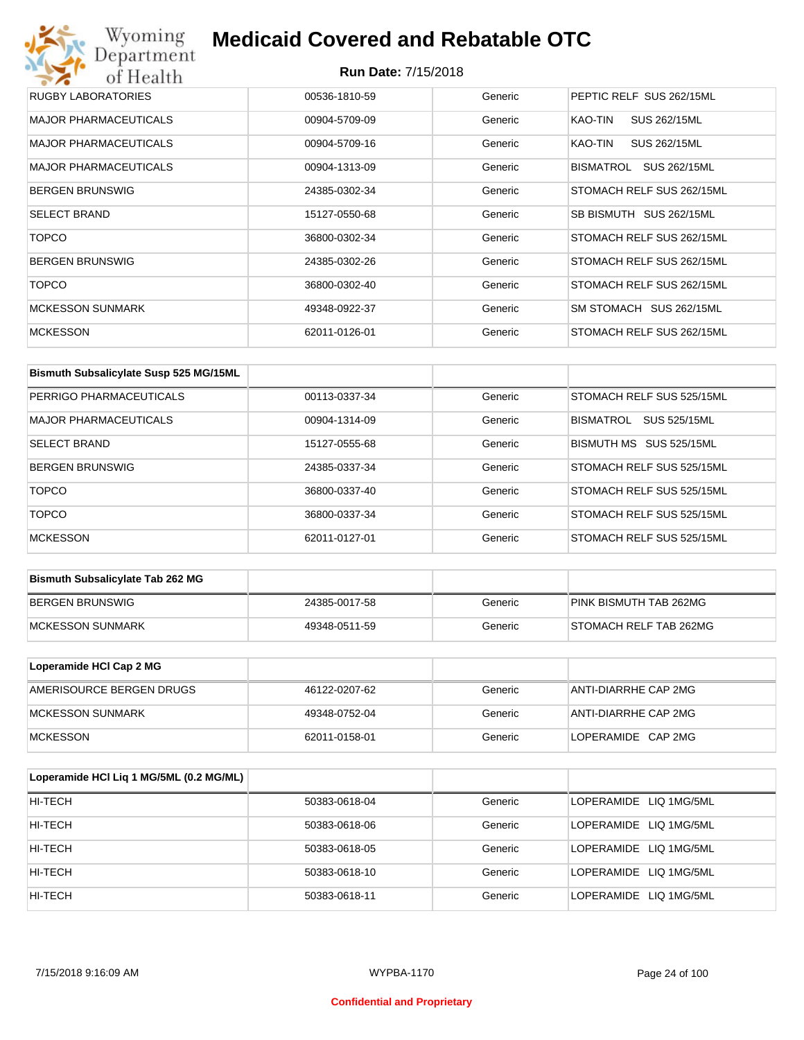# Medicaid Covered and Rebatable OTC

**Run Date:** 7/15/2018

| | | | |
|---|---|---|---|
| RUGBY LABORATORIES | 00536-1810-59 | Generic | PEPTIC RELF SUS 262/15ML |
| MAJOR PHARMACEUTICALS | 00904-5709-09 | Generic | KAO-TIN SUS 262/15ML |
| MAJOR PHARMACEUTICALS | 00904-5709-16 | Generic | KAO-TIN SUS 262/15ML |
| MAJOR PHARMACEUTICALS | 00904-1313-09 | Generic | BISMATROL SUS 262/15ML |
| BERGEN BRUNSWIG | 24385-0302-34 | Generic | STOMACH RELF SUS 262/15ML |
| SELECT BRAND | 15127-0550-68 | Generic | SB BISMUTH SUS 262/15ML |
| TOPCO | 36800-0302-34 | Generic | STOMACH RELF SUS 262/15ML |
| BERGEN BRUNSWIG | 24385-0302-26 | Generic | STOMACH RELF SUS 262/15ML |
| TOPCO | 36800-0302-40 | Generic | STOMACH RELF SUS 262/15ML |
| MCKESSON SUNMARK | 49348-0922-37 | Generic | SM STOMACH SUS 262/15ML |
| MCKESSON | 62011-0126-01 | Generic | STOMACH RELF SUS 262/15ML |

| Bismuth Subsalicylate Susp 525 MG/15ML | | | |
|---|---|---|---|
| PERRIGO PHARMACEUTICALS | 00113-0337-34 | Generic | STOMACH RELF SUS 525/15ML |
| MAJOR PHARMACEUTICALS | 00904-1314-09 | Generic | BISMATROL SUS 525/15ML |
| SELECT BRAND | 15127-0555-68 | Generic | BISMUTH MS SUS 525/15ML |
| BERGEN BRUNSWIG | 24385-0337-34 | Generic | STOMACH RELF SUS 525/15ML |
| TOPCO | 36800-0337-40 | Generic | STOMACH RELF SUS 525/15ML |
| TOPCO | 36800-0337-34 | Generic | STOMACH RELF SUS 525/15ML |
| MCKESSON | 62011-0127-01 | Generic | STOMACH RELF SUS 525/15ML |

| Bismuth Subsalicylate Tab 262 MG | | | |
|---|---|---|---|
| BERGEN BRUNSWIG | 24385-0017-58 | Generic | PINK BISMUTH TAB 262MG |
| MCKESSON SUNMARK | 49348-0511-59 | Generic | STOMACH RELF TAB 262MG |

| Loperamide HCl Cap 2 MG | | | |
|---|---|---|---|
| AMERISOURCE BERGEN DRUGS | 46122-0207-62 | Generic | ANTI-DIARRHE CAP 2MG |
| MCKESSON SUNMARK | 49348-0752-04 | Generic | ANTI-DIARRHE CAP 2MG |
| MCKESSON | 62011-0158-01 | Generic | LOPERAMIDE CAP 2MG |

| Loperamide HCl Liq 1 MG/5ML (0.2 MG/ML) | | | |
|---|---|---|---|
| HI-TECH | 50383-0618-04 | Generic | LOPERAMIDE LIQ 1MG/5ML |
| HI-TECH | 50383-0618-06 | Generic | LOPERAMIDE LIQ 1MG/5ML |
| HI-TECH | 50383-0618-05 | Generic | LOPERAMIDE LIQ 1MG/5ML |
| HI-TECH | 50383-0618-10 | Generic | LOPERAMIDE LIQ 1MG/5ML |
| HI-TECH | 50383-0618-11 | Generic | LOPERAMIDE LIQ 1MG/5ML |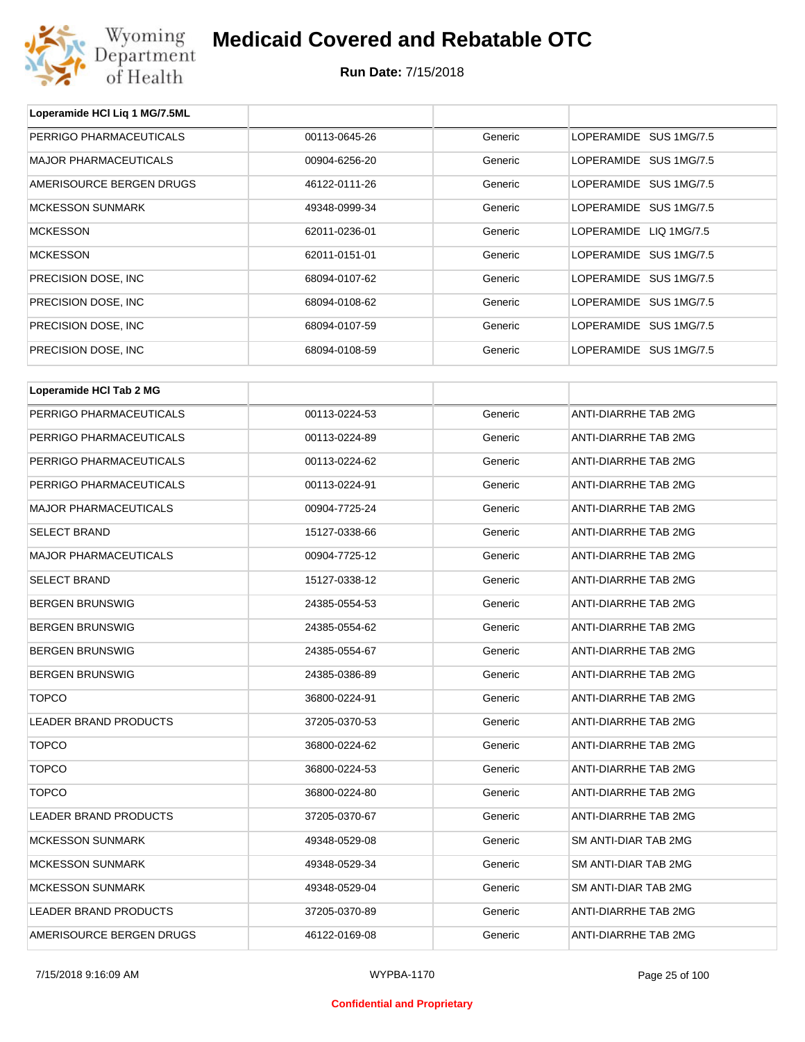# Medicaid Covered and Rebatable OTC

**Run Date:** 7/15/2018

| Loperamide HCl Liq 1 MG/7.5ML | | | |
|---|---|---|---|
| PERRIGO PHARMACEUTICALS | 00113-0645-26 | Generic | LOPERAMIDE SUS 1MG/7.5 |
| MAJOR PHARMACEUTICALS | 00904-6256-20 | Generic | LOPERAMIDE SUS 1MG/7.5 |
| AMERISOURCE BERGEN DRUGS | 46122-0111-26 | Generic | LOPERAMIDE SUS 1MG/7.5 |
| MCKESSON SUNMARK | 49348-0999-34 | Generic | LOPERAMIDE SUS 1MG/7.5 |
| MCKESSON | 62011-0236-01 | Generic | LOPERAMIDE LIQ 1MG/7.5 |
| MCKESSON | 62011-0151-01 | Generic | LOPERAMIDE SUS 1MG/7.5 |
| PRECISION DOSE, INC | 68094-0107-62 | Generic | LOPERAMIDE SUS 1MG/7.5 |
| PRECISION DOSE, INC | 68094-0108-62 | Generic | LOPERAMIDE SUS 1MG/7.5 |
| PRECISION DOSE, INC | 68094-0107-59 | Generic | LOPERAMIDE SUS 1MG/7.5 |
| PRECISION DOSE, INC | 68094-0108-59 | Generic | LOPERAMIDE SUS 1MG/7.5 |

| Loperamide HCl Tab 2 MG | | | |
|---|---|---|---|
| PERRIGO PHARMACEUTICALS | 00113-0224-53 | Generic | ANTI-DIARRHE TAB 2MG |
| PERRIGO PHARMACEUTICALS | 00113-0224-89 | Generic | ANTI-DIARRHE TAB 2MG |
| PERRIGO PHARMACEUTICALS | 00113-0224-62 | Generic | ANTI-DIARRHE TAB 2MG |
| PERRIGO PHARMACEUTICALS | 00113-0224-91 | Generic | ANTI-DIARRHE TAB 2MG |
| MAJOR PHARMACEUTICALS | 00904-7725-24 | Generic | ANTI-DIARRHE TAB 2MG |
| SELECT BRAND | 15127-0338-66 | Generic | ANTI-DIARRHE TAB 2MG |
| MAJOR PHARMACEUTICALS | 00904-7725-12 | Generic | ANTI-DIARRHE TAB 2MG |
| SELECT BRAND | 15127-0338-12 | Generic | ANTI-DIARRHE TAB 2MG |
| BERGEN BRUNSWIG | 24385-0554-53 | Generic | ANTI-DIARRHE TAB 2MG |
| BERGEN BRUNSWIG | 24385-0554-62 | Generic | ANTI-DIARRHE TAB 2MG |
| BERGEN BRUNSWIG | 24385-0554-67 | Generic | ANTI-DIARRHE TAB 2MG |
| BERGEN BRUNSWIG | 24385-0386-89 | Generic | ANTI-DIARRHE TAB 2MG |
| TOPCO | 36800-0224-91 | Generic | ANTI-DIARRHE TAB 2MG |
| LEADER BRAND PRODUCTS | 37205-0370-53 | Generic | ANTI-DIARRHE TAB 2MG |
| TOPCO | 36800-0224-62 | Generic | ANTI-DIARRHE TAB 2MG |
| TOPCO | 36800-0224-53 | Generic | ANTI-DIARRHE TAB 2MG |
| TOPCO | 36800-0224-80 | Generic | ANTI-DIARRHE TAB 2MG |
| LEADER BRAND PRODUCTS | 37205-0370-67 | Generic | ANTI-DIARRHE TAB 2MG |
| MCKESSON SUNMARK | 49348-0529-08 | Generic | SM ANTI-DIAR TAB 2MG |
| MCKESSON SUNMARK | 49348-0529-34 | Generic | SM ANTI-DIAR TAB 2MG |
| MCKESSON SUNMARK | 49348-0529-04 | Generic | SM ANTI-DIAR TAB 2MG |
| LEADER BRAND PRODUCTS | 37205-0370-89 | Generic | ANTI-DIARRHE TAB 2MG |
| AMERISOURCE BERGEN DRUGS | 46122-0169-08 | Generic | ANTI-DIARRHE TAB 2MG |

Confidential and Proprietary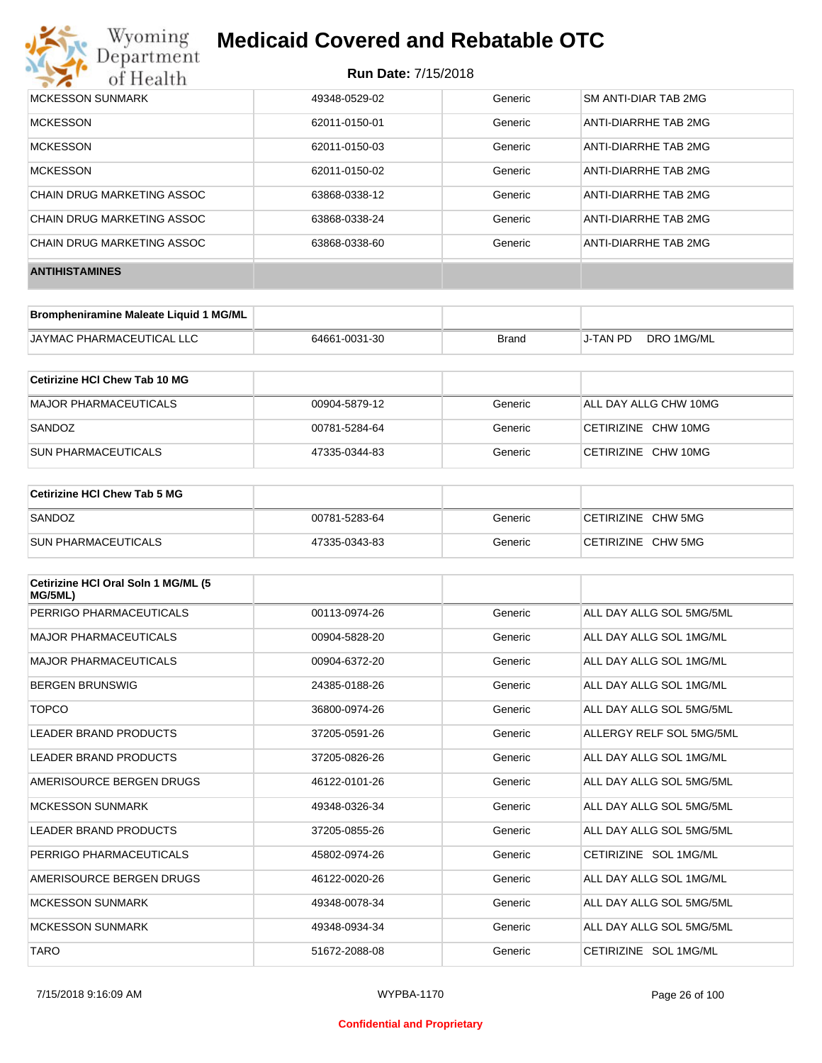| MCKESSON SUNMARK | 49348-0529-02 | Generic | SM ANTI-DIAR TAB 2MG |
|---|---|---|---|
| MCKESSON | 62011-0150-01 | Generic | ANTI-DIARRHE TAB 2MG |
| MCKESSON | 62011-0150-03 | Generic | ANTI-DIARRHE TAB 2MG |
| MCKESSON | 62011-0150-02 | Generic | ANTI-DIARRHE TAB 2MG |
| CHAIN DRUG MARKETING ASSOC | 63868-0338-12 | Generic | ANTI-DIARRHE TAB 2MG |
| CHAIN DRUG MARKETING ASSOC | 63868-0338-24 | Generic | ANTI-DIARRHE TAB 2MG |
| CHAIN DRUG MARKETING ASSOC | 63868-0338-60 | Generic | ANTI-DIARRHE TAB 2MG |

**ANTIHISTAMINES**

| Brompheniramine Maleate Liquid 1 MG/ML | | | |
|---|---|---|---|
| JAYMAC PHARMACEUTICAL LLC | 64661-0031-30 | Brand | J-TAN PD DRO 1MG/ML |

| Cetirizine HCl Chew Tab 10 MG | | | |
|---|---|---|---|
| MAJOR PHARMACEUTICALS | 00904-5879-12 | Generic | ALL DAY ALLG CHW 10MG |
| SANDOZ | 00781-5284-64 | Generic | CETIRIZINE CHW 10MG |
| SUN PHARMACEUTICALS | 47335-0344-83 | Generic | CETIRIZINE CHW 10MG |

| Cetirizine HCl Chew Tab 5 MG | | | |
|---|---|---|---|
| SANDOZ | 00781-5283-64 | Generic | CETIRIZINE CHW 5MG |
| SUN PHARMACEUTICALS | 47335-0343-83 | Generic | CETIRIZINE CHW 5MG |

| Cetirizine HCl Oral Soln 1 MG/ML (5 MG/5ML) | | | |
|---|---|---|---|
| PERRIGO PHARMACEUTICALS | 00113-0974-26 | Generic | ALL DAY ALLG SOL 5MG/5ML |
| MAJOR PHARMACEUTICALS | 00904-5828-20 | Generic | ALL DAY ALLG SOL 1MG/ML |
| MAJOR PHARMACEUTICALS | 00904-6372-20 | Generic | ALL DAY ALLG SOL 1MG/ML |
| BERGEN BRUNSWIG | 24385-0188-26 | Generic | ALL DAY ALLG SOL 1MG/ML |
| TOPCO | 36800-0974-26 | Generic | ALL DAY ALLG SOL 5MG/5ML |
| LEADER BRAND PRODUCTS | 37205-0591-26 | Generic | ALLERGY RELF SOL 5MG/5ML |
| LEADER BRAND PRODUCTS | 37205-0826-26 | Generic | ALL DAY ALLG SOL 1MG/ML |
| AMERISOURCE BERGEN DRUGS | 46122-0101-26 | Generic | ALL DAY ALLG SOL 5MG/5ML |
| MCKESSON SUNMARK | 49348-0326-34 | Generic | ALL DAY ALLG SOL 5MG/5ML |
| LEADER BRAND PRODUCTS | 37205-0855-26 | Generic | ALL DAY ALLG SOL 5MG/5ML |
| PERRIGO PHARMACEUTICALS | 45802-0974-26 | Generic | CETIRIZINE SOL 1MG/ML |
| AMERISOURCE BERGEN DRUGS | 46122-0020-26 | Generic | ALL DAY ALLG SOL 1MG/ML |
| MCKESSON SUNMARK | 49348-0078-34 | Generic | ALL DAY ALLG SOL 5MG/5ML |
| MCKESSON SUNMARK | 49348-0934-34 | Generic | ALL DAY ALLG SOL 5MG/5ML |
| TARO | 51672-2088-08 | Generic | CETIRIZINE SOL 1MG/ML |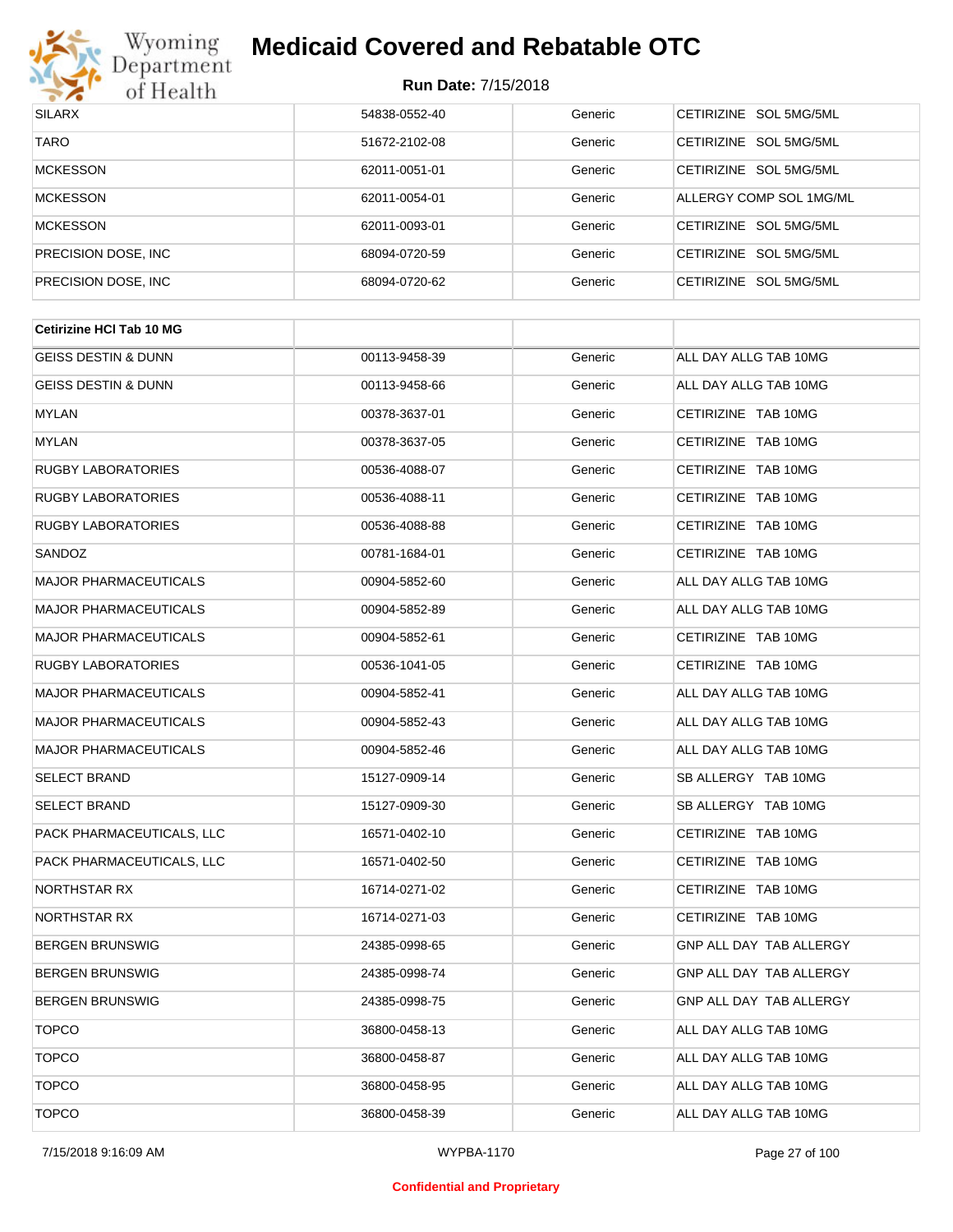| | | | |
|---|---|---|---|
| SILARX | 54838-0552-40 | Generic | CETIRIZINE SOL 5MG/5ML |
| TARO | 51672-2102-08 | Generic | CETIRIZINE SOL 5MG/5ML |
| MCKESSON | 62011-0051-01 | Generic | CETIRIZINE SOL 5MG/5ML |
| MCKESSON | 62011-0054-01 | Generic | ALLERGY COMP SOL 1MG/ML |
| MCKESSON | 62011-0093-01 | Generic | CETIRIZINE SOL 5MG/5ML |
| PRECISION DOSE, INC | 68094-0720-59 | Generic | CETIRIZINE SOL 5MG/5ML |
| PRECISION DOSE, INC | 68094-0720-62 | Generic | CETIRIZINE SOL 5MG/5ML |

| **Cetirizine HCl Tab 10 MG** | | | |
|---|---|---|---|
| GEISS DESTIN & DUNN | 00113-9458-39 | Generic | ALL DAY ALLG TAB 10MG |
| GEISS DESTIN & DUNN | 00113-9458-66 | Generic | ALL DAY ALLG TAB 10MG |
| MYLAN | 00378-3637-01 | Generic | CETIRIZINE TAB 10MG |
| MYLAN | 00378-3637-05 | Generic | CETIRIZINE TAB 10MG |
| RUGBY LABORATORIES | 00536-4088-07 | Generic | CETIRIZINE TAB 10MG |
| RUGBY LABORATORIES | 00536-4088-11 | Generic | CETIRIZINE TAB 10MG |
| RUGBY LABORATORIES | 00536-4088-88 | Generic | CETIRIZINE TAB 10MG |
| SANDOZ | 00781-1684-01 | Generic | CETIRIZINE TAB 10MG |
| MAJOR PHARMACEUTICALS | 00904-5852-60 | Generic | ALL DAY ALLG TAB 10MG |
| MAJOR PHARMACEUTICALS | 00904-5852-89 | Generic | ALL DAY ALLG TAB 10MG |
| MAJOR PHARMACEUTICALS | 00904-5852-61 | Generic | CETIRIZINE TAB 10MG |
| RUGBY LABORATORIES | 00536-1041-05 | Generic | CETIRIZINE TAB 10MG |
| MAJOR PHARMACEUTICALS | 00904-5852-41 | Generic | ALL DAY ALLG TAB 10MG |
| MAJOR PHARMACEUTICALS | 00904-5852-43 | Generic | ALL DAY ALLG TAB 10MG |
| MAJOR PHARMACEUTICALS | 00904-5852-46 | Generic | ALL DAY ALLG TAB 10MG |
| SELECT BRAND | 15127-0909-14 | Generic | SB ALLERGY TAB 10MG |
| SELECT BRAND | 15127-0909-30 | Generic | SB ALLERGY TAB 10MG |
| PACK PHARMACEUTICALS, LLC | 16571-0402-10 | Generic | CETIRIZINE TAB 10MG |
| PACK PHARMACEUTICALS, LLC | 16571-0402-50 | Generic | CETIRIZINE TAB 10MG |
| NORTHSTAR RX | 16714-0271-02 | Generic | CETIRIZINE TAB 10MG |
| NORTHSTAR RX | 16714-0271-03 | Generic | CETIRIZINE TAB 10MG |
| BERGEN BRUNSWIG | 24385-0998-65 | Generic | GNP ALL DAY TAB ALLERGY |
| BERGEN BRUNSWIG | 24385-0998-74 | Generic | GNP ALL DAY TAB ALLERGY |
| BERGEN BRUNSWIG | 24385-0998-75 | Generic | GNP ALL DAY TAB ALLERGY |
| TOPCO | 36800-0458-13 | Generic | ALL DAY ALLG TAB 10MG |
| TOPCO | 36800-0458-87 | Generic | ALL DAY ALLG TAB 10MG |
| TOPCO | 36800-0458-95 | Generic | ALL DAY ALLG TAB 10MG |
| TOPCO | 36800-0458-39 | Generic | ALL DAY ALLG TAB 10MG |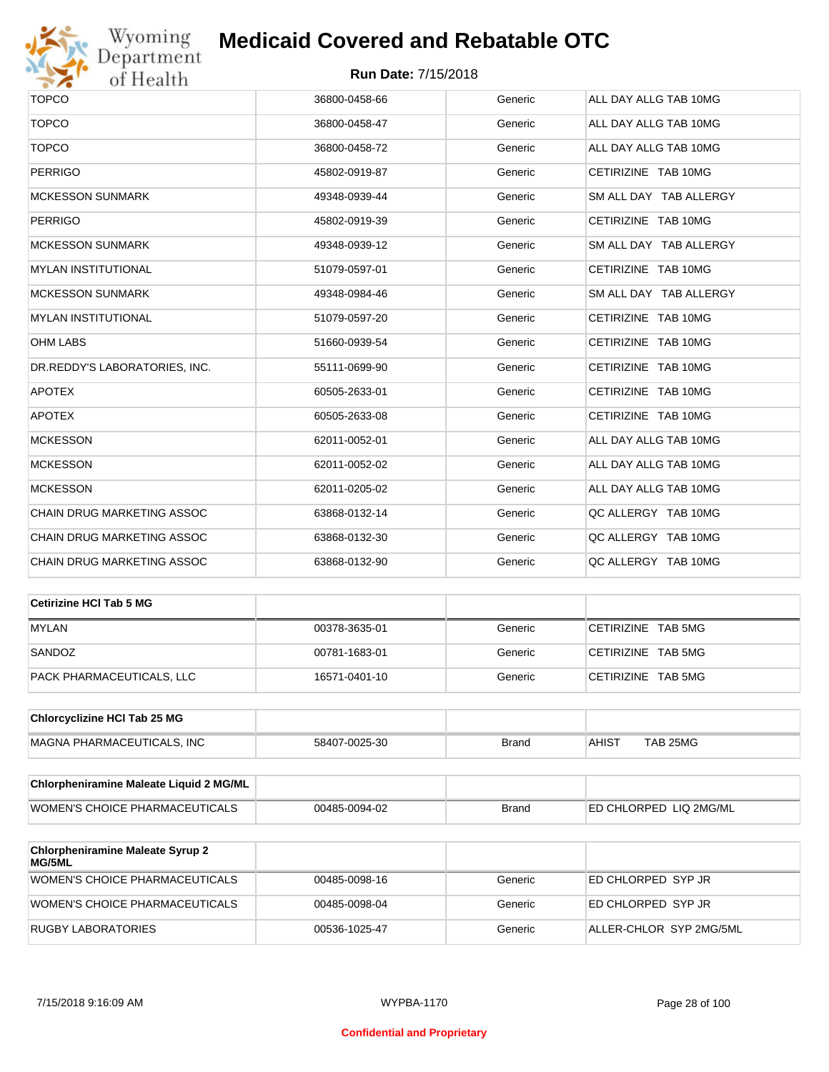# Medicaid Covered and Rebatable OTC

**Run Date:** 7/15/2018

| | | | |
|---|---|---|---|
| TOPCO | 36800-0458-66 | Generic | ALL DAY ALLG TAB 10MG |
| TOPCO | 36800-0458-47 | Generic | ALL DAY ALLG TAB 10MG |
| TOPCO | 36800-0458-72 | Generic | ALL DAY ALLG TAB 10MG |
| PERRIGO | 45802-0919-87 | Generic | CETIRIZINE TAB 10MG |
| MCKESSON SUNMARK | 49348-0939-44 | Generic | SM ALL DAY TAB ALLERGY |
| PERRIGO | 45802-0919-39 | Generic | CETIRIZINE TAB 10MG |
| MCKESSON SUNMARK | 49348-0939-12 | Generic | SM ALL DAY TAB ALLERGY |
| MYLAN INSTITUTIONAL | 51079-0597-01 | Generic | CETIRIZINE TAB 10MG |
| MCKESSON SUNMARK | 49348-0984-46 | Generic | SM ALL DAY TAB ALLERGY |
| MYLAN INSTITUTIONAL | 51079-0597-20 | Generic | CETIRIZINE TAB 10MG |
| OHM LABS | 51660-0939-54 | Generic | CETIRIZINE TAB 10MG |
| DR.REDDY'S LABORATORIES, INC. | 55111-0699-90 | Generic | CETIRIZINE TAB 10MG |
| APOTEX | 60505-2633-01 | Generic | CETIRIZINE TAB 10MG |
| APOTEX | 60505-2633-08 | Generic | CETIRIZINE TAB 10MG |
| MCKESSON | 62011-0052-01 | Generic | ALL DAY ALLG TAB 10MG |
| MCKESSON | 62011-0052-02 | Generic | ALL DAY ALLG TAB 10MG |
| MCKESSON | 62011-0205-02 | Generic | ALL DAY ALLG TAB 10MG |
| CHAIN DRUG MARKETING ASSOC | 63868-0132-14 | Generic | QC ALLERGY TAB 10MG |
| CHAIN DRUG MARKETING ASSOC | 63868-0132-30 | Generic | QC ALLERGY TAB 10MG |
| CHAIN DRUG MARKETING ASSOC | 63868-0132-90 | Generic | QC ALLERGY TAB 10MG |

| Cetirizine HCl Tab 5 MG | | | |
|---|---|---|---|
| MYLAN | 00378-3635-01 | Generic | CETIRIZINE TAB 5MG |
| SANDOZ | 00781-1683-01 | Generic | CETIRIZINE TAB 5MG |
| PACK PHARMACEUTICALS, LLC | 16571-0401-10 | Generic | CETIRIZINE TAB 5MG |

| Chlorcyclizine HCl Tab 25 MG | | | |
|---|---|---|---|
| MAGNA PHARMACEUTICALS, INC | 58407-0025-30 | Brand | AHIST TAB 25MG |

| Chlorpheniramine Maleate Liquid 2 MG/ML | | | |
|---|---|---|---|
| WOMEN'S CHOICE PHARMACEUTICALS | 00485-0094-02 | Brand | ED CHLORPED LIQ 2MG/ML |

| Chlorpheniramine Maleate Syrup 2 MG/5ML | | | |
|---|---|---|---|
| WOMEN'S CHOICE PHARMACEUTICALS | 00485-0098-16 | Generic | ED CHLORPED SYP JR |
| WOMEN'S CHOICE PHARMACEUTICALS | 00485-0098-04 | Generic | ED CHLORPED SYP JR |
| RUGBY LABORATORIES | 00536-1025-47 | Generic | ALLER-CHLOR SYP 2MG/5ML |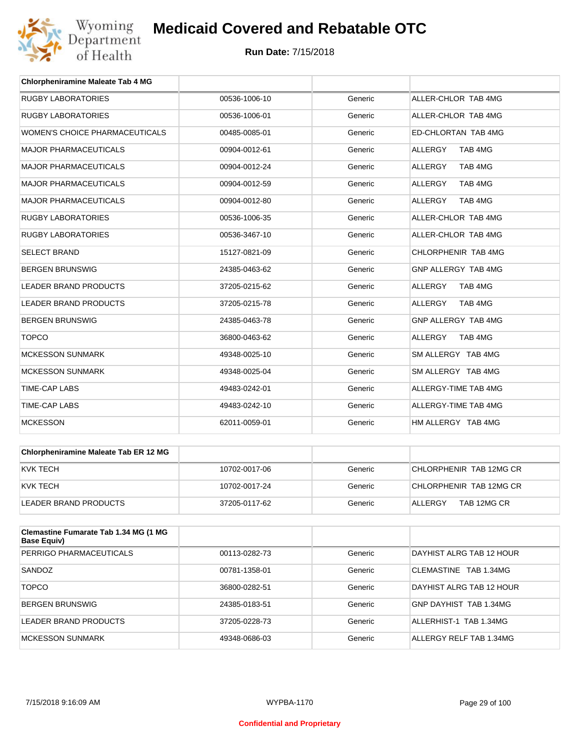| Chlorpheniramine Maleate Tab 4 MG | | | |
|---|---|---|---|
| RUGBY LABORATORIES | 00536-1006-10 | Generic | ALLER-CHLOR TAB 4MG |
| RUGBY LABORATORIES | 00536-1006-01 | Generic | ALLER-CHLOR TAB 4MG |
| WOMEN'S CHOICE PHARMACEUTICALS | 00485-0085-01 | Generic | ED-CHLORTAN TAB 4MG |
| MAJOR PHARMACEUTICALS | 00904-0012-61 | Generic | ALLERGY TAB 4MG |
| MAJOR PHARMACEUTICALS | 00904-0012-24 | Generic | ALLERGY TAB 4MG |
| MAJOR PHARMACEUTICALS | 00904-0012-59 | Generic | ALLERGY TAB 4MG |
| MAJOR PHARMACEUTICALS | 00904-0012-80 | Generic | ALLERGY TAB 4MG |
| RUGBY LABORATORIES | 00536-1006-35 | Generic | ALLER-CHLOR TAB 4MG |
| RUGBY LABORATORIES | 00536-3467-10 | Generic | ALLER-CHLOR TAB 4MG |
| SELECT BRAND | 15127-0821-09 | Generic | CHLORPHENIR TAB 4MG |
| BERGEN BRUNSWIG | 24385-0463-62 | Generic | GNP ALLERGY TAB 4MG |
| LEADER BRAND PRODUCTS | 37205-0215-62 | Generic | ALLERGY TAB 4MG |
| LEADER BRAND PRODUCTS | 37205-0215-78 | Generic | ALLERGY TAB 4MG |
| BERGEN BRUNSWIG | 24385-0463-78 | Generic | GNP ALLERGY TAB 4MG |
| TOPCO | 36800-0463-62 | Generic | ALLERGY TAB 4MG |
| MCKESSON SUNMARK | 49348-0025-10 | Generic | SM ALLERGY TAB 4MG |
| MCKESSON SUNMARK | 49348-0025-04 | Generic | SM ALLERGY TAB 4MG |
| TIME-CAP LABS | 49483-0242-01 | Generic | ALLERGY-TIME TAB 4MG |
| TIME-CAP LABS | 49483-0242-10 | Generic | ALLERGY-TIME TAB 4MG |
| MCKESSON | 62011-0059-01 | Generic | HM ALLERGY TAB 4MG |

| Chlorpheniramine Maleate Tab ER 12 MG | | | |
|---|---|---|---|
| KVK TECH | 10702-0017-06 | Generic | CHLORPHENIR TAB 12MG CR |
| KVK TECH | 10702-0017-24 | Generic | CHLORPHENIR TAB 12MG CR |
| LEADER BRAND PRODUCTS | 37205-0117-62 | Generic | ALLERGY TAB 12MG CR |

| Clemastine Fumarate Tab 1.34 MG (1 MG Base Equiv) | | | |
|---|---|---|---|
| PERRIGO PHARMACEUTICALS | 00113-0282-73 | Generic | DAYHIST ALRG TAB 12 HOUR |
| SANDOZ | 00781-1358-01 | Generic | CLEMASTINE TAB 1.34MG |
| TOPCO | 36800-0282-51 | Generic | DAYHIST ALRG TAB 12 HOUR |
| BERGEN BRUNSWIG | 24385-0183-51 | Generic | GNP DAYHIST TAB 1.34MG |
| LEADER BRAND PRODUCTS | 37205-0228-73 | Generic | ALLERHIST-1 TAB 1.34MG |
| MCKESSON SUNMARK | 49348-0686-03 | Generic | ALLERGY RELF TAB 1.34MG |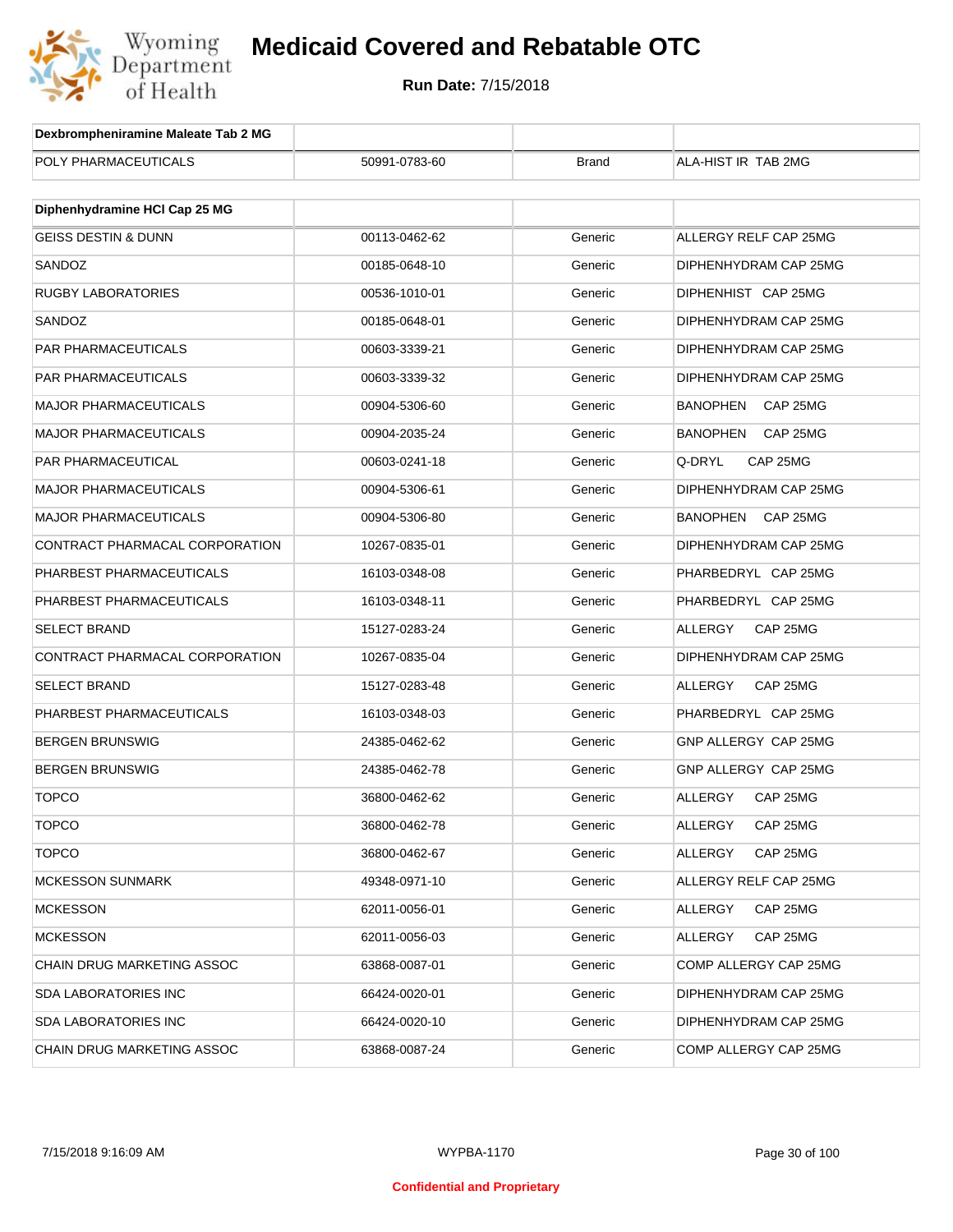| Dexbrompheniramine Maleate Tab 2 MG | | | |
|---|---|---|---|
| POLY PHARMACEUTICALS | 50991-0783-60 | Brand | ALA-HIST IR TAB 2MG |

| Diphenhydramine HCl Cap 25 MG | | | |
|---|---|---|---|
| GEISS DESTIN & DUNN | 00113-0462-62 | Generic | ALLERGY RELF CAP 25MG |
| SANDOZ | 00185-0648-10 | Generic | DIPHENHYDRAM CAP 25MG |
| RUGBY LABORATORIES | 00536-1010-01 | Generic | DIPHENHIST CAP 25MG |
| SANDOZ | 00185-0648-01 | Generic | DIPHENHYDRAM CAP 25MG |
| PAR PHARMACEUTICALS | 00603-3339-21 | Generic | DIPHENHYDRAM CAP 25MG |
| PAR PHARMACEUTICALS | 00603-3339-32 | Generic | DIPHENHYDRAM CAP 25MG |
| MAJOR PHARMACEUTICALS | 00904-5306-60 | Generic | BANOPHEN CAP 25MG |
| MAJOR PHARMACEUTICALS | 00904-2035-24 | Generic | BANOPHEN CAP 25MG |
| PAR PHARMACEUTICAL | 00603-0241-18 | Generic | Q-DRYL CAP 25MG |
| MAJOR PHARMACEUTICALS | 00904-5306-61 | Generic | DIPHENHYDRAM CAP 25MG |
| MAJOR PHARMACEUTICALS | 00904-5306-80 | Generic | BANOPHEN CAP 25MG |
| CONTRACT PHARMACAL CORPORATION | 10267-0835-01 | Generic | DIPHENHYDRAM CAP 25MG |
| PHARBEST PHARMACEUTICALS | 16103-0348-08 | Generic | PHARBEDRYL CAP 25MG |
| PHARBEST PHARMACEUTICALS | 16103-0348-11 | Generic | PHARBEDRYL CAP 25MG |
| SELECT BRAND | 15127-0283-24 | Generic | ALLERGY CAP 25MG |
| CONTRACT PHARMACAL CORPORATION | 10267-0835-04 | Generic | DIPHENHYDRAM CAP 25MG |
| SELECT BRAND | 15127-0283-48 | Generic | ALLERGY CAP 25MG |
| PHARBEST PHARMACEUTICALS | 16103-0348-03 | Generic | PHARBEDRYL CAP 25MG |
| BERGEN BRUNSWIG | 24385-0462-62 | Generic | GNP ALLERGY CAP 25MG |
| BERGEN BRUNSWIG | 24385-0462-78 | Generic | GNP ALLERGY CAP 25MG |
| TOPCO | 36800-0462-62 | Generic | ALLERGY CAP 25MG |
| TOPCO | 36800-0462-78 | Generic | ALLERGY CAP 25MG |
| TOPCO | 36800-0462-67 | Generic | ALLERGY CAP 25MG |
| MCKESSON SUNMARK | 49348-0971-10 | Generic | ALLERGY RELF CAP 25MG |
| MCKESSON | 62011-0056-01 | Generic | ALLERGY CAP 25MG |
| MCKESSON | 62011-0056-03 | Generic | ALLERGY CAP 25MG |
| CHAIN DRUG MARKETING ASSOC | 63868-0087-01 | Generic | COMP ALLERGY CAP 25MG |
| SDA LABORATORIES INC | 66424-0020-01 | Generic | DIPHENHYDRAM CAP 25MG |
| SDA LABORATORIES INC | 66424-0020-10 | Generic | DIPHENHYDRAM CAP 25MG |
| CHAIN DRUG MARKETING ASSOC | 63868-0087-24 | Generic | COMP ALLERGY CAP 25MG |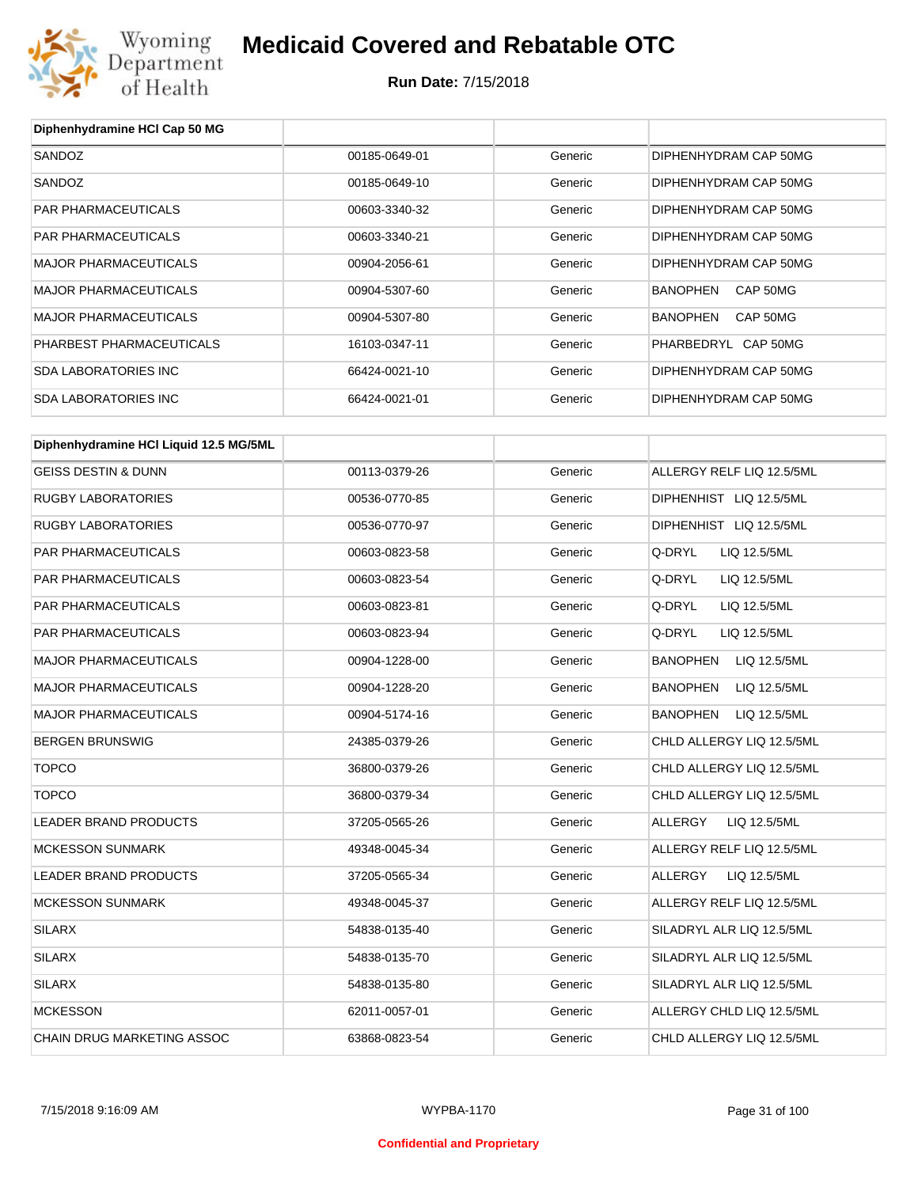# Medicaid Covered and Rebatable OTC

**Run Date:** 7/15/2018

| Diphenhydramine HCl Cap 50 MG | | | |
|---|---|---|---|
| SANDOZ | 00185-0649-01 | Generic | DIPHENHYDRAM CAP 50MG |
| SANDOZ | 00185-0649-10 | Generic | DIPHENHYDRAM CAP 50MG |
| PAR PHARMACEUTICALS | 00603-3340-32 | Generic | DIPHENHYDRAM CAP 50MG |
| PAR PHARMACEUTICALS | 00603-3340-21 | Generic | DIPHENHYDRAM CAP 50MG |
| MAJOR PHARMACEUTICALS | 00904-2056-61 | Generic | DIPHENHYDRAM CAP 50MG |
| MAJOR PHARMACEUTICALS | 00904-5307-60 | Generic | BANOPHEN CAP 50MG |
| MAJOR PHARMACEUTICALS | 00904-5307-80 | Generic | BANOPHEN CAP 50MG |
| PHARBEST PHARMACEUTICALS | 16103-0347-11 | Generic | PHARBEDRYL CAP 50MG |
| SDA LABORATORIES INC | 66424-0021-10 | Generic | DIPHENHYDRAM CAP 50MG |
| SDA LABORATORIES INC | 66424-0021-01 | Generic | DIPHENHYDRAM CAP 50MG |

| Diphenhydramine HCl Liquid 12.5 MG/5ML | | | |
|---|---|---|---|
| GEISS DESTIN & DUNN | 00113-0379-26 | Generic | ALLERGY RELF LIQ 12.5/5ML |
| RUGBY LABORATORIES | 00536-0770-85 | Generic | DIPHENHIST LIQ 12.5/5ML |
| RUGBY LABORATORIES | 00536-0770-97 | Generic | DIPHENHIST LIQ 12.5/5ML |
| PAR PHARMACEUTICALS | 00603-0823-58 | Generic | Q-DRYL LIQ 12.5/5ML |
| PAR PHARMACEUTICALS | 00603-0823-54 | Generic | Q-DRYL LIQ 12.5/5ML |
| PAR PHARMACEUTICALS | 00603-0823-81 | Generic | Q-DRYL LIQ 12.5/5ML |
| PAR PHARMACEUTICALS | 00603-0823-94 | Generic | Q-DRYL LIQ 12.5/5ML |
| MAJOR PHARMACEUTICALS | 00904-1228-00 | Generic | BANOPHEN LIQ 12.5/5ML |
| MAJOR PHARMACEUTICALS | 00904-1228-20 | Generic | BANOPHEN LIQ 12.5/5ML |
| MAJOR PHARMACEUTICALS | 00904-5174-16 | Generic | BANOPHEN LIQ 12.5/5ML |
| BERGEN BRUNSWIG | 24385-0379-26 | Generic | CHLD ALLERGY LIQ 12.5/5ML |
| TOPCO | 36800-0379-26 | Generic | CHLD ALLERGY LIQ 12.5/5ML |
| TOPCO | 36800-0379-34 | Generic | CHLD ALLERGY LIQ 12.5/5ML |
| LEADER BRAND PRODUCTS | 37205-0565-26 | Generic | ALLERGY LIQ 12.5/5ML |
| MCKESSON SUNMARK | 49348-0045-34 | Generic | ALLERGY RELF LIQ 12.5/5ML |
| LEADER BRAND PRODUCTS | 37205-0565-34 | Generic | ALLERGY LIQ 12.5/5ML |
| MCKESSON SUNMARK | 49348-0045-37 | Generic | ALLERGY RELF LIQ 12.5/5ML |
| SILARX | 54838-0135-40 | Generic | SILADRYL ALR LIQ 12.5/5ML |
| SILARX | 54838-0135-70 | Generic | SILADRYL ALR LIQ 12.5/5ML |
| SILARX | 54838-0135-80 | Generic | SILADRYL ALR LIQ 12.5/5ML |
| MCKESSON | 62011-0057-01 | Generic | ALLERGY CHLD LIQ 12.5/5ML |
| CHAIN DRUG MARKETING ASSOC | 63868-0823-54 | Generic | CHLD ALLERGY LIQ 12.5/5ML |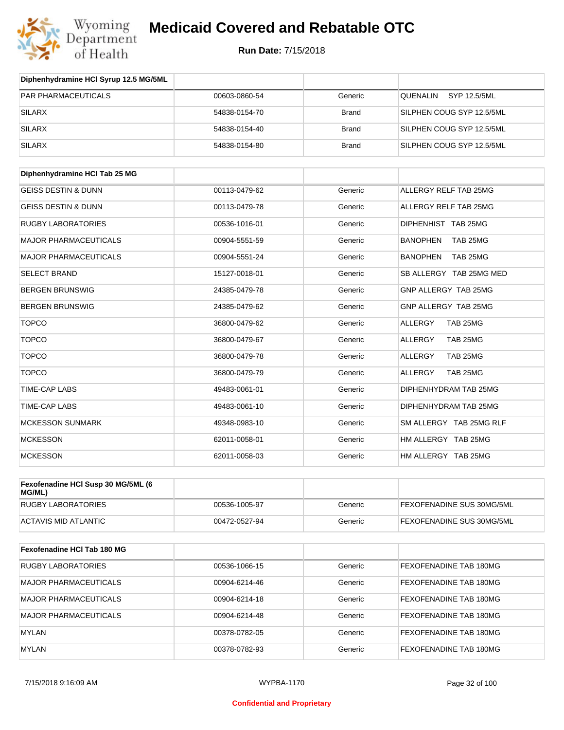# Medicaid Covered and Rebatable OTC

**Run Date:** 7/15/2018

| Diphenhydramine HCl Syrup 12.5 MG/5ML | | | |
|---|---|---|---|
| PAR PHARMACEUTICALS | 00603-0860-54 | Generic | QUENALIN SYP 12.5/5ML |
| SILARX | 54838-0154-70 | Brand | SILPHEN COUG SYP 12.5/5ML |
| SILARX | 54838-0154-40 | Brand | SILPHEN COUG SYP 12.5/5ML |
| SILARX | 54838-0154-80 | Brand | SILPHEN COUG SYP 12.5/5ML |

| Diphenhydramine HCl Tab 25 MG | | | |
|---|---|---|---|
| GEISS DESTIN & DUNN | 00113-0479-62 | Generic | ALLERGY RELF TAB 25MG |
| GEISS DESTIN & DUNN | 00113-0479-78 | Generic | ALLERGY RELF TAB 25MG |
| RUGBY LABORATORIES | 00536-1016-01 | Generic | DIPHENHIST TAB 25MG |
| MAJOR PHARMACEUTICALS | 00904-5551-59 | Generic | BANOPHEN TAB 25MG |
| MAJOR PHARMACEUTICALS | 00904-5551-24 | Generic | BANOPHEN TAB 25MG |
| SELECT BRAND | 15127-0018-01 | Generic | SB ALLERGY TAB 25MG MED |
| BERGEN BRUNSWIG | 24385-0479-78 | Generic | GNP ALLERGY TAB 25MG |
| BERGEN BRUNSWIG | 24385-0479-62 | Generic | GNP ALLERGY TAB 25MG |
| TOPCO | 36800-0479-62 | Generic | ALLERGY TAB 25MG |
| TOPCO | 36800-0479-67 | Generic | ALLERGY TAB 25MG |
| TOPCO | 36800-0479-78 | Generic | ALLERGY TAB 25MG |
| TOPCO | 36800-0479-79 | Generic | ALLERGY TAB 25MG |
| TIME-CAP LABS | 49483-0061-01 | Generic | DIPHENHYDRAM TAB 25MG |
| TIME-CAP LABS | 49483-0061-10 | Generic | DIPHENHYDRAM TAB 25MG |
| MCKESSON SUNMARK | 49348-0983-10 | Generic | SM ALLERGY TAB 25MG RLF |
| MCKESSON | 62011-0058-01 | Generic | HM ALLERGY TAB 25MG |
| MCKESSON | 62011-0058-03 | Generic | HM ALLERGY TAB 25MG |

| Fexofenadine HCl Susp 30 MG/5ML (6 MG/ML) | | | |
|---|---|---|---|
| RUGBY LABORATORIES | 00536-1005-97 | Generic | FEXOFENADINE SUS 30MG/5ML |
| ACTAVIS MID ATLANTIC | 00472-0527-94 | Generic | FEXOFENADINE SUS 30MG/5ML |

| Fexofenadine HCl Tab 180 MG | | | |
|---|---|---|---|
| RUGBY LABORATORIES | 00536-1066-15 | Generic | FEXOFENADINE TAB 180MG |
| MAJOR PHARMACEUTICALS | 00904-6214-46 | Generic | FEXOFENADINE TAB 180MG |
| MAJOR PHARMACEUTICALS | 00904-6214-18 | Generic | FEXOFENADINE TAB 180MG |
| MAJOR PHARMACEUTICALS | 00904-6214-48 | Generic | FEXOFENADINE TAB 180MG |
| MYLAN | 00378-0782-05 | Generic | FEXOFENADINE TAB 180MG |
| MYLAN | 00378-0782-93 | Generic | FEXOFENADINE TAB 180MG |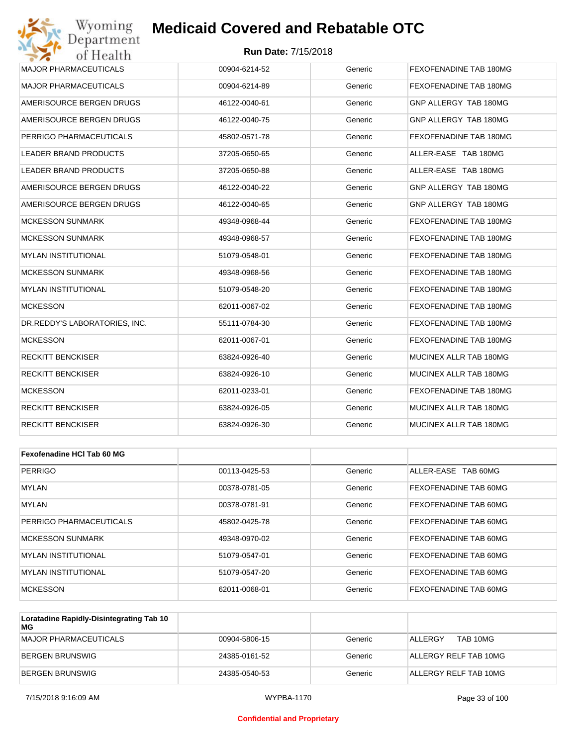| | | | |
|---|---|---|---|
| MAJOR PHARMACEUTICALS | 00904-6214-52 | Generic | FEXOFENADINE TAB 180MG |
| MAJOR PHARMACEUTICALS | 00904-6214-89 | Generic | FEXOFENADINE TAB 180MG |
| AMERISOURCE BERGEN DRUGS | 46122-0040-61 | Generic | GNP ALLERGY TAB 180MG |
| AMERISOURCE BERGEN DRUGS | 46122-0040-75 | Generic | GNP ALLERGY TAB 180MG |
| PERRIGO PHARMACEUTICALS | 45802-0571-78 | Generic | FEXOFENADINE TAB 180MG |
| LEADER BRAND PRODUCTS | 37205-0650-65 | Generic | ALLER-EASE TAB 180MG |
| LEADER BRAND PRODUCTS | 37205-0650-88 | Generic | ALLER-EASE TAB 180MG |
| AMERISOURCE BERGEN DRUGS | 46122-0040-22 | Generic | GNP ALLERGY TAB 180MG |
| AMERISOURCE BERGEN DRUGS | 46122-0040-65 | Generic | GNP ALLERGY TAB 180MG |
| MCKESSON SUNMARK | 49348-0968-44 | Generic | FEXOFENADINE TAB 180MG |
| MCKESSON SUNMARK | 49348-0968-57 | Generic | FEXOFENADINE TAB 180MG |
| MYLAN INSTITUTIONAL | 51079-0548-01 | Generic | FEXOFENADINE TAB 180MG |
| MCKESSON SUNMARK | 49348-0968-56 | Generic | FEXOFENADINE TAB 180MG |
| MYLAN INSTITUTIONAL | 51079-0548-20 | Generic | FEXOFENADINE TAB 180MG |
| MCKESSON | 62011-0067-02 | Generic | FEXOFENADINE TAB 180MG |
| DR.REDDY'S LABORATORIES, INC. | 55111-0784-30 | Generic | FEXOFENADINE TAB 180MG |
| MCKESSON | 62011-0067-01 | Generic | FEXOFENADINE TAB 180MG |
| RECKITT BENCKISER | 63824-0926-40 | Generic | MUCINEX ALLR TAB 180MG |
| RECKITT BENCKISER | 63824-0926-10 | Generic | MUCINEX ALLR TAB 180MG |
| MCKESSON | 62011-0233-01 | Generic | FEXOFENADINE TAB 180MG |
| RECKITT BENCKISER | 63824-0926-05 | Generic | MUCINEX ALLR TAB 180MG |
| RECKITT BENCKISER | 63824-0926-30 | Generic | MUCINEX ALLR TAB 180MG |

| **Fexofenadine HCl Tab 60 MG** | | | |
|---|---|---|---|
| PERRIGO | 00113-0425-53 | Generic | ALLER-EASE TAB 60MG |
| MYLAN | 00378-0781-05 | Generic | FEXOFENADINE TAB 60MG |
| MYLAN | 00378-0781-91 | Generic | FEXOFENADINE TAB 60MG |
| PERRIGO PHARMACEUTICALS | 45802-0425-78 | Generic | FEXOFENADINE TAB 60MG |
| MCKESSON SUNMARK | 49348-0970-02 | Generic | FEXOFENADINE TAB 60MG |
| MYLAN INSTITUTIONAL | 51079-0547-01 | Generic | FEXOFENADINE TAB 60MG |
| MYLAN INSTITUTIONAL | 51079-0547-20 | Generic | FEXOFENADINE TAB 60MG |
| MCKESSON | 62011-0068-01 | Generic | FEXOFENADINE TAB 60MG |

| **Loratadine Rapidly-Disintegrating Tab 10 MG** | | | |
|---|---|---|---|
| MAJOR PHARMACEUTICALS | 00904-5806-15 | Generic | ALLERGY TAB 10MG |
| BERGEN BRUNSWIG | 24385-0161-52 | Generic | ALLERGY RELF TAB 10MG |
| BERGEN BRUNSWIG | 24385-0540-53 | Generic | ALLERGY RELF TAB 10MG |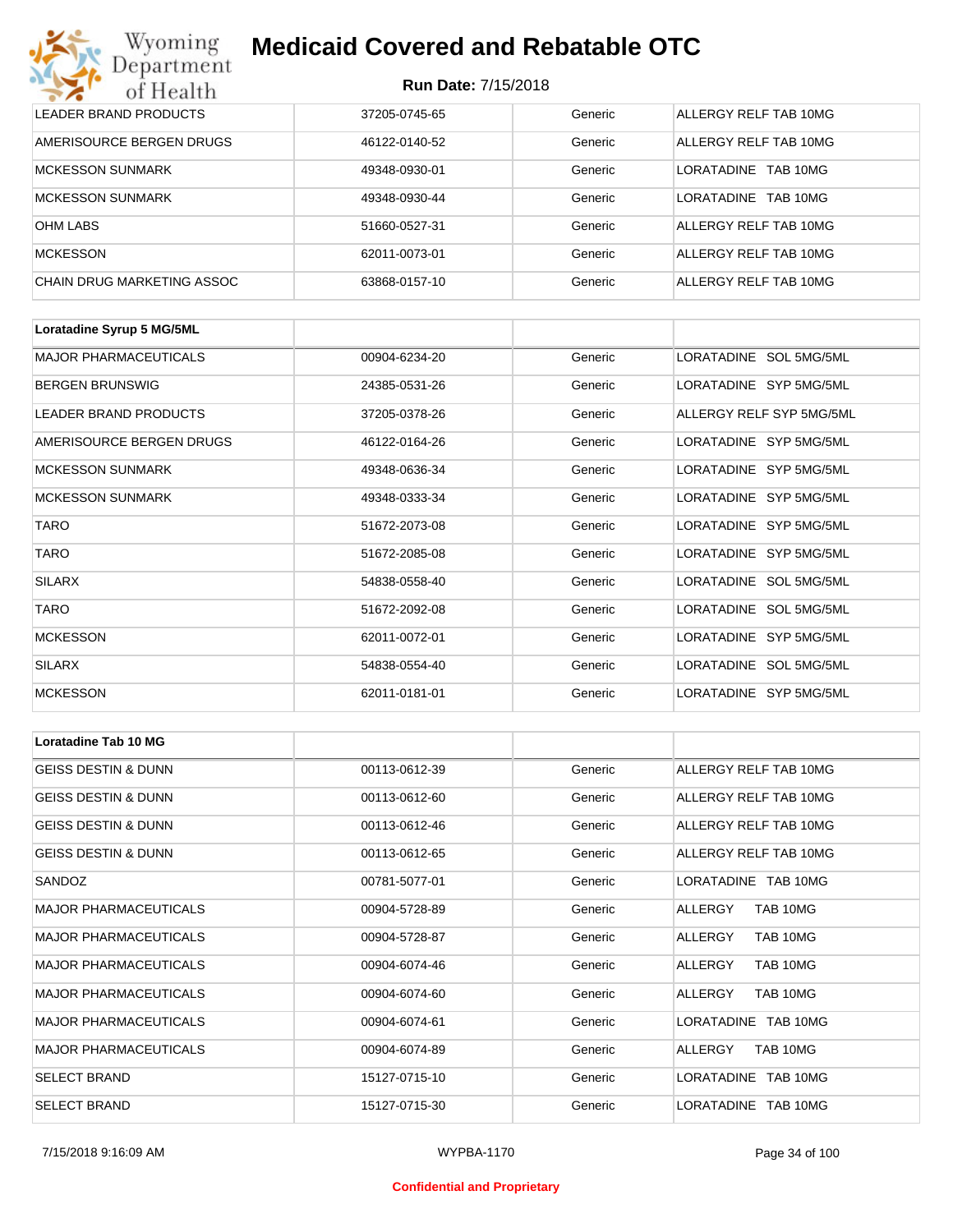| | | | |
|---|---|---|---|
| LEADER BRAND PRODUCTS | 37205-0745-65 | Generic | ALLERGY RELF TAB 10MG |
| AMERISOURCE BERGEN DRUGS | 46122-0140-52 | Generic | ALLERGY RELF TAB 10MG |
| MCKESSON SUNMARK | 49348-0930-01 | Generic | LORATADINE TAB 10MG |
| MCKESSON SUNMARK | 49348-0930-44 | Generic | LORATADINE TAB 10MG |
| OHM LABS | 51660-0527-31 | Generic | ALLERGY RELF TAB 10MG |
| MCKESSON | 62011-0073-01 | Generic | ALLERGY RELF TAB 10MG |
| CHAIN DRUG MARKETING ASSOC | 63868-0157-10 | Generic | ALLERGY RELF TAB 10MG |

| **Loratadine Syrup 5 MG/5ML** | | | |
|---|---|---|---|
| MAJOR PHARMACEUTICALS | 00904-6234-20 | Generic | LORATADINE SOL 5MG/5ML |
| BERGEN BRUNSWIG | 24385-0531-26 | Generic | LORATADINE SYP 5MG/5ML |
| LEADER BRAND PRODUCTS | 37205-0378-26 | Generic | ALLERGY RELF SYP 5MG/5ML |
| AMERISOURCE BERGEN DRUGS | 46122-0164-26 | Generic | LORATADINE SYP 5MG/5ML |
| MCKESSON SUNMARK | 49348-0636-34 | Generic | LORATADINE SYP 5MG/5ML |
| MCKESSON SUNMARK | 49348-0333-34 | Generic | LORATADINE SYP 5MG/5ML |
| TARO | 51672-2073-08 | Generic | LORATADINE SYP 5MG/5ML |
| TARO | 51672-2085-08 | Generic | LORATADINE SYP 5MG/5ML |
| SILARX | 54838-0558-40 | Generic | LORATADINE SOL 5MG/5ML |
| TARO | 51672-2092-08 | Generic | LORATADINE SOL 5MG/5ML |
| MCKESSON | 62011-0072-01 | Generic | LORATADINE SYP 5MG/5ML |
| SILARX | 54838-0554-40 | Generic | LORATADINE SOL 5MG/5ML |
| MCKESSON | 62011-0181-01 | Generic | LORATADINE SYP 5MG/5ML |

| **Loratadine Tab 10 MG** | | | |
|---|---|---|---|
| GEISS DESTIN & DUNN | 00113-0612-39 | Generic | ALLERGY RELF TAB 10MG |
| GEISS DESTIN & DUNN | 00113-0612-60 | Generic | ALLERGY RELF TAB 10MG |
| GEISS DESTIN & DUNN | 00113-0612-46 | Generic | ALLERGY RELF TAB 10MG |
| GEISS DESTIN & DUNN | 00113-0612-65 | Generic | ALLERGY RELF TAB 10MG |
| SANDOZ | 00781-5077-01 | Generic | LORATADINE TAB 10MG |
| MAJOR PHARMACEUTICALS | 00904-5728-89 | Generic | ALLERGY TAB 10MG |
| MAJOR PHARMACEUTICALS | 00904-5728-87 | Generic | ALLERGY TAB 10MG |
| MAJOR PHARMACEUTICALS | 00904-6074-46 | Generic | ALLERGY TAB 10MG |
| MAJOR PHARMACEUTICALS | 00904-6074-60 | Generic | ALLERGY TAB 10MG |
| MAJOR PHARMACEUTICALS | 00904-6074-61 | Generic | LORATADINE TAB 10MG |
| MAJOR PHARMACEUTICALS | 00904-6074-89 | Generic | ALLERGY TAB 10MG |
| SELECT BRAND | 15127-0715-10 | Generic | LORATADINE TAB 10MG |
| SELECT BRAND | 15127-0715-30 | Generic | LORATADINE TAB 10MG |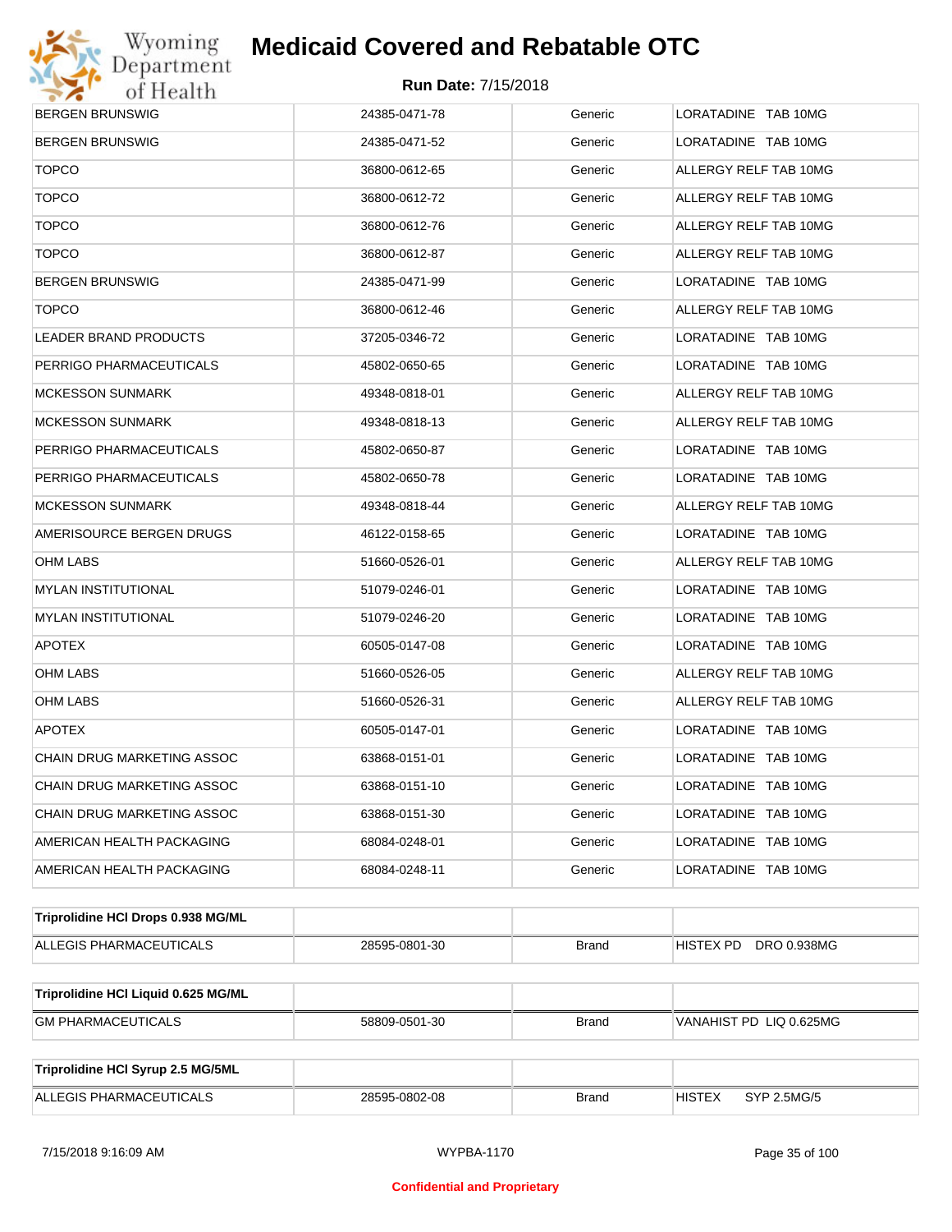| | | | |
|---|---|---|---|
| BERGEN BRUNSWIG | 24385-0471-78 | Generic | LORATADINE TAB 10MG |
| BERGEN BRUNSWIG | 24385-0471-52 | Generic | LORATADINE TAB 10MG |
| TOPCO | 36800-0612-65 | Generic | ALLERGY RELF TAB 10MG |
| TOPCO | 36800-0612-72 | Generic | ALLERGY RELF TAB 10MG |
| TOPCO | 36800-0612-76 | Generic | ALLERGY RELF TAB 10MG |
| TOPCO | 36800-0612-87 | Generic | ALLERGY RELF TAB 10MG |
| BERGEN BRUNSWIG | 24385-0471-99 | Generic | LORATADINE TAB 10MG |
| TOPCO | 36800-0612-46 | Generic | ALLERGY RELF TAB 10MG |
| LEADER BRAND PRODUCTS | 37205-0346-72 | Generic | LORATADINE TAB 10MG |
| PERRIGO PHARMACEUTICALS | 45802-0650-65 | Generic | LORATADINE TAB 10MG |
| MCKESSON SUNMARK | 49348-0818-01 | Generic | ALLERGY RELF TAB 10MG |
| MCKESSON SUNMARK | 49348-0818-13 | Generic | ALLERGY RELF TAB 10MG |
| PERRIGO PHARMACEUTICALS | 45802-0650-87 | Generic | LORATADINE TAB 10MG |
| PERRIGO PHARMACEUTICALS | 45802-0650-78 | Generic | LORATADINE TAB 10MG |
| MCKESSON SUNMARK | 49348-0818-44 | Generic | ALLERGY RELF TAB 10MG |
| AMERISOURCE BERGEN DRUGS | 46122-0158-65 | Generic | LORATADINE TAB 10MG |
| OHM LABS | 51660-0526-01 | Generic | ALLERGY RELF TAB 10MG |
| MYLAN INSTITUTIONAL | 51079-0246-01 | Generic | LORATADINE TAB 10MG |
| MYLAN INSTITUTIONAL | 51079-0246-20 | Generic | LORATADINE TAB 10MG |
| APOTEX | 60505-0147-08 | Generic | LORATADINE TAB 10MG |
| OHM LABS | 51660-0526-05 | Generic | ALLERGY RELF TAB 10MG |
| OHM LABS | 51660-0526-31 | Generic | ALLERGY RELF TAB 10MG |
| APOTEX | 60505-0147-01 | Generic | LORATADINE TAB 10MG |
| CHAIN DRUG MARKETING ASSOC | 63868-0151-01 | Generic | LORATADINE TAB 10MG |
| CHAIN DRUG MARKETING ASSOC | 63868-0151-10 | Generic | LORATADINE TAB 10MG |
| CHAIN DRUG MARKETING ASSOC | 63868-0151-30 | Generic | LORATADINE TAB 10MG |
| AMERICAN HEALTH PACKAGING | 68084-0248-01 | Generic | LORATADINE TAB 10MG |
| AMERICAN HEALTH PACKAGING | 68084-0248-11 | Generic | LORATADINE TAB 10MG |

| **Triprolidine HCl Drops 0.938 MG/ML** | | | |
|---|---|---|---|
| ALLEGIS PHARMACEUTICALS | 28595-0801-30 | Brand | HISTEX PD DRO 0.938MG |

| **Triprolidine HCl Liquid 0.625 MG/ML** | | | |
|---|---|---|---|
| GM PHARMACEUTICALS | 58809-0501-30 | Brand | VANAHIST PD LIQ 0.625MG |

| **Triprolidine HCl Syrup 2.5 MG/5ML** | | | |
|---|---|---|---|
| ALLEGIS PHARMACEUTICALS | 28595-0802-08 | Brand | HISTEX SYP 2.5MG/5 |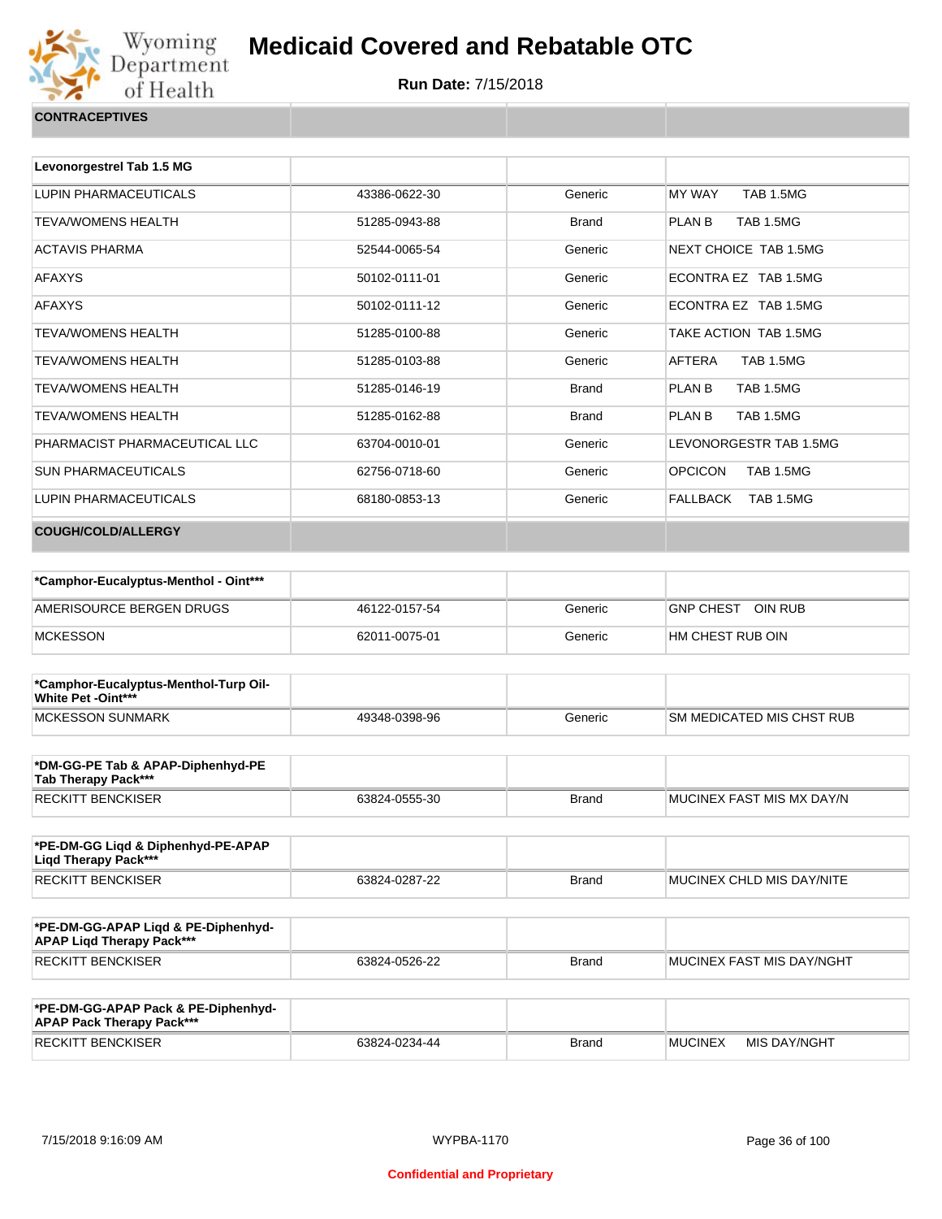**CONTRACTIVES**

| Levonorgestrel Tab 1.5 MG | | | |
|---|---|---|---|
| LUPIN PHARMACEUTICALS | 43386-0622-30 | Generic | MY WAY TAB 1.5MG |
| TEVA/WOMENS HEALTH | 51285-0943-88 | Brand | PLAN B TAB 1.5MG |
| ACTAVIS PHARMA | 52544-0065-54 | Generic | NEXT CHOICE TAB 1.5MG |
| AFAXYS | 50102-0111-01 | Generic | ECONTRA EZ TAB 1.5MG |
| AFAXYS | 50102-0111-12 | Generic | ECONTRA EZ TAB 1.5MG |
| TEVA/WOMENS HEALTH | 51285-0100-88 | Generic | TAKE ACTION TAB 1.5MG |
| TEVA/WOMENS HEALTH | 51285-0103-88 | Generic | AFTERA TAB 1.5MG |
| TEVA/WOMENS HEALTH | 51285-0146-19 | Brand | PLAN B TAB 1.5MG |
| TEVA/WOMENS HEALTH | 51285-0162-88 | Brand | PLAN B TAB 1.5MG |
| PHARMACIST PHARMACEUTICAL LLC | 63704-0010-01 | Generic | LEVONORGESTR TAB 1.5MG |
| SUN PHARMACEUTICALS | 62756-0718-60 | Generic | OPCICON TAB 1.5MG |
| LUPIN PHARMACEUTICALS | 68180-0853-13 | Generic | FALLBACK TAB 1.5MG |

**COUGH/COLD/ALLERGY**

| *Camphor-Eucalyptus-Menthol - Oint*** | | | |
|---|---|---|---|
| AMERISOURCE BERGEN DRUGS | 46122-0157-54 | Generic | GNP CHEST OIN RUB |
| MCKESSON | 62011-0075-01 | Generic | HM CHEST RUB OIN |

| *Camphor-Eucalyptus-Menthol-Turp Oil-White Pet -Oint*** | | | |
|---|---|---|---|
| MCKESSON SUNMARK | 49348-0398-96 | Generic | SM MEDICATED MIS CHST RUB |

| *DM-GG-PE Tab & APAP-Diphenhyd-PE Tab Therapy Pack*** | | | |
|---|---|---|---|
| RECKITT BENCKISER | 63824-0555-30 | Brand | MUCINEX FAST MIS MX DAY/N |

| *PE-DM-GG Liqd & Diphenhyd-PE-APAP Liqd Therapy Pack*** | | | |
|---|---|---|---|
| RECKITT BENCKISER | 63824-0287-22 | Brand | MUCINEX CHLD MIS DAY/NITE |

| *PE-DM-GG-APAP Liqd & PE-Diphenhyd-APAP Liqd Therapy Pack*** | | | |
|---|---|---|---|
| RECKITT BENCKISER | 63824-0526-22 | Brand | MUCINEX FAST MIS DAY/NGHT |

| *PE-DM-GG-APAP Pack & PE-Diphenhyd-APAP Pack Therapy Pack*** | | | |
|---|---|---|---|
| RECKITT BENCKISER | 63824-0234-44 | Brand | MUCINEX MIS DAY/NGHT |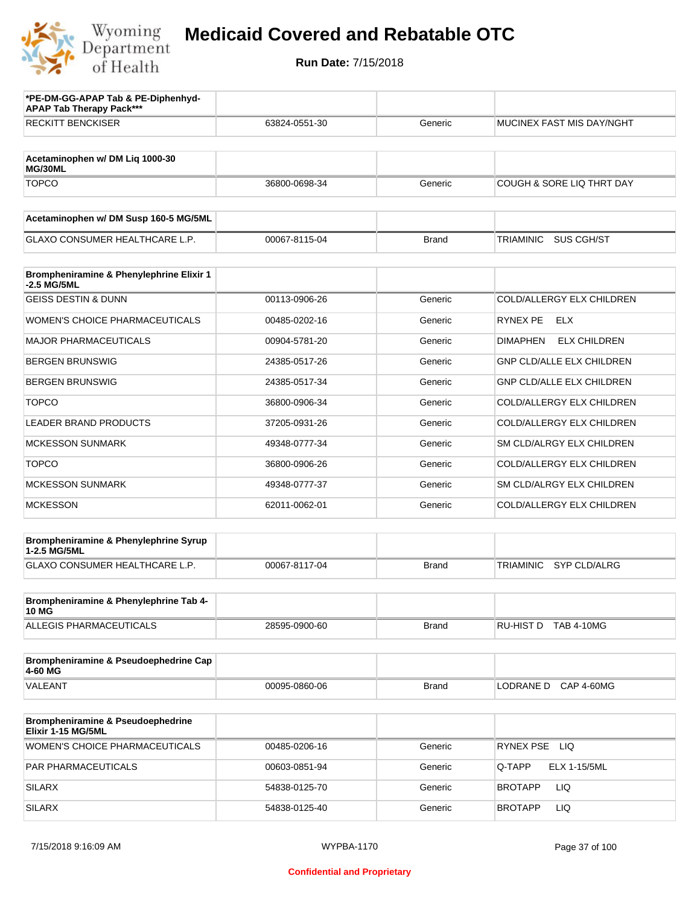# Medicaid Covered and Rebatable OTC

**Run Date:** 7/15/2018

| *PE-DM-GG-APAP Tab & PE-Diphenhyd-APAP Tab Therapy Pack*** | | | |
|---|---|---|---|
| RECKITT BENCKISER | 63824-0551-30 | Generic | MUCINEX FAST MIS DAY/NGHT |

| Acetaminophen w/ DM Liq 1000-30 MG/30ML | | | |
|---|---|---|---|
| TOPCO | 36800-0698-34 | Generic | COUGH & SORE LIQ THRT DAY |

| Acetaminophen w/ DM Susp 160-5 MG/5ML | | | |
|---|---|---|---|
| GLAXO CONSUMER HEALTHCARE L.P. | 00067-8115-04 | Brand | TRIAMINIC SUS CGH/ST |

| Brompheniramine & Phenylephrine Elixir 1-2.5 MG/5ML | | | |
|---|---|---|---|
| GEISS DESTIN & DUNN | 00113-0906-26 | Generic | COLD/ALLERGY ELX CHILDREN |
| WOMEN'S CHOICE PHARMACEUTICALS | 00485-0202-16 | Generic | RYNEX PE ELX |
| MAJOR PHARMACEUTICALS | 00904-5781-20 | Generic | DIMAPHEN ELX CHILDREN |
| BERGEN BRUNSWIG | 24385-0517-26 | Generic | GNP CLD/ALLE ELX CHILDREN |
| BERGEN BRUNSWIG | 24385-0517-34 | Generic | GNP CLD/ALLE ELX CHILDREN |
| TOPCO | 36800-0906-34 | Generic | COLD/ALLERGY ELX CHILDREN |
| LEADER BRAND PRODUCTS | 37205-0931-26 | Generic | COLD/ALLERGY ELX CHILDREN |
| MCKESSON SUNMARK | 49348-0777-34 | Generic | SM CLD/ALRGY ELX CHILDREN |
| TOPCO | 36800-0906-26 | Generic | COLD/ALLERGY ELX CHILDREN |
| MCKESSON SUNMARK | 49348-0777-37 | Generic | SM CLD/ALRGY ELX CHILDREN |
| MCKESSON | 62011-0062-01 | Generic | COLD/ALLERGY ELX CHILDREN |

| Brompheniramine & Phenylephrine Syrup 1-2.5 MG/5ML | | | |
|---|---|---|---|
| GLAXO CONSUMER HEALTHCARE L.P. | 00067-8117-04 | Brand | TRIAMINIC SYP CLD/ALRG |

| Brompheniramine & Phenylephrine Tab 4-10 MG | | | |
|---|---|---|---|
| ALLEGIS PHARMACEUTICALS | 28595-0900-60 | Brand | RU-HIST D TAB 4-10MG |

| Brompheniramine & Pseudoephedrine Cap 4-60 MG | | | |
|---|---|---|---|
| VALEANT | 00095-0860-06 | Brand | LODRANE D CAP 4-60MG |

| Brompheniramine & Pseudoephedrine Elixir 1-15 MG/5ML | | | |
|---|---|---|---|
| WOMEN'S CHOICE PHARMACEUTICALS | 00485-0206-16 | Generic | RYNEX PSE LIQ |
| PAR PHARMACEUTICALS | 00603-0851-94 | Generic | Q-TAPP ELX 1-15/5ML |
| SILARX | 54838-0125-70 | Generic | BROTAPP LIQ |
| SILARX | 54838-0125-40 | Generic | BROTAPP LIQ |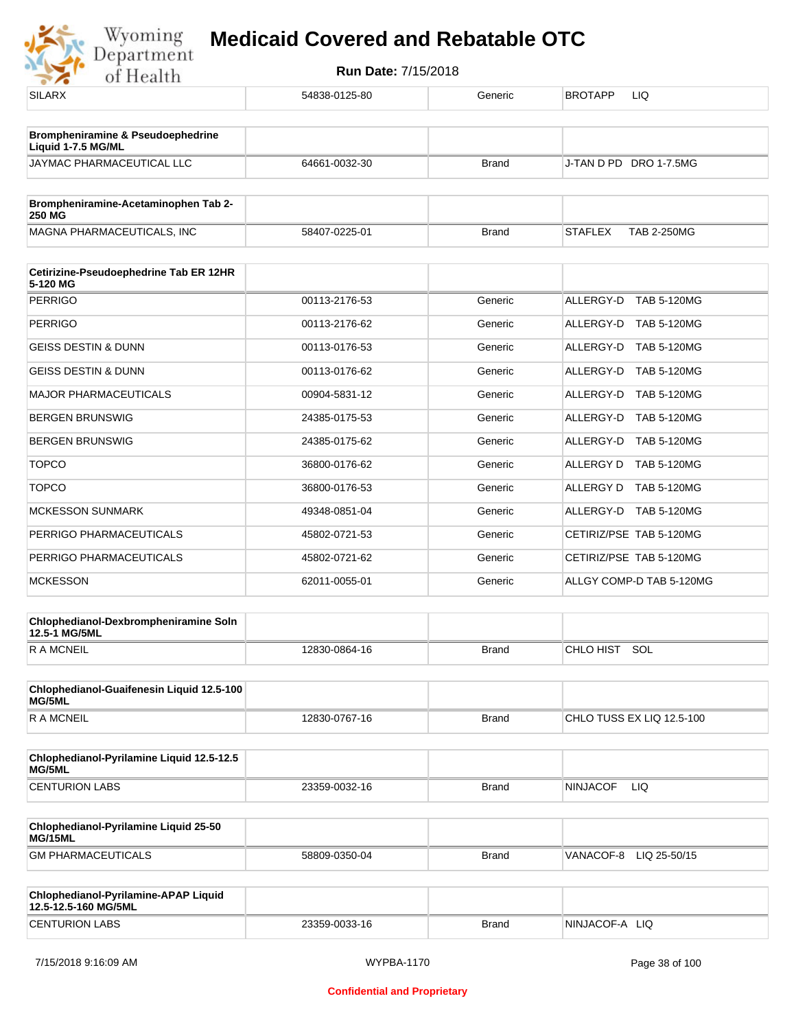| SILARX | 54838-0125-80 | Generic | BROTAPP LIQ |
|---|---|---|---|

| Brompheniramine & Pseudoephedrine Liquid 1-7.5 MG/ML | | | |
|---|---|---|---|
| JAYMAC PHARMACEUTICAL LLC | 64661-0032-30 | Brand | J-TAN D PD DRO 1-7.5MG |

| Brompheniramine-Acetaminophen Tab 2-250 MG | | | |
|---|---|---|---|
| MAGNA PHARMACEUTICALS, INC | 58407-0225-01 | Brand | STAFLEX TAB 2-250MG |

| Cetirizine-Pseudoephedrine Tab ER 12HR 5-120 MG | | | |
|---|---|---|---|
| PERRIGO | 00113-2176-53 | Generic | ALLERGY-D TAB 5-120MG |
| PERRIGO | 00113-2176-62 | Generic | ALLERGY-D TAB 5-120MG |
| GEISS DESTIN & DUNN | 00113-0176-53 | Generic | ALLERGY-D TAB 5-120MG |
| GEISS DESTIN & DUNN | 00113-0176-62 | Generic | ALLERGY-D TAB 5-120MG |
| MAJOR PHARMACEUTICALS | 00904-5831-12 | Generic | ALLERGY-D TAB 5-120MG |
| BERGEN BRUNSWIG | 24385-0175-53 | Generic | ALLERGY-D TAB 5-120MG |
| BERGEN BRUNSWIG | 24385-0175-62 | Generic | ALLERGY-D TAB 5-120MG |
| TOPCO | 36800-0176-62 | Generic | ALLERGY D TAB 5-120MG |
| TOPCO | 36800-0176-53 | Generic | ALLERGY D TAB 5-120MG |
| MCKESSON SUNMARK | 49348-0851-04 | Generic | ALLERGY-D TAB 5-120MG |
| PERRIGO PHARMACEUTICALS | 45802-0721-53 | Generic | CETIRIZ/PSE TAB 5-120MG |
| PERRIGO PHARMACEUTICALS | 45802-0721-62 | Generic | CETIRIZ/PSE TAB 5-120MG |
| MCKESSON | 62011-0055-01 | Generic | ALLGY COMP-D TAB 5-120MG |

| Chlophedianol-Dexbrompheniramine Soln 12.5-1 MG/5ML | | | |
|---|---|---|---|
| R A MCNEIL | 12830-0864-16 | Brand | CHLO HIST SOL |

| Chlophedianol-Guaifenesin Liquid 12.5-100 MG/5ML | | | |
|---|---|---|---|
| R A MCNEIL | 12830-0767-16 | Brand | CHLO TUSS EX LIQ 12.5-100 |

| Chlophedianol-Pyrilamine Liquid 12.5-12.5 MG/5ML | | | |
|---|---|---|---|
| CENTURION LABS | 23359-0032-16 | Brand | NINJACOF LIQ |

| Chlophedianol-Pyrilamine Liquid 25-50 MG/15ML | | | |
|---|---|---|---|
| GM PHARMACEUTICALS | 58809-0350-04 | Brand | VANACOF-8 LIQ 25-50/15 |

| Chlophedianol-Pyrilamine-APAP Liquid 12.5-12.5-160 MG/5ML | | | |
|---|---|---|---|
| CENTURION LABS | 23359-0033-16 | Brand | NINJACOF-A LIQ |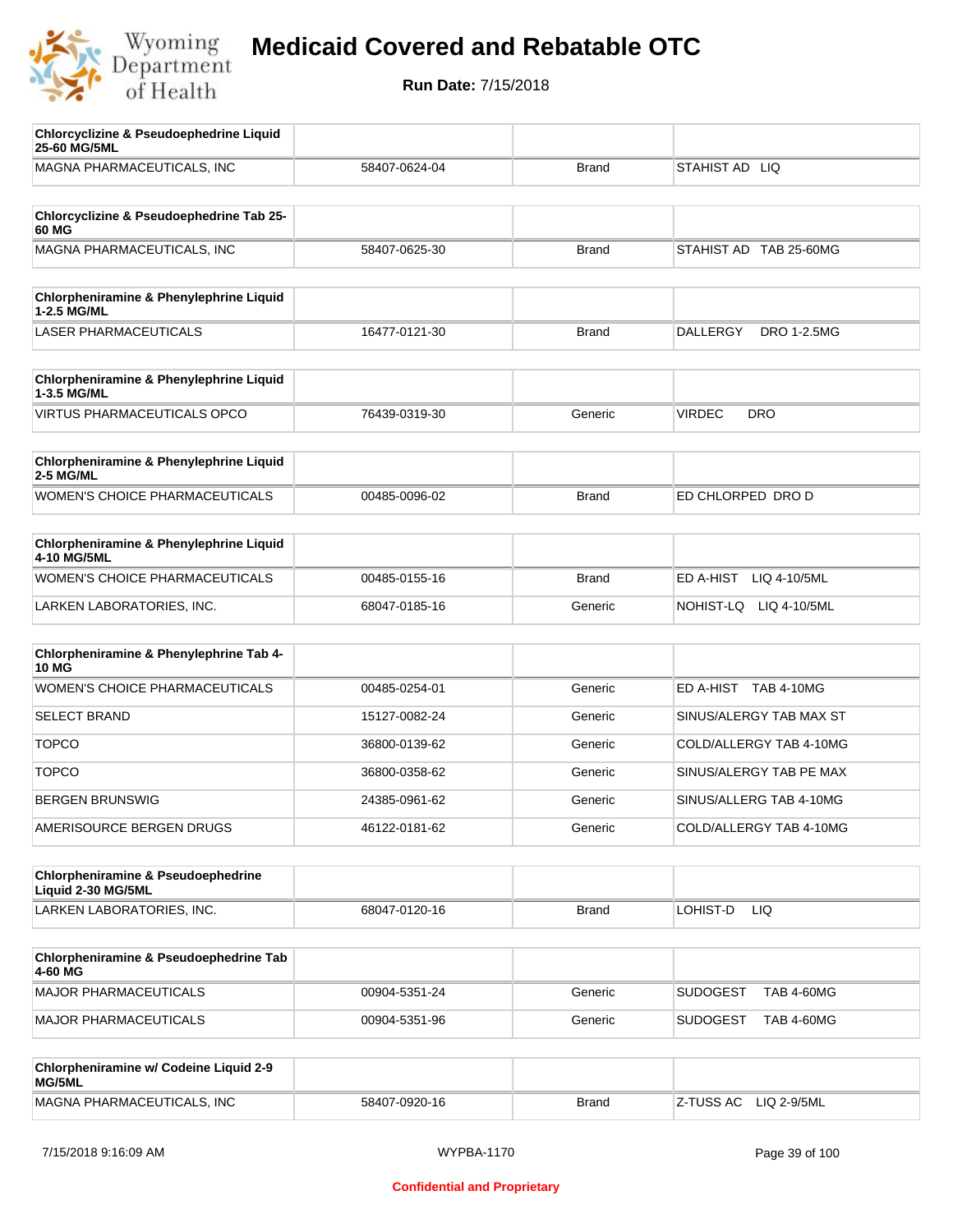# Medicaid Covered and Rebatable OTC

**Run Date:** 7/15/2018

| Chlorcyclizine & Pseudoephedrine Liquid 25-60 MG/5ML | | | |
|---|---|---|---|
| MAGNA PHARMACEUTICALS, INC | 58407-0624-04 | Brand | STAHIST AD LIQ |

| Chlorcyclizine & Pseudoephedrine Tab 25-60 MG | | | |
|---|---|---|---|
| MAGNA PHARMACEUTICALS, INC | 58407-0625-30 | Brand | STAHIST AD TAB 25-60MG |

| Chlorpheniramine & Phenylephrine Liquid 1-2.5 MG/ML | | | |
|---|---|---|---|
| LASER PHARMACEUTICALS | 16477-0121-30 | Brand | DALLERGY DRO 1-2.5MG |

| Chlorpheniramine & Phenylephrine Liquid 1-3.5 MG/ML | | | |
|---|---|---|---|
| VIRTUS PHARMACEUTICALS OPCO | 76439-0319-30 | Generic | VIRDEC DRO |

| Chlorpheniramine & Phenylephrine Liquid 2-5 MG/ML | | | |
|---|---|---|---|
| WOMEN'S CHOICE PHARMACEUTICALS | 00485-0096-02 | Brand | ED CHLORPED DRO D |

| Chlorpheniramine & Phenylephrine Liquid 4-10 MG/5ML | | | |
|---|---|---|---|
| WOMEN'S CHOICE PHARMACEUTICALS | 00485-0155-16 | Brand | ED A-HIST LIQ 4-10/5ML |
| LARKEN LABORATORIES, INC. | 68047-0185-16 | Generic | NOHIST-LQ LIQ 4-10/5ML |

| Chlorpheniramine & Phenylephrine Tab 4-10 MG | | | |
|---|---|---|---|
| WOMEN'S CHOICE PHARMACEUTICALS | 00485-0254-01 | Generic | ED A-HIST TAB 4-10MG |
| SELECT BRAND | 15127-0082-24 | Generic | SINUS/ALERGY TAB MAX ST |
| TOPCO | 36800-0139-62 | Generic | COLD/ALLERGY TAB 4-10MG |
| TOPCO | 36800-0358-62 | Generic | SINUS/ALERGY TAB PE MAX |
| BERGEN BRUNSWIG | 24385-0961-62 | Generic | SINUS/ALLERG TAB 4-10MG |
| AMERISOURCE BERGEN DRUGS | 46122-0181-62 | Generic | COLD/ALLERGY TAB 4-10MG |

| Chlorpheniramine & Pseudoephedrine Liquid 2-30 MG/5ML | | | |
|---|---|---|---|
| LARKEN LABORATORIES, INC. | 68047-0120-16 | Brand | LOHIST-D LIQ |

| Chlorpheniramine & Pseudoephedrine Tab 4-60 MG | | | |
|---|---|---|---|
| MAJOR PHARMACEUTICALS | 00904-5351-24 | Generic | SUDOGEST TAB 4-60MG |
| MAJOR PHARMACEUTICALS | 00904-5351-96 | Generic | SUDOGEST TAB 4-60MG |

| Chlorpheniramine w/ Codeine Liquid 2-9 MG/5ML | | | |
|---|---|---|---|
| MAGNA PHARMACEUTICALS, INC | 58407-0920-16 | Brand | Z-TUSS AC LIQ 2-9/5ML |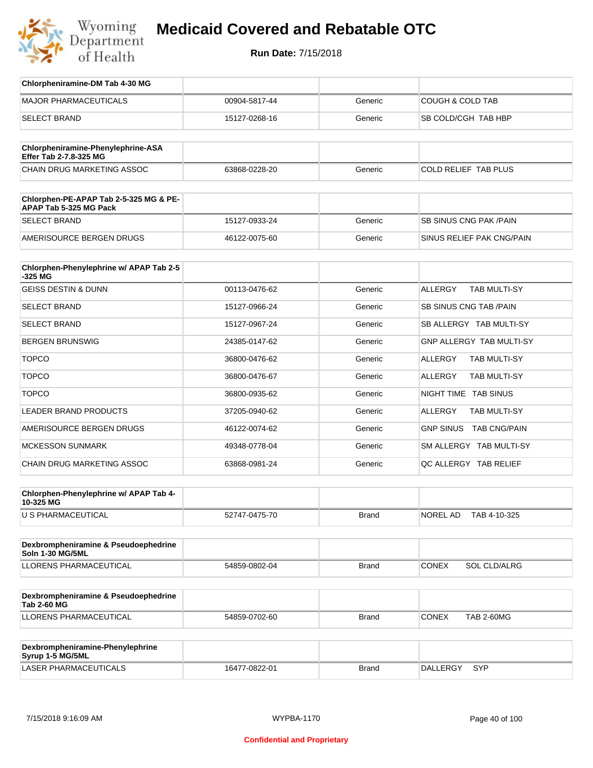# Medicaid Covered and Rebatable OTC

**Run Date:** 7/15/2018

| Chlorpheniramine-DM Tab 4-30 MG | | | |
|---|---|---|---|
| MAJOR PHARMACEUTICALS | 00904-5817-44 | Generic | COUGH & COLD TAB |
| SELECT BRAND | 15127-0268-16 | Generic | SB COLD/CGH TAB HBP |

| Chlorpheniramine-Phenylephrine-ASA Effer Tab 2-7.8-325 MG | | | |
|---|---|---|---|
| CHAIN DRUG MARKETING ASSOC | 63868-0228-20 | Generic | COLD RELIEF TAB PLUS |

| Chlorphen-PE-APAP Tab 2-5-325 MG & PE-APAP Tab 5-325 MG Pack | | | |
|---|---|---|---|
| SELECT BRAND | 15127-0933-24 | Generic | SB SINUS CNG PAK /PAIN |
| AMERISOURCE BERGEN DRUGS | 46122-0075-60 | Generic | SINUS RELIEF PAK CNG/PAIN |

| Chlorphen-Phenylephrine w/ APAP Tab 2-5-325 MG | | | |
|---|---|---|---|
| GEISS DESTIN & DUNN | 00113-0476-62 | Generic | ALLERGY TAB MULTI-SY |
| SELECT BRAND | 15127-0966-24 | Generic | SB SINUS CNG TAB /PAIN |
| SELECT BRAND | 15127-0967-24 | Generic | SB ALLERGY TAB MULTI-SY |
| BERGEN BRUNSWIG | 24385-0147-62 | Generic | GNP ALLERGY TAB MULTI-SY |
| TOPCO | 36800-0476-62 | Generic | ALLERGY TAB MULTI-SY |
| TOPCO | 36800-0476-67 | Generic | ALLERGY TAB MULTI-SY |
| TOPCO | 36800-0935-62 | Generic | NIGHT TIME TAB SINUS |
| LEADER BRAND PRODUCTS | 37205-0940-62 | Generic | ALLERGY TAB MULTI-SY |
| AMERISOURCE BERGEN DRUGS | 46122-0074-62 | Generic | GNP SINUS TAB CNG/PAIN |
| MCKESSON SUNMARK | 49348-0778-04 | Generic | SM ALLERGY TAB MULTI-SY |
| CHAIN DRUG MARKETING ASSOC | 63868-0981-24 | Generic | QC ALLERGY TAB RELIEF |

| Chlorphen-Phenylephrine w/ APAP Tab 4-10-325 MG | | | |
|---|---|---|---|
| U S PHARMACEUTICAL | 52747-0475-70 | Brand | NOREL AD TAB 4-10-325 |

| Dexbrompheniramine & Pseudoephedrine Soln 1-30 MG/5ML | | | |
|---|---|---|---|
| LLORENS PHARMACEUTICAL | 54859-0802-04 | Brand | CONEX SOL CLD/ALRG |

| Dexbrompheniramine & Pseudoephedrine Tab 2-60 MG | | | |
|---|---|---|---|
| LLORENS PHARMACEUTICAL | 54859-0702-60 | Brand | CONEX TAB 2-60MG |

| Dexbrompheniramine-Phenylephrine Syrup 1-5 MG/5ML | | | |
|---|---|---|---|
| LASER PHARMACEUTICALS | 16477-0822-01 | Brand | DALLERGY SYP |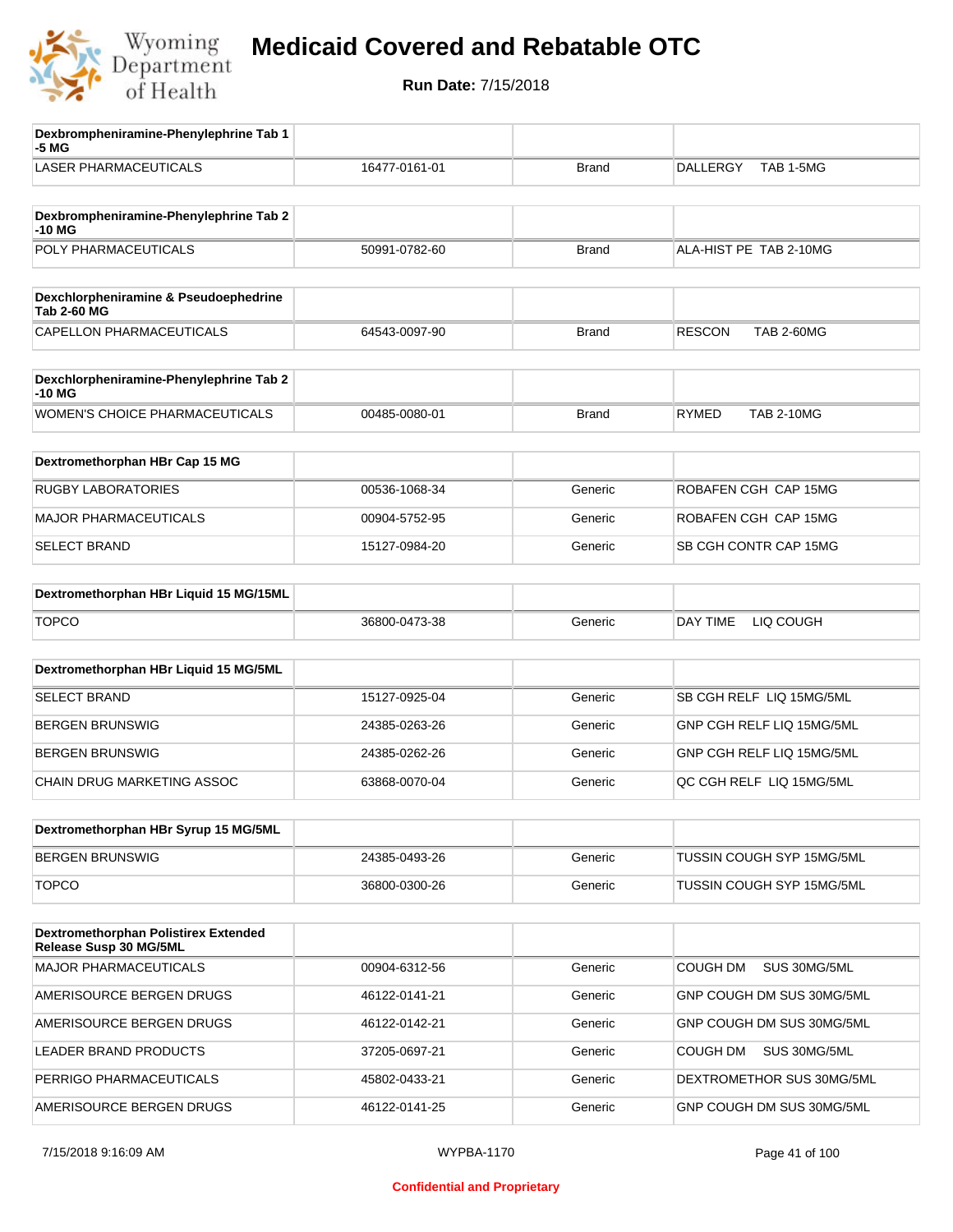# Medicaid Covered and Rebatable OTC

**Run Date:** 7/15/2018

| Dexbrompheniramine-Phenylephrine Tab 1-5 MG | | | |
|---|---|---|---|
| LASER PHARMACEUTICALS | 16477-0161-01 | Brand | DALLERGY TAB 1-5MG |

| Dexbrompheniramine-Phenylephrine Tab 2-10 MG | | | |
|---|---|---|---|
| POLY PHARMACEUTICALS | 50991-0782-60 | Brand | ALA-HIST PE TAB 2-10MG |

| Dexchlorpheniramine & Pseudoephedrine Tab 2-60 MG | | | |
|---|---|---|---|
| CAPELLON PHARMACEUTICALS | 64543-0097-90 | Brand | RESCON TAB 2-60MG |

| Dexchlorpheniramine-Phenylephrine Tab 2-10 MG | | | |
|---|---|---|---|
| WOMEN'S CHOICE PHARMACEUTICALS | 00485-0080-01 | Brand | RYMED TAB 2-10MG |

| Dextromethorphan HBr Cap 15 MG | | | |
|---|---|---|---|
| RUGBY LABORATORIES | 00536-1068-34 | Generic | ROBAFEN CGH CAP 15MG |
| MAJOR PHARMACEUTICALS | 00904-5752-95 | Generic | ROBAFEN CGH CAP 15MG |
| SELECT BRAND | 15127-0984-20 | Generic | SB CGH CONTR CAP 15MG |

| Dextromethorphan HBr Liquid 15 MG/15ML | | | |
|---|---|---|---|
| TOPCO | 36800-0473-38 | Generic | DAY TIME LIQ COUGH |

| Dextromethorphan HBr Liquid 15 MG/5ML | | | |
|---|---|---|---|
| SELECT BRAND | 15127-0925-04 | Generic | SB CGH RELF LIQ 15MG/5ML |
| BERGEN BRUNSWIG | 24385-0263-26 | Generic | GNP CGH RELF LIQ 15MG/5ML |
| BERGEN BRUNSWIG | 24385-0262-26 | Generic | GNP CGH RELF LIQ 15MG/5ML |
| CHAIN DRUG MARKETING ASSOC | 63868-0070-04 | Generic | QC CGH RELF LIQ 15MG/5ML |

| Dextromethorphan HBr Syrup 15 MG/5ML | | | |
|---|---|---|---|
| BERGEN BRUNSWIG | 24385-0493-26 | Generic | TUSSIN COUGH SYP 15MG/5ML |
| TOPCO | 36800-0300-26 | Generic | TUSSIN COUGH SYP 15MG/5ML |

| Dextromethorphan Polistirex Extended Release Susp 30 MG/5ML | | | |
|---|---|---|---|
| MAJOR PHARMACEUTICALS | 00904-6312-56 | Generic | COUGH DM SUS 30MG/5ML |
| AMERISOURCE BERGEN DRUGS | 46122-0141-21 | Generic | GNP COUGH DM SUS 30MG/5ML |
| AMERISOURCE BERGEN DRUGS | 46122-0142-21 | Generic | GNP COUGH DM SUS 30MG/5ML |
| LEADER BRAND PRODUCTS | 37205-0697-21 | Generic | COUGH DM SUS 30MG/5ML |
| PERRIGO PHARMACEUTICALS | 45802-0433-21 | Generic | DEXTROMETHOR SUS 30MG/5ML |
| AMERISOURCE BERGEN DRUGS | 46122-0141-25 | Generic | GNP COUGH DM SUS 30MG/5ML |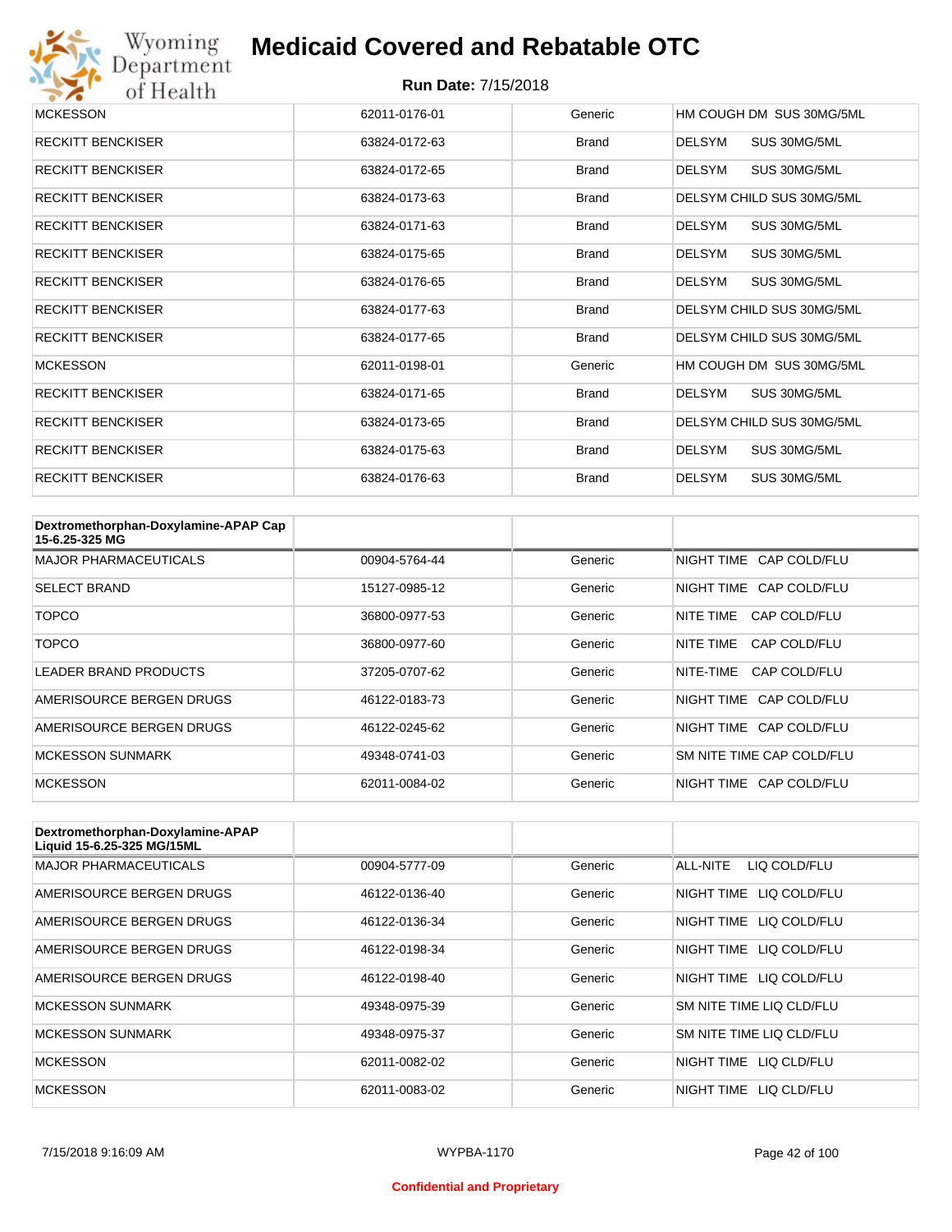| | | | |
|---|---|---|---|
| MCKESSON | 62011-0176-01 | Generic | HM COUGH DM SUS 30MG/5ML |
| RECKITT BENCKISER | 63824-0172-63 | Brand | DELSYM SUS 30MG/5ML |
| RECKITT BENCKISER | 63824-0172-65 | Brand | DELSYM SUS 30MG/5ML |
| RECKITT BENCKISER | 63824-0173-63 | Brand | DELSYM CHILD SUS 30MG/5ML |
| RECKITT BENCKISER | 63824-0171-63 | Brand | DELSYM SUS 30MG/5ML |
| RECKITT BENCKISER | 63824-0175-65 | Brand | DELSYM SUS 30MG/5ML |
| RECKITT BENCKISER | 63824-0176-65 | Brand | DELSYM SUS 30MG/5ML |
| RECKITT BENCKISER | 63824-0177-63 | Brand | DELSYM CHILD SUS 30MG/5ML |
| RECKITT BENCKISER | 63824-0177-65 | Brand | DELSYM CHILD SUS 30MG/5ML |
| MCKESSON | 62011-0198-01 | Generic | HM COUGH DM SUS 30MG/5ML |
| RECKITT BENCKISER | 63824-0171-65 | Brand | DELSYM SUS 30MG/5ML |
| RECKITT BENCKISER | 63824-0173-65 | Brand | DELSYM CHILD SUS 30MG/5ML |
| RECKITT BENCKISER | 63824-0175-63 | Brand | DELSYM SUS 30MG/5ML |
| RECKITT BENCKISER | 63824-0176-63 | Brand | DELSYM SUS 30MG/5ML |

| **Dextromethorphan-Doxylamine-APAP Cap 15-6.25-325 MG** | | | |
|---|---|---|---|
| MAJOR PHARMACEUTICALS | 00904-5764-44 | Generic | NIGHT TIME CAP COLD/FLU |
| SELECT BRAND | 15127-0985-12 | Generic | NIGHT TIME CAP COLD/FLU |
| TOPCO | 36800-0977-53 | Generic | NITE TIME CAP COLD/FLU |
| TOPCO | 36800-0977-60 | Generic | NITE TIME CAP COLD/FLU |
| LEADER BRAND PRODUCTS | 37205-0707-62 | Generic | NITE-TIME CAP COLD/FLU |
| AMERISOURCE BERGEN DRUGS | 46122-0183-73 | Generic | NIGHT TIME CAP COLD/FLU |
| AMERISOURCE BERGEN DRUGS | 46122-0245-62 | Generic | NIGHT TIME CAP COLD/FLU |
| MCKESSON SUNMARK | 49348-0741-03 | Generic | SM NITE TIME CAP COLD/FLU |
| MCKESSON | 62011-0084-02 | Generic | NIGHT TIME CAP COLD/FLU |

| **Dextromethorphan-Doxylamine-APAP Liquid 15-6.25-325 MG/15ML** | | | |
|---|---|---|---|
| MAJOR PHARMACEUTICALS | 00904-5777-09 | Generic | ALL-NITE LIQ COLD/FLU |
| AMERISOURCE BERGEN DRUGS | 46122-0136-40 | Generic | NIGHT TIME LIQ COLD/FLU |
| AMERISOURCE BERGEN DRUGS | 46122-0136-34 | Generic | NIGHT TIME LIQ COLD/FLU |
| AMERISOURCE BERGEN DRUGS | 46122-0198-34 | Generic | NIGHT TIME LIQ COLD/FLU |
| AMERISOURCE BERGEN DRUGS | 46122-0198-40 | Generic | NIGHT TIME LIQ COLD/FLU |
| MCKESSON SUNMARK | 49348-0975-39 | Generic | SM NITE TIME LIQ CLD/FLU |
| MCKESSON SUNMARK | 49348-0975-37 | Generic | SM NITE TIME LIQ CLD/FLU |
| MCKESSON | 62011-0082-02 | Generic | NIGHT TIME LIQ CLD/FLU |
| MCKESSON | 62011-0083-02 | Generic | NIGHT TIME LIQ CLD/FLU |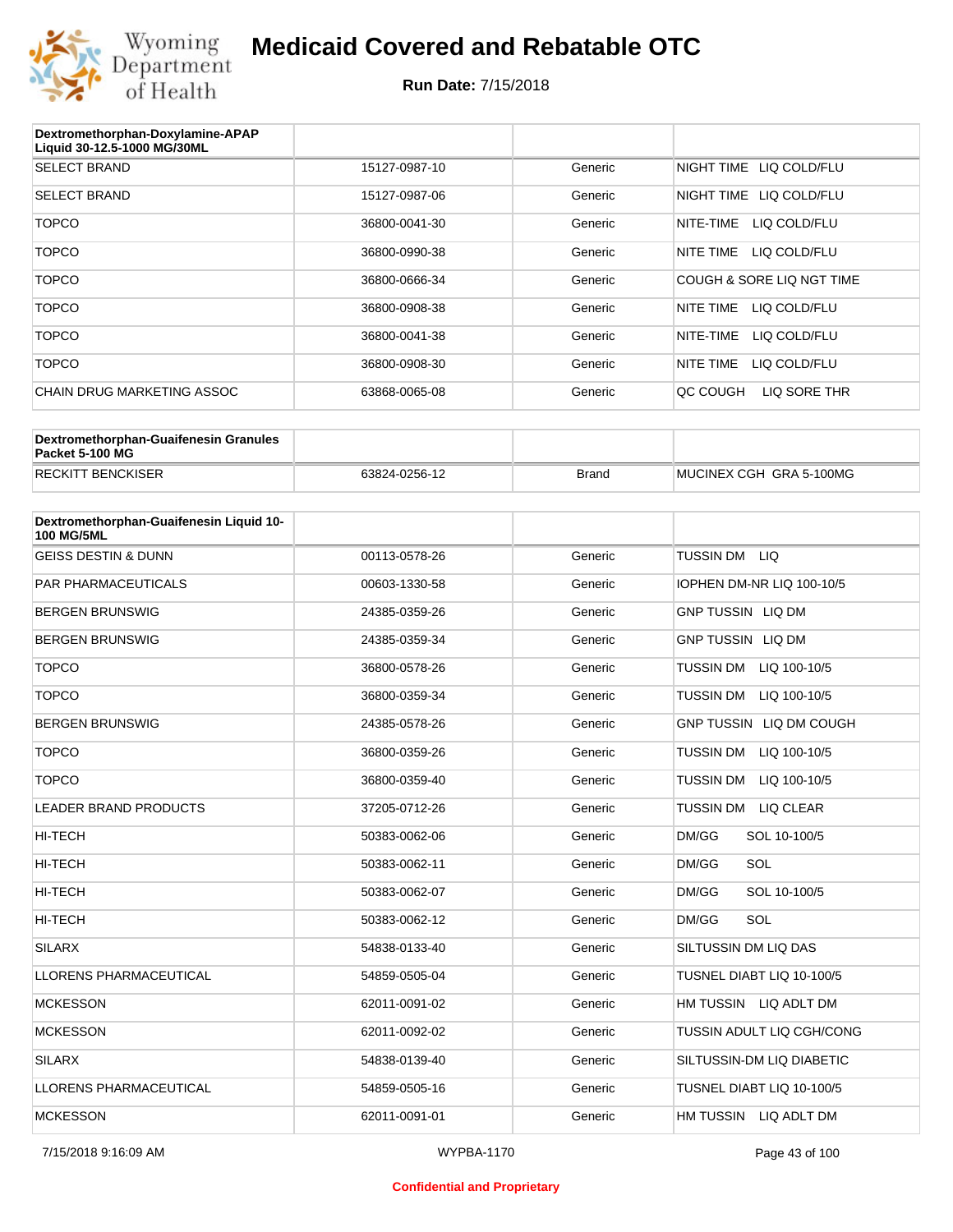# Medicaid Covered and Rebatable OTC

**Run Date:** 7/15/2018

| Dextromethorphan-Doxylamine-APAP Liquid 30-12.5-1000 MG/30ML | | | |
|---|---|---|---|
| SELECT BRAND | 15127-0987-10 | Generic | NIGHT TIME LIQ COLD/FLU |
| SELECT BRAND | 15127-0987-06 | Generic | NIGHT TIME LIQ COLD/FLU |
| TOPCO | 36800-0041-30 | Generic | NITE-TIME LIQ COLD/FLU |
| TOPCO | 36800-0990-38 | Generic | NITE TIME LIQ COLD/FLU |
| TOPCO | 36800-0666-34 | Generic | COUGH & SORE LIQ NGT TIME |
| TOPCO | 36800-0908-38 | Generic | NITE TIME LIQ COLD/FLU |
| TOPCO | 36800-0041-38 | Generic | NITE-TIME LIQ COLD/FLU |
| TOPCO | 36800-0908-30 | Generic | NITE TIME LIQ COLD/FLU |
| CHAIN DRUG MARKETING ASSOC | 63868-0065-08 | Generic | QC COUGH LIQ SORE THR |

| Dextromethorphan-Guaifenesin Granules Packet 5-100 MG | | | |
|---|---|---|---|
| RECKITT BENCKISER | 63824-0256-12 | Brand | MUCINEX CGH GRA 5-100MG |

| Dextromethorphan-Guaifenesin Liquid 10-100 MG/5ML | | | |
|---|---|---|---|
| GEISS DESTIN & DUNN | 00113-0578-26 | Generic | TUSSIN DM LIQ |
| PAR PHARMACEUTICALS | 00603-1330-58 | Generic | IOPHEN DM-NR LIQ 100-10/5 |
| BERGEN BRUNSWIG | 24385-0359-26 | Generic | GNP TUSSIN LIQ DM |
| BERGEN BRUNSWIG | 24385-0359-34 | Generic | GNP TUSSIN LIQ DM |
| TOPCO | 36800-0578-26 | Generic | TUSSIN DM LIQ 100-10/5 |
| TOPCO | 36800-0359-34 | Generic | TUSSIN DM LIQ 100-10/5 |
| BERGEN BRUNSWIG | 24385-0578-26 | Generic | GNP TUSSIN LIQ DM COUGH |
| TOPCO | 36800-0359-26 | Generic | TUSSIN DM LIQ 100-10/5 |
| TOPCO | 36800-0359-40 | Generic | TUSSIN DM LIQ 100-10/5 |
| LEADER BRAND PRODUCTS | 37205-0712-26 | Generic | TUSSIN DM LIQ CLEAR |
| HI-TECH | 50383-0062-06 | Generic | DM/GG SOL 10-100/5 |
| HI-TECH | 50383-0062-11 | Generic | DM/GG SOL |
| HI-TECH | 50383-0062-07 | Generic | DM/GG SOL 10-100/5 |
| HI-TECH | 50383-0062-12 | Generic | DM/GG SOL |
| SILARX | 54838-0133-40 | Generic | SILTUSSIN DM LIQ DAS |
| LLORENS PHARMACEUTICAL | 54859-0505-04 | Generic | TUSNEL DIABT LIQ 10-100/5 |
| MCKESSON | 62011-0091-02 | Generic | HM TUSSIN LIQ ADLT DM |
| MCKESSON | 62011-0092-02 | Generic | TUSSIN ADULT LIQ CGH/CONG |
| SILARX | 54838-0139-40 | Generic | SILTUSSIN-DM LIQ DIABETIC |
| LLORENS PHARMACEUTICAL | 54859-0505-16 | Generic | TUSNEL DIABT LIQ 10-100/5 |
| MCKESSON | 62011-0091-01 | Generic | HM TUSSIN LIQ ADLT DM |

7/15/2018 9:16:09 AM WYPBA-1170

Confidential and Proprietary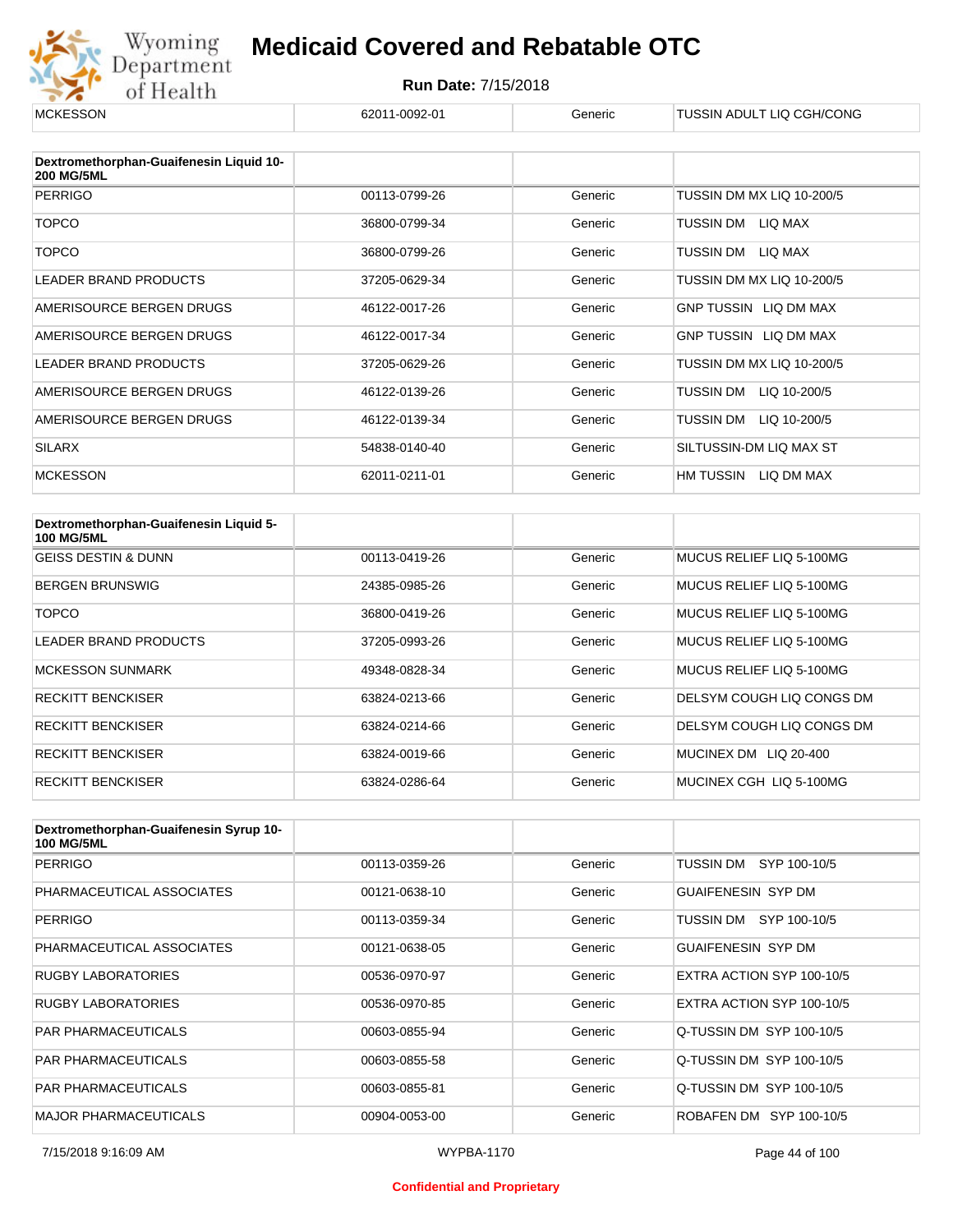| MCKESSON | 62011-0092-01 | Generic | TUSSIN ADULT LIQ CGH/CONG |
|---|---|---|---|

| Dextromethorphan-Guaifenesin Liquid 10-200 MG/5ML | | | |
|---|---|---|---|
| PERRIGO | 00113-0799-26 | Generic | TUSSIN DM MX LIQ 10-200/5 |
| TOPCO | 36800-0799-34 | Generic | TUSSIN DM LIQ MAX |
| TOPCO | 36800-0799-26 | Generic | TUSSIN DM LIQ MAX |
| LEADER BRAND PRODUCTS | 37205-0629-34 | Generic | TUSSIN DM MX LIQ 10-200/5 |
| AMERISOURCE BERGEN DRUGS | 46122-0017-26 | Generic | GNP TUSSIN LIQ DM MAX |
| AMERISOURCE BERGEN DRUGS | 46122-0017-34 | Generic | GNP TUSSIN LIQ DM MAX |
| LEADER BRAND PRODUCTS | 37205-0629-26 | Generic | TUSSIN DM MX LIQ 10-200/5 |
| AMERISOURCE BERGEN DRUGS | 46122-0139-26 | Generic | TUSSIN DM LIQ 10-200/5 |
| AMERISOURCE BERGEN DRUGS | 46122-0139-34 | Generic | TUSSIN DM LIQ 10-200/5 |
| SILARX | 54838-0140-40 | Generic | SILTUSSIN-DM LIQ MAX ST |
| MCKESSON | 62011-0211-01 | Generic | HM TUSSIN LIQ DM MAX |

| Dextromethorphan-Guaifenesin Liquid 5-100 MG/5ML | | | |
|---|---|---|---|
| GEISS DESTIN & DUNN | 00113-0419-26 | Generic | MUCUS RELIEF LIQ 5-100MG |
| BERGEN BRUNSWIG | 24385-0985-26 | Generic | MUCUS RELIEF LIQ 5-100MG |
| TOPCO | 36800-0419-26 | Generic | MUCUS RELIEF LIQ 5-100MG |
| LEADER BRAND PRODUCTS | 37205-0993-26 | Generic | MUCUS RELIEF LIQ 5-100MG |
| MCKESSON SUNMARK | 49348-0828-34 | Generic | MUCUS RELIEF LIQ 5-100MG |
| RECKITT BENCKISER | 63824-0213-66 | Generic | DELSYM COUGH LIQ CONGS DM |
| RECKITT BENCKISER | 63824-0214-66 | Generic | DELSYM COUGH LIQ CONGS DM |
| RECKITT BENCKISER | 63824-0019-66 | Generic | MUCINEX DM LIQ 20-400 |
| RECKITT BENCKISER | 63824-0286-64 | Generic | MUCINEX CGH LIQ 5-100MG |

| Dextromethorphan-Guaifenesin Syrup 10-100 MG/5ML | | | |
|---|---|---|---|
| PERRIGO | 00113-0359-26 | Generic | TUSSIN DM SYP 100-10/5 |
| PHARMACEUTICAL ASSOCIATES | 00121-0638-10 | Generic | GUAIFENESIN SYP DM |
| PERRIGO | 00113-0359-34 | Generic | TUSSIN DM SYP 100-10/5 |
| PHARMACEUTICAL ASSOCIATES | 00121-0638-05 | Generic | GUAIFENESIN SYP DM |
| RUGBY LABORATORIES | 00536-0970-97 | Generic | EXTRA ACTION SYP 100-10/5 |
| RUGBY LABORATORIES | 00536-0970-85 | Generic | EXTRA ACTION SYP 100-10/5 |
| PAR PHARMACEUTICALS | 00603-0855-94 | Generic | Q-TUSSIN DM SYP 100-10/5 |
| PAR PHARMACEUTICALS | 00603-0855-58 | Generic | Q-TUSSIN DM SYP 100-10/5 |
| PAR PHARMACEUTICALS | 00603-0855-81 | Generic | Q-TUSSIN DM SYP 100-10/5 |
| MAJOR PHARMACEUTICALS | 00904-0053-00 | Generic | ROBAFEN DM SYP 100-10/5 |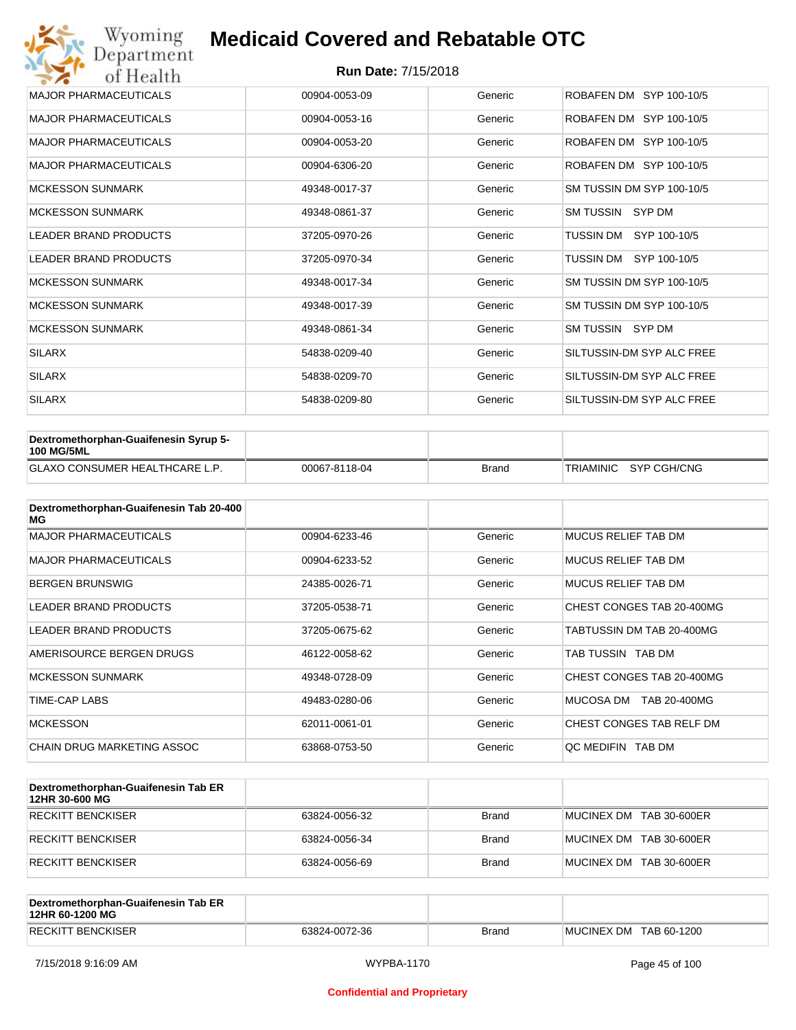| | | | |
|---|---|---|---|
| MAJOR PHARMACEUTICALS | 00904-0053-09 | Generic | ROBAFEN DM SYP 100-10/5 |
| MAJOR PHARMACEUTICALS | 00904-0053-16 | Generic | ROBAFEN DM SYP 100-10/5 |
| MAJOR PHARMACEUTICALS | 00904-0053-20 | Generic | ROBAFEN DM SYP 100-10/5 |
| MAJOR PHARMACEUTICALS | 00904-6306-20 | Generic | ROBAFEN DM SYP 100-10/5 |
| MCKESSON SUNMARK | 49348-0017-37 | Generic | SM TUSSIN DM SYP 100-10/5 |
| MCKESSON SUNMARK | 49348-0861-37 | Generic | SM TUSSIN SYP DM |
| LEADER BRAND PRODUCTS | 37205-0970-26 | Generic | TUSSIN DM SYP 100-10/5 |
| LEADER BRAND PRODUCTS | 37205-0970-34 | Generic | TUSSIN DM SYP 100-10/5 |
| MCKESSON SUNMARK | 49348-0017-34 | Generic | SM TUSSIN DM SYP 100-10/5 |
| MCKESSON SUNMARK | 49348-0017-39 | Generic | SM TUSSIN DM SYP 100-10/5 |
| MCKESSON SUNMARK | 49348-0861-34 | Generic | SM TUSSIN SYP DM |
| SILARX | 54838-0209-40 | Generic | SILTUSSIN-DM SYP ALC FREE |
| SILARX | 54838-0209-70 | Generic | SILTUSSIN-DM SYP ALC FREE |
| SILARX | 54838-0209-80 | Generic | SILTUSSIN-DM SYP ALC FREE |

| **Dextromethorphan-Guaifenesin Syrup 5-100 MG/5ML** | | | |
|---|---|---|---|
| GLAXO CONSUMER HEALTHCARE L.P. | 00067-8118-04 | Brand | TRIAMINIC SYP CGH/CNG |

| **Dextromethorphan-Guaifenesin Tab 20-400 MG** | | | |
|---|---|---|---|
| MAJOR PHARMACEUTICALS | 00904-6233-46 | Generic | MUCUS RELIEF TAB DM |
| MAJOR PHARMACEUTICALS | 00904-6233-52 | Generic | MUCUS RELIEF TAB DM |
| BERGEN BRUNSWIG | 24385-0026-71 | Generic | MUCUS RELIEF TAB DM |
| LEADER BRAND PRODUCTS | 37205-0538-71 | Generic | CHEST CONGES TAB 20-400MG |
| LEADER BRAND PRODUCTS | 37205-0675-62 | Generic | TABTUSSIN DM TAB 20-400MG |
| AMERISOURCE BERGEN DRUGS | 46122-0058-62 | Generic | TAB TUSSIN TAB DM |
| MCKESSON SUNMARK | 49348-0728-09 | Generic | CHEST CONGES TAB 20-400MG |
| TIME-CAP LABS | 49483-0280-06 | Generic | MUCOSA DM TAB 20-400MG |
| MCKESSON | 62011-0061-01 | Generic | CHEST CONGES TAB RELF DM |
| CHAIN DRUG MARKETING ASSOC | 63868-0753-50 | Generic | QC MEDIFIN TAB DM |

| **Dextromethorphan-Guaifenesin Tab ER 12HR 30-600 MG** | | | |
|---|---|---|---|
| RECKITT BENCKISER | 63824-0056-32 | Brand | MUCINEX DM TAB 30-600ER |
| RECKITT BENCKISER | 63824-0056-34 | Brand | MUCINEX DM TAB 30-600ER |
| RECKITT BENCKISER | 63824-0056-69 | Brand | MUCINEX DM TAB 30-600ER |

| **Dextromethorphan-Guaifenesin Tab ER 12HR 60-1200 MG** | | | |
|---|---|---|---|
| RECKITT BENCKISER | 63824-0072-36 | Brand | MUCINEX DM TAB 60-1200 |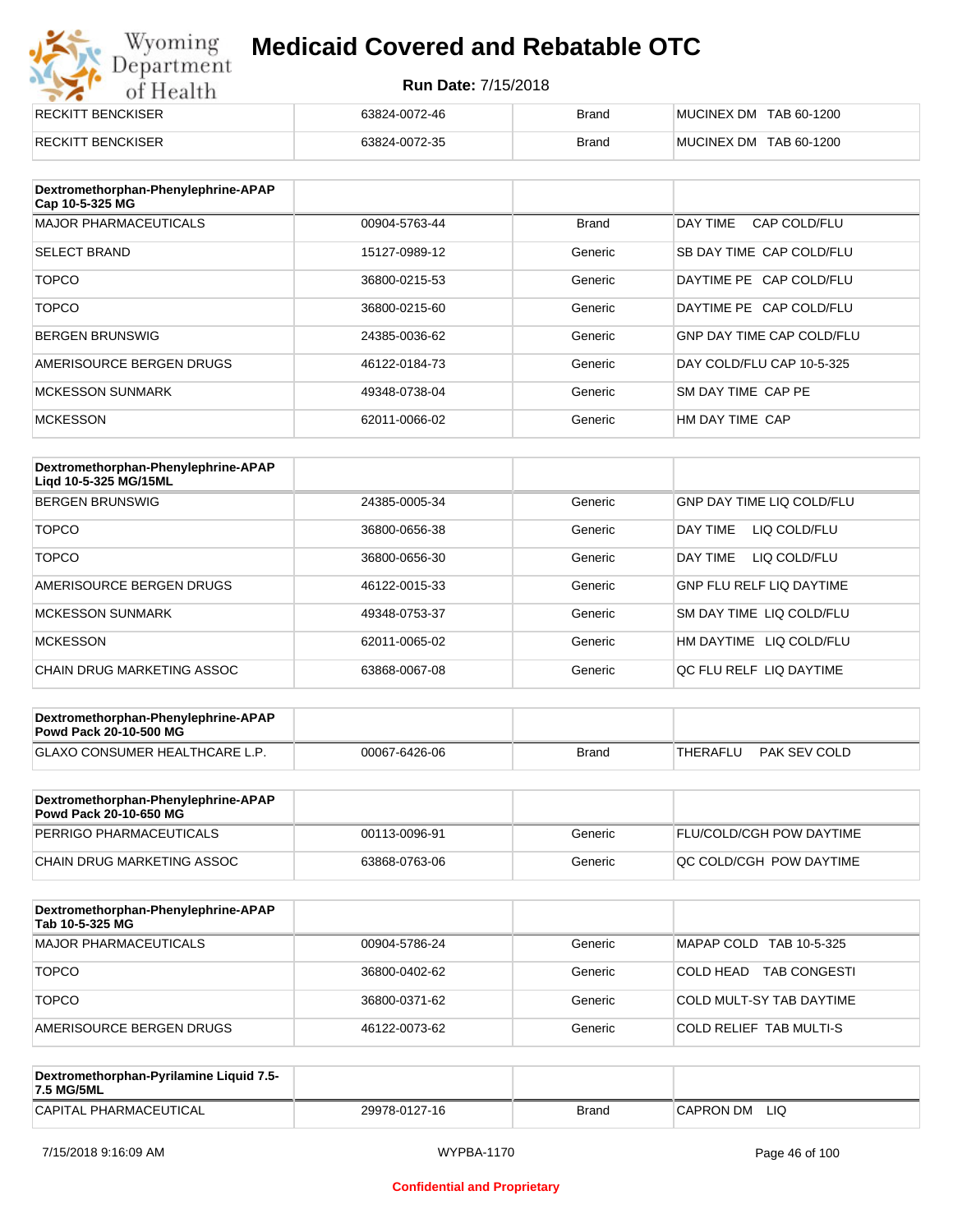| | | | |
|---|---|---|---|
| RECKITT BENCKISER | 63824-0072-46 | Brand | MUCINEX DM TAB 60-1200 |
| RECKITT BENCKISER | 63824-0072-35 | Brand | MUCINEX DM TAB 60-1200 |

| Dextromethorphan-Phenylephrine-APAP Cap 10-5-325 MG | | | |
|---|---|---|---|
| MAJOR PHARMACEUTICALS | 00904-5763-44 | Brand | DAY TIME CAP COLD/FLU |
| SELECT BRAND | 15127-0989-12 | Generic | SB DAY TIME CAP COLD/FLU |
| TOPCO | 36800-0215-53 | Generic | DAYTIME PE CAP COLD/FLU |
| TOPCO | 36800-0215-60 | Generic | DAYTIME PE CAP COLD/FLU |
| BERGEN BRUNSWIG | 24385-0036-62 | Generic | GNP DAY TIME CAP COLD/FLU |
| AMERISOURCE BERGEN DRUGS | 46122-0184-73 | Generic | DAY COLD/FLU CAP 10-5-325 |
| MCKESSON SUNMARK | 49348-0738-04 | Generic | SM DAY TIME CAP PE |
| MCKESSON | 62011-0066-02 | Generic | HM DAY TIME CAP |

| Dextromethorphan-Phenylephrine-APAP Liqd 10-5-325 MG/15ML | | | |
|---|---|---|---|
| BERGEN BRUNSWIG | 24385-0005-34 | Generic | GNP DAY TIME LIQ COLD/FLU |
| TOPCO | 36800-0656-38 | Generic | DAY TIME LIQ COLD/FLU |
| TOPCO | 36800-0656-30 | Generic | DAY TIME LIQ COLD/FLU |
| AMERISOURCE BERGEN DRUGS | 46122-0015-33 | Generic | GNP FLU RELF LIQ DAYTIME |
| MCKESSON SUNMARK | 49348-0753-37 | Generic | SM DAY TIME LIQ COLD/FLU |
| MCKESSON | 62011-0065-02 | Generic | HM DAYTIME LIQ COLD/FLU |
| CHAIN DRUG MARKETING ASSOC | 63868-0067-08 | Generic | QC FLU RELF LIQ DAYTIME |

| Dextromethorphan-Phenylephrine-APAP Powd Pack 20-10-500 MG | | | |
|---|---|---|---|
| GLAXO CONSUMER HEALTHCARE L.P. | 00067-6426-06 | Brand | THERAFLU PAK SEV COLD |

| Dextromethorphan-Phenylephrine-APAP Powd Pack 20-10-650 MG | | | |
|---|---|---|---|
| PERRIGO PHARMACEUTICALS | 00113-0096-91 | Generic | FLU/COLD/CGH POW DAYTIME |
| CHAIN DRUG MARKETING ASSOC | 63868-0763-06 | Generic | QC COLD/CGH POW DAYTIME |

| Dextromethorphan-Phenylephrine-APAP Tab 10-5-325 MG | | | |
|---|---|---|---|
| MAJOR PHARMACEUTICALS | 00904-5786-24 | Generic | MAPAP COLD TAB 10-5-325 |
| TOPCO | 36800-0402-62 | Generic | COLD HEAD TAB CONGESTI |
| TOPCO | 36800-0371-62 | Generic | COLD MULT-SY TAB DAYTIME |
| AMERISOURCE BERGEN DRUGS | 46122-0073-62 | Generic | COLD RELIEF TAB MULTI-S |

| Dextromethorphan-Pyrilamine Liquid 7.5-7.5 MG/5ML | | | |
|---|---|---|---|
| CAPITAL PHARMACEUTICAL | 29978-0127-16 | Brand | CAPRON DM LIQ |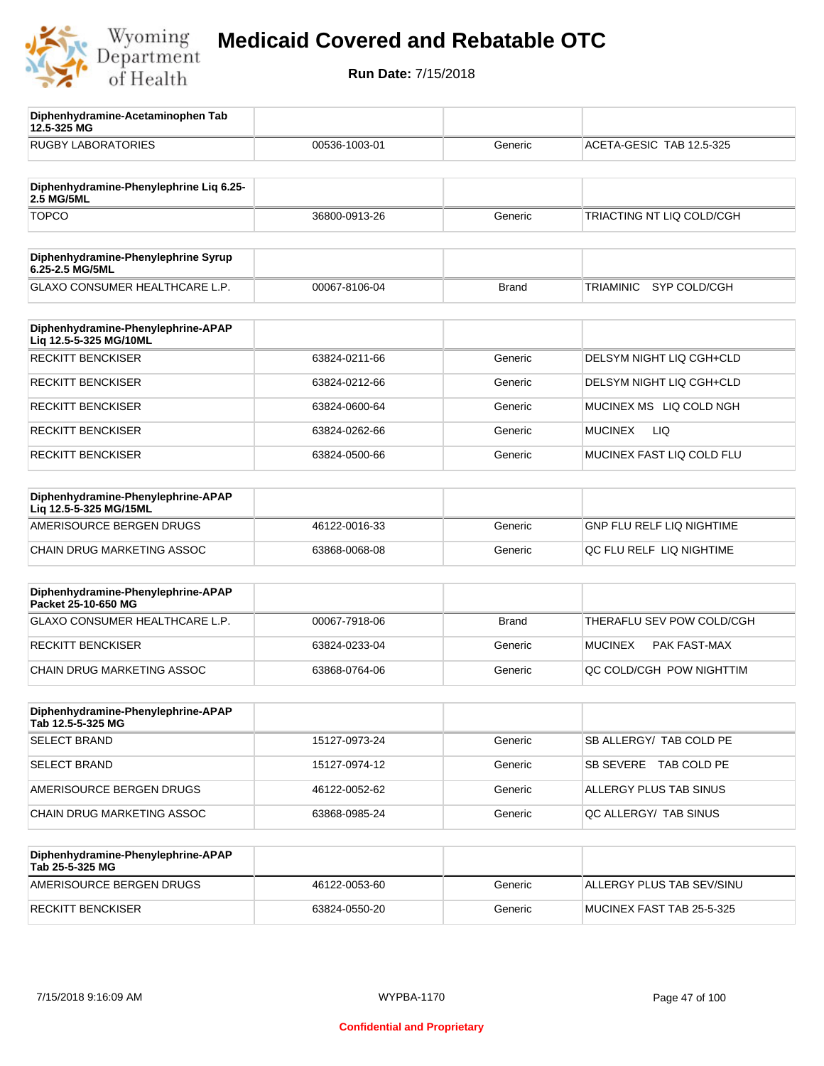# Medicaid Covered and Rebatable OTC

**Run Date:** 7/15/2018

| Diphenhydramine-Acetaminophen Tab 12.5-325 MG | | | |
|---|---|---|---|
| RUGBY LABORATORIES | 00536-1003-01 | Generic | ACETA-GESIC TAB 12.5-325 |

| Diphenhydramine-Phenylephrine Liq 6.25-2.5 MG/5ML | | | |
|---|---|---|---|
| TOPCO | 36800-0913-26 | Generic | TRIACTING NT LIQ COLD/CGH |

| Diphenhydramine-Phenylephrine Syrup 6.25-2.5 MG/5ML | | | |
|---|---|---|---|
| GLAXO CONSUMER HEALTHCARE L.P. | 00067-8106-04 | Brand | TRIAMINIC SYP COLD/CGH |

| Diphenhydramine-Phenylephrine-APAP Liq 12.5-5-325 MG/10ML | | | |
|---|---|---|---|
| RECKITT BENCKISER | 63824-0211-66 | Generic | DELSYM NIGHT LIQ CGH+CLD |
| RECKITT BENCKISER | 63824-0212-66 | Generic | DELSYM NIGHT LIQ CGH+CLD |
| RECKITT BENCKISER | 63824-0600-64 | Generic | MUCINEX MS LIQ COLD NGH |
| RECKITT BENCKISER | 63824-0262-66 | Generic | MUCINEX LIQ |
| RECKITT BENCKISER | 63824-0500-66 | Generic | MUCINEX FAST LIQ COLD FLU |

| Diphenhydramine-Phenylephrine-APAP Liq 12.5-5-325 MG/15ML | | | |
|---|---|---|---|
| AMERISOURCE BERGEN DRUGS | 46122-0016-33 | Generic | GNP FLU RELF LIQ NIGHTIME |
| CHAIN DRUG MARKETING ASSOC | 63868-0068-08 | Generic | QC FLU RELF LIQ NIGHTIME |

| Diphenhydramine-Phenylephrine-APAP Packet 25-10-650 MG | | | |
|---|---|---|---|
| GLAXO CONSUMER HEALTHCARE L.P. | 00067-7918-06 | Brand | THERAFLU SEV POW COLD/CGH |
| RECKITT BENCKISER | 63824-0233-04 | Generic | MUCINEX PAK FAST-MAX |
| CHAIN DRUG MARKETING ASSOC | 63868-0764-06 | Generic | QC COLD/CGH POW NIGHTTIM |

| Diphenhydramine-Phenylephrine-APAP Tab 12.5-5-325 MG | | | |
|---|---|---|---|
| SELECT BRAND | 15127-0973-24 | Generic | SB ALLERGY/ TAB COLD PE |
| SELECT BRAND | 15127-0974-12 | Generic | SB SEVERE TAB COLD PE |
| AMERISOURCE BERGEN DRUGS | 46122-0052-62 | Generic | ALLERGY PLUS TAB SINUS |
| CHAIN DRUG MARKETING ASSOC | 63868-0985-24 | Generic | QC ALLERGY/ TAB SINUS |

| Diphenhydramine-Phenylephrine-APAP Tab 25-5-325 MG | | | |
|---|---|---|---|
| AMERISOURCE BERGEN DRUGS | 46122-0053-60 | Generic | ALLERGY PLUS TAB SEV/SINU |
| RECKITT BENCKISER | 63824-0550-20 | Generic | MUCINEX FAST TAB 25-5-325 |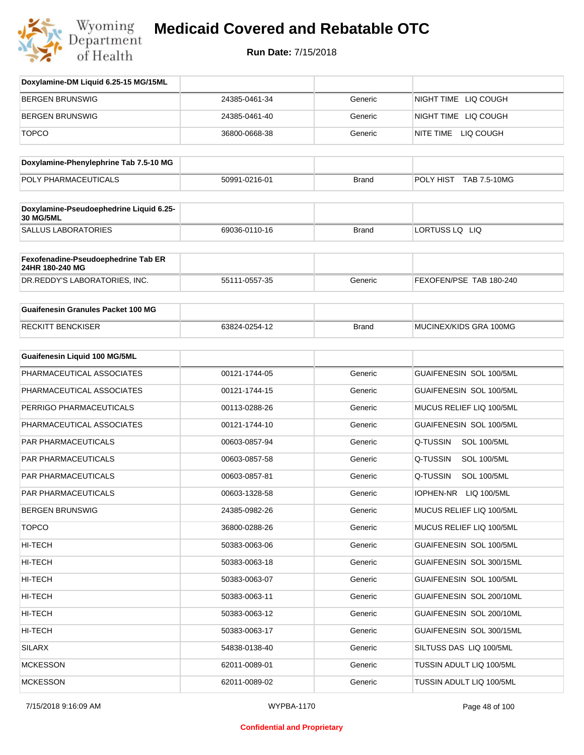# Medicaid Covered and Rebatable OTC

**Run Date:** 7/15/2018

| Doxylamine-DM Liquid 6.25-15 MG/15ML | | | |
|---|---|---|---|
| BERGEN BRUNSWIG | 24385-0461-34 | Generic | NIGHT TIME LIQ COUGH |
| BERGEN BRUNSWIG | 24385-0461-40 | Generic | NIGHT TIME LIQ COUGH |
| TOPCO | 36800-0668-38 | Generic | NITE TIME LIQ COUGH |

| Doxylamine-Phenylephrine Tab 7.5-10 MG | | | |
|---|---|---|---|
| POLY PHARMACEUTICALS | 50991-0216-01 | Brand | POLY HIST TAB 7.5-10MG |

| Doxylamine-Pseudoephedrine Liquid 6.25-30 MG/5ML | | | |
|---|---|---|---|
| SALLUS LABORATORIES | 69036-0110-16 | Brand | LORTUSS LQ LIQ |

| Fexofenadine-Pseudoephedrine Tab ER 24HR 180-240 MG | | | |
|---|---|---|---|
| DR.REDDY'S LABORATORIES, INC. | 55111-0557-35 | Generic | FEXOFEN/PSE TAB 180-240 |

| Guaifenesin Granules Packet 100 MG | | | |
|---|---|---|---|
| RECKITT BENCKISER | 63824-0254-12 | Brand | MUCINEX/KIDS GRA 100MG |

| Guaifenesin Liquid 100 MG/5ML | | | |
|---|---|---|---|
| PHARMACEUTICAL ASSOCIATES | 00121-1744-05 | Generic | GUAIFENESIN SOL 100/5ML |
| PHARMACEUTICAL ASSOCIATES | 00121-1744-15 | Generic | GUAIFENESIN SOL 100/5ML |
| PERRIGO PHARMACEUTICALS | 00113-0288-26 | Generic | MUCUS RELIEF LIQ 100/5ML |
| PHARMACEUTICAL ASSOCIATES | 00121-1744-10 | Generic | GUAIFENESIN SOL 100/5ML |
| PAR PHARMACEUTICALS | 00603-0857-94 | Generic | Q-TUSSIN SOL 100/5ML |
| PAR PHARMACEUTICALS | 00603-0857-58 | Generic | Q-TUSSIN SOL 100/5ML |
| PAR PHARMACEUTICALS | 00603-0857-81 | Generic | Q-TUSSIN SOL 100/5ML |
| PAR PHARMACEUTICALS | 00603-1328-58 | Generic | IOPHEN-NR LIQ 100/5ML |
| BERGEN BRUNSWIG | 24385-0982-26 | Generic | MUCUS RELIEF LIQ 100/5ML |
| TOPCO | 36800-0288-26 | Generic | MUCUS RELIEF LIQ 100/5ML |
| HI-TECH | 50383-0063-06 | Generic | GUAIFENESIN SOL 100/5ML |
| HI-TECH | 50383-0063-18 | Generic | GUAIFENESIN SOL 300/15ML |
| HI-TECH | 50383-0063-07 | Generic | GUAIFENESIN SOL 100/5ML |
| HI-TECH | 50383-0063-11 | Generic | GUAIFENESIN SOL 200/10ML |
| HI-TECH | 50383-0063-12 | Generic | GUAIFENESIN SOL 200/10ML |
| HI-TECH | 50383-0063-17 | Generic | GUAIFENESIN SOL 300/15ML |
| SILARX | 54838-0138-40 | Generic | SILTUSS DAS LIQ 100/5ML |
| MCKESSON | 62011-0089-01 | Generic | TUSSIN ADULT LIQ 100/5ML |
| MCKESSON | 62011-0089-02 | Generic | TUSSIN ADULT LIQ 100/5ML |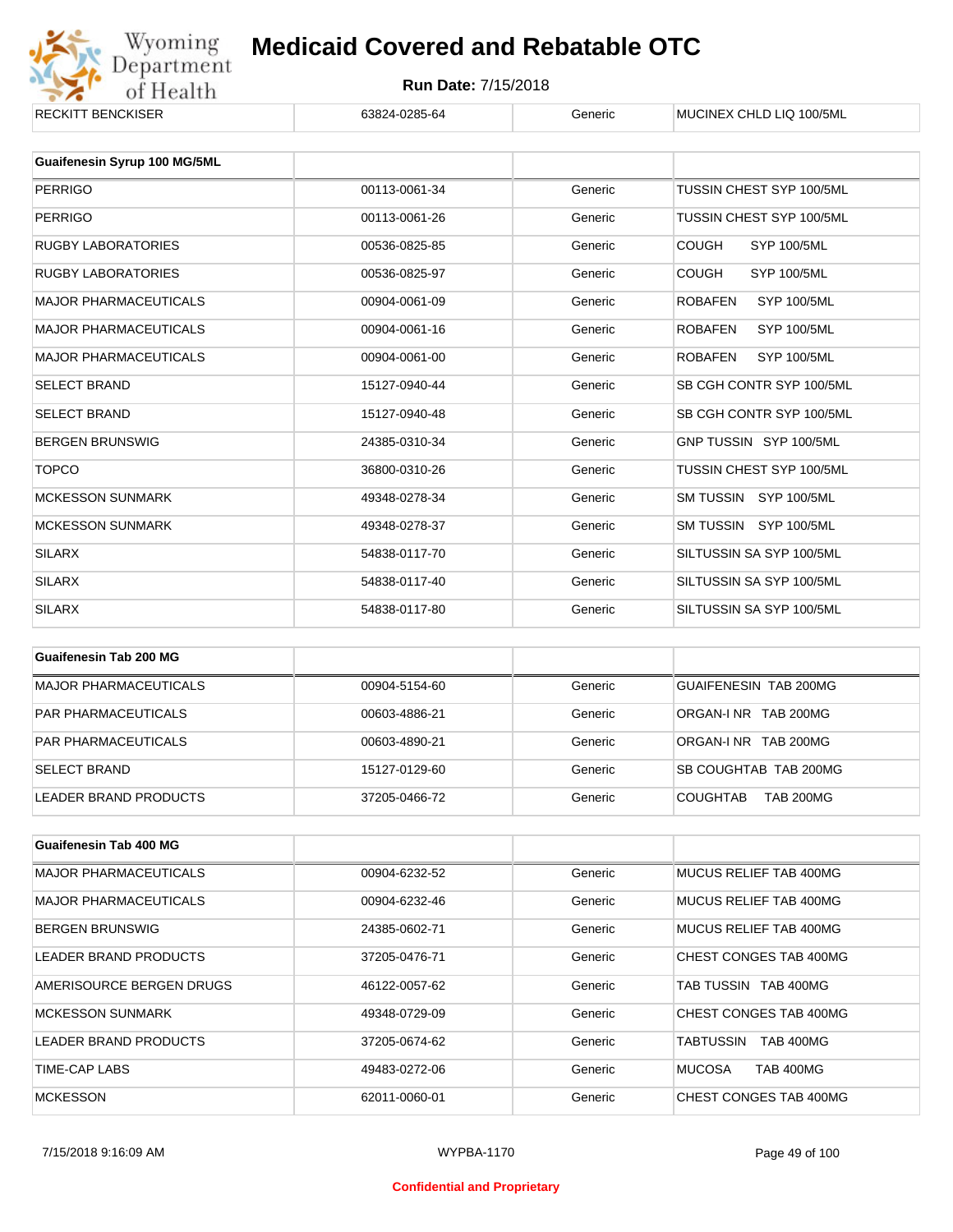| RECKITT BENCKISER | 63824-0285-64 | Generic | MUCINEX CHLD LIQ 100/5ML |
|---|---|---|---|

| Guaifenesin Syrup 100 MG/5ML | | | |
|---|---|---|---|
| PERRIGO | 00113-0061-34 | Generic | TUSSIN CHEST SYP 100/5ML |
| PERRIGO | 00113-0061-26 | Generic | TUSSIN CHEST SYP 100/5ML |
| RUGBY LABORATORIES | 00536-0825-85 | Generic | COUGH SYP 100/5ML |
| RUGBY LABORATORIES | 00536-0825-97 | Generic | COUGH SYP 100/5ML |
| MAJOR PHARMACEUTICALS | 00904-0061-09 | Generic | ROBAFEN SYP 100/5ML |
| MAJOR PHARMACEUTICALS | 00904-0061-16 | Generic | ROBAFEN SYP 100/5ML |
| MAJOR PHARMACEUTICALS | 00904-0061-00 | Generic | ROBAFEN SYP 100/5ML |
| SELECT BRAND | 15127-0940-44 | Generic | SB CGH CONTR SYP 100/5ML |
| SELECT BRAND | 15127-0940-48 | Generic | SB CGH CONTR SYP 100/5ML |
| BERGEN BRUNSWIG | 24385-0310-34 | Generic | GNP TUSSIN SYP 100/5ML |
| TOPCO | 36800-0310-26 | Generic | TUSSIN CHEST SYP 100/5ML |
| MCKESSON SUNMARK | 49348-0278-34 | Generic | SM TUSSIN SYP 100/5ML |
| MCKESSON SUNMARK | 49348-0278-37 | Generic | SM TUSSIN SYP 100/5ML |
| SILARX | 54838-0117-70 | Generic | SILTUSSIN SA SYP 100/5ML |
| SILARX | 54838-0117-40 | Generic | SILTUSSIN SA SYP 100/5ML |
| SILARX | 54838-0117-80 | Generic | SILTUSSIN SA SYP 100/5ML |

| Guaifenesin Tab 200 MG | | | |
|---|---|---|---|
| MAJOR PHARMACEUTICALS | 00904-5154-60 | Generic | GUAIFENESIN TAB 200MG |
| PAR PHARMACEUTICALS | 00603-4886-21 | Generic | ORGAN-I NR TAB 200MG |
| PAR PHARMACEUTICALS | 00603-4890-21 | Generic | ORGAN-I NR TAB 200MG |
| SELECT BRAND | 15127-0129-60 | Generic | SB COUGHTAB TAB 200MG |
| LEADER BRAND PRODUCTS | 37205-0466-72 | Generic | COUGHTAB TAB 200MG |

| Guaifenesin Tab 400 MG | | | |
|---|---|---|---|
| MAJOR PHARMACEUTICALS | 00904-6232-52 | Generic | MUCUS RELIEF TAB 400MG |
| MAJOR PHARMACEUTICALS | 00904-6232-46 | Generic | MUCUS RELIEF TAB 400MG |
| BERGEN BRUNSWIG | 24385-0602-71 | Generic | MUCUS RELIEF TAB 400MG |
| LEADER BRAND PRODUCTS | 37205-0476-71 | Generic | CHEST CONGES TAB 400MG |
| AMERISOURCE BERGEN DRUGS | 46122-0057-62 | Generic | TAB TUSSIN TAB 400MG |
| MCKESSON SUNMARK | 49348-0729-09 | Generic | CHEST CONGES TAB 400MG |
| LEADER BRAND PRODUCTS | 37205-0674-62 | Generic | TABTUSSIN TAB 400MG |
| TIME-CAP LABS | 49483-0272-06 | Generic | MUCOSA TAB 400MG |
| MCKESSON | 62011-0060-01 | Generic | CHEST CONGES TAB 400MG |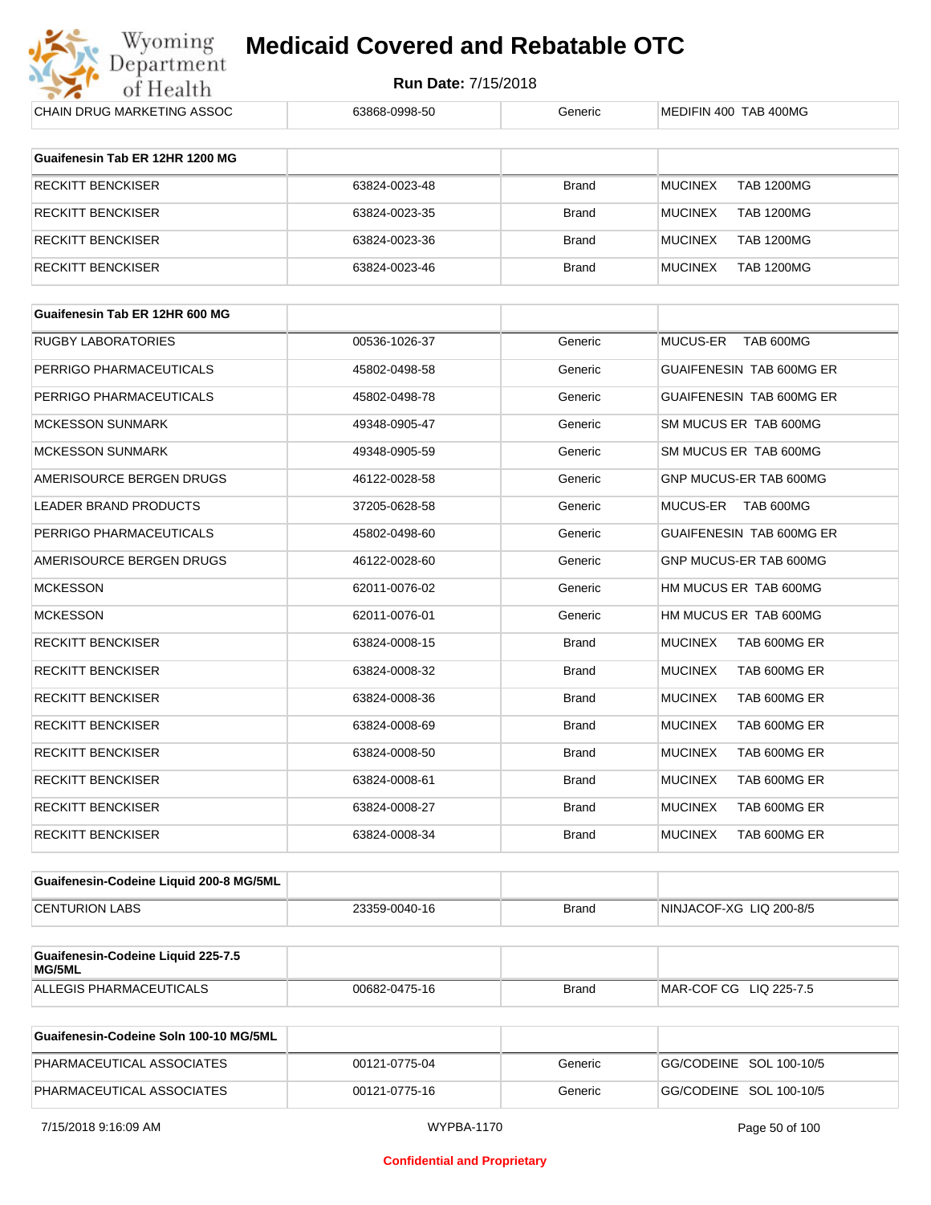| | | | |
|---|---|---|---|
| CHAIN DRUG MARKETING ASSOC | 63868-0998-50 | Generic | MEDIFIN 400 TAB 400MG |

| Guaifenesin Tab ER 12HR 1200 MG | | | |
|---|---|---|---|
| RECKITT BENCKISER | 63824-0023-48 | Brand | MUCINEX TAB 1200MG |
| RECKITT BENCKISER | 63824-0023-35 | Brand | MUCINEX TAB 1200MG |
| RECKITT BENCKISER | 63824-0023-36 | Brand | MUCINEX TAB 1200MG |
| RECKITT BENCKISER | 63824-0023-46 | Brand | MUCINEX TAB 1200MG |

| Guaifenesin Tab ER 12HR 600 MG | | | |
|---|---|---|---|
| RUGBY LABORATORIES | 00536-1026-37 | Generic | MUCUS-ER TAB 600MG |
| PERRIGO PHARMACEUTICALS | 45802-0498-58 | Generic | GUAIFENESIN TAB 600MG ER |
| PERRIGO PHARMACEUTICALS | 45802-0498-78 | Generic | GUAIFENESIN TAB 600MG ER |
| MCKESSON SUNMARK | 49348-0905-47 | Generic | SM MUCUS ER TAB 600MG |
| MCKESSON SUNMARK | 49348-0905-59 | Generic | SM MUCUS ER TAB 600MG |
| AMERISOURCE BERGEN DRUGS | 46122-0028-58 | Generic | GNP MUCUS-ER TAB 600MG |
| LEADER BRAND PRODUCTS | 37205-0628-58 | Generic | MUCUS-ER TAB 600MG |
| PERRIGO PHARMACEUTICALS | 45802-0498-60 | Generic | GUAIFENESIN TAB 600MG ER |
| AMERISOURCE BERGEN DRUGS | 46122-0028-60 | Generic | GNP MUCUS-ER TAB 600MG |
| MCKESSON | 62011-0076-02 | Generic | HM MUCUS ER TAB 600MG |
| MCKESSON | 62011-0076-01 | Generic | HM MUCUS ER TAB 600MG |
| RECKITT BENCKISER | 63824-0008-15 | Brand | MUCINEX TAB 600MG ER |
| RECKITT BENCKISER | 63824-0008-32 | Brand | MUCINEX TAB 600MG ER |
| RECKITT BENCKISER | 63824-0008-36 | Brand | MUCINEX TAB 600MG ER |
| RECKITT BENCKISER | 63824-0008-69 | Brand | MUCINEX TAB 600MG ER |
| RECKITT BENCKISER | 63824-0008-50 | Brand | MUCINEX TAB 600MG ER |
| RECKITT BENCKISER | 63824-0008-61 | Brand | MUCINEX TAB 600MG ER |
| RECKITT BENCKISER | 63824-0008-27 | Brand | MUCINEX TAB 600MG ER |
| RECKITT BENCKISER | 63824-0008-34 | Brand | MUCINEX TAB 600MG ER |

| Guaifenesin-Codeine Liquid 200-8 MG/5ML | | | |
|---|---|---|---|
| CENTURION LABS | 23359-0040-16 | Brand | NINJACOF-XG LIQ 200-8/5 |

| Guaifenesin-Codeine Liquid 225-7.5 MG/5ML | | | |
|---|---|---|---|
| ALLEGIS PHARMACEUTICALS | 00682-0475-16 | Brand | MAR-COF CG LIQ 225-7.5 |

| Guaifenesin-Codeine Soln 100-10 MG/5ML | | | |
|---|---|---|---|
| PHARMACEUTICAL ASSOCIATES | 00121-0775-04 | Generic | GG/CODEINE SOL 100-10/5 |
| PHARMACEUTICAL ASSOCIATES | 00121-0775-16 | Generic | GG/CODEINE SOL 100-10/5 |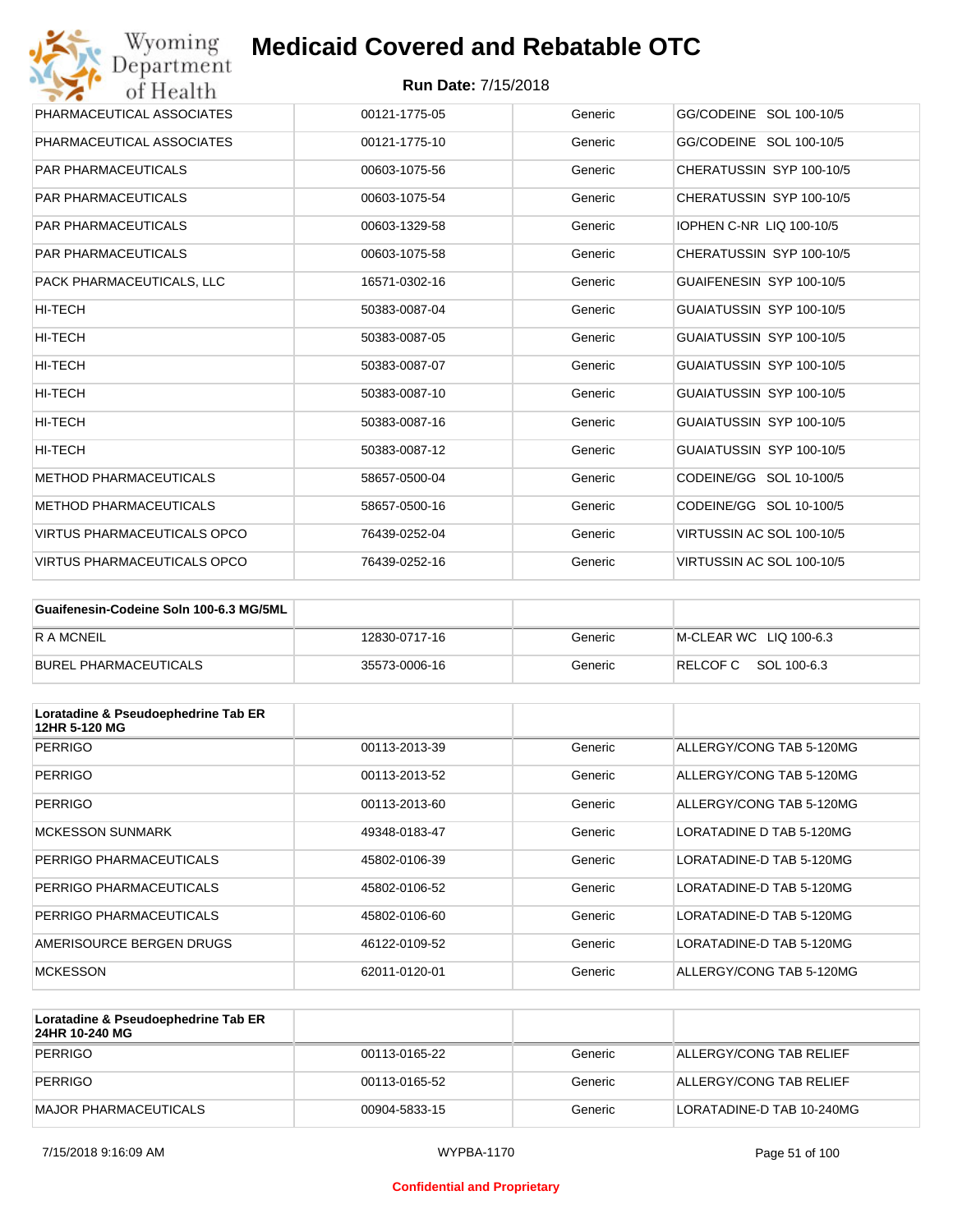| | | | |
|---|---|---|---|
| PHARMACEUTICAL ASSOCIATES | 00121-1775-05 | Generic | GG/CODEINE SOL 100-10/5 |
| PHARMACEUTICAL ASSOCIATES | 00121-1775-10 | Generic | GG/CODEINE SOL 100-10/5 |
| PAR PHARMACEUTICALS | 00603-1075-56 | Generic | CHERATUSSIN SYP 100-10/5 |
| PAR PHARMACEUTICALS | 00603-1075-54 | Generic | CHERATUSSIN SYP 100-10/5 |
| PAR PHARMACEUTICALS | 00603-1329-58 | Generic | IOPHEN C-NR LIQ 100-10/5 |
| PAR PHARMACEUTICALS | 00603-1075-58 | Generic | CHERATUSSIN SYP 100-10/5 |
| PACK PHARMACEUTICALS, LLC | 16571-0302-16 | Generic | GUAIFENESIN SYP 100-10/5 |
| HI-TECH | 50383-0087-04 | Generic | GUAIATUSSIN SYP 100-10/5 |
| HI-TECH | 50383-0087-05 | Generic | GUAIATUSSIN SYP 100-10/5 |
| HI-TECH | 50383-0087-07 | Generic | GUAIATUSSIN SYP 100-10/5 |
| HI-TECH | 50383-0087-10 | Generic | GUAIATUSSIN SYP 100-10/5 |
| HI-TECH | 50383-0087-16 | Generic | GUAIATUSSIN SYP 100-10/5 |
| HI-TECH | 50383-0087-12 | Generic | GUAIATUSSIN SYP 100-10/5 |
| METHOD PHARMACEUTICALS | 58657-0500-04 | Generic | CODEINE/GG SOL 10-100/5 |
| METHOD PHARMACEUTICALS | 58657-0500-16 | Generic | CODEINE/GG SOL 10-100/5 |
| VIRTUS PHARMACEUTICALS OPCO | 76439-0252-04 | Generic | VIRTUSSIN AC SOL 100-10/5 |
| VIRTUS PHARMACEUTICALS OPCO | 76439-0252-16 | Generic | VIRTUSSIN AC SOL 100-10/5 |

| Guaifenesin-Codeine Soln 100-6.3 MG/5ML | | | |
|---|---|---|---|
| R A MCNEIL | 12830-0717-16 | Generic | M-CLEAR WC LIQ 100-6.3 |
| BUREL PHARMACEUTICALS | 35573-0006-16 | Generic | RELCOF C SOL 100-6.3 |

| Loratadine & Pseudoephedrine Tab ER 12HR 5-120 MG | | | |
|---|---|---|---|
| PERRIGO | 00113-2013-39 | Generic | ALLERGY/CONG TAB 5-120MG |
| PERRIGO | 00113-2013-52 | Generic | ALLERGY/CONG TAB 5-120MG |
| PERRIGO | 00113-2013-60 | Generic | ALLERGY/CONG TAB 5-120MG |
| MCKESSON SUNMARK | 49348-0183-47 | Generic | LORATADINE D TAB 5-120MG |
| PERRIGO PHARMACEUTICALS | 45802-0106-39 | Generic | LORATADINE-D TAB 5-120MG |
| PERRIGO PHARMACEUTICALS | 45802-0106-52 | Generic | LORATADINE-D TAB 5-120MG |
| PERRIGO PHARMACEUTICALS | 45802-0106-60 | Generic | LORATADINE-D TAB 5-120MG |
| AMERISOURCE BERGEN DRUGS | 46122-0109-52 | Generic | LORATADINE-D TAB 5-120MG |
| MCKESSON | 62011-0120-01 | Generic | ALLERGY/CONG TAB 5-120MG |

| Loratadine & Pseudoephedrine Tab ER 24HR 10-240 MG | | | |
|---|---|---|---|
| PERRIGO | 00113-0165-22 | Generic | ALLERGY/CONG TAB RELIEF |
| PERRIGO | 00113-0165-52 | Generic | ALLERGY/CONG TAB RELIEF |
| MAJOR PHARMACEUTICALS | 00904-5833-15 | Generic | LORATADINE-D TAB 10-240MG |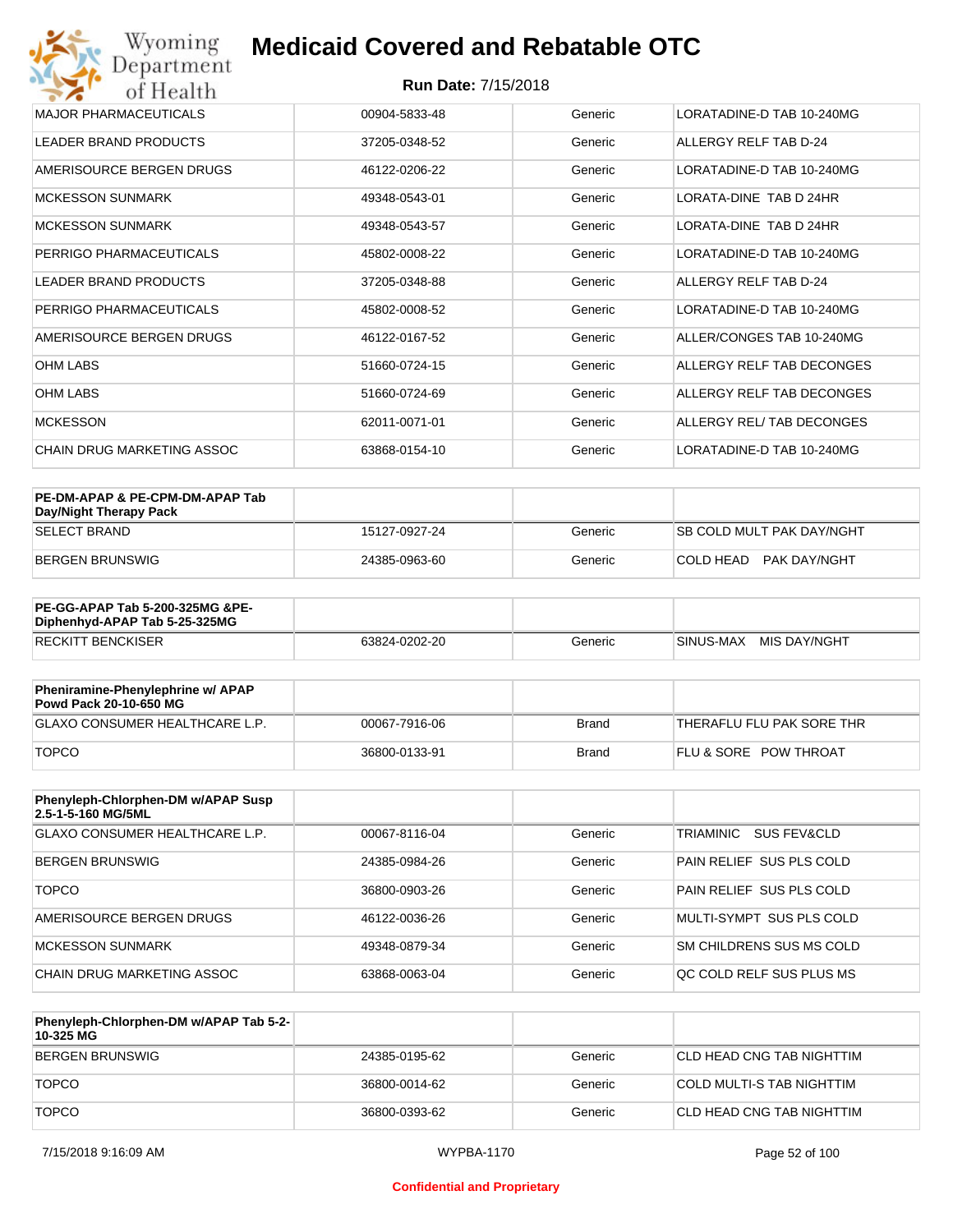| MAJOR PHARMACEUTICALS | 00904-5833-48 | Generic | LORATADINE-D TAB 10-240MG |
|---|---|---|---|
| LEADER BRAND PRODUCTS | 37205-0348-52 | Generic | ALLERGY RELF TAB D-24 |
| AMERISOURCE BERGEN DRUGS | 46122-0206-22 | Generic | LORATADINE-D TAB 10-240MG |
| MCKESSON SUNMARK | 49348-0543-01 | Generic | LORATA-DINE TAB D 24HR |
| MCKESSON SUNMARK | 49348-0543-57 | Generic | LORATA-DINE TAB D 24HR |
| PERRIGO PHARMACEUTICALS | 45802-0008-22 | Generic | LORATADINE-D TAB 10-240MG |
| LEADER BRAND PRODUCTS | 37205-0348-88 | Generic | ALLERGY RELF TAB D-24 |
| PERRIGO PHARMACEUTICALS | 45802-0008-52 | Generic | LORATADINE-D TAB 10-240MG |
| AMERISOURCE BERGEN DRUGS | 46122-0167-52 | Generic | ALLER/CONGES TAB 10-240MG |
| OHM LABS | 51660-0724-15 | Generic | ALLERGY RELF TAB DECONGES |
| OHM LABS | 51660-0724-69 | Generic | ALLERGY RELF TAB DECONGES |
| MCKESSON | 62011-0071-01 | Generic | ALLERGY REL/ TAB DECONGES |
| CHAIN DRUG MARKETING ASSOC | 63868-0154-10 | Generic | LORATADINE-D TAB 10-240MG |

| **PE-DM-APAP & PE-CPM-DM-APAP Tab Day/Night Therapy Pack** | | | |
|---|---|---|---|
| SELECT BRAND | 15127-0927-24 | Generic | SB COLD MULT PAK DAY/NGHT |
| BERGEN BRUNSWIG | 24385-0963-60 | Generic | COLD HEAD PAK DAY/NGHT |

| **PE-GG-APAP Tab 5-200-325MG &PE-Diphenhyd-APAP Tab 5-25-325MG** | | | |
|---|---|---|---|
| RECKITT BENCKISER | 63824-0202-20 | Generic | SINUS-MAX MIS DAY/NGHT |

| **Pheniramine-Phenylephrine w/ APAP Powd Pack 20-10-650 MG** | | | |
|---|---|---|---|
| GLAXO CONSUMER HEALTHCARE L.P. | 00067-7916-06 | Brand | THERAFLU FLU PAK SORE THR |
| TOPCO | 36800-0133-91 | Brand | FLU & SORE POW THROAT |

| **Phenyleph-Chlorphen-DM w/APAP Susp 2.5-1-5-160 MG/5ML** | | | |
|---|---|---|---|
| GLAXO CONSUMER HEALTHCARE L.P. | 00067-8116-04 | Generic | TRIAMINIC SUS FEV&CLD |
| BERGEN BRUNSWIG | 24385-0984-26 | Generic | PAIN RELIEF SUS PLS COLD |
| TOPCO | 36800-0903-26 | Generic | PAIN RELIEF SUS PLS COLD |
| AMERISOURCE BERGEN DRUGS | 46122-0036-26 | Generic | MULTI-SYMPT SUS PLS COLD |
| MCKESSON SUNMARK | 49348-0879-34 | Generic | SM CHILDRENS SUS MS COLD |
| CHAIN DRUG MARKETING ASSOC | 63868-0063-04 | Generic | QC COLD RELF SUS PLUS MS |

| **Phenyleph-Chlorphen-DM w/APAP Tab 5-2-10-325 MG** | | | |
|---|---|---|---|
| BERGEN BRUNSWIG | 24385-0195-62 | Generic | CLD HEAD CNG TAB NIGHTTIM |
| TOPCO | 36800-0014-62 | Generic | COLD MULTI-S TAB NIGHTTIM |
| TOPCO | 36800-0393-62 | Generic | CLD HEAD CNG TAB NIGHTTIM |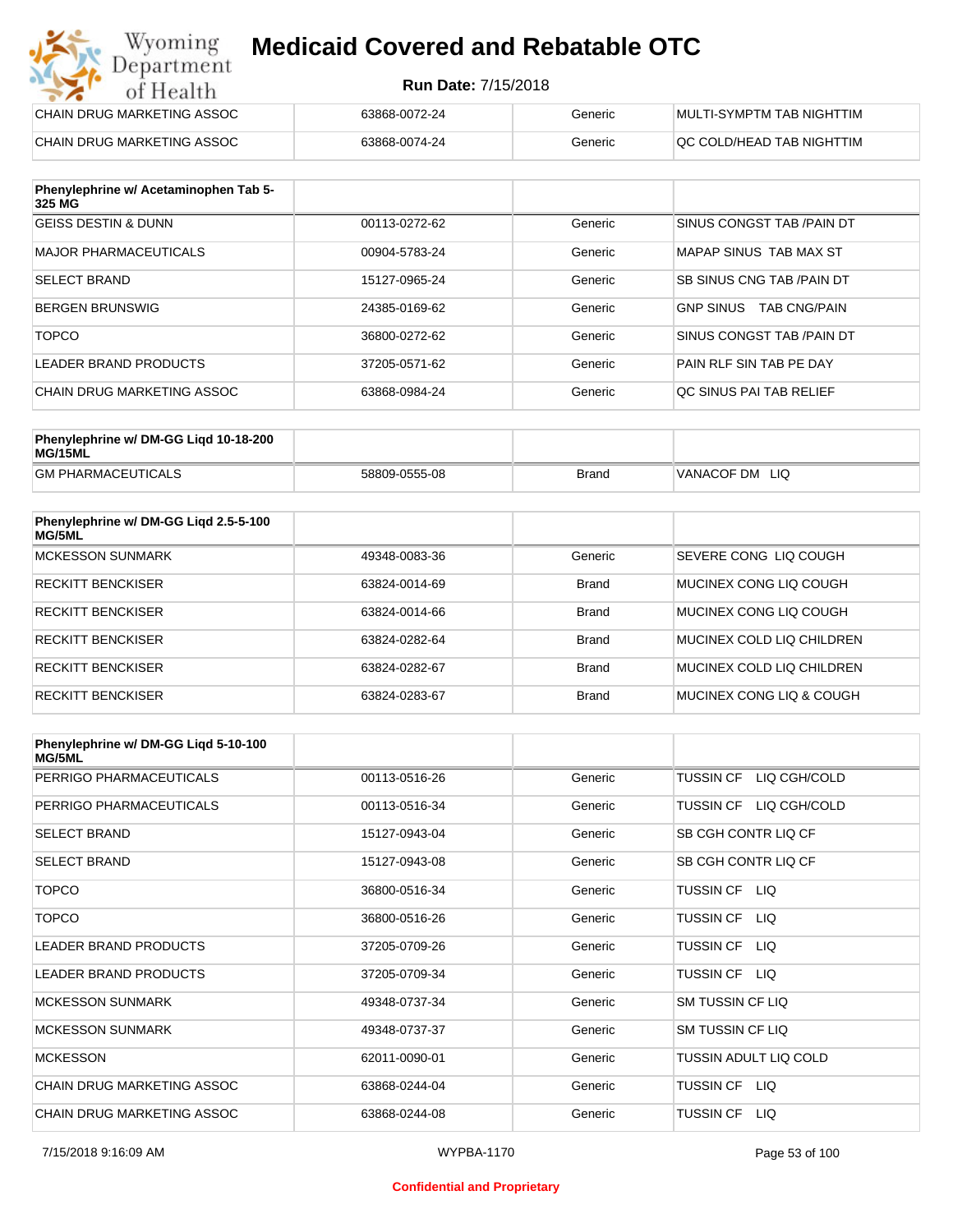# Medicaid Covered and Rebatable OTC

**Run Date:** 7/15/2018

| | | | |
|---|---|---|---|
| CHAIN DRUG MARKETING ASSOC | 63868-0072-24 | Generic | MULTI-SYMPTM TAB NIGHTTIM |
| CHAIN DRUG MARKETING ASSOC | 63868-0074-24 | Generic | QC COLD/HEAD TAB NIGHTTIM |

| Phenylephrine w/ Acetaminophen Tab 5-325 MG | | | |
|---|---|---|---|
| GEISS DESTIN & DUNN | 00113-0272-62 | Generic | SINUS CONGST TAB /PAIN DT |
| MAJOR PHARMACEUTICALS | 00904-5783-24 | Generic | MAPAP SINUS TAB MAX ST |
| SELECT BRAND | 15127-0965-24 | Generic | SB SINUS CNG TAB /PAIN DT |
| BERGEN BRUNSWIG | 24385-0169-62 | Generic | GNP SINUS TAB CNG/PAIN |
| TOPCO | 36800-0272-62 | Generic | SINUS CONGST TAB /PAIN DT |
| LEADER BRAND PRODUCTS | 37205-0571-62 | Generic | PAIN RLF SIN TAB PE DAY |
| CHAIN DRUG MARKETING ASSOC | 63868-0984-24 | Generic | QC SINUS PAI TAB RELIEF |

| Phenylephrine w/ DM-GG Liqd 10-18-200 MG/15ML | | | |
|---|---|---|---|
| GM PHARMACEUTICALS | 58809-0555-08 | Brand | VANACOF DM LIQ |

| Phenylephrine w/ DM-GG Liqd 2.5-5-100 MG/5ML | | | |
|---|---|---|---|
| MCKESSON SUNMARK | 49348-0083-36 | Generic | SEVERE CONG LIQ COUGH |
| RECKITT BENCKISER | 63824-0014-69 | Brand | MUCINEX CONG LIQ COUGH |
| RECKITT BENCKISER | 63824-0014-66 | Brand | MUCINEX CONG LIQ COUGH |
| RECKITT BENCKISER | 63824-0282-64 | Brand | MUCINEX COLD LIQ CHILDREN |
| RECKITT BENCKISER | 63824-0282-67 | Brand | MUCINEX COLD LIQ CHILDREN |
| RECKITT BENCKISER | 63824-0283-67 | Brand | MUCINEX CONG LIQ & COUGH |

| Phenylephrine w/ DM-GG Liqd 5-10-100 MG/5ML | | | |
|---|---|---|---|
| PERRIGO PHARMACEUTICALS | 00113-0516-26 | Generic | TUSSIN CF LIQ CGH/COLD |
| PERRIGO PHARMACEUTICALS | 00113-0516-34 | Generic | TUSSIN CF LIQ CGH/COLD |
| SELECT BRAND | 15127-0943-04 | Generic | SB CGH CONTR LIQ CF |
| SELECT BRAND | 15127-0943-08 | Generic | SB CGH CONTR LIQ CF |
| TOPCO | 36800-0516-34 | Generic | TUSSIN CF LIQ |
| TOPCO | 36800-0516-26 | Generic | TUSSIN CF LIQ |
| LEADER BRAND PRODUCTS | 37205-0709-26 | Generic | TUSSIN CF LIQ |
| LEADER BRAND PRODUCTS | 37205-0709-34 | Generic | TUSSIN CF LIQ |
| MCKESSON SUNMARK | 49348-0737-34 | Generic | SM TUSSIN CF LIQ |
| MCKESSON SUNMARK | 49348-0737-37 | Generic | SM TUSSIN CF LIQ |
| MCKESSON | 62011-0090-01 | Generic | TUSSIN ADULT LIQ COLD |
| CHAIN DRUG MARKETING ASSOC | 63868-0244-04 | Generic | TUSSIN CF LIQ |
| CHAIN DRUG MARKETING ASSOC | 63868-0244-08 | Generic | TUSSIN CF LIQ |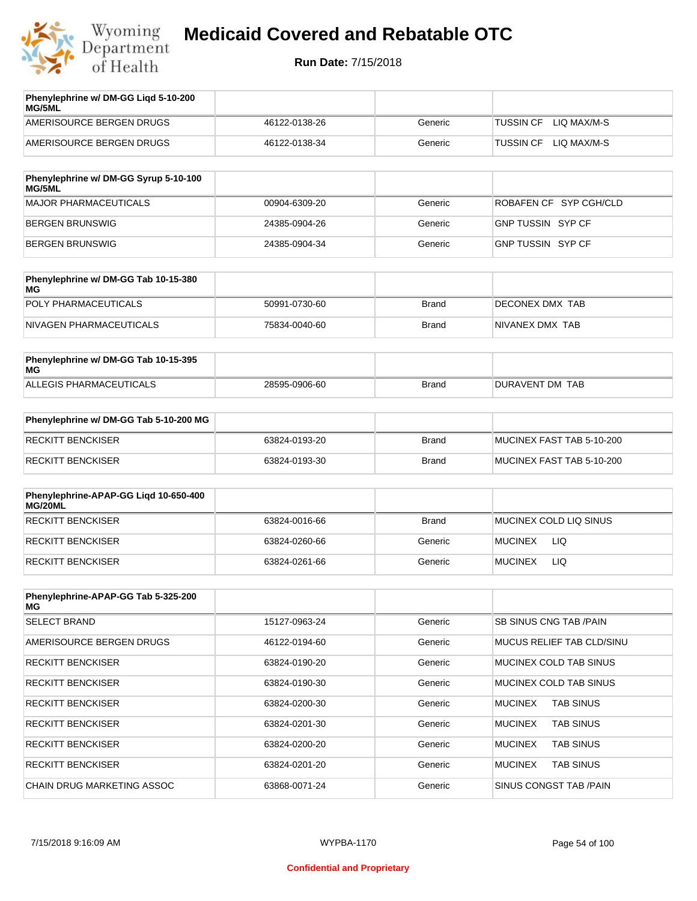# Medicaid Covered and Rebatable OTC

**Run Date:** 7/15/2018

| Phenylephrine w/ DM-GG Liqd 5-10-200 MG/5ML | | | |
|---|---|---|---|
| AMERISOURCE BERGEN DRUGS | 46122-0138-26 | Generic | TUSSIN CF LIQ MAX/M-S |
| AMERISOURCE BERGEN DRUGS | 46122-0138-34 | Generic | TUSSIN CF LIQ MAX/M-S |

| Phenylephrine w/ DM-GG Syrup 5-10-100 MG/5ML | | | |
|---|---|---|---|
| MAJOR PHARMACEUTICALS | 00904-6309-20 | Generic | ROBAFEN CF SYP CGH/CLD |
| BERGEN BRUNSWIG | 24385-0904-26 | Generic | GNP TUSSIN SYP CF |
| BERGEN BRUNSWIG | 24385-0904-34 | Generic | GNP TUSSIN SYP CF |

| Phenylephrine w/ DM-GG Tab 10-15-380 MG | | | |
|---|---|---|---|
| POLY PHARMACEUTICALS | 50991-0730-60 | Brand | DECONEX DMX TAB |
| NIVAGEN PHARMACEUTICALS | 75834-0040-60 | Brand | NIVANEX DMX TAB |

| Phenylephrine w/ DM-GG Tab 10-15-395 MG | | | |
|---|---|---|---|
| ALLEGIS PHARMACEUTICALS | 28595-0906-60 | Brand | DURAVENT DM TAB |

| Phenylephrine w/ DM-GG Tab 5-10-200 MG | | | |
|---|---|---|---|
| RECKITT BENCKISER | 63824-0193-20 | Brand | MUCINEX FAST TAB 5-10-200 |
| RECKITT BENCKISER | 63824-0193-30 | Brand | MUCINEX FAST TAB 5-10-200 |

| Phenylephrine-APAP-GG Liqd 10-650-400 MG/20ML | | | |
|---|---|---|---|
| RECKITT BENCKISER | 63824-0016-66 | Brand | MUCINEX COLD LIQ SINUS |
| RECKITT BENCKISER | 63824-0260-66 | Generic | MUCINEX LIQ |
| RECKITT BENCKISER | 63824-0261-66 | Generic | MUCINEX LIQ |

| Phenylephrine-APAP-GG Tab 5-325-200 MG | | | |
|---|---|---|---|
| SELECT BRAND | 15127-0963-24 | Generic | SB SINUS CNG TAB /PAIN |
| AMERISOURCE BERGEN DRUGS | 46122-0194-60 | Generic | MUCUS RELIEF TAB CLD/SINU |
| RECKITT BENCKISER | 63824-0190-20 | Generic | MUCINEX COLD TAB SINUS |
| RECKITT BENCKISER | 63824-0190-30 | Generic | MUCINEX COLD TAB SINUS |
| RECKITT BENCKISER | 63824-0200-30 | Generic | MUCINEX TAB SINUS |
| RECKITT BENCKISER | 63824-0201-30 | Generic | MUCINEX TAB SINUS |
| RECKITT BENCKISER | 63824-0200-20 | Generic | MUCINEX TAB SINUS |
| RECKITT BENCKISER | 63824-0201-20 | Generic | MUCINEX TAB SINUS |
| CHAIN DRUG MARKETING ASSOC | 63868-0071-24 | Generic | SINUS CONGST TAB /PAIN |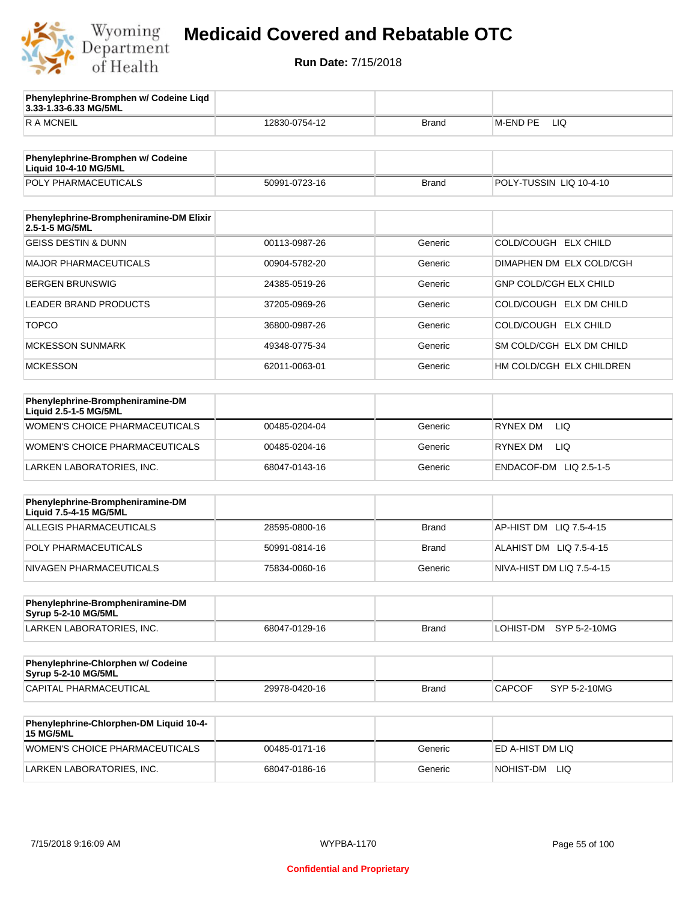# Medicaid Covered and Rebatable OTC

**Run Date:** 7/15/2018

| Phenylephrine-Bromphen w/ Codeine Liqd 3.33-1.33-6.33 MG/5ML | | | |
|---|---|---|---|
| R A MCNEIL | 12830-0754-12 | Brand | M-END PE LIQ |

| Phenylephrine-Bromphen w/ Codeine Liquid 10-4-10 MG/5ML | | | |
|---|---|---|---|
| POLY PHARMACEUTICALS | 50991-0723-16 | Brand | POLY-TUSSIN LIQ 10-4-10 |

| Phenylephrine-Brompheniramine-DM Elixir 2.5-1-5 MG/5ML | | | |
|---|---|---|---|
| GEISS DESTIN & DUNN | 00113-0987-26 | Generic | COLD/COUGH ELX CHILD |
| MAJOR PHARMACEUTICALS | 00904-5782-20 | Generic | DIMAPHEN DM ELX COLD/CGH |
| BERGEN BRUNSWIG | 24385-0519-26 | Generic | GNP COLD/CGH ELX CHILD |
| LEADER BRAND PRODUCTS | 37205-0969-26 | Generic | COLD/COUGH ELX DM CHILD |
| TOPCO | 36800-0987-26 | Generic | COLD/COUGH ELX CHILD |
| MCKESSON SUNMARK | 49348-0775-34 | Generic | SM COLD/CGH ELX DM CHILD |
| MCKESSON | 62011-0063-01 | Generic | HM COLD/CGH ELX CHILDREN |

| Phenylephrine-Brompheniramine-DM Liquid 2.5-1-5 MG/5ML | | | |
|---|---|---|---|
| WOMEN'S CHOICE PHARMACEUTICALS | 00485-0204-04 | Generic | RYNEX DM LIQ |
| WOMEN'S CHOICE PHARMACEUTICALS | 00485-0204-16 | Generic | RYNEX DM LIQ |
| LARKEN LABORATORIES, INC. | 68047-0143-16 | Generic | ENDACOF-DM LIQ 2.5-1-5 |

| Phenylephrine-Brompheniramine-DM Liquid 7.5-4-15 MG/5ML | | | |
|---|---|---|---|
| ALLEGIS PHARMACEUTICALS | 28595-0800-16 | Brand | AP-HIST DM LIQ 7.5-4-15 |
| POLY PHARMACEUTICALS | 50991-0814-16 | Brand | ALAHIST DM LIQ 7.5-4-15 |
| NIVAGEN PHARMACEUTICALS | 75834-0060-16 | Generic | NIVA-HIST DM LIQ 7.5-4-15 |

| Phenylephrine-Brompheniramine-DM Syrup 5-2-10 MG/5ML | | | |
|---|---|---|---|
| LARKEN LABORATORIES, INC. | 68047-0129-16 | Brand | LOHIST-DM SYP 5-2-10MG |

| Phenylephrine-Chlorphen w/ Codeine Syrup 5-2-10 MG/5ML | | | |
|---|---|---|---|
| CAPITAL PHARMACEUTICAL | 29978-0420-16 | Brand | CAPCOF SYP 5-2-10MG |

| Phenylephrine-Chlorphen-DM Liquid 10-4-15 MG/5ML | | | |
|---|---|---|---|
| WOMEN'S CHOICE PHARMACEUTICALS | 00485-0171-16 | Generic | ED A-HIST DM LIQ |
| LARKEN LABORATORIES, INC. | 68047-0186-16 | Generic | NOHIST-DM LIQ |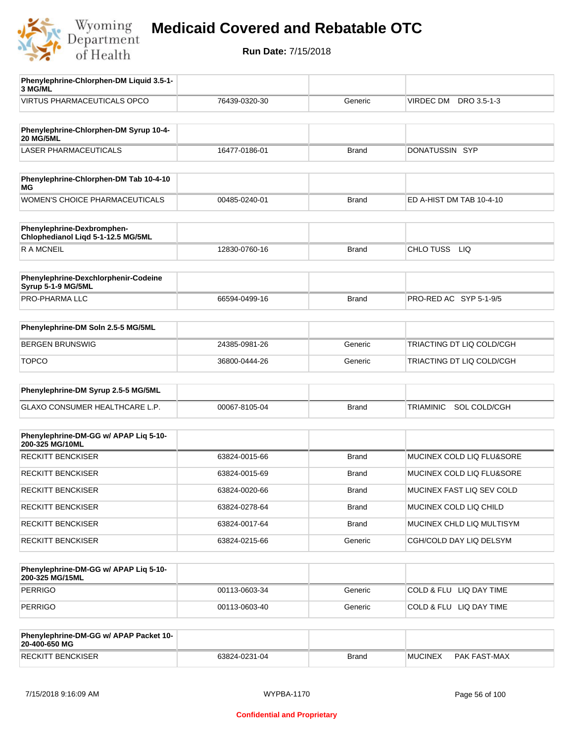# Medicaid Covered and Rebatable OTC

**Run Date:** 7/15/2018

| Phenylephrine-Chlorphen-DM Liquid 3.5-1-3 MG/ML | | | |
|---|---|---|---|
| VIRTUS PHARMACEUTICALS OPCO | 76439-0320-30 | Generic | VIRDEC DM DRO 3.5-1-3 |

| Phenylephrine-Chlorphen-DM Syrup 10-4-20 MG/5ML | | | |
|---|---|---|---|
| LASER PHARMACEUTICALS | 16477-0186-01 | Brand | DONATUSSIN SYP |

| Phenylephrine-Chlorphen-DM Tab 10-4-10 MG | | | |
|---|---|---|---|
| WOMEN'S CHOICE PHARMACEUTICALS | 00485-0240-01 | Brand | ED A-HIST DM TAB 10-4-10 |

| Phenylephrine-Dexbromphen-Chlophedianol Liqd 5-1-12.5 MG/5ML | | | |
|---|---|---|---|
| R A MCNEIL | 12830-0760-16 | Brand | CHLO TUSS LIQ |

| Phenylephrine-Dexchlorphenir-Codeine Syrup 5-1-9 MG/5ML | | | |
|---|---|---|---|
| PRO-PHARMA LLC | 66594-0499-16 | Brand | PRO-RED AC SYP 5-1-9/5 |

| Phenylephrine-DM Soln 2.5-5 MG/5ML | | | |
|---|---|---|---|
| BERGEN BRUNSWIG | 24385-0981-26 | Generic | TRIACTING DT LIQ COLD/CGH |
| TOPCO | 36800-0444-26 | Generic | TRIACTING DT LIQ COLD/CGH |

| Phenylephrine-DM Syrup 2.5-5 MG/5ML | | | |
|---|---|---|---|
| GLAXO CONSUMER HEALTHCARE L.P. | 00067-8105-04 | Brand | TRIAMINIC SOL COLD/CGH |

| Phenylephrine-DM-GG w/ APAP Liq 5-10-200-325 MG/10ML | | | |
|---|---|---|---|
| RECKITT BENCKISER | 63824-0015-66 | Brand | MUCINEX COLD LIQ FLU&SORE |
| RECKITT BENCKISER | 63824-0015-69 | Brand | MUCINEX COLD LIQ FLU&SORE |
| RECKITT BENCKISER | 63824-0020-66 | Brand | MUCINEX FAST LIQ SEV COLD |
| RECKITT BENCKISER | 63824-0278-64 | Brand | MUCINEX COLD LIQ CHILD |
| RECKITT BENCKISER | 63824-0017-64 | Brand | MUCINEX CHLD LIQ MULTISYM |
| RECKITT BENCKISER | 63824-0215-66 | Generic | CGH/COLD DAY LIQ DELSYM |

| Phenylephrine-DM-GG w/ APAP Liq 5-10-200-325 MG/15ML | | | |
|---|---|---|---|
| PERRIGO | 00113-0603-34 | Generic | COLD & FLU LIQ DAY TIME |
| PERRIGO | 00113-0603-40 | Generic | COLD & FLU LIQ DAY TIME |

| Phenylephrine-DM-GG w/ APAP Packet 10-20-400-650 MG | | | |
|---|---|---|---|
| RECKITT BENCKISER | 63824-0231-04 | Brand | MUCINEX PAK FAST-MAX |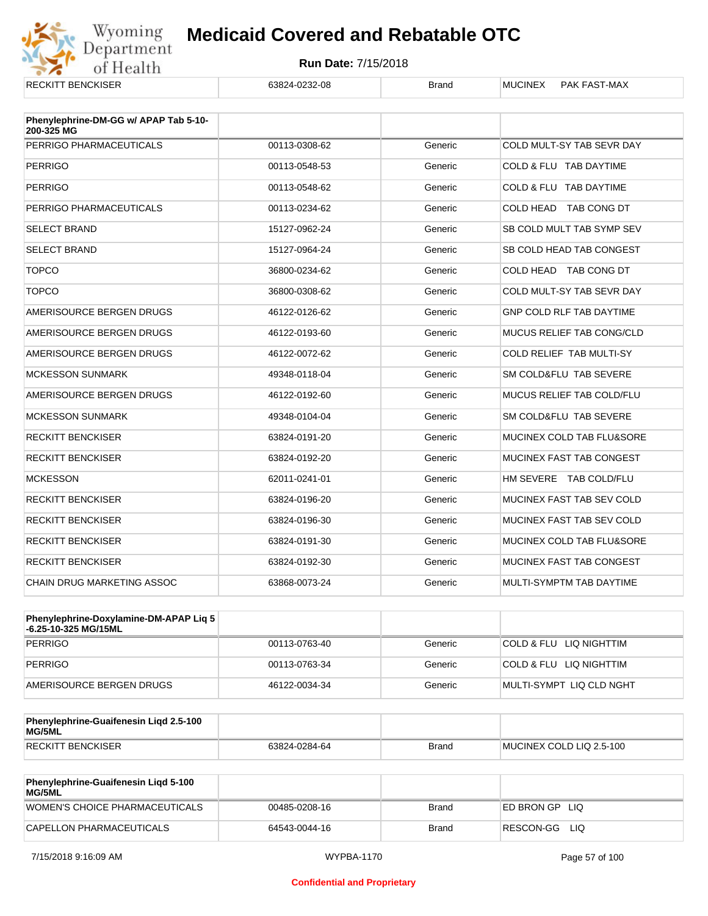| RECKITT BENCKISER | 63824-0232-08 | Brand | MUCINEX PAK FAST-MAX |
|---|---|---|---|

| Phenylephrine-DM-GG w/ APAP Tab 5-10-200-325 MG | | | |
|---|---|---|---|
| PERRIGO PHARMACEUTICALS | 00113-0308-62 | Generic | COLD MULT-SY TAB SEVR DAY |
| PERRIGO | 00113-0548-53 | Generic | COLD & FLU TAB DAYTIME |
| PERRIGO | 00113-0548-62 | Generic | COLD & FLU TAB DAYTIME |
| PERRIGO PHARMACEUTICALS | 00113-0234-62 | Generic | COLD HEAD TAB CONG DT |
| SELECT BRAND | 15127-0962-24 | Generic | SB COLD MULT TAB SYMP SEV |
| SELECT BRAND | 15127-0964-24 | Generic | SB COLD HEAD TAB CONGEST |
| TOPCO | 36800-0234-62 | Generic | COLD HEAD TAB CONG DT |
| TOPCO | 36800-0308-62 | Generic | COLD MULT-SY TAB SEVR DAY |
| AMERISOURCE BERGEN DRUGS | 46122-0126-62 | Generic | GNP COLD RLF TAB DAYTIME |
| AMERISOURCE BERGEN DRUGS | 46122-0193-60 | Generic | MUCUS RELIEF TAB CONG/CLD |
| AMERISOURCE BERGEN DRUGS | 46122-0072-62 | Generic | COLD RELIEF TAB MULTI-SY |
| MCKESSON SUNMARK | 49348-0118-04 | Generic | SM COLD&FLU TAB SEVERE |
| AMERISOURCE BERGEN DRUGS | 46122-0192-60 | Generic | MUCUS RELIEF TAB COLD/FLU |
| MCKESSON SUNMARK | 49348-0104-04 | Generic | SM COLD&FLU TAB SEVERE |
| RECKITT BENCKISER | 63824-0191-20 | Generic | MUCINEX COLD TAB FLU&SORE |
| RECKITT BENCKISER | 63824-0192-20 | Generic | MUCINEX FAST TAB CONGEST |
| MCKESSON | 62011-0241-01 | Generic | HM SEVERE TAB COLD/FLU |
| RECKITT BENCKISER | 63824-0196-20 | Generic | MUCINEX FAST TAB SEV COLD |
| RECKITT BENCKISER | 63824-0196-30 | Generic | MUCINEX FAST TAB SEV COLD |
| RECKITT BENCKISER | 63824-0191-30 | Generic | MUCINEX COLD TAB FLU&SORE |
| RECKITT BENCKISER | 63824-0192-30 | Generic | MUCINEX FAST TAB CONGEST |
| CHAIN DRUG MARKETING ASSOC | 63868-0073-24 | Generic | MULTI-SYMPTM TAB DAYTIME |

| Phenylephrine-Doxylamine-DM-APAP Liq 5-6.25-10-325 MG/15ML | | | |
|---|---|---|---|
| PERRIGO | 00113-0763-40 | Generic | COLD & FLU LIQ NIGHTTIM |
| PERRIGO | 00113-0763-34 | Generic | COLD & FLU LIQ NIGHTTIM |
| AMERISOURCE BERGEN DRUGS | 46122-0034-34 | Generic | MULTI-SYMPT LIQ CLD NGHT |

| Phenylephrine-Guaifenesin Liqd 2.5-100 MG/5ML | | | |
|---|---|---|---|
| RECKITT BENCKISER | 63824-0284-64 | Brand | MUCINEX COLD LIQ 2.5-100 |

| Phenylephrine-Guaifenesin Liqd 5-100 MG/5ML | | | |
|---|---|---|---|
| WOMEN'S CHOICE PHARMACEUTICALS | 00485-0208-16 | Brand | ED BRON GP LIQ |
| CAPELLON PHARMACEUTICALS | 64543-0044-16 | Brand | RESCON-GG LIQ |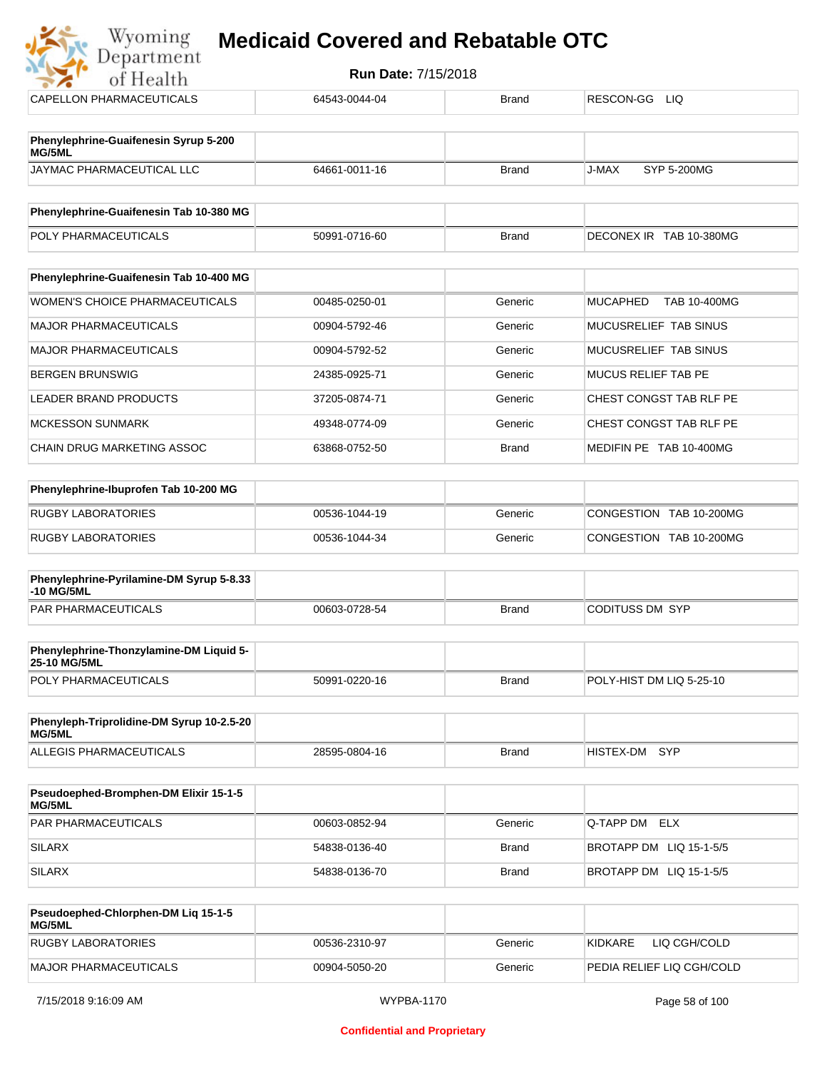| CAPELLON PHARMACEUTICALS | 64543-0044-04 | Brand | RESCON-GG LIQ |
|---|---|---|---|

| Phenylephrine-Guaifenesin Syrup 5-200 MG/5ML | | | |
|---|---|---|---|
| JAYMAC PHARMACEUTICAL LLC | 64661-0011-16 | Brand | J-MAX SYP 5-200MG |

| Phenylephrine-Guaifenesin Tab 10-380 MG | | | |
|---|---|---|---|
| POLY PHARMACEUTICALS | 50991-0716-60 | Brand | DECONEX IR TAB 10-380MG |

| Phenylephrine-Guaifenesin Tab 10-400 MG | | | |
|---|---|---|---|
| WOMEN'S CHOICE PHARMACEUTICALS | 00485-0250-01 | Generic | MUCAPHED TAB 10-400MG |
| MAJOR PHARMACEUTICALS | 00904-5792-46 | Generic | MUCUSRELIEF TAB SINUS |
| MAJOR PHARMACEUTICALS | 00904-5792-52 | Generic | MUCUSRELIEF TAB SINUS |
| BERGEN BRUNSWIG | 24385-0925-71 | Generic | MUCUS RELIEF TAB PE |
| LEADER BRAND PRODUCTS | 37205-0874-71 | Generic | CHEST CONGST TAB RLF PE |
| MCKESSON SUNMARK | 49348-0774-09 | Generic | CHEST CONGST TAB RLF PE |
| CHAIN DRUG MARKETING ASSOC | 63868-0752-50 | Brand | MEDIFIN PE TAB 10-400MG |

| Phenylephrine-Ibuprofen Tab 10-200 MG | | | |
|---|---|---|---|
| RUGBY LABORATORIES | 00536-1044-19 | Generic | CONGESTION TAB 10-200MG |
| RUGBY LABORATORIES | 00536-1044-34 | Generic | CONGESTION TAB 10-200MG |

| Phenylephrine-Pyrilamine-DM Syrup 5-8.33 -10 MG/5ML | | | |
|---|---|---|---|
| PAR PHARMACEUTICALS | 00603-0728-54 | Brand | CODITUSS DM SYP |

| Phenylephrine-Thonzylamine-DM Liquid 5-25-10 MG/5ML | | | |
|---|---|---|---|
| POLY PHARMACEUTICALS | 50991-0220-16 | Brand | POLY-HIST DM LIQ 5-25-10 |

| Phenyleph-Triprolidine-DM Syrup 10-2.5-20 MG/5ML | | | |
|---|---|---|---|
| ALLEGIS PHARMACEUTICALS | 28595-0804-16 | Brand | HISTEX-DM SYP |

| Pseudoephed-Bromphen-DM Elixir 15-1-5 MG/5ML | | | |
|---|---|---|---|
| PAR PHARMACEUTICALS | 00603-0852-94 | Generic | Q-TAPP DM ELX |
| SILARX | 54838-0136-40 | Brand | BROTAPP DM LIQ 15-1-5/5 |
| SILARX | 54838-0136-70 | Brand | BROTAPP DM LIQ 15-1-5/5 |

| Pseudoephed-Chlorphen-DM Liq 15-1-5 MG/5ML | | | |
|---|---|---|---|
| RUGBY LABORATORIES | 00536-2310-97 | Generic | KIDKARE LIQ CGH/COLD |
| MAJOR PHARMACEUTICALS | 00904-5050-20 | Generic | PEDIA RELIEF LIQ CGH/COLD |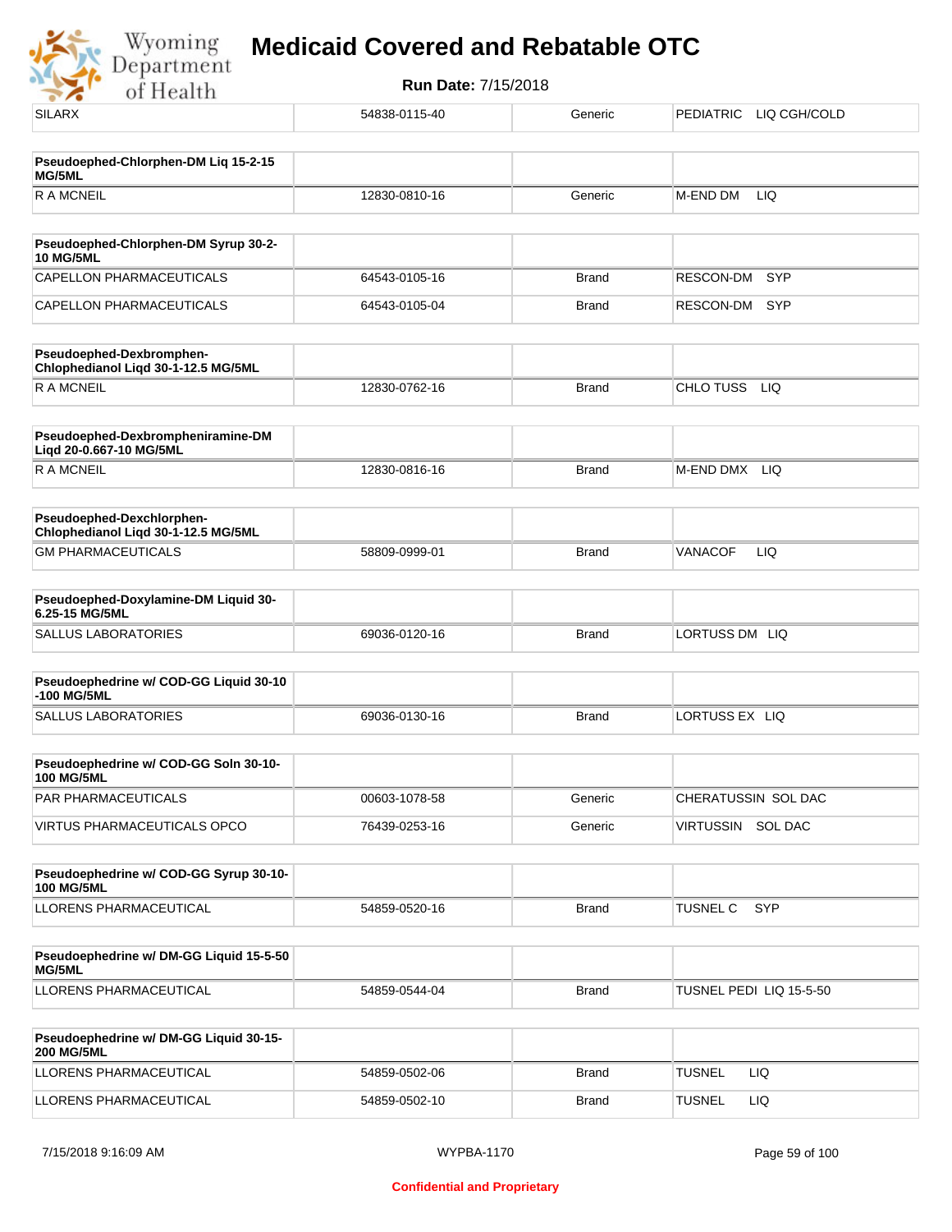| SILARX | 54838-0115-40 | Generic | PEDIATRIC LIQ CGH/COLD |
|---|---|---|---|

| **Pseudoephed-Chlorphen-DM Liq 15-2-15 MG/5ML** | | | |
|---|---|---|---|
| R A MCNEIL | 12830-0810-16 | Generic | M-END DM LIQ |

| **Pseudoephed-Chlorphen-DM Syrup 30-2-10 MG/5ML** | | | |
|---|---|---|---|
| CAPELLON PHARMACEUTICALS | 64543-0105-16 | Brand | RESCON-DM SYP |
| CAPELLON PHARMACEUTICALS | 64543-0105-04 | Brand | RESCON-DM SYP |

| **Pseudoephed-Dexbromphen-Chlophedianol Liqd 30-1-12.5 MG/5ML** | | | |
|---|---|---|---|
| R A MCNEIL | 12830-0762-16 | Brand | CHLO TUSS LIQ |

| **Pseudoephed-Dexbrompheniramine-DM Liqd 20-0.667-10 MG/5ML** | | | |
|---|---|---|---|
| R A MCNEIL | 12830-0816-16 | Brand | M-END DMX LIQ |

| **Pseudoephed-Dexchlorphen-Chlophedianol Liqd 30-1-12.5 MG/5ML** | | | |
|---|---|---|---|
| GM PHARMACEUTICALS | 58809-0999-01 | Brand | VANACOF LIQ |

| **Pseudoephed-Doxylamine-DM Liquid 30-6.25-15 MG/5ML** | | | |
|---|---|---|---|
| SALLUS LABORATORIES | 69036-0120-16 | Brand | LORTUSS DM LIQ |

| **Pseudoephedrine w/ COD-GG Liquid 30-10-100 MG/5ML** | | | |
|---|---|---|---|
| SALLUS LABORATORIES | 69036-0130-16 | Brand | LORTUSS EX LIQ |

| **Pseudoephedrine w/ COD-GG Soln 30-10-100 MG/5ML** | | | |
|---|---|---|---|
| PAR PHARMACEUTICALS | 00603-1078-58 | Generic | CHERATUSSIN SOL DAC |
| VIRTUS PHARMACEUTICALS OPCO | 76439-0253-16 | Generic | VIRTUSSIN SOL DAC |

| **Pseudoephedrine w/ COD-GG Syrup 30-10-100 MG/5ML** | | | |
|---|---|---|---|
| LLORENS PHARMACEUTICAL | 54859-0520-16 | Brand | TUSNEL C SYP |

| **Pseudoephedrine w/ DM-GG Liquid 15-5-50 MG/5ML** | | | |
|---|---|---|---|
| LLORENS PHARMACEUTICAL | 54859-0544-04 | Brand | TUSNEL PEDI LIQ 15-5-50 |

| **Pseudoephedrine w/ DM-GG Liquid 30-15-200 MG/5ML** | | | |
|---|---|---|---|
| LLORENS PHARMACEUTICAL | 54859-0502-06 | Brand | TUSNEL LIQ |
| LLORENS PHARMACEUTICAL | 54859-0502-10 | Brand | TUSNEL LIQ |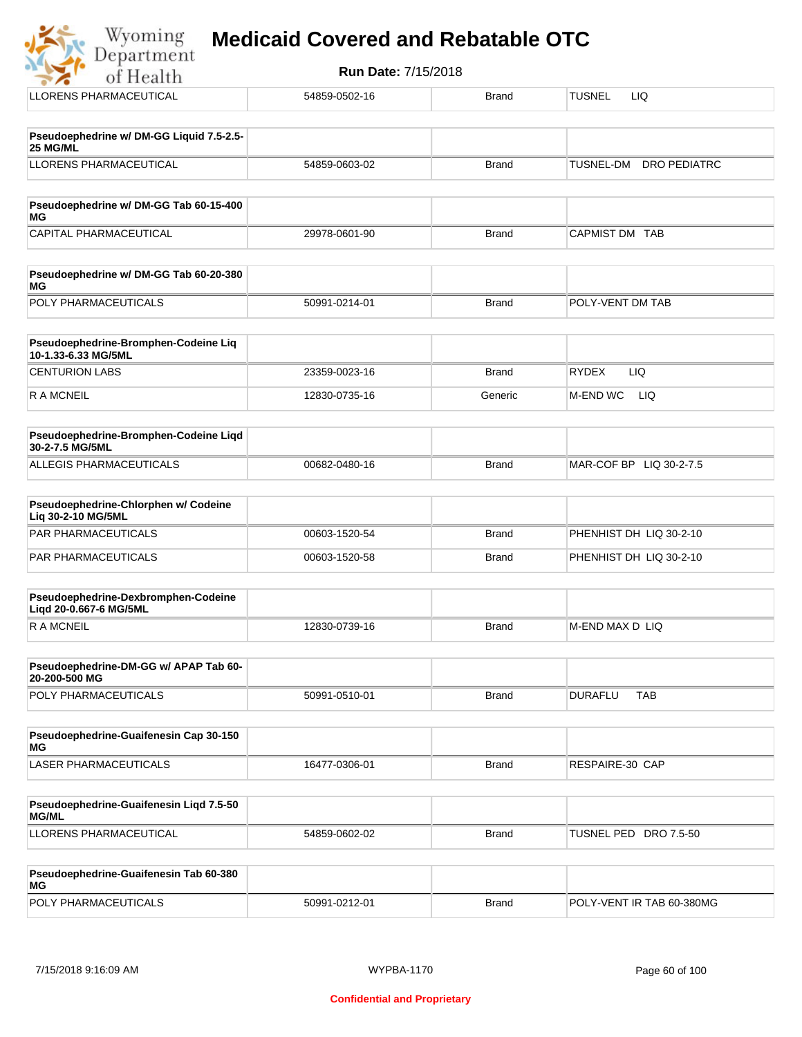| LLORENS PHARMACEUTICAL | 54859-0502-16 | Brand | TUSNEL LIQ |
|---|---|---|---|

| **Pseudoephedrine w/ DM-GG Liquid 7.5-2.5-25 MG/ML** | | | |
|---|---|---|---|
| LLORENS PHARMACEUTICAL | 54859-0603-02 | Brand | TUSNEL-DM DRO PEDIATRC |

| **Pseudoephedrine w/ DM-GG Tab 60-15-400 MG** | | | |
|---|---|---|---|
| CAPITAL PHARMACEUTICAL | 29978-0601-90 | Brand | CAPMIST DM TAB |

| **Pseudoephedrine w/ DM-GG Tab 60-20-380 MG** | | | |
|---|---|---|---|
| POLY PHARMACEUTICALS | 50991-0214-01 | Brand | POLY-VENT DM TAB |

| **Pseudoephedrine-Bromphen-Codeine Liq 10-1.33-6.33 MG/5ML** | | | |
|---|---|---|---|
| CENTURION LABS | 23359-0023-16 | Brand | RYDEX LIQ |
| R A MCNEIL | 12830-0735-16 | Generic | M-END WC LIQ |

| **Pseudoephedrine-Bromphen-Codeine Liqd 30-2-7.5 MG/5ML** | | | |
|---|---|---|---|
| ALLEGIS PHARMACEUTICALS | 00682-0480-16 | Brand | MAR-COF BP LIQ 30-2-7.5 |

| **Pseudoephedrine-Chlorphen w/ Codeine Liq 30-2-10 MG/5ML** | | | |
|---|---|---|---|
| PAR PHARMACEUTICALS | 00603-1520-54 | Brand | PHENHIST DH LIQ 30-2-10 |
| PAR PHARMACEUTICALS | 00603-1520-58 | Brand | PHENHIST DH LIQ 30-2-10 |

| **Pseudoephedrine-Dexbromphen-Codeine Liqd 20-0.667-6 MG/5ML** | | | |
|---|---|---|---|
| R A MCNEIL | 12830-0739-16 | Brand | M-END MAX D LIQ |

| **Pseudoephedrine-DM-GG w/ APAP Tab 60-20-200-500 MG** | | | |
|---|---|---|---|
| POLY PHARMACEUTICALS | 50991-0510-01 | Brand | DURAFLU TAB |

| **Pseudoephedrine-Guaifenesin Cap 30-150 MG** | | | |
|---|---|---|---|
| LASER PHARMACEUTICALS | 16477-0306-01 | Brand | RESPAIRE-30 CAP |

| **Pseudoephedrine-Guaifenesin Liqd 7.5-50 MG/ML** | | | |
|---|---|---|---|
| LLORENS PHARMACEUTICAL | 54859-0602-02 | Brand | TUSNEL PED DRO 7.5-50 |

| **Pseudoephedrine-Guaifenesin Tab 60-380 MG** | | | |
|---|---|---|---|
| POLY PHARMACEUTICALS | 50991-0212-01 | Brand | POLY-VENT IR TAB 60-380MG |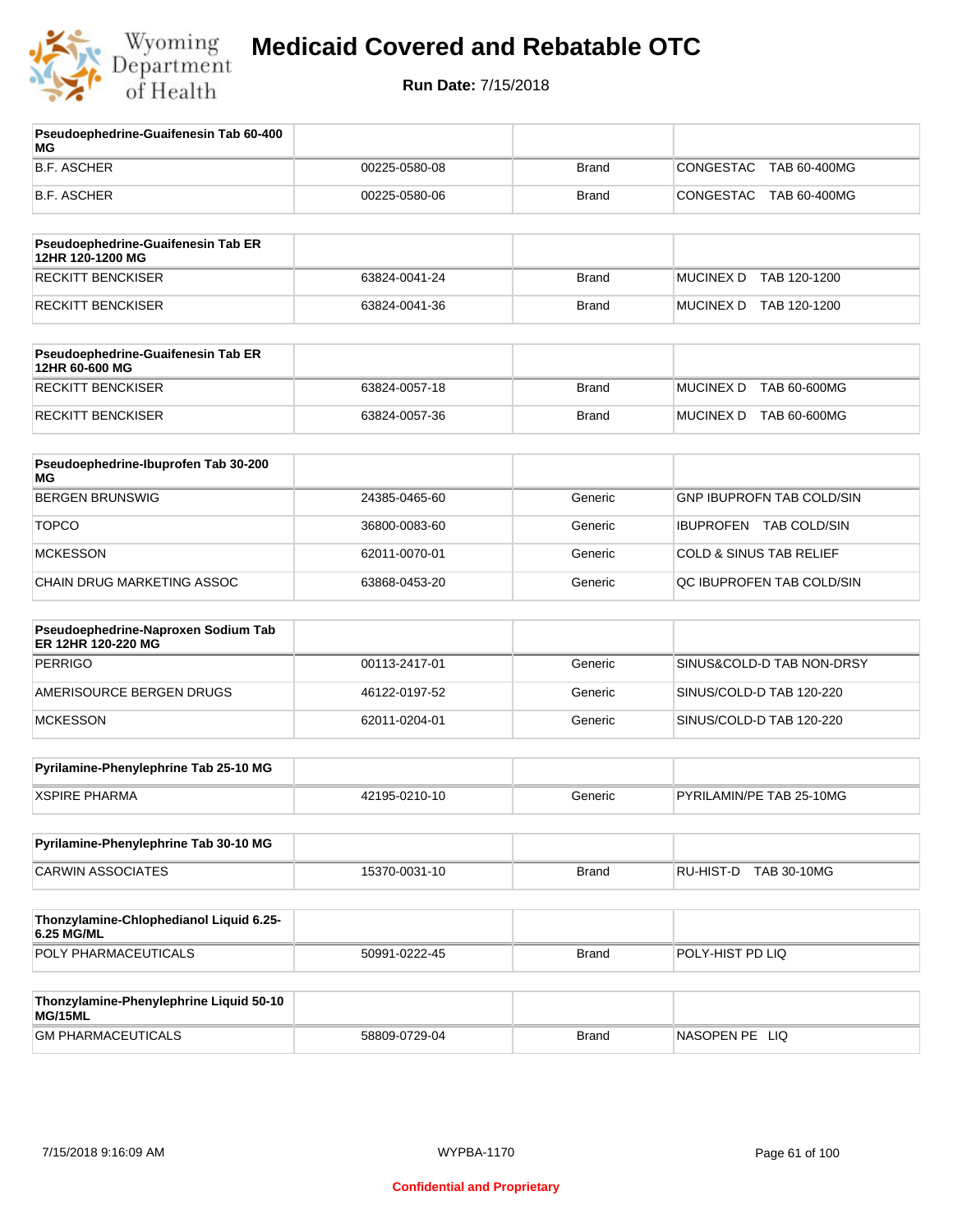| Pseudoephedrine-Guaifenesin Tab 60-400 MG | | | |
|---|---|---|---|
| B.F. ASCHER | 00225-0580-08 | Brand | CONGESTAC TAB 60-400MG |
| B.F. ASCHER | 00225-0580-06 | Brand | CONGESTAC TAB 60-400MG |

| Pseudoephedrine-Guaifenesin Tab ER 12HR 120-1200 MG | | | |
|---|---|---|---|
| RECKITT BENCKISER | 63824-0041-24 | Brand | MUCINEX D TAB 120-1200 |
| RECKITT BENCKISER | 63824-0041-36 | Brand | MUCINEX D TAB 120-1200 |

| Pseudoephedrine-Guaifenesin Tab ER 12HR 60-600 MG | | | |
|---|---|---|---|
| RECKITT BENCKISER | 63824-0057-18 | Brand | MUCINEX D TAB 60-600MG |
| RECKITT BENCKISER | 63824-0057-36 | Brand | MUCINEX D TAB 60-600MG |

| Pseudoephedrine-Ibuprofen Tab 30-200 MG | | | |
|---|---|---|---|
| BERGEN BRUNSWIG | 24385-0465-60 | Generic | GNP IBUPROFN TAB COLD/SIN |
| TOPCO | 36800-0083-60 | Generic | IBUPROFEN TAB COLD/SIN |
| MCKESSON | 62011-0070-01 | Generic | COLD & SINUS TAB RELIEF |
| CHAIN DRUG MARKETING ASSOC | 63868-0453-20 | Generic | QC IBUPROFEN TAB COLD/SIN |

| Pseudoephedrine-Naproxen Sodium Tab ER 12HR 120-220 MG | | | |
|---|---|---|---|
| PERRIGO | 00113-2417-01 | Generic | SINUS&COLD-D TAB NON-DRSY |
| AMERISOURCE BERGEN DRUGS | 46122-0197-52 | Generic | SINUS/COLD-D TAB 120-220 |
| MCKESSON | 62011-0204-01 | Generic | SINUS/COLD-D TAB 120-220 |

| Pyrilamine-Phenylephrine Tab 25-10 MG | | | |
|---|---|---|---|
| XSPIRE PHARMA | 42195-0210-10 | Generic | PYRILAMIN/PE TAB 25-10MG |

| Pyrilamine-Phenylephrine Tab 30-10 MG | | | |
|---|---|---|---|
| CARWIN ASSOCIATES | 15370-0031-10 | Brand | RU-HIST-D TAB 30-10MG |

| Thonzylamine-Chlophedianol Liquid 6.25-6.25 MG/ML | | | |
|---|---|---|---|
| POLY PHARMACEUTICALS | 50991-0222-45 | Brand | POLY-HIST PD LIQ |

| Thonzylamine-Phenylephrine Liquid 50-10 MG/15ML | | | |
|---|---|---|---|
| GM PHARMACEUTICALS | 58809-0729-04 | Brand | NASOPEN PE LIQ |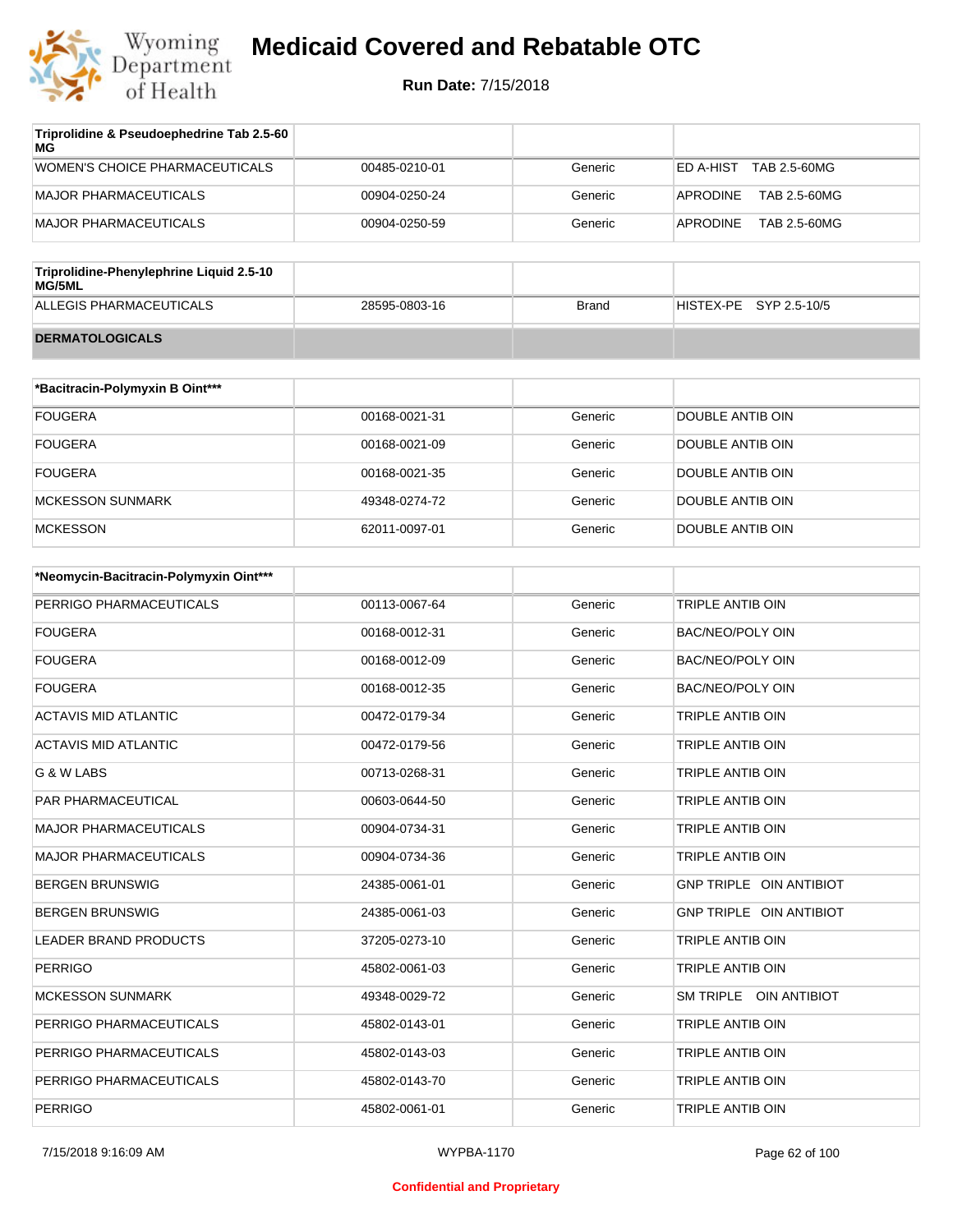| Triprolidine & Pseudoephedrine Tab 2.5-60 MG | | | |
|---|---|---|---|
| WOMEN'S CHOICE PHARMACEUTICALS | 00485-0210-01 | Generic | ED A-HIST TAB 2.5-60MG |
| MAJOR PHARMACEUTICALS | 00904-0250-24 | Generic | APRODINE TAB 2.5-60MG |
| MAJOR PHARMACEUTICALS | 00904-0250-59 | Generic | APRODINE TAB 2.5-60MG |

| Triprolidine-Phenylephrine Liquid 2.5-10 MG/5ML | | | |
|---|---|---|---|
| ALLEGIS PHARMACEUTICALS | 28595-0803-16 | Brand | HISTEX-PE SYP 2.5-10/5 |

## DERMATOLOGICALS

| *Bacitracin-Polymyxin B Oint*** | | | |
|---|---|---|---|
| FOUGERA | 00168-0021-31 | Generic | DOUBLE ANTIB OIN |
| FOUGERA | 00168-0021-09 | Generic | DOUBLE ANTIB OIN |
| FOUGERA | 00168-0021-35 | Generic | DOUBLE ANTIB OIN |
| MCKESSON SUNMARK | 49348-0274-72 | Generic | DOUBLE ANTIB OIN |
| MCKESSON | 62011-0097-01 | Generic | DOUBLE ANTIB OIN |

| *Neomycin-Bacitracin-Polymyxin Oint*** | | | |
|---|---|---|---|
| PERRIGO PHARMACEUTICALS | 00113-0067-64 | Generic | TRIPLE ANTIB OIN |
| FOUGERA | 00168-0012-31 | Generic | BAC/NEO/POLY OIN |
| FOUGERA | 00168-0012-09 | Generic | BAC/NEO/POLY OIN |
| FOUGERA | 00168-0012-35 | Generic | BAC/NEO/POLY OIN |
| ACTAVIS MID ATLANTIC | 00472-0179-34 | Generic | TRIPLE ANTIB OIN |
| ACTAVIS MID ATLANTIC | 00472-0179-56 | Generic | TRIPLE ANTIB OIN |
| G & W LABS | 00713-0268-31 | Generic | TRIPLE ANTIB OIN |
| PAR PHARMACEUTICAL | 00603-0644-50 | Generic | TRIPLE ANTIB OIN |
| MAJOR PHARMACEUTICALS | 00904-0734-31 | Generic | TRIPLE ANTIB OIN |
| MAJOR PHARMACEUTICALS | 00904-0734-36 | Generic | TRIPLE ANTIB OIN |
| BERGEN BRUNSWIG | 24385-0061-01 | Generic | GNP TRIPLE OIN ANTIBIOT |
| BERGEN BRUNSWIG | 24385-0061-03 | Generic | GNP TRIPLE OIN ANTIBIOT |
| LEADER BRAND PRODUCTS | 37205-0273-10 | Generic | TRIPLE ANTIB OIN |
| PERRIGO | 45802-0061-03 | Generic | TRIPLE ANTIB OIN |
| MCKESSON SUNMARK | 49348-0029-72 | Generic | SM TRIPLE OIN ANTIBIOT |
| PERRIGO PHARMACEUTICALS | 45802-0143-01 | Generic | TRIPLE ANTIB OIN |
| PERRIGO PHARMACEUTICALS | 45802-0143-03 | Generic | TRIPLE ANTIB OIN |
| PERRIGO PHARMACEUTICALS | 45802-0143-70 | Generic | TRIPLE ANTIB OIN |
| PERRIGO | 45802-0061-01 | Generic | TRIPLE ANTIB OIN |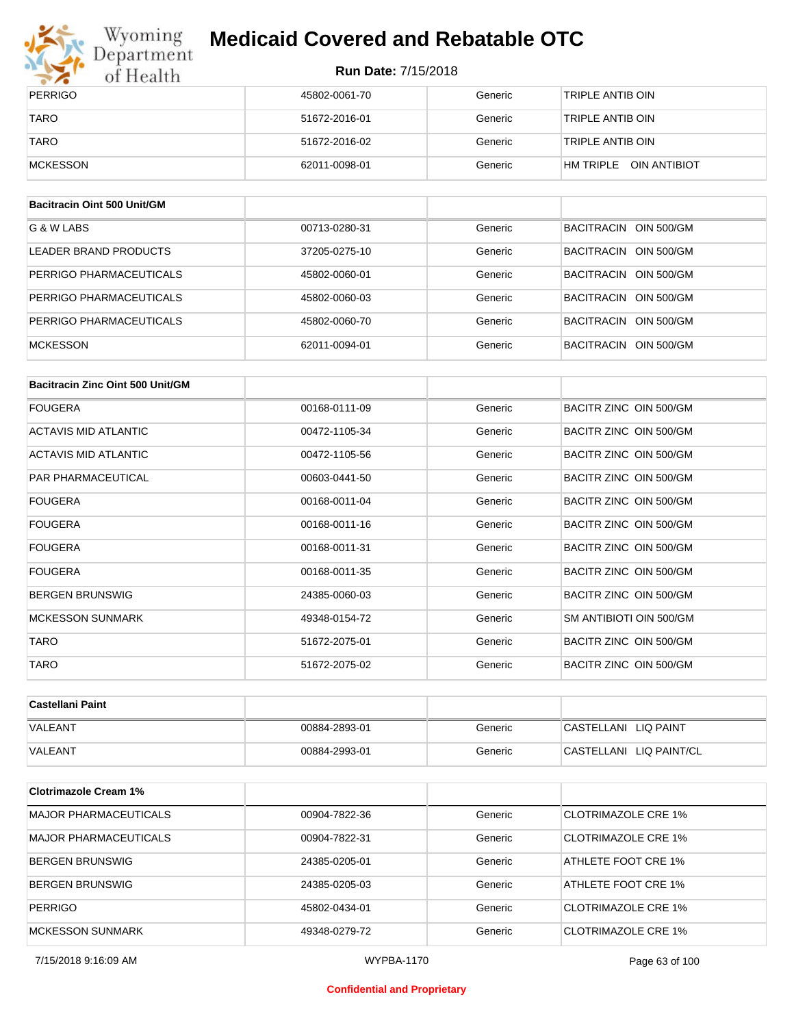| PERRIGO | 45802-0061-70 | Generic | TRIPLE ANTIB OIN |
|---|---|---|---|
| TARO | 51672-2016-01 | Generic | TRIPLE ANTIB OIN |
| TARO | 51672-2016-02 | Generic | TRIPLE ANTIB OIN |
| MCKESSON | 62011-0098-01 | Generic | HM TRIPLE OIN ANTIBIOT |

| **Bacitracin Oint 500 Unit/GM** | | | |
|---|---|---|---|
| G & W LABS | 00713-0280-31 | Generic | BACITRACIN OIN 500/GM |
| LEADER BRAND PRODUCTS | 37205-0275-10 | Generic | BACITRACIN OIN 500/GM |
| PERRIGO PHARMACEUTICALS | 45802-0060-01 | Generic | BACITRACIN OIN 500/GM |
| PERRIGO PHARMACEUTICALS | 45802-0060-03 | Generic | BACITRACIN OIN 500/GM |
| PERRIGO PHARMACEUTICALS | 45802-0060-70 | Generic | BACITRACIN OIN 500/GM |
| MCKESSON | 62011-0094-01 | Generic | BACITRACIN OIN 500/GM |

| **Bacitracin Zinc Oint 500 Unit/GM** | | | |
|---|---|---|---|
| FOUGERA | 00168-0111-09 | Generic | BACITR ZINC OIN 500/GM |
| ACTAVIS MID ATLANTIC | 00472-1105-34 | Generic | BACITR ZINC OIN 500/GM |
| ACTAVIS MID ATLANTIC | 00472-1105-56 | Generic | BACITR ZINC OIN 500/GM |
| PAR PHARMACEUTICAL | 00603-0441-50 | Generic | BACITR ZINC OIN 500/GM |
| FOUGERA | 00168-0011-04 | Generic | BACITR ZINC OIN 500/GM |
| FOUGERA | 00168-0011-16 | Generic | BACITR ZINC OIN 500/GM |
| FOUGERA | 00168-0011-31 | Generic | BACITR ZINC OIN 500/GM |
| FOUGERA | 00168-0011-35 | Generic | BACITR ZINC OIN 500/GM |
| BERGEN BRUNSWIG | 24385-0060-03 | Generic | BACITR ZINC OIN 500/GM |
| MCKESSON SUNMARK | 49348-0154-72 | Generic | SM ANTIBIOTI OIN 500/GM |
| TARO | 51672-2075-01 | Generic | BACITR ZINC OIN 500/GM |
| TARO | 51672-2075-02 | Generic | BACITR ZINC OIN 500/GM |

| **Castellani Paint** | | | |
|---|---|---|---|
| VALEANT | 00884-2893-01 | Generic | CASTELLANI LIQ PAINT |
| VALEANT | 00884-2993-01 | Generic | CASTELLANI LIQ PAINT/CL |

| **Clotrimazole Cream 1%** | | | |
|---|---|---|---|
| MAJOR PHARMACEUTICALS | 00904-7822-36 | Generic | CLOTRIMAZOLE CRE 1% |
| MAJOR PHARMACEUTICALS | 00904-7822-31 | Generic | CLOTRIMAZOLE CRE 1% |
| BERGEN BRUNSWIG | 24385-0205-01 | Generic | ATHLETE FOOT CRE 1% |
| BERGEN BRUNSWIG | 24385-0205-03 | Generic | ATHLETE FOOT CRE 1% |
| PERRIGO | 45802-0434-01 | Generic | CLOTRIMAZOLE CRE 1% |
| MCKESSON SUNMARK | 49348-0279-72 | Generic | CLOTRIMAZOLE CRE 1% |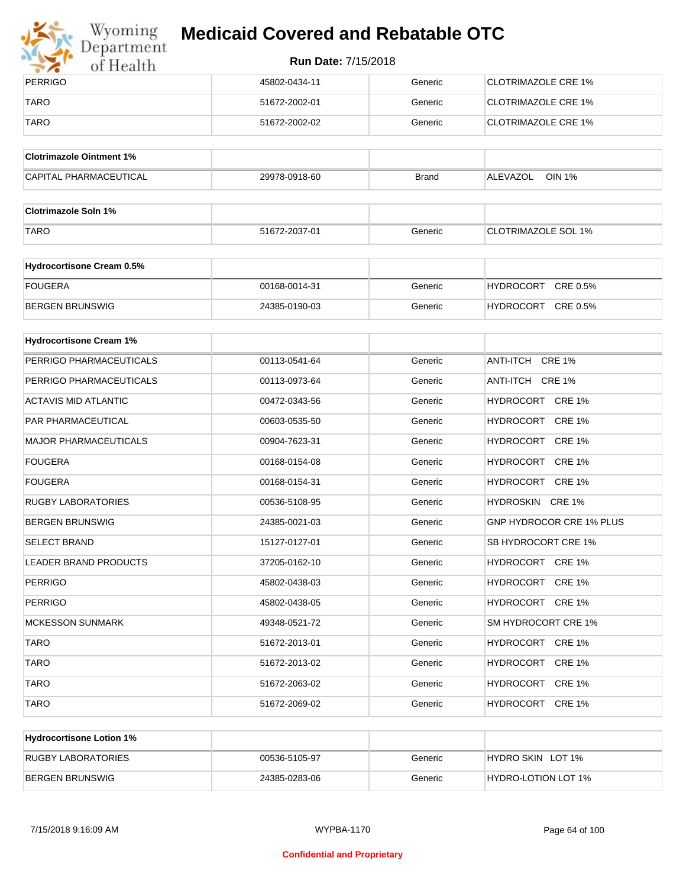# Medicaid Covered and Rebatable OTC

**Run Date:** 7/15/2018

| | | | |
|---|---|---|---|
| PERRIGO | 45802-0434-11 | Generic | CLOTRIMAZOLE CRE 1% |
| TARO | 51672-2002-01 | Generic | CLOTRIMAZOLE CRE 1% |
| TARO | 51672-2002-02 | Generic | CLOTRIMAZOLE CRE 1% |

| **Clotrimazole Ointment 1%** | | | |
|---|---|---|---|
| CAPITAL PHARMACEUTICAL | 29978-0918-60 | Brand | ALEVAZOL OIN 1% |

| **Clotrimazole Soln 1%** | | | |
|---|---|---|---|
| TARO | 51672-2037-01 | Generic | CLOTRIMAZOLE SOL 1% |

| **Hydrocortisone Cream 0.5%** | | | |
|---|---|---|---|
| FOUGERA | 00168-0014-31 | Generic | HYDROCORT CRE 0.5% |
| BERGEN BRUNSWIG | 24385-0190-03 | Generic | HYDROCORT CRE 0.5% |

| **Hydrocortisone Cream 1%** | | | |
|---|---|---|---|
| PERRIGO PHARMACEUTICALS | 00113-0541-64 | Generic | ANTI-ITCH CRE 1% |
| PERRIGO PHARMACEUTICALS | 00113-0973-64 | Generic | ANTI-ITCH CRE 1% |
| ACTAVIS MID ATLANTIC | 00472-0343-56 | Generic | HYDROCORT CRE 1% |
| PAR PHARMACEUTICAL | 00603-0535-50 | Generic | HYDROCORT CRE 1% |
| MAJOR PHARMACEUTICALS | 00904-7623-31 | Generic | HYDROCORT CRE 1% |
| FOUGERA | 00168-0154-08 | Generic | HYDROCORT CRE 1% |
| FOUGERA | 00168-0154-31 | Generic | HYDROCORT CRE 1% |
| RUGBY LABORATORIES | 00536-5108-95 | Generic | HYDROSKIN CRE 1% |
| BERGEN BRUNSWIG | 24385-0021-03 | Generic | GNP HYDROCOR CRE 1% PLUS |
| SELECT BRAND | 15127-0127-01 | Generic | SB HYDROCORT CRE 1% |
| LEADER BRAND PRODUCTS | 37205-0162-10 | Generic | HYDROCORT CRE 1% |
| PERRIGO | 45802-0438-03 | Generic | HYDROCORT CRE 1% |
| PERRIGO | 45802-0438-05 | Generic | HYDROCORT CRE 1% |
| MCKESSON SUNMARK | 49348-0521-72 | Generic | SM HYDROCORT CRE 1% |
| TARO | 51672-2013-01 | Generic | HYDROCORT CRE 1% |
| TARO | 51672-2013-02 | Generic | HYDROCORT CRE 1% |
| TARO | 51672-2063-02 | Generic | HYDROCORT CRE 1% |
| TARO | 51672-2069-02 | Generic | HYDROCORT CRE 1% |

| **Hydrocortisone Lotion 1%** | | | |
|---|---|---|---|
| RUGBY LABORATORIES | 00536-5105-97 | Generic | HYDRO SKIN LOT 1% |
| BERGEN BRUNSWIG | 24385-0283-06 | Generic | HYDRO-LOTION LOT 1% |

Confidential and Proprietary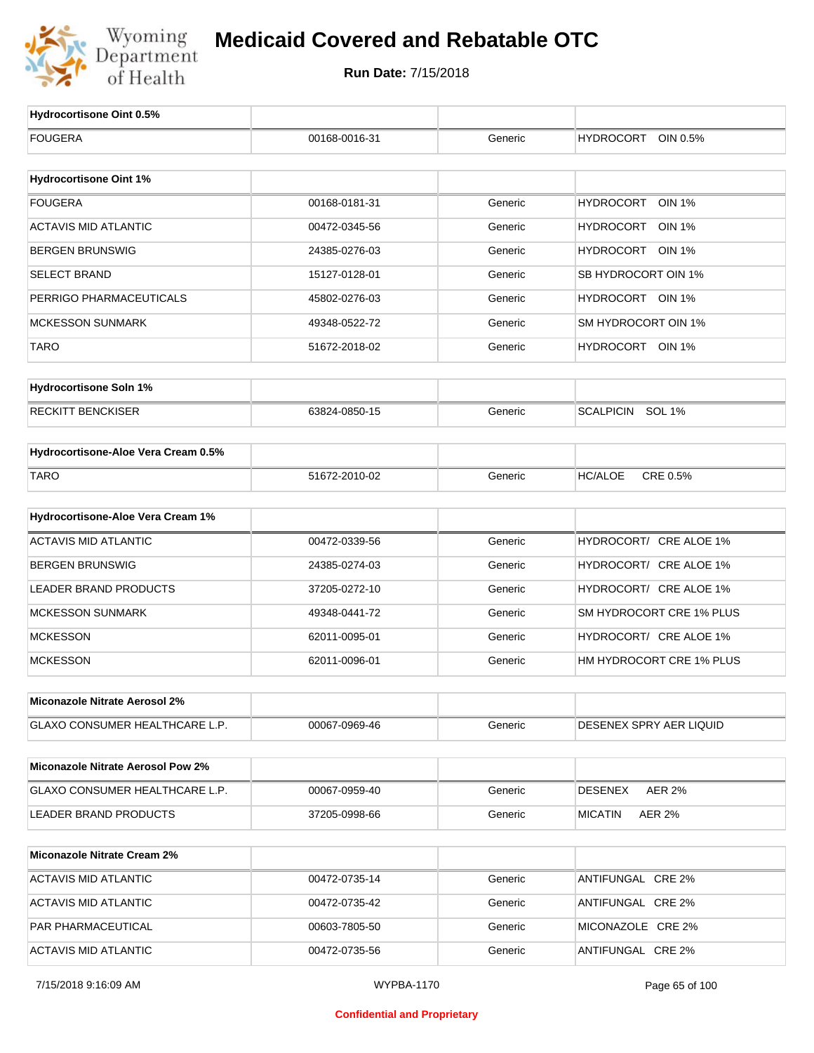# Medicaid Covered and Rebatable OTC

**Run Date:** 7/15/2018

| Hydrocortisone Oint 0.5% | | | |
|---|---|---|---|
| FOUGERA | 00168-0016-31 | Generic | HYDROCORT OIN 0.5% |

| Hydrocortisone Oint 1% | | | |
|---|---|---|---|
| FOUGERA | 00168-0181-31 | Generic | HYDROCORT OIN 1% |
| ACTAVIS MID ATLANTIC | 00472-0345-56 | Generic | HYDROCORT OIN 1% |
| BERGEN BRUNSWIG | 24385-0276-03 | Generic | HYDROCORT OIN 1% |
| SELECT BRAND | 15127-0128-01 | Generic | SB HYDROCORT OIN 1% |
| PERRIGO PHARMACEUTICALS | 45802-0276-03 | Generic | HYDROCORT OIN 1% |
| MCKESSON SUNMARK | 49348-0522-72 | Generic | SM HYDROCORT OIN 1% |
| TARO | 51672-2018-02 | Generic | HYDROCORT OIN 1% |

| Hydrocortisone Soln 1% | | | |
|---|---|---|---|
| RECKITT BENCKISER | 63824-0850-15 | Generic | SCALPICIN SOL 1% |

| Hydrocortisone-Aloe Vera Cream 0.5% | | | |
|---|---|---|---|
| TARO | 51672-2010-02 | Generic | HC/ALOE CRE 0.5% |

| Hydrocortisone-Aloe Vera Cream 1% | | | |
|---|---|---|---|
| ACTAVIS MID ATLANTIC | 00472-0339-56 | Generic | HYDROCORT/ CRE ALOE 1% |
| BERGEN BRUNSWIG | 24385-0274-03 | Generic | HYDROCORT/ CRE ALOE 1% |
| LEADER BRAND PRODUCTS | 37205-0272-10 | Generic | HYDROCORT/ CRE ALOE 1% |
| MCKESSON SUNMARK | 49348-0441-72 | Generic | SM HYDROCORT CRE 1% PLUS |
| MCKESSON | 62011-0095-01 | Generic | HYDROCORT/ CRE ALOE 1% |
| MCKESSON | 62011-0096-01 | Generic | HM HYDROCORT CRE 1% PLUS |

| Miconazole Nitrate Aerosol 2% | | | |
|---|---|---|---|
| GLAXO CONSUMER HEALTHCARE L.P. | 00067-0969-46 | Generic | DESENEX SPRY AER LIQUID |

| Miconazole Nitrate Aerosol Pow 2% | | | |
|---|---|---|---|
| GLAXO CONSUMER HEALTHCARE L.P. | 00067-0959-40 | Generic | DESENEX AER 2% |
| LEADER BRAND PRODUCTS | 37205-0998-66 | Generic | MICATIN AER 2% |

| Miconazole Nitrate Cream 2% | | | |
|---|---|---|---|
| ACTAVIS MID ATLANTIC | 00472-0735-14 | Generic | ANTIFUNGAL CRE 2% |
| ACTAVIS MID ATLANTIC | 00472-0735-42 | Generic | ANTIFUNGAL CRE 2% |
| PAR PHARMACEUTICAL | 00603-7805-50 | Generic | MICONAZOLE CRE 2% |
| ACTAVIS MID ATLANTIC | 00472-0735-56 | Generic | ANTIFUNGAL CRE 2% |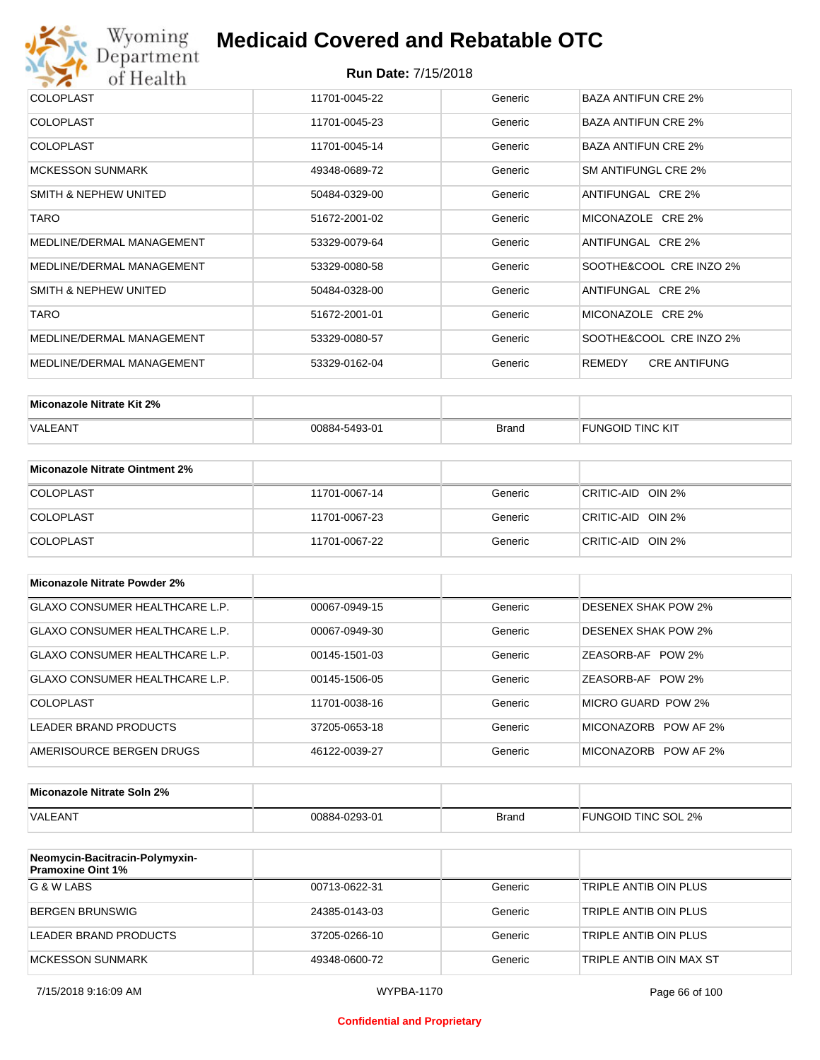# Medicaid Covered and Rebatable OTC

**Run Date:** 7/15/2018

| | | | |
|---|---|---|---|
| COLOPLAST | 11701-0045-22 | Generic | BAZA ANTIFUN CRE 2% |
| COLOPLAST | 11701-0045-23 | Generic | BAZA ANTIFUN CRE 2% |
| COLOPLAST | 11701-0045-14 | Generic | BAZA ANTIFUN CRE 2% |
| MCKESSON SUNMARK | 49348-0689-72 | Generic | SM ANTIFUNGL CRE 2% |
| SMITH & NEPHEW UNITED | 50484-0329-00 | Generic | ANTIFUNGAL CRE 2% |
| TARO | 51672-2001-02 | Generic | MICONAZOLE CRE 2% |
| MEDLINE/DERMAL MANAGEMENT | 53329-0079-64 | Generic | ANTIFUNGAL CRE 2% |
| MEDLINE/DERMAL MANAGEMENT | 53329-0080-58 | Generic | SOOTHE&COOL CRE INZO 2% |
| SMITH & NEPHEW UNITED | 50484-0328-00 | Generic | ANTIFUNGAL CRE 2% |
| TARO | 51672-2001-01 | Generic | MICONAZOLE CRE 2% |
| MEDLINE/DERMAL MANAGEMENT | 53329-0080-57 | Generic | SOOTHE&COOL CRE INZO 2% |
| MEDLINE/DERMAL MANAGEMENT | 53329-0162-04 | Generic | REMEDY CRE ANTIFUNG |

| Miconazole Nitrate Kit 2% | | | |
|---|---|---|---|
| VALEANT | 00884-5493-01 | Brand | FUNGOID TINC KIT |

| Miconazole Nitrate Ointment 2% | | | |
|---|---|---|---|
| COLOPLAST | 11701-0067-14 | Generic | CRITIC-AID OIN 2% |
| COLOPLAST | 11701-0067-23 | Generic | CRITIC-AID OIN 2% |
| COLOPLAST | 11701-0067-22 | Generic | CRITIC-AID OIN 2% |

| Miconazole Nitrate Powder 2% | | | |
|---|---|---|---|
| GLAXO CONSUMER HEALTHCARE L.P. | 00067-0949-15 | Generic | DESENEX SHAK POW 2% |
| GLAXO CONSUMER HEALTHCARE L.P. | 00067-0949-30 | Generic | DESENEX SHAK POW 2% |
| GLAXO CONSUMER HEALTHCARE L.P. | 00145-1501-03 | Generic | ZEASORB-AF POW 2% |
| GLAXO CONSUMER HEALTHCARE L.P. | 00145-1506-05 | Generic | ZEASORB-AF POW 2% |
| COLOPLAST | 11701-0038-16 | Generic | MICRO GUARD POW 2% |
| LEADER BRAND PRODUCTS | 37205-0653-18 | Generic | MICONAZORB POW AF 2% |
| AMERISOURCE BERGEN DRUGS | 46122-0039-27 | Generic | MICONAZORB POW AF 2% |

| Miconazole Nitrate Soln 2% | | | |
|---|---|---|---|
| VALEANT | 00884-0293-01 | Brand | FUNGOID TINC SOL 2% |

| Neomycin-Bacitracin-Polymyxin-Pramoxine Oint 1% | | | |
|---|---|---|---|
| G & W LABS | 00713-0622-31 | Generic | TRIPLE ANTIB OIN PLUS |
| BERGEN BRUNSWIG | 24385-0143-03 | Generic | TRIPLE ANTIB OIN PLUS |
| LEADER BRAND PRODUCTS | 37205-0266-10 | Generic | TRIPLE ANTIB OIN PLUS |
| MCKESSON SUNMARK | 49348-0600-72 | Generic | TRIPLE ANTIB OIN MAX ST |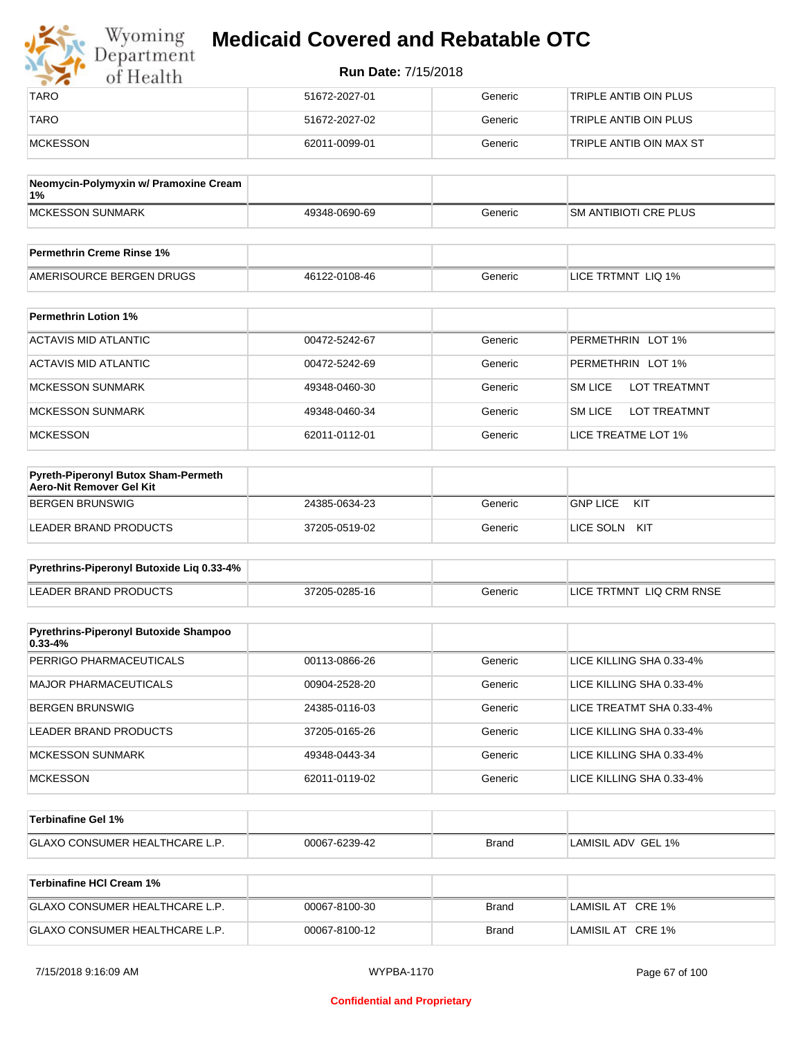| | | | |
|---|---|---|---|
| TARO | 51672-2027-01 | Generic | TRIPLE ANTIB OIN PLUS |
| TARO | 51672-2027-02 | Generic | TRIPLE ANTIB OIN PLUS |
| MCKESSON | 62011-0099-01 | Generic | TRIPLE ANTIB OIN MAX ST |

| Neomycin-Polymyxin w/ Pramoxine Cream 1% | | | |
|---|---|---|---|
| MCKESSON SUNMARK | 49348-0690-69 | Generic | SM ANTIBIOTI CRE PLUS |

| Permethrin Creme Rinse 1% | | | |
|---|---|---|---|
| AMERISOURCE BERGEN DRUGS | 46122-0108-46 | Generic | LICE TRTMNT LIQ 1% |

| Permethrin Lotion 1% | | | |
|---|---|---|---|
| ACTAVIS MID ATLANTIC | 00472-5242-67 | Generic | PERMETHRIN LOT 1% |
| ACTAVIS MID ATLANTIC | 00472-5242-69 | Generic | PERMETHRIN LOT 1% |
| MCKESSON SUNMARK | 49348-0460-30 | Generic | SM LICE LOT TREATMNT |
| MCKESSON SUNMARK | 49348-0460-34 | Generic | SM LICE LOT TREATMNT |
| MCKESSON | 62011-0112-01 | Generic | LICE TREATME LOT 1% |

| Pyreth-Piperonyl Butox Sham-Permeth Aero-Nit Remover Gel Kit | | | |
|---|---|---|---|
| BERGEN BRUNSWIG | 24385-0634-23 | Generic | GNP LICE KIT |
| LEADER BRAND PRODUCTS | 37205-0519-02 | Generic | LICE SOLN KIT |

| Pyrethrins-Piperonyl Butoxide Liq 0.33-4% | | | |
|---|---|---|---|
| LEADER BRAND PRODUCTS | 37205-0285-16 | Generic | LICE TRTMNT LIQ CRM RNSE |

| Pyrethrins-Piperonyl Butoxide Shampoo 0.33-4% | | | |
|---|---|---|---|
| PERRIGO PHARMACEUTICALS | 00113-0866-26 | Generic | LICE KILLING SHA 0.33-4% |
| MAJOR PHARMACEUTICALS | 00904-2528-20 | Generic | LICE KILLING SHA 0.33-4% |
| BERGEN BRUNSWIG | 24385-0116-03 | Generic | LICE TREATMT SHA 0.33-4% |
| LEADER BRAND PRODUCTS | 37205-0165-26 | Generic | LICE KILLING SHA 0.33-4% |
| MCKESSON SUNMARK | 49348-0443-34 | Generic | LICE KILLING SHA 0.33-4% |
| MCKESSON | 62011-0119-02 | Generic | LICE KILLING SHA 0.33-4% |

| Terbinafine Gel 1% | | | |
|---|---|---|---|
| GLAXO CONSUMER HEALTHCARE L.P. | 00067-6239-42 | Brand | LAMISIL ADV GEL 1% |

| Terbinafine HCl Cream 1% | | | |
|---|---|---|---|
| GLAXO CONSUMER HEALTHCARE L.P. | 00067-8100-30 | Brand | LAMISIL AT CRE 1% |
| GLAXO CONSUMER HEALTHCARE L.P. | 00067-8100-12 | Brand | LAMISIL AT CRE 1% |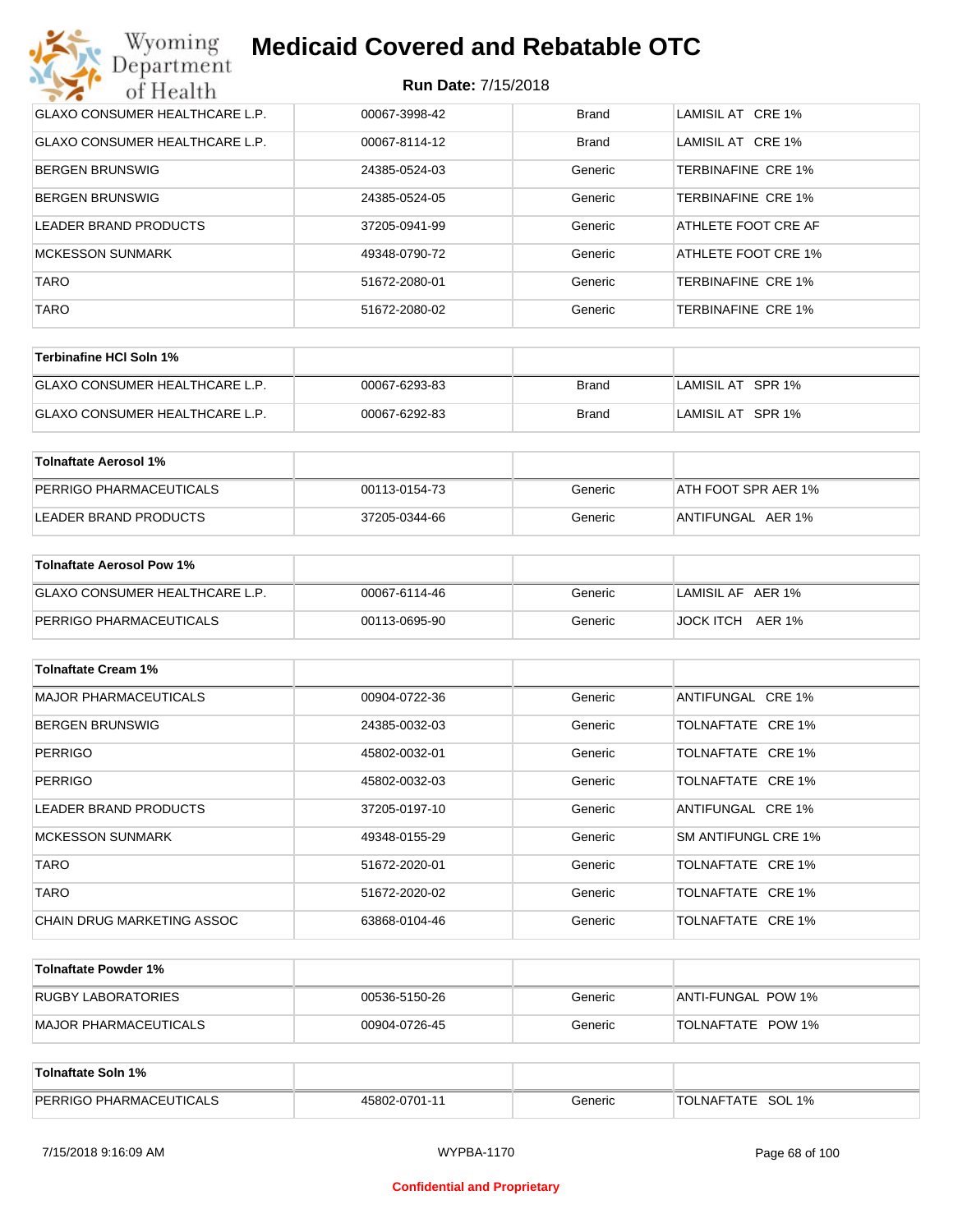| | | | |
|---|---|---|---|
| GLAXO CONSUMER HEALTHCARE L.P. | 00067-3998-42 | Brand | LAMISIL AT CRE 1% |
| GLAXO CONSUMER HEALTHCARE L.P. | 00067-8114-12 | Brand | LAMISIL AT CRE 1% |
| BERGEN BRUNSWIG | 24385-0524-03 | Generic | TERBINAFINE CRE 1% |
| BERGEN BRUNSWIG | 24385-0524-05 | Generic | TERBINAFINE CRE 1% |
| LEADER BRAND PRODUCTS | 37205-0941-99 | Generic | ATHLETE FOOT CRE AF |
| MCKESSON SUNMARK | 49348-0790-72 | Generic | ATHLETE FOOT CRE 1% |
| TARO | 51672-2080-01 | Generic | TERBINAFINE CRE 1% |
| TARO | 51672-2080-02 | Generic | TERBINAFINE CRE 1% |

| **Terbinafine HCl Soln 1%** | | | |
|---|---|---|---|
| GLAXO CONSUMER HEALTHCARE L.P. | 00067-6293-83 | Brand | LAMISIL AT SPR 1% |
| GLAXO CONSUMER HEALTHCARE L.P. | 00067-6292-83 | Brand | LAMISIL AT SPR 1% |

| **Tolnaftate Aerosol 1%** | | | |
|---|---|---|---|
| PERRIGO PHARMACEUTICALS | 00113-0154-73 | Generic | ATH FOOT SPR AER 1% |
| LEADER BRAND PRODUCTS | 37205-0344-66 | Generic | ANTIFUNGAL AER 1% |

| **Tolnaftate Aerosol Pow 1%** | | | |
|---|---|---|---|
| GLAXO CONSUMER HEALTHCARE L.P. | 00067-6114-46 | Generic | LAMISIL AF AER 1% |
| PERRIGO PHARMACEUTICALS | 00113-0695-90 | Generic | JOCK ITCH AER 1% |

| **Tolnaftate Cream 1%** | | | |
|---|---|---|---|
| MAJOR PHARMACEUTICALS | 00904-0722-36 | Generic | ANTIFUNGAL CRE 1% |
| BERGEN BRUNSWIG | 24385-0032-03 | Generic | TOLNAFTATE CRE 1% |
| PERRIGO | 45802-0032-01 | Generic | TOLNAFTATE CRE 1% |
| PERRIGO | 45802-0032-03 | Generic | TOLNAFTATE CRE 1% |
| LEADER BRAND PRODUCTS | 37205-0197-10 | Generic | ANTIFUNGAL CRE 1% |
| MCKESSON SUNMARK | 49348-0155-29 | Generic | SM ANTIFUNGL CRE 1% |
| TARO | 51672-2020-01 | Generic | TOLNAFTATE CRE 1% |
| TARO | 51672-2020-02 | Generic | TOLNAFTATE CRE 1% |
| CHAIN DRUG MARKETING ASSOC | 63868-0104-46 | Generic | TOLNAFTATE CRE 1% |

| **Tolnaftate Powder 1%** | | | |
|---|---|---|---|
| RUGBY LABORATORIES | 00536-5150-26 | Generic | ANTI-FUNGAL POW 1% |
| MAJOR PHARMACEUTICALS | 00904-0726-45 | Generic | TOLNAFTATE POW 1% |

| **Tolnaftate Soln 1%** | | | |
|---|---|---|---|
| PERRIGO PHARMACEUTICALS | 45802-0701-11 | Generic | TOLNAFTATE SOL 1% |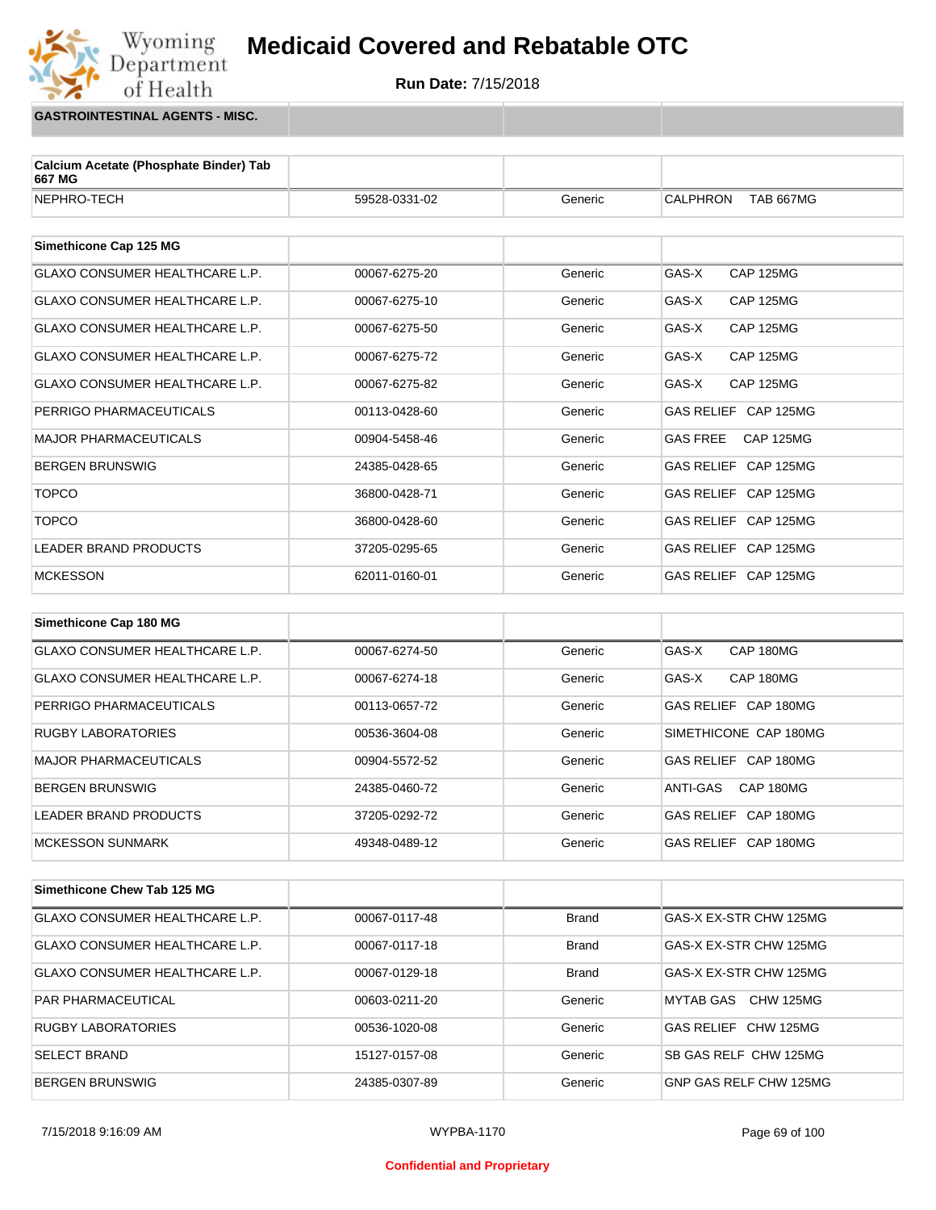## GASTROINTESTINAL AGENTS - MISC.

| Calcium Acetate (Phosphate Binder) Tab 667 MG | | | |
|---|---|---|---|
| NEPHRO-TECH | 59528-0331-02 | Generic | CALPHRON TAB 667MG |

| Simethicone Cap 125 MG | | | |
|---|---|---|---|
| GLAXO CONSUMER HEALTHCARE L.P. | 00067-6275-20 | Generic | GAS-X CAP 125MG |
| GLAXO CONSUMER HEALTHCARE L.P. | 00067-6275-10 | Generic | GAS-X CAP 125MG |
| GLAXO CONSUMER HEALTHCARE L.P. | 00067-6275-50 | Generic | GAS-X CAP 125MG |
| GLAXO CONSUMER HEALTHCARE L.P. | 00067-6275-72 | Generic | GAS-X CAP 125MG |
| GLAXO CONSUMER HEALTHCARE L.P. | 00067-6275-82 | Generic | GAS-X CAP 125MG |
| PERRIGO PHARMACEUTICALS | 00113-0428-60 | Generic | GAS RELIEF CAP 125MG |
| MAJOR PHARMACEUTICALS | 00904-5458-46 | Generic | GAS FREE CAP 125MG |
| BERGEN BRUNSWIG | 24385-0428-65 | Generic | GAS RELIEF CAP 125MG |
| TOPCO | 36800-0428-71 | Generic | GAS RELIEF CAP 125MG |
| TOPCO | 36800-0428-60 | Generic | GAS RELIEF CAP 125MG |
| LEADER BRAND PRODUCTS | 37205-0295-65 | Generic | GAS RELIEF CAP 125MG |
| MCKESSON | 62011-0160-01 | Generic | GAS RELIEF CAP 125MG |

| Simethicone Cap 180 MG | | | |
|---|---|---|---|
| GLAXO CONSUMER HEALTHCARE L.P. | 00067-6274-50 | Generic | GAS-X CAP 180MG |
| GLAXO CONSUMER HEALTHCARE L.P. | 00067-6274-18 | Generic | GAS-X CAP 180MG |
| PERRIGO PHARMACEUTICALS | 00113-0657-72 | Generic | GAS RELIEF CAP 180MG |
| RUGBY LABORATORIES | 00536-3604-08 | Generic | SIMETHICONE CAP 180MG |
| MAJOR PHARMACEUTICALS | 00904-5572-52 | Generic | GAS RELIEF CAP 180MG |
| BERGEN BRUNSWIG | 24385-0460-72 | Generic | ANTI-GAS CAP 180MG |
| LEADER BRAND PRODUCTS | 37205-0292-72 | Generic | GAS RELIEF CAP 180MG |
| MCKESSON SUNMARK | 49348-0489-12 | Generic | GAS RELIEF CAP 180MG |

| Simethicone Chew Tab 125 MG | | | |
|---|---|---|---|
| GLAXO CONSUMER HEALTHCARE L.P. | 00067-0117-48 | Brand | GAS-X EX-STR CHW 125MG |
| GLAXO CONSUMER HEALTHCARE L.P. | 00067-0117-18 | Brand | GAS-X EX-STR CHW 125MG |
| GLAXO CONSUMER HEALTHCARE L.P. | 00067-0129-18 | Brand | GAS-X EX-STR CHW 125MG |
| PAR PHARMACEUTICAL | 00603-0211-20 | Generic | MYTAB GAS CHW 125MG |
| RUGBY LABORATORIES | 00536-1020-08 | Generic | GAS RELIEF CHW 125MG |
| SELECT BRAND | 15127-0157-08 | Generic | SB GAS RELF CHW 125MG |
| BERGEN BRUNSWIG | 24385-0307-89 | Generic | GNP GAS RELF CHW 125MG |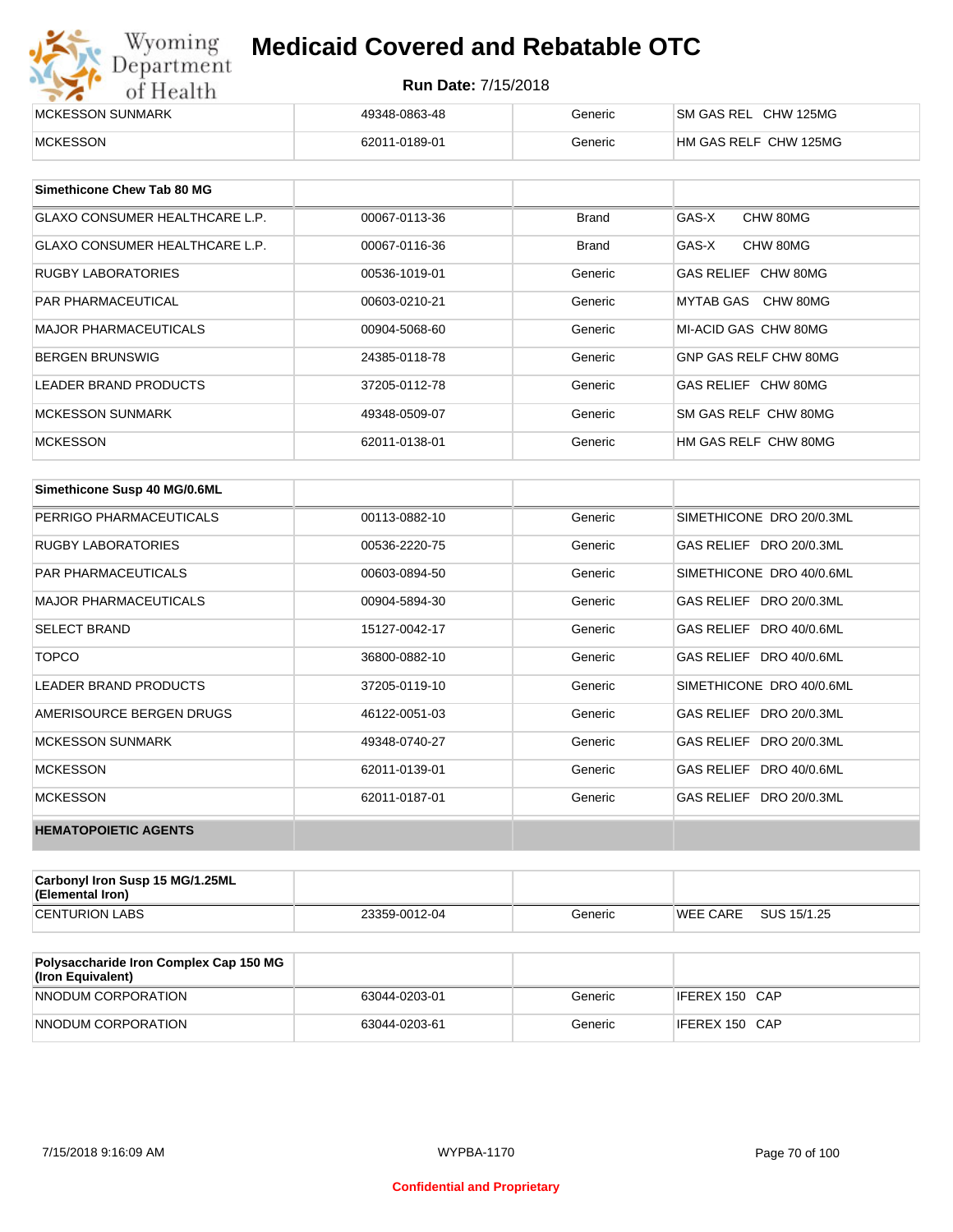| MCKESSON SUNMARK | 49348-0863-48 | Generic | SM GAS REL CHW 125MG |
|---|---|---|---|
| MCKESSON | 62011-0189-01 | Generic | HM GAS RELF CHW 125MG |

| Simethicone Chew Tab 80 MG | | | |
|---|---|---|---|
| GLAXO CONSUMER HEALTHCARE L.P. | 00067-0113-36 | Brand | GAS-X CHW 80MG |
| GLAXO CONSUMER HEALTHCARE L.P. | 00067-0116-36 | Brand | GAS-X CHW 80MG |
| RUGBY LABORATORIES | 00536-1019-01 | Generic | GAS RELIEF CHW 80MG |
| PAR PHARMACEUTICAL | 00603-0210-21 | Generic | MYTAB GAS CHW 80MG |
| MAJOR PHARMACEUTICALS | 00904-5068-60 | Generic | MI-ACID GAS CHW 80MG |
| BERGEN BRUNSWIG | 24385-0118-78 | Generic | GNP GAS RELF CHW 80MG |
| LEADER BRAND PRODUCTS | 37205-0112-78 | Generic | GAS RELIEF CHW 80MG |
| MCKESSON SUNMARK | 49348-0509-07 | Generic | SM GAS RELF CHW 80MG |
| MCKESSON | 62011-0138-01 | Generic | HM GAS RELF CHW 80MG |

| Simethicone Susp 40 MG/0.6ML | | | |
|---|---|---|---|
| PERRIGO PHARMACEUTICALS | 00113-0882-10 | Generic | SIMETHICONE DRO 20/0.3ML |
| RUGBY LABORATORIES | 00536-2220-75 | Generic | GAS RELIEF DRO 20/0.3ML |
| PAR PHARMACEUTICALS | 00603-0894-50 | Generic | SIMETHICONE DRO 40/0.6ML |
| MAJOR PHARMACEUTICALS | 00904-5894-30 | Generic | GAS RELIEF DRO 20/0.3ML |
| SELECT BRAND | 15127-0042-17 | Generic | GAS RELIEF DRO 40/0.6ML |
| TOPCO | 36800-0882-10 | Generic | GAS RELIEF DRO 40/0.6ML |
| LEADER BRAND PRODUCTS | 37205-0119-10 | Generic | SIMETHICONE DRO 40/0.6ML |
| AMERISOURCE BERGEN DRUGS | 46122-0051-03 | Generic | GAS RELIEF DRO 20/0.3ML |
| MCKESSON SUNMARK | 49348-0740-27 | Generic | GAS RELIEF DRO 20/0.3ML |
| MCKESSON | 62011-0139-01 | Generic | GAS RELIEF DRO 40/0.6ML |
| MCKESSON | 62011-0187-01 | Generic | GAS RELIEF DRO 20/0.3ML |
| **HEMATOPOIETIC AGENTS** | | | |

| Carbonyl Iron Susp 15 MG/1.25ML (Elemental Iron) | | | |
|---|---|---|---|
| CENTURION LABS | 23359-0012-04 | Generic | WEE CARE SUS 15/1.25 |

| Polysaccharide Iron Complex Cap 150 MG (Iron Equivalent) | | | |
|---|---|---|---|
| NNODUM CORPORATION | 63044-0203-01 | Generic | IFEREX 150 CAP |
| NNODUM CORPORATION | 63044-0203-61 | Generic | IFEREX 150 CAP |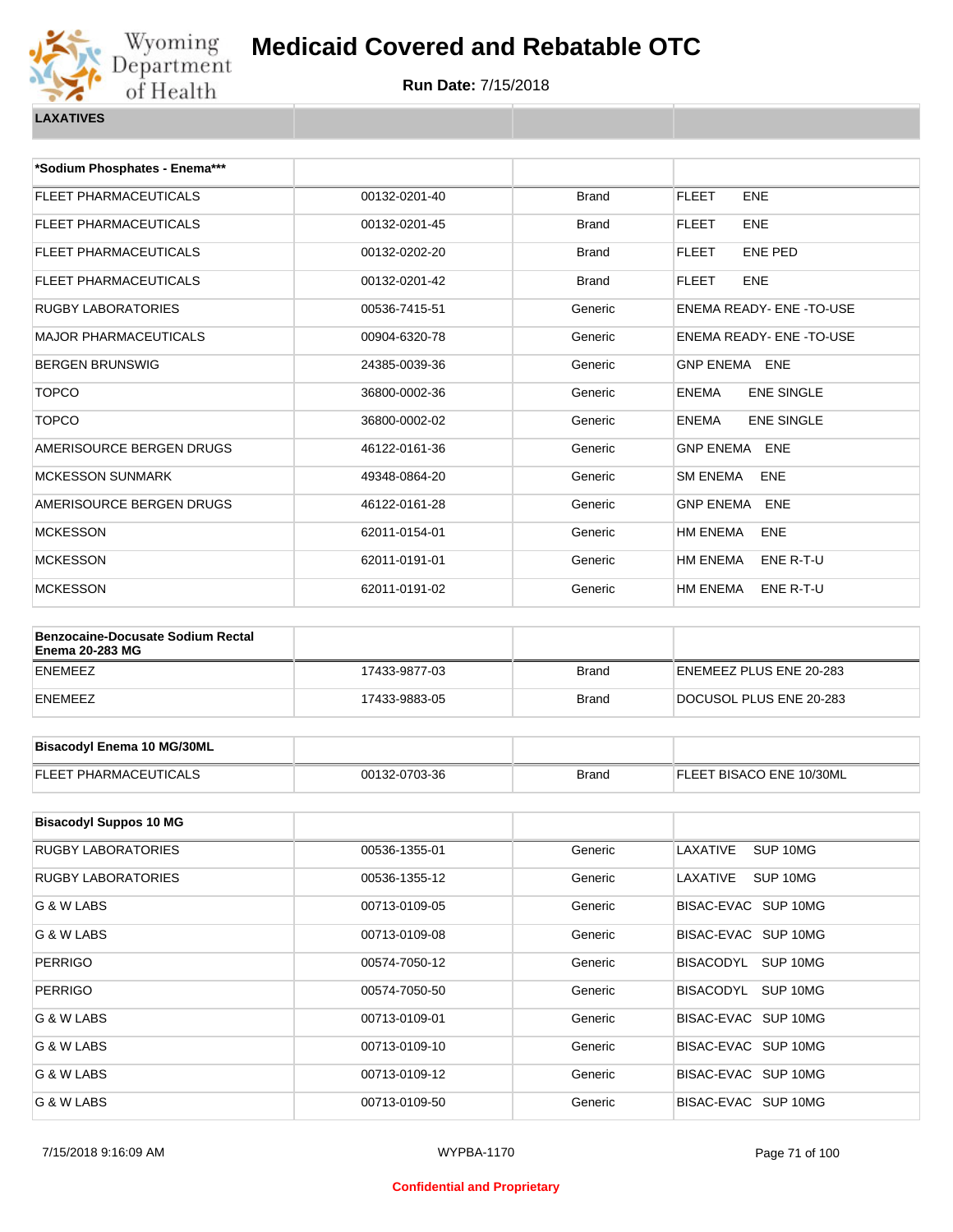# Medicaid Covered and Rebatable OTC

**Run Date:** 7/15/2018

**LAXATIVES**

| *Sodium Phosphates - Enema*** | | | |
|---|---|---|---|
| FLEET PHARMACEUTICALS | 00132-0201-40 | Brand | FLEET ENE |
| FLEET PHARMACEUTICALS | 00132-0201-45 | Brand | FLEET ENE |
| FLEET PHARMACEUTICALS | 00132-0202-20 | Brand | FLEET ENE PED |
| FLEET PHARMACEUTICALS | 00132-0201-42 | Brand | FLEET ENE |
| RUGBY LABORATORIES | 00536-7415-51 | Generic | ENEMA READY- ENE -TO-USE |
| MAJOR PHARMACEUTICALS | 00904-6320-78 | Generic | ENEMA READY- ENE -TO-USE |
| BERGEN BRUNSWIG | 24385-0039-36 | Generic | GNP ENEMA ENE |
| TOPCO | 36800-0002-36 | Generic | ENEMA ENE SINGLE |
| TOPCO | 36800-0002-02 | Generic | ENEMA ENE SINGLE |
| AMERISOURCE BERGEN DRUGS | 46122-0161-36 | Generic | GNP ENEMA ENE |
| MCKESSON SUNMARK | 49348-0864-20 | Generic | SM ENEMA ENE |
| AMERISOURCE BERGEN DRUGS | 46122-0161-28 | Generic | GNP ENEMA ENE |
| MCKESSON | 62011-0154-01 | Generic | HM ENEMA ENE |
| MCKESSON | 62011-0191-01 | Generic | HM ENEMA ENE R-T-U |
| MCKESSON | 62011-0191-02 | Generic | HM ENEMA ENE R-T-U |

| Benzocaine-Docusate Sodium Rectal Enema 20-283 MG | | | |
|---|---|---|---|
| ENEMEEZ | 17433-9877-03 | Brand | ENEMEEZ PLUS ENE 20-283 |
| ENEMEEZ | 17433-9883-05 | Brand | DOCUSOL PLUS ENE 20-283 |

| Bisacodyl Enema 10 MG/30ML | | | |
|---|---|---|---|
| FLEET PHARMACEUTICALS | 00132-0703-36 | Brand | FLEET BISACO ENE 10/30ML |

| Bisacodyl Suppos 10 MG | | | |
|---|---|---|---|
| RUGBY LABORATORIES | 00536-1355-01 | Generic | LAXATIVE SUP 10MG |
| RUGBY LABORATORIES | 00536-1355-12 | Generic | LAXATIVE SUP 10MG |
| G & W LABS | 00713-0109-05 | Generic | BISAC-EVAC SUP 10MG |
| G & W LABS | 00713-0109-08 | Generic | BISAC-EVAC SUP 10MG |
| PERRIGO | 00574-7050-12 | Generic | BISACODYL SUP 10MG |
| PERRIGO | 00574-7050-50 | Generic | BISACODYL SUP 10MG |
| G & W LABS | 00713-0109-01 | Generic | BISAC-EVAC SUP 10MG |
| G & W LABS | 00713-0109-10 | Generic | BISAC-EVAC SUP 10MG |
| G & W LABS | 00713-0109-12 | Generic | BISAC-EVAC SUP 10MG |
| G & W LABS | 00713-0109-50 | Generic | BISAC-EVAC SUP 10MG |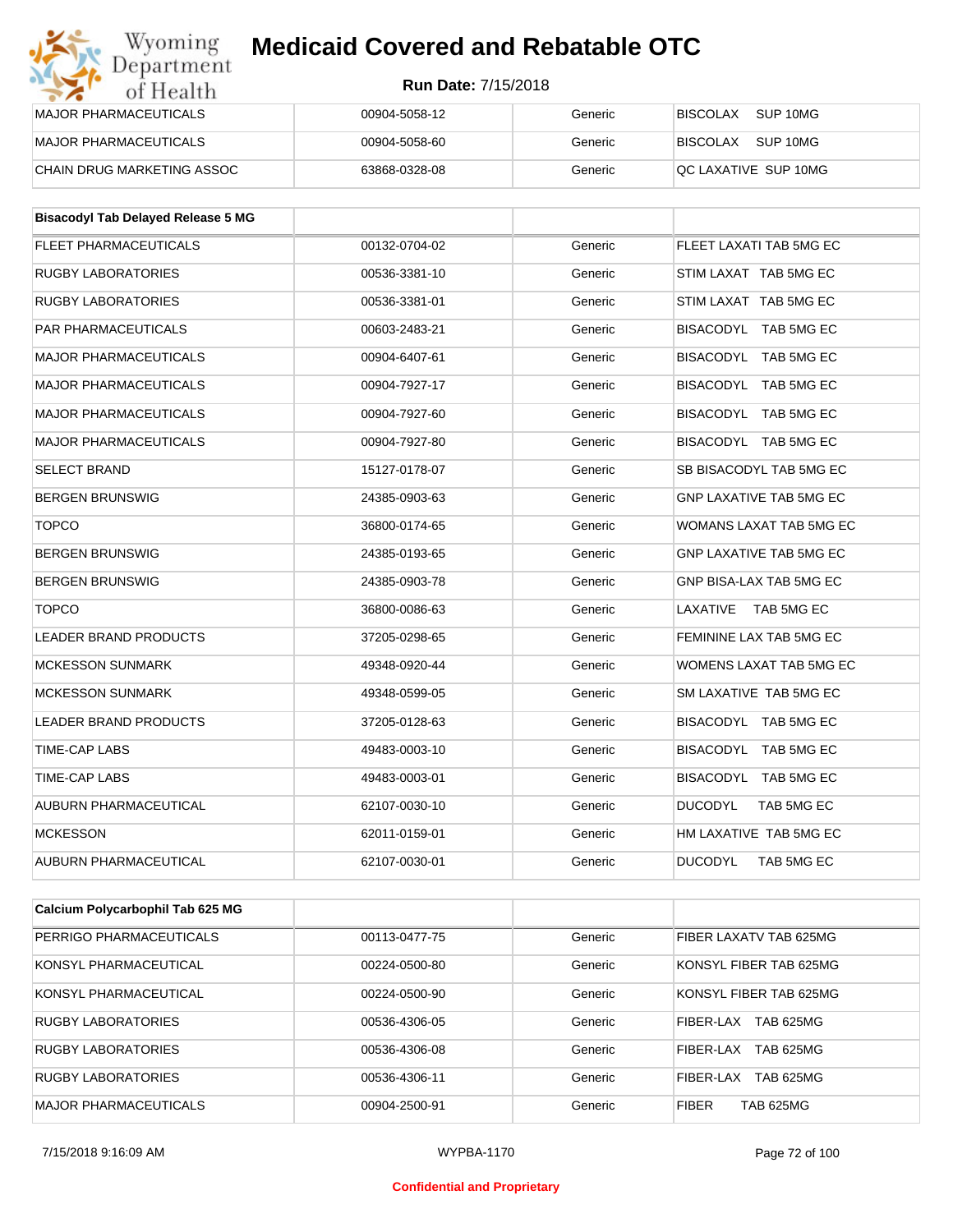| | | | |
|---|---|---|---|
| MAJOR PHARMACEUTICALS | 00904-5058-12 | Generic | BISCOLAX SUP 10MG |
| MAJOR PHARMACEUTICALS | 00904-5058-60 | Generic | BISCOLAX SUP 10MG |
| CHAIN DRUG MARKETING ASSOC | 63868-0328-08 | Generic | QC LAXATIVE SUP 10MG |

| **Bisacodyl Tab Delayed Release 5 MG** | | | |
|---|---|---|---|
| FLEET PHARMACEUTICALS | 00132-0704-02 | Generic | FLEET LAXATI TAB 5MG EC |
| RUGBY LABORATORIES | 00536-3381-10 | Generic | STIM LAXAT TAB 5MG EC |
| RUGBY LABORATORIES | 00536-3381-01 | Generic | STIM LAXAT TAB 5MG EC |
| PAR PHARMACEUTICALS | 00603-2483-21 | Generic | BISACODYL TAB 5MG EC |
| MAJOR PHARMACEUTICALS | 00904-6407-61 | Generic | BISACODYL TAB 5MG EC |
| MAJOR PHARMACEUTICALS | 00904-7927-17 | Generic | BISACODYL TAB 5MG EC |
| MAJOR PHARMACEUTICALS | 00904-7927-60 | Generic | BISACODYL TAB 5MG EC |
| MAJOR PHARMACEUTICALS | 00904-7927-80 | Generic | BISACODYL TAB 5MG EC |
| SELECT BRAND | 15127-0178-07 | Generic | SB BISACODYL TAB 5MG EC |
| BERGEN BRUNSWIG | 24385-0903-63 | Generic | GNP LAXATIVE TAB 5MG EC |
| TOPCO | 36800-0174-65 | Generic | WOMANS LAXAT TAB 5MG EC |
| BERGEN BRUNSWIG | 24385-0193-65 | Generic | GNP LAXATIVE TAB 5MG EC |
| BERGEN BRUNSWIG | 24385-0903-78 | Generic | GNP BISA-LAX TAB 5MG EC |
| TOPCO | 36800-0086-63 | Generic | LAXATIVE TAB 5MG EC |
| LEADER BRAND PRODUCTS | 37205-0298-65 | Generic | FEMININE LAX TAB 5MG EC |
| MCKESSON SUNMARK | 49348-0920-44 | Generic | WOMENS LAXAT TAB 5MG EC |
| MCKESSON SUNMARK | 49348-0599-05 | Generic | SM LAXATIVE TAB 5MG EC |
| LEADER BRAND PRODUCTS | 37205-0128-63 | Generic | BISACODYL TAB 5MG EC |
| TIME-CAP LABS | 49483-0003-10 | Generic | BISACODYL TAB 5MG EC |
| TIME-CAP LABS | 49483-0003-01 | Generic | BISACODYL TAB 5MG EC |
| AUBURN PHARMACEUTICAL | 62107-0030-10 | Generic | DUCODYL TAB 5MG EC |
| MCKESSON | 62011-0159-01 | Generic | HM LAXATIVE TAB 5MG EC |
| AUBURN PHARMACEUTICAL | 62107-0030-01 | Generic | DUCODYL TAB 5MG EC |

| **Calcium Polycarbophil Tab 625 MG** | | | |
|---|---|---|---|
| PERRIGO PHARMACEUTICALS | 00113-0477-75 | Generic | FIBER LAXATV TAB 625MG |
| KONSYL PHARMACEUTICAL | 00224-0500-80 | Generic | KONSYL FIBER TAB 625MG |
| KONSYL PHARMACEUTICAL | 00224-0500-90 | Generic | KONSYL FIBER TAB 625MG |
| RUGBY LABORATORIES | 00536-4306-05 | Generic | FIBER-LAX TAB 625MG |
| RUGBY LABORATORIES | 00536-4306-08 | Generic | FIBER-LAX TAB 625MG |
| RUGBY LABORATORIES | 00536-4306-11 | Generic | FIBER-LAX TAB 625MG |
| MAJOR PHARMACEUTICALS | 00904-2500-91 | Generic | FIBER TAB 625MG |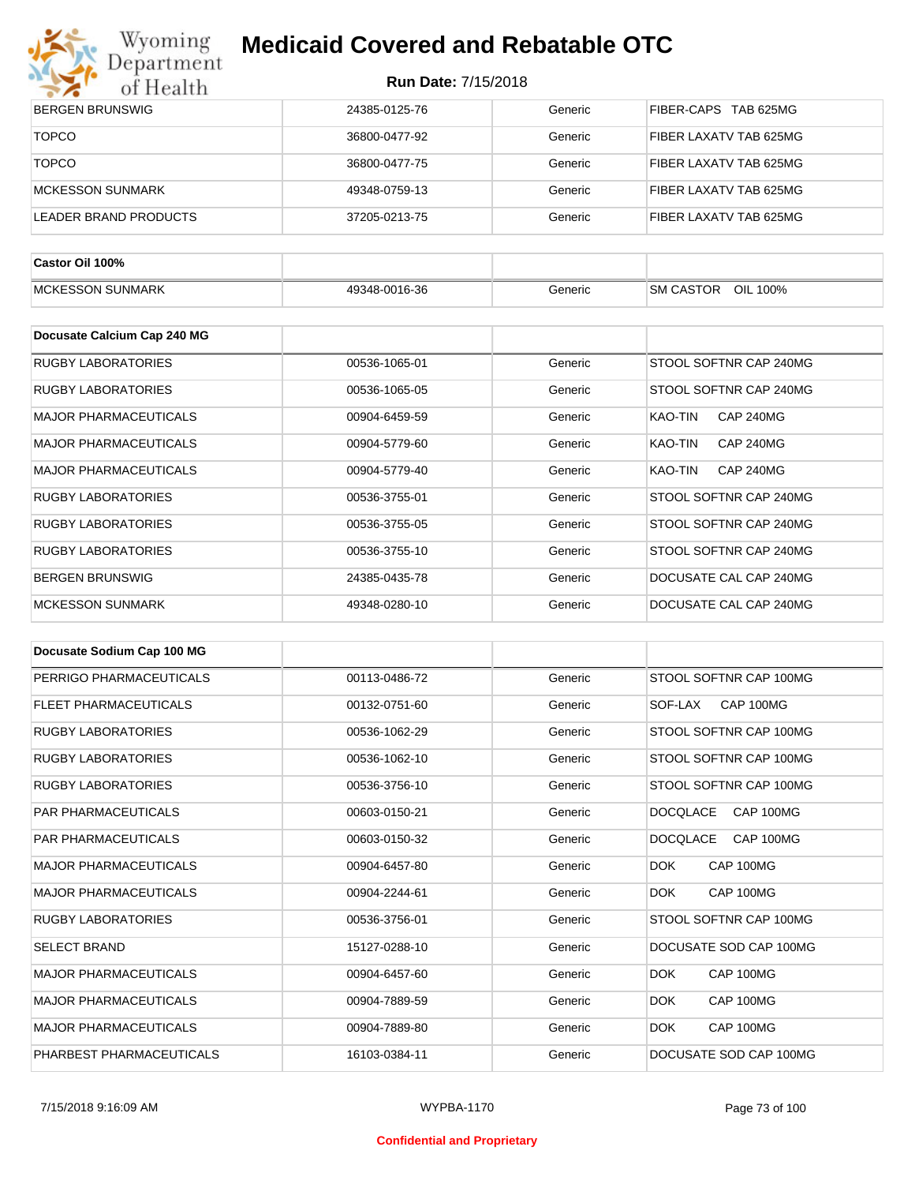| | | | |
|---|---|---|---|
| BERGEN BRUNSWIG | 24385-0125-76 | Generic | FIBER-CAPS TAB 625MG |
| TOPCO | 36800-0477-92 | Generic | FIBER LAXATV TAB 625MG |
| TOPCO | 36800-0477-75 | Generic | FIBER LAXATV TAB 625MG |
| MCKESSON SUNMARK | 49348-0759-13 | Generic | FIBER LAXATV TAB 625MG |
| LEADER BRAND PRODUCTS | 37205-0213-75 | Generic | FIBER LAXATV TAB 625MG |

| **Castor Oil 100%** | | | |
|---|---|---|---|
| MCKESSON SUNMARK | 49348-0016-36 | Generic | SM CASTOR OIL 100% |

| **Docusate Calcium Cap 240 MG** | | | |
|---|---|---|---|
| RUGBY LABORATORIES | 00536-1065-01 | Generic | STOOL SOFTNR CAP 240MG |
| RUGBY LABORATORIES | 00536-1065-05 | Generic | STOOL SOFTNR CAP 240MG |
| MAJOR PHARMACEUTICALS | 00904-6459-59 | Generic | KAO-TIN CAP 240MG |
| MAJOR PHARMACEUTICALS | 00904-5779-60 | Generic | KAO-TIN CAP 240MG |
| MAJOR PHARMACEUTICALS | 00904-5779-40 | Generic | KAO-TIN CAP 240MG |
| RUGBY LABORATORIES | 00536-3755-01 | Generic | STOOL SOFTNR CAP 240MG |
| RUGBY LABORATORIES | 00536-3755-05 | Generic | STOOL SOFTNR CAP 240MG |
| RUGBY LABORATORIES | 00536-3755-10 | Generic | STOOL SOFTNR CAP 240MG |
| BERGEN BRUNSWIG | 24385-0435-78 | Generic | DOCUSATE CAL CAP 240MG |
| MCKESSON SUNMARK | 49348-0280-10 | Generic | DOCUSATE CAL CAP 240MG |

| **Docusate Sodium Cap 100 MG** | | | |
|---|---|---|---|
| PERRIGO PHARMACEUTICALS | 00113-0486-72 | Generic | STOOL SOFTNR CAP 100MG |
| FLEET PHARMACEUTICALS | 00132-0751-60 | Generic | SOF-LAX CAP 100MG |
| RUGBY LABORATORIES | 00536-1062-29 | Generic | STOOL SOFTNR CAP 100MG |
| RUGBY LABORATORIES | 00536-1062-10 | Generic | STOOL SOFTNR CAP 100MG |
| RUGBY LABORATORIES | 00536-3756-10 | Generic | STOOL SOFTNR CAP 100MG |
| PAR PHARMACEUTICALS | 00603-0150-21 | Generic | DOCQLACE CAP 100MG |
| PAR PHARMACEUTICALS | 00603-0150-32 | Generic | DOCQLACE CAP 100MG |
| MAJOR PHARMACEUTICALS | 00904-6457-80 | Generic | DOK CAP 100MG |
| MAJOR PHARMACEUTICALS | 00904-2244-61 | Generic | DOK CAP 100MG |
| RUGBY LABORATORIES | 00536-3756-01 | Generic | STOOL SOFTNR CAP 100MG |
| SELECT BRAND | 15127-0288-10 | Generic | DOCUSATE SOD CAP 100MG |
| MAJOR PHARMACEUTICALS | 00904-6457-60 | Generic | DOK CAP 100MG |
| MAJOR PHARMACEUTICALS | 00904-7889-59 | Generic | DOK CAP 100MG |
| MAJOR PHARMACEUTICALS | 00904-7889-80 | Generic | DOK CAP 100MG |
| PHARBEST PHARMACEUTICALS | 16103-0384-11 | Generic | DOCUSATE SOD CAP 100MG |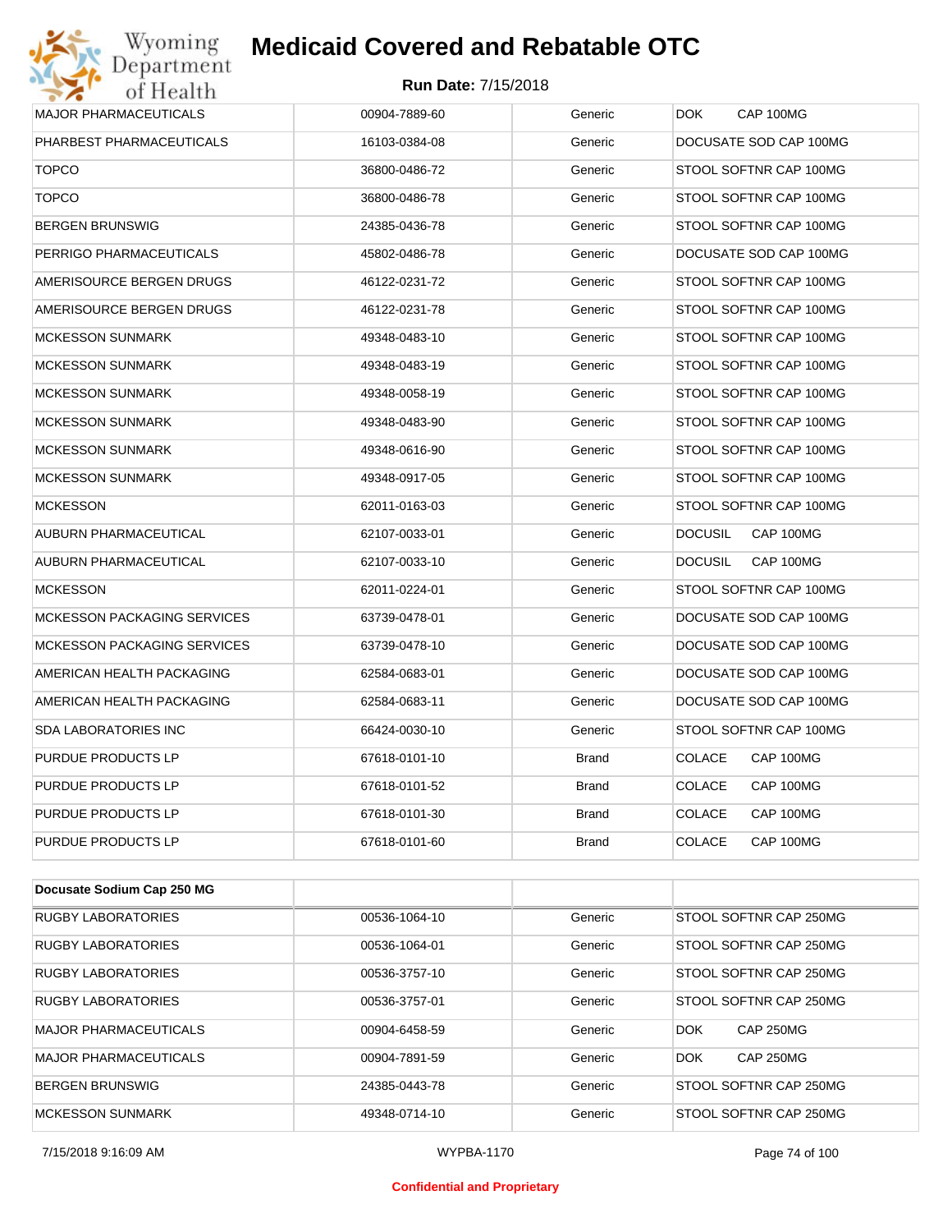| | | | |
|---|---|---|---|
| MAJOR PHARMACEUTICALS | 00904-7889-60 | Generic | DOK CAP 100MG |
| PHARBEST PHARMACEUTICALS | 16103-0384-08 | Generic | DOCUSATE SOD CAP 100MG |
| TOPCO | 36800-0486-72 | Generic | STOOL SOFTNR CAP 100MG |
| TOPCO | 36800-0486-78 | Generic | STOOL SOFTNR CAP 100MG |
| BERGEN BRUNSWIG | 24385-0436-78 | Generic | STOOL SOFTNR CAP 100MG |
| PERRIGO PHARMACEUTICALS | 45802-0486-78 | Generic | DOCUSATE SOD CAP 100MG |
| AMERISOURCE BERGEN DRUGS | 46122-0231-72 | Generic | STOOL SOFTNR CAP 100MG |
| AMERISOURCE BERGEN DRUGS | 46122-0231-78 | Generic | STOOL SOFTNR CAP 100MG |
| MCKESSON SUNMARK | 49348-0483-10 | Generic | STOOL SOFTNR CAP 100MG |
| MCKESSON SUNMARK | 49348-0483-19 | Generic | STOOL SOFTNR CAP 100MG |
| MCKESSON SUNMARK | 49348-0058-19 | Generic | STOOL SOFTNR CAP 100MG |
| MCKESSON SUNMARK | 49348-0483-90 | Generic | STOOL SOFTNR CAP 100MG |
| MCKESSON SUNMARK | 49348-0616-90 | Generic | STOOL SOFTNR CAP 100MG |
| MCKESSON SUNMARK | 49348-0917-05 | Generic | STOOL SOFTNR CAP 100MG |
| MCKESSON | 62011-0163-03 | Generic | STOOL SOFTNR CAP 100MG |
| AUBURN PHARMACEUTICAL | 62107-0033-01 | Generic | DOCUSIL CAP 100MG |
| AUBURN PHARMACEUTICAL | 62107-0033-10 | Generic | DOCUSIL CAP 100MG |
| MCKESSON | 62011-0224-01 | Generic | STOOL SOFTNR CAP 100MG |
| MCKESSON PACKAGING SERVICES | 63739-0478-01 | Generic | DOCUSATE SOD CAP 100MG |
| MCKESSON PACKAGING SERVICES | 63739-0478-10 | Generic | DOCUSATE SOD CAP 100MG |
| AMERICAN HEALTH PACKAGING | 62584-0683-01 | Generic | DOCUSATE SOD CAP 100MG |
| AMERICAN HEALTH PACKAGING | 62584-0683-11 | Generic | DOCUSATE SOD CAP 100MG |
| SDA LABORATORIES INC | 66424-0030-10 | Generic | STOOL SOFTNR CAP 100MG |
| PURDUE PRODUCTS LP | 67618-0101-10 | Brand | COLACE CAP 100MG |
| PURDUE PRODUCTS LP | 67618-0101-52 | Brand | COLACE CAP 100MG |
| PURDUE PRODUCTS LP | 67618-0101-30 | Brand | COLACE CAP 100MG |
| PURDUE PRODUCTS LP | 67618-0101-60 | Brand | COLACE CAP 100MG |

| **Docusate Sodium Cap 250 MG** | | | |
|---|---|---|---|
| RUGBY LABORATORIES | 00536-1064-10 | Generic | STOOL SOFTNR CAP 250MG |
| RUGBY LABORATORIES | 00536-1064-01 | Generic | STOOL SOFTNR CAP 250MG |
| RUGBY LABORATORIES | 00536-3757-10 | Generic | STOOL SOFTNR CAP 250MG |
| RUGBY LABORATORIES | 00536-3757-01 | Generic | STOOL SOFTNR CAP 250MG |
| MAJOR PHARMACEUTICALS | 00904-6458-59 | Generic | DOK CAP 250MG |
| MAJOR PHARMACEUTICALS | 00904-7891-59 | Generic | DOK CAP 250MG |
| BERGEN BRUNSWIG | 24385-0443-78 | Generic | STOOL SOFTNR CAP 250MG |
| MCKESSON SUNMARK | 49348-0714-10 | Generic | STOOL SOFTNR CAP 250MG |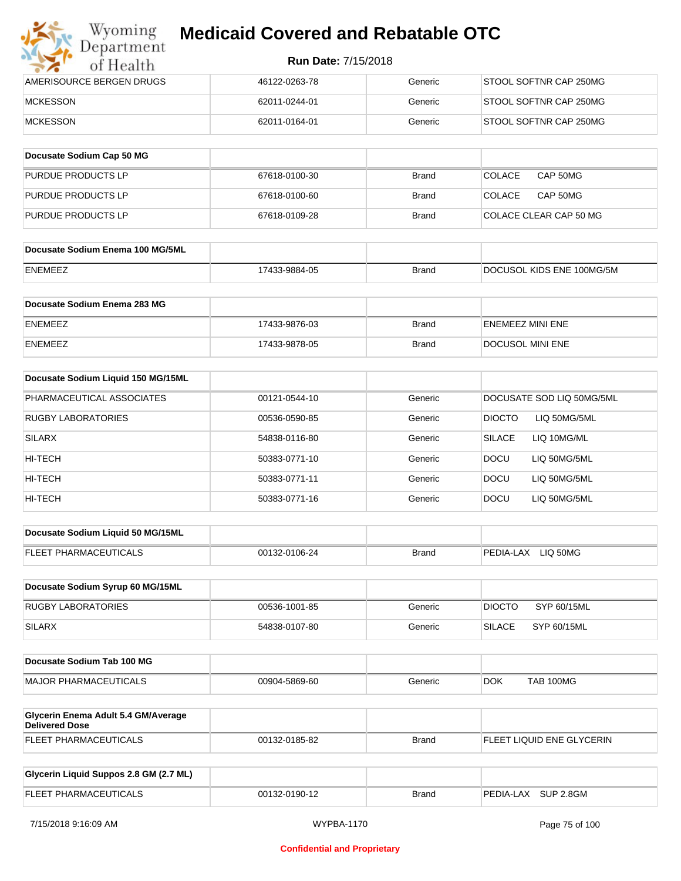| | | | |
|---|---|---|---|
| AMERISOURCE BERGEN DRUGS | 46122-0263-78 | Generic | STOOL SOFTNR CAP 250MG |
| MCKESSON | 62011-0244-01 | Generic | STOOL SOFTNR CAP 250MG |
| MCKESSON | 62011-0164-01 | Generic | STOOL SOFTNR CAP 250MG |

| Docusate Sodium Cap 50 MG | | | |
|---|---|---|---|
| PURDUE PRODUCTS LP | 67618-0100-30 | Brand | COLACE CAP 50MG |
| PURDUE PRODUCTS LP | 67618-0100-60 | Brand | COLACE CAP 50MG |
| PURDUE PRODUCTS LP | 67618-0109-28 | Brand | COLACE CLEAR CAP 50 MG |

| Docusate Sodium Enema 100 MG/5ML | | | |
|---|---|---|---|
| ENEMEEZ | 17433-9884-05 | Brand | DOCUSOL KIDS ENE 100MG/5M |

| Docusate Sodium Enema 283 MG | | | |
|---|---|---|---|
| ENEMEEZ | 17433-9876-03 | Brand | ENEMEEZ MINI ENE |
| ENEMEEZ | 17433-9878-05 | Brand | DOCUSOL MINI ENE |

| Docusate Sodium Liquid 150 MG/15ML | | | |
|---|---|---|---|
| PHARMACEUTICAL ASSOCIATES | 00121-0544-10 | Generic | DOCUSATE SOD LIQ 50MG/5ML |
| RUGBY LABORATORIES | 00536-0590-85 | Generic | DIOCTO LIQ 50MG/5ML |
| SILARX | 54838-0116-80 | Generic | SILACE LIQ 10MG/ML |
| HI-TECH | 50383-0771-10 | Generic | DOCU LIQ 50MG/5ML |
| HI-TECH | 50383-0771-11 | Generic | DOCU LIQ 50MG/5ML |
| HI-TECH | 50383-0771-16 | Generic | DOCU LIQ 50MG/5ML |

| Docusate Sodium Liquid 50 MG/15ML | | | |
|---|---|---|---|
| FLEET PHARMACEUTICALS | 00132-0106-24 | Brand | PEDIA-LAX LIQ 50MG |

| Docusate Sodium Syrup 60 MG/15ML | | | |
|---|---|---|---|
| RUGBY LABORATORIES | 00536-1001-85 | Generic | DIOCTO SYP 60/15ML |
| SILARX | 54838-0107-80 | Generic | SILACE SYP 60/15ML |

| Docusate Sodium Tab 100 MG | | | |
|---|---|---|---|
| MAJOR PHARMACEUTICALS | 00904-5869-60 | Generic | DOK TAB 100MG |

| Glycerin Enema Adult 5.4 GM/Average Delivered Dose | | | |
|---|---|---|---|
| FLEET PHARMACEUTICALS | 00132-0185-82 | Brand | FLEET LIQUID ENE GLYCERIN |

| Glycerin Liquid Suppos 2.8 GM (2.7 ML) | | | |
|---|---|---|---|
| FLEET PHARMACEUTICALS | 00132-0190-12 | Brand | PEDIA-LAX SUP 2.8GM |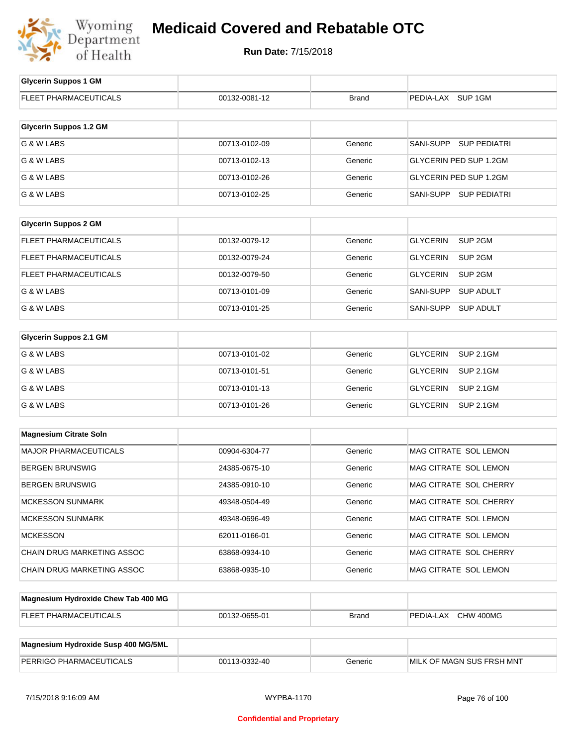# Medicaid Covered and Rebatable OTC

**Run Date:** 7/15/2018

| Glycerin Suppos 1 GM | | | |
|---|---|---|---|
| FLEET PHARMACEUTICALS | 00132-0081-12 | Brand | PEDIA-LAX SUP 1GM |

| Glycerin Suppos 1.2 GM | | | |
|---|---|---|---|
| G & W LABS | 00713-0102-09 | Generic | SANI-SUPP SUP PEDIATRI |
| G & W LABS | 00713-0102-13 | Generic | GLYCERIN PED SUP 1.2GM |
| G & W LABS | 00713-0102-26 | Generic | GLYCERIN PED SUP 1.2GM |
| G & W LABS | 00713-0102-25 | Generic | SANI-SUPP SUP PEDIATRI |

| Glycerin Suppos 2 GM | | | |
|---|---|---|---|
| FLEET PHARMACEUTICALS | 00132-0079-12 | Generic | GLYCERIN SUP 2GM |
| FLEET PHARMACEUTICALS | 00132-0079-24 | Generic | GLYCERIN SUP 2GM |
| FLEET PHARMACEUTICALS | 00132-0079-50 | Generic | GLYCERIN SUP 2GM |
| G & W LABS | 00713-0101-09 | Generic | SANI-SUPP SUP ADULT |
| G & W LABS | 00713-0101-25 | Generic | SANI-SUPP SUP ADULT |

| Glycerin Suppos 2.1 GM | | | |
|---|---|---|---|
| G & W LABS | 00713-0101-02 | Generic | GLYCERIN SUP 2.1GM |
| G & W LABS | 00713-0101-51 | Generic | GLYCERIN SUP 2.1GM |
| G & W LABS | 00713-0101-13 | Generic | GLYCERIN SUP 2.1GM |
| G & W LABS | 00713-0101-26 | Generic | GLYCERIN SUP 2.1GM |

| Magnesium Citrate Soln | | | |
|---|---|---|---|
| MAJOR PHARMACEUTICALS | 00904-6304-77 | Generic | MAG CITRATE SOL LEMON |
| BERGEN BRUNSWIG | 24385-0675-10 | Generic | MAG CITRATE SOL LEMON |
| BERGEN BRUNSWIG | 24385-0910-10 | Generic | MAG CITRATE SOL CHERRY |
| MCKESSON SUNMARK | 49348-0504-49 | Generic | MAG CITRATE SOL CHERRY |
| MCKESSON SUNMARK | 49348-0696-49 | Generic | MAG CITRATE SOL LEMON |
| MCKESSON | 62011-0166-01 | Generic | MAG CITRATE SOL LEMON |
| CHAIN DRUG MARKETING ASSOC | 63868-0934-10 | Generic | MAG CITRATE SOL CHERRY |
| CHAIN DRUG MARKETING ASSOC | 63868-0935-10 | Generic | MAG CITRATE SOL LEMON |

| Magnesium Hydroxide Chew Tab 400 MG | | | |
|---|---|---|---|
| FLEET PHARMACEUTICALS | 00132-0655-01 | Brand | PEDIA-LAX CHW 400MG |

| Magnesium Hydroxide Susp 400 MG/5ML | | | |
|---|---|---|---|
| PERRIGO PHARMACEUTICALS | 00113-0332-40 | Generic | MILK OF MAGN SUS FRSH MNT |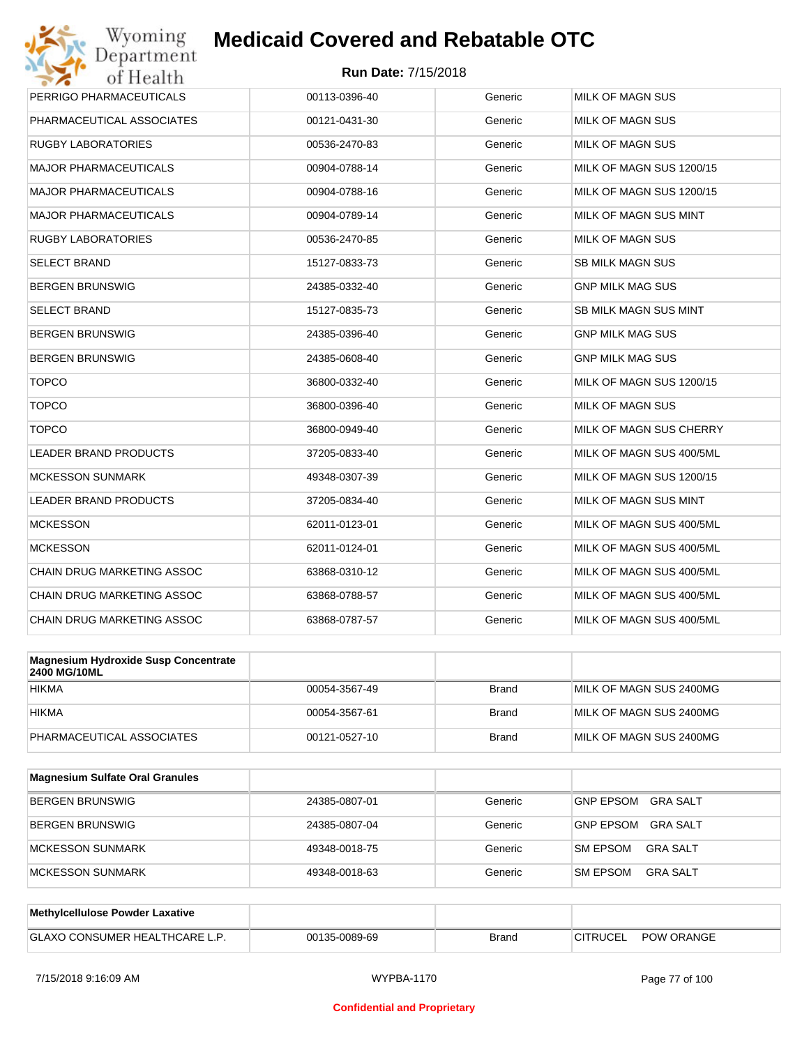| | | | |
|---|---|---|---|
| PERRIGO PHARMACEUTICALS | 00113-0396-40 | Generic | MILK OF MAGN SUS |
| PHARMACEUTICAL ASSOCIATES | 00121-0431-30 | Generic | MILK OF MAGN SUS |
| RUGBY LABORATORIES | 00536-2470-83 | Generic | MILK OF MAGN SUS |
| MAJOR PHARMACEUTICALS | 00904-0788-14 | Generic | MILK OF MAGN SUS 1200/15 |
| MAJOR PHARMACEUTICALS | 00904-0788-16 | Generic | MILK OF MAGN SUS 1200/15 |
| MAJOR PHARMACEUTICALS | 00904-0789-14 | Generic | MILK OF MAGN SUS MINT |
| RUGBY LABORATORIES | 00536-2470-85 | Generic | MILK OF MAGN SUS |
| SELECT BRAND | 15127-0833-73 | Generic | SB MILK MAGN SUS |
| BERGEN BRUNSWIG | 24385-0332-40 | Generic | GNP MILK MAG SUS |
| SELECT BRAND | 15127-0835-73 | Generic | SB MILK MAGN SUS MINT |
| BERGEN BRUNSWIG | 24385-0396-40 | Generic | GNP MILK MAG SUS |
| BERGEN BRUNSWIG | 24385-0608-40 | Generic | GNP MILK MAG SUS |
| TOPCO | 36800-0332-40 | Generic | MILK OF MAGN SUS 1200/15 |
| TOPCO | 36800-0396-40 | Generic | MILK OF MAGN SUS |
| TOPCO | 36800-0949-40 | Generic | MILK OF MAGN SUS CHERRY |
| LEADER BRAND PRODUCTS | 37205-0833-40 | Generic | MILK OF MAGN SUS 400/5ML |
| MCKESSON SUNMARK | 49348-0307-39 | Generic | MILK OF MAGN SUS 1200/15 |
| LEADER BRAND PRODUCTS | 37205-0834-40 | Generic | MILK OF MAGN SUS MINT |
| MCKESSON | 62011-0123-01 | Generic | MILK OF MAGN SUS 400/5ML |
| MCKESSON | 62011-0124-01 | Generic | MILK OF MAGN SUS 400/5ML |
| CHAIN DRUG MARKETING ASSOC | 63868-0310-12 | Generic | MILK OF MAGN SUS 400/5ML |
| CHAIN DRUG MARKETING ASSOC | 63868-0788-57 | Generic | MILK OF MAGN SUS 400/5ML |
| CHAIN DRUG MARKETING ASSOC | 63868-0787-57 | Generic | MILK OF MAGN SUS 400/5ML |

| **Magnesium Hydroxide Susp Concentrate 2400 MG/10ML** | | | |
|---|---|---|---|
| HIKMA | 00054-3567-49 | Brand | MILK OF MAGN SUS 2400MG |
| HIKMA | 00054-3567-61 | Brand | MILK OF MAGN SUS 2400MG |
| PHARMACEUTICAL ASSOCIATES | 00121-0527-10 | Brand | MILK OF MAGN SUS 2400MG |

| **Magnesium Sulfate Oral Granules** | | | |
|---|---|---|---|
| BERGEN BRUNSWIG | 24385-0807-01 | Generic | GNP EPSOM GRA SALT |
| BERGEN BRUNSWIG | 24385-0807-04 | Generic | GNP EPSOM GRA SALT |
| MCKESSON SUNMARK | 49348-0018-75 | Generic | SM EPSOM GRA SALT |
| MCKESSON SUNMARK | 49348-0018-63 | Generic | SM EPSOM GRA SALT |

| **Methylcellulose Powder Laxative** | | | |
|---|---|---|---|
| GLAXO CONSUMER HEALTHCARE L.P. | 00135-0089-69 | Brand | CITRUCEL POW ORANGE |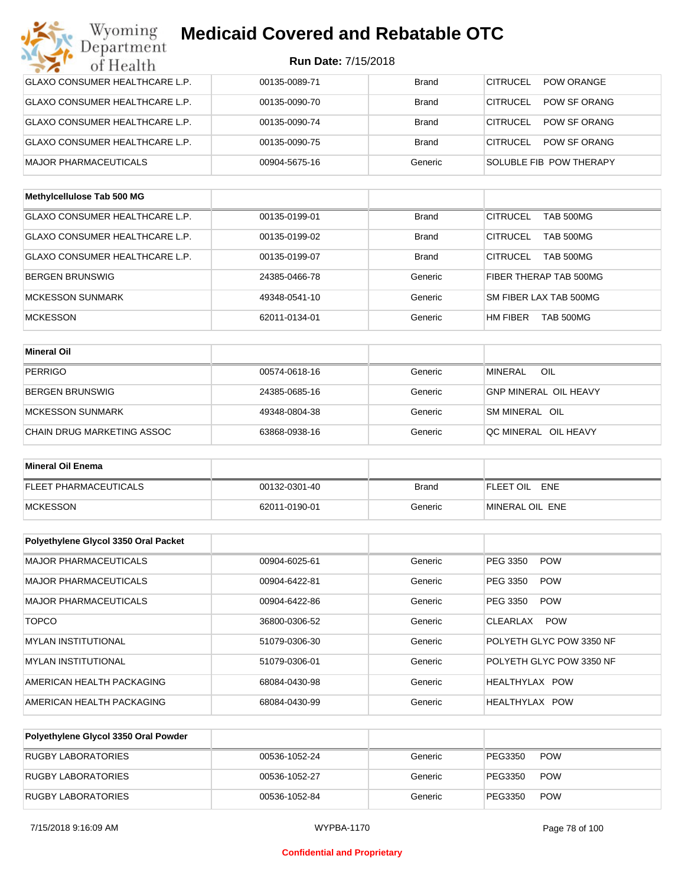# Medicaid Covered and Rebatable OTC

**Run Date:** 7/15/2018

| | | | |
|---|---|---|---|
| GLAXO CONSUMER HEALTHCARE L.P. | 00135-0089-71 | Brand | CITRUCEL POW ORANGE |
| GLAXO CONSUMER HEALTHCARE L.P. | 00135-0090-70 | Brand | CITRUCEL POW SF ORANG |
| GLAXO CONSUMER HEALTHCARE L.P. | 00135-0090-74 | Brand | CITRUCEL POW SF ORANG |
| GLAXO CONSUMER HEALTHCARE L.P. | 00135-0090-75 | Brand | CITRUCEL POW SF ORANG |
| MAJOR PHARMACEUTICALS | 00904-5675-16 | Generic | SOLUBLE FIB POW THERAPY |

| Methylcellulose Tab 500 MG | | | |
|---|---|---|---|
| GLAXO CONSUMER HEALTHCARE L.P. | 00135-0199-01 | Brand | CITRUCEL TAB 500MG |
| GLAXO CONSUMER HEALTHCARE L.P. | 00135-0199-02 | Brand | CITRUCEL TAB 500MG |
| GLAXO CONSUMER HEALTHCARE L.P. | 00135-0199-07 | Brand | CITRUCEL TAB 500MG |
| BERGEN BRUNSWIG | 24385-0466-78 | Generic | FIBER THERAP TAB 500MG |
| MCKESSON SUNMARK | 49348-0541-10 | Generic | SM FIBER LAX TAB 500MG |
| MCKESSON | 62011-0134-01 | Generic | HM FIBER TAB 500MG |

| Mineral Oil | | | |
|---|---|---|---|
| PERRIGO | 00574-0618-16 | Generic | MINERAL OIL |
| BERGEN BRUNSWIG | 24385-0685-16 | Generic | GNP MINERAL OIL HEAVY |
| MCKESSON SUNMARK | 49348-0804-38 | Generic | SM MINERAL OIL |
| CHAIN DRUG MARKETING ASSOC | 63868-0938-16 | Generic | QC MINERAL OIL HEAVY |

| Mineral Oil Enema | | | |
|---|---|---|---|
| FLEET PHARMACEUTICALS | 00132-0301-40 | Brand | FLEET OIL ENE |
| MCKESSON | 62011-0190-01 | Generic | MINERAL OIL ENE |

| Polyethylene Glycol 3350 Oral Packet | | | |
|---|---|---|---|
| MAJOR PHARMACEUTICALS | 00904-6025-61 | Generic | PEG 3350 POW |
| MAJOR PHARMACEUTICALS | 00904-6422-81 | Generic | PEG 3350 POW |
| MAJOR PHARMACEUTICALS | 00904-6422-86 | Generic | PEG 3350 POW |
| TOPCO | 36800-0306-52 | Generic | CLEARLAX POW |
| MYLAN INSTITUTIONAL | 51079-0306-30 | Generic | POLYETH GLYC POW 3350 NF |
| MYLAN INSTITUTIONAL | 51079-0306-01 | Generic | POLYETH GLYC POW 3350 NF |
| AMERICAN HEALTH PACKAGING | 68084-0430-98 | Generic | HEALTHYLAX POW |
| AMERICAN HEALTH PACKAGING | 68084-0430-99 | Generic | HEALTHYLAX POW |

| Polyethylene Glycol 3350 Oral Powder | | | |
|---|---|---|---|
| RUGBY LABORATORIES | 00536-1052-24 | Generic | PEG3350 POW |
| RUGBY LABORATORIES | 00536-1052-27 | Generic | PEG3350 POW |
| RUGBY LABORATORIES | 00536-1052-84 | Generic | PEG3350 POW |

Confidential and Proprietary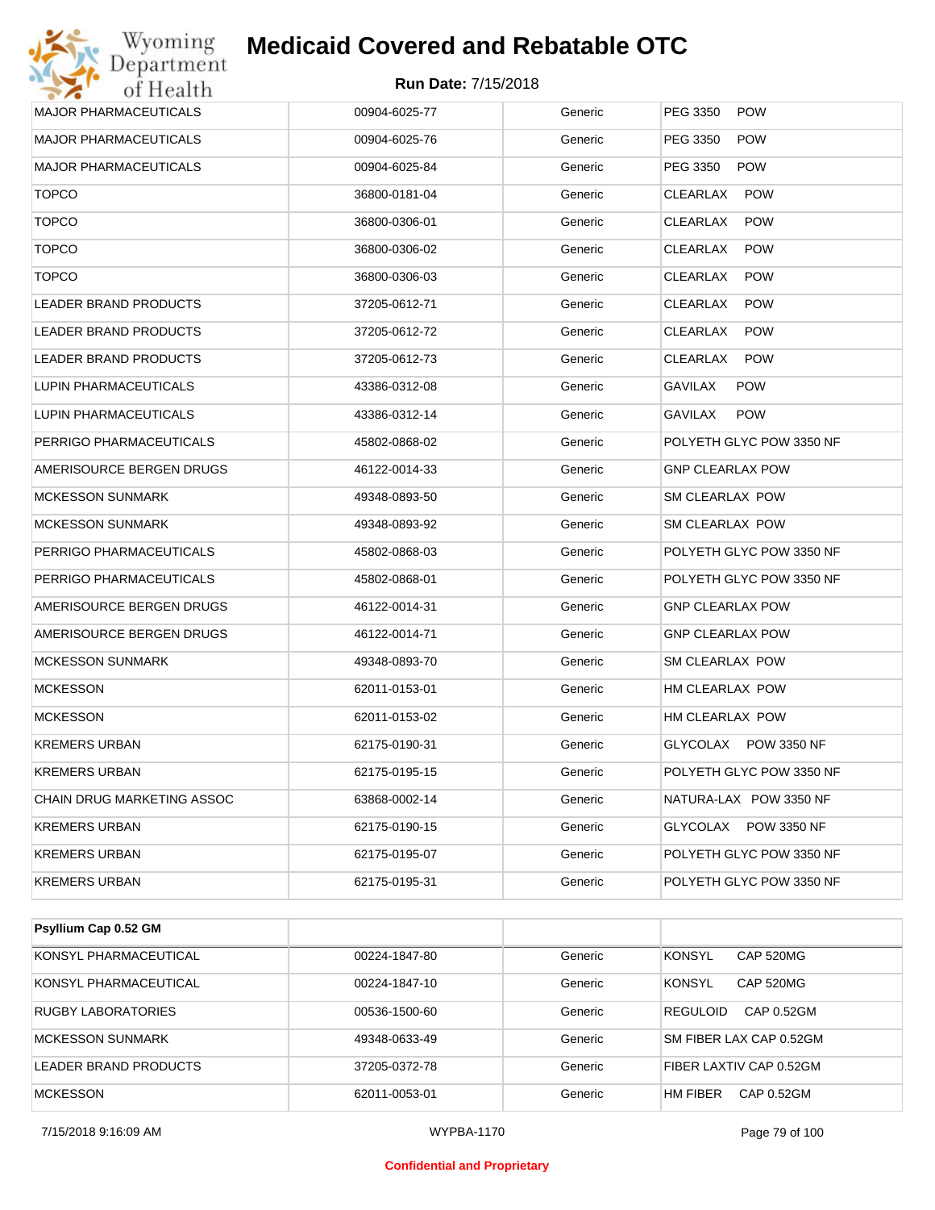| | | | |
|---|---|---|---|
| MAJOR PHARMACEUTICALS | 00904-6025-77 | Generic | PEG 3350 POW |
| MAJOR PHARMACEUTICALS | 00904-6025-76 | Generic | PEG 3350 POW |
| MAJOR PHARMACEUTICALS | 00904-6025-84 | Generic | PEG 3350 POW |
| TOPCO | 36800-0181-04 | Generic | CLEARLAX POW |
| TOPCO | 36800-0306-01 | Generic | CLEARLAX POW |
| TOPCO | 36800-0306-02 | Generic | CLEARLAX POW |
| TOPCO | 36800-0306-03 | Generic | CLEARLAX POW |
| LEADER BRAND PRODUCTS | 37205-0612-71 | Generic | CLEARLAX POW |
| LEADER BRAND PRODUCTS | 37205-0612-72 | Generic | CLEARLAX POW |
| LEADER BRAND PRODUCTS | 37205-0612-73 | Generic | CLEARLAX POW |
| LUPIN PHARMACEUTICALS | 43386-0312-08 | Generic | GAVILAX POW |
| LUPIN PHARMACEUTICALS | 43386-0312-14 | Generic | GAVILAX POW |
| PERRIGO PHARMACEUTICALS | 45802-0868-02 | Generic | POLYETH GLYC POW 3350 NF |
| AMERISOURCE BERGEN DRUGS | 46122-0014-33 | Generic | GNP CLEARLAX POW |
| MCKESSON SUNMARK | 49348-0893-50 | Generic | SM CLEARLAX POW |
| MCKESSON SUNMARK | 49348-0893-92 | Generic | SM CLEARLAX POW |
| PERRIGO PHARMACEUTICALS | 45802-0868-03 | Generic | POLYETH GLYC POW 3350 NF |
| PERRIGO PHARMACEUTICALS | 45802-0868-01 | Generic | POLYETH GLYC POW 3350 NF |
| AMERISOURCE BERGEN DRUGS | 46122-0014-31 | Generic | GNP CLEARLAX POW |
| AMERISOURCE BERGEN DRUGS | 46122-0014-71 | Generic | GNP CLEARLAX POW |
| MCKESSON SUNMARK | 49348-0893-70 | Generic | SM CLEARLAX POW |
| MCKESSON | 62011-0153-01 | Generic | HM CLEARLAX POW |
| MCKESSON | 62011-0153-02 | Generic | HM CLEARLAX POW |
| KREMERS URBAN | 62175-0190-31 | Generic | GLYCOLAX POW 3350 NF |
| KREMERS URBAN | 62175-0195-15 | Generic | POLYETH GLYC POW 3350 NF |
| CHAIN DRUG MARKETING ASSOC | 63868-0002-14 | Generic | NATURA-LAX POW 3350 NF |
| KREMERS URBAN | 62175-0190-15 | Generic | GLYCOLAX POW 3350 NF |
| KREMERS URBAN | 62175-0195-07 | Generic | POLYETH GLYC POW 3350 NF |
| KREMERS URBAN | 62175-0195-31 | Generic | POLYETH GLYC POW 3350 NF |

| **Psyllium Cap 0.52 GM** | | | |
|---|---|---|---|
| KONSYL PHARMACEUTICAL | 00224-1847-80 | Generic | KONSYL CAP 520MG |
| KONSYL PHARMACEUTICAL | 00224-1847-10 | Generic | KONSYL CAP 520MG |
| RUGBY LABORATORIES | 00536-1500-60 | Generic | REGULOID CAP 0.52GM |
| MCKESSON SUNMARK | 49348-0633-49 | Generic | SM FIBER LAX CAP 0.52GM |
| LEADER BRAND PRODUCTS | 37205-0372-78 | Generic | FIBER LAXTIV CAP 0.52GM |
| MCKESSON | 62011-0053-01 | Generic | HM FIBER CAP 0.52GM |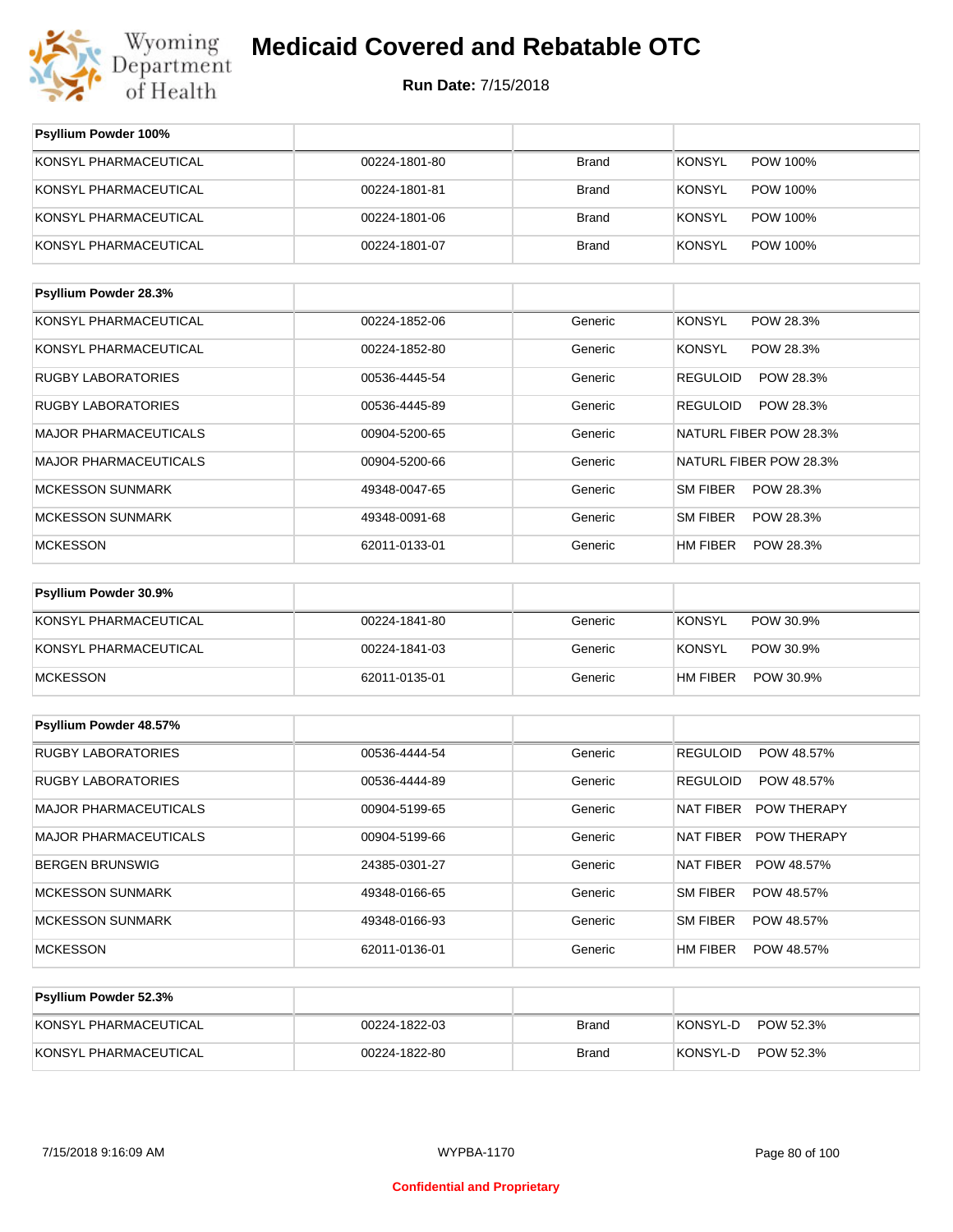# Medicaid Covered and Rebatable OTC

**Run Date:** 7/15/2018

| Psyllium Powder 100% | | | |
|---|---|---|---|
| KONSYL PHARMACEUTICAL | 00224-1801-80 | Brand | KONSYL POW 100% |
| KONSYL PHARMACEUTICAL | 00224-1801-81 | Brand | KONSYL POW 100% |
| KONSYL PHARMACEUTICAL | 00224-1801-06 | Brand | KONSYL POW 100% |
| KONSYL PHARMACEUTICAL | 00224-1801-07 | Brand | KONSYL POW 100% |

| Psyllium Powder 28.3% | | | |
|---|---|---|---|
| KONSYL PHARMACEUTICAL | 00224-1852-06 | Generic | KONSYL POW 28.3% |
| KONSYL PHARMACEUTICAL | 00224-1852-80 | Generic | KONSYL POW 28.3% |
| RUGBY LABORATORIES | 00536-4445-54 | Generic | REGULOID POW 28.3% |
| RUGBY LABORATORIES | 00536-4445-89 | Generic | REGULOID POW 28.3% |
| MAJOR PHARMACEUTICALS | 00904-5200-65 | Generic | NATURL FIBER POW 28.3% |
| MAJOR PHARMACEUTICALS | 00904-5200-66 | Generic | NATURL FIBER POW 28.3% |
| MCKESSON SUNMARK | 49348-0047-65 | Generic | SM FIBER POW 28.3% |
| MCKESSON SUNMARK | 49348-0091-68 | Generic | SM FIBER POW 28.3% |
| MCKESSON | 62011-0133-01 | Generic | HM FIBER POW 28.3% |

| Psyllium Powder 30.9% | | | |
|---|---|---|---|
| KONSYL PHARMACEUTICAL | 00224-1841-80 | Generic | KONSYL POW 30.9% |
| KONSYL PHARMACEUTICAL | 00224-1841-03 | Generic | KONSYL POW 30.9% |
| MCKESSON | 62011-0135-01 | Generic | HM FIBER POW 30.9% |

| Psyllium Powder 48.57% | | | |
|---|---|---|---|
| RUGBY LABORATORIES | 00536-4444-54 | Generic | REGULOID POW 48.57% |
| RUGBY LABORATORIES | 00536-4444-89 | Generic | REGULOID POW 48.57% |
| MAJOR PHARMACEUTICALS | 00904-5199-65 | Generic | NAT FIBER POW THERAPY |
| MAJOR PHARMACEUTICALS | 00904-5199-66 | Generic | NAT FIBER POW THERAPY |
| BERGEN BRUNSWIG | 24385-0301-27 | Generic | NAT FIBER POW 48.57% |
| MCKESSON SUNMARK | 49348-0166-65 | Generic | SM FIBER POW 48.57% |
| MCKESSON SUNMARK | 49348-0166-93 | Generic | SM FIBER POW 48.57% |
| MCKESSON | 62011-0136-01 | Generic | HM FIBER POW 48.57% |

| Psyllium Powder 52.3% | | | |
|---|---|---|---|
| KONSYL PHARMACEUTICAL | 00224-1822-03 | Brand | KONSYL-D POW 52.3% |
| KONSYL PHARMACEUTICAL | 00224-1822-80 | Brand | KONSYL-D POW 52.3% |

7/15/2018 9:16:09 AM WYPBA-1170

Confidential and Proprietary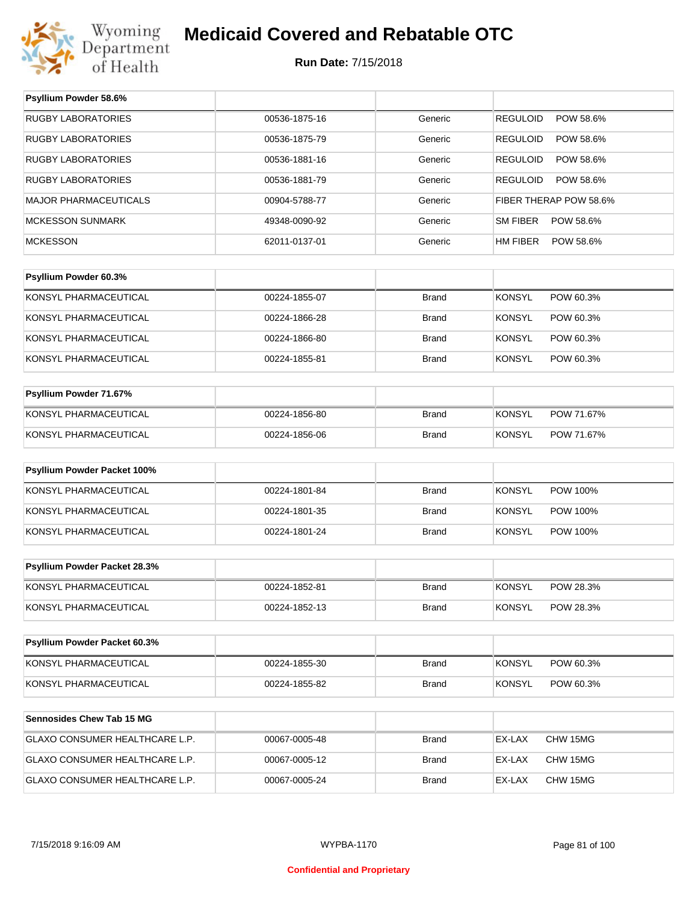# Medicaid Covered and Rebatable OTC

**Run Date:** 7/15/2018

| Psyllium Powder 58.6% | | | |
|---|---|---|---|
| RUGBY LABORATORIES | 00536-1875-16 | Generic | REGULOID POW 58.6% |
| RUGBY LABORATORIES | 00536-1875-79 | Generic | REGULOID POW 58.6% |
| RUGBY LABORATORIES | 00536-1881-16 | Generic | REGULOID POW 58.6% |
| RUGBY LABORATORIES | 00536-1881-79 | Generic | REGULOID POW 58.6% |
| MAJOR PHARMACEUTICALS | 00904-5788-77 | Generic | FIBER THERAP POW 58.6% |
| MCKESSON SUNMARK | 49348-0090-92 | Generic | SM FIBER POW 58.6% |
| MCKESSON | 62011-0137-01 | Generic | HM FIBER POW 58.6% |

| Psyllium Powder 60.3% | | | |
|---|---|---|---|
| KONSYL PHARMACEUTICAL | 00224-1855-07 | Brand | KONSYL POW 60.3% |
| KONSYL PHARMACEUTICAL | 00224-1866-28 | Brand | KONSYL POW 60.3% |
| KONSYL PHARMACEUTICAL | 00224-1866-80 | Brand | KONSYL POW 60.3% |
| KONSYL PHARMACEUTICAL | 00224-1855-81 | Brand | KONSYL POW 60.3% |

| Psyllium Powder 71.67% | | | |
|---|---|---|---|
| KONSYL PHARMACEUTICAL | 00224-1856-80 | Brand | KONSYL POW 71.67% |
| KONSYL PHARMACEUTICAL | 00224-1856-06 | Brand | KONSYL POW 71.67% |

| Psyllium Powder Packet 100% | | | |
|---|---|---|---|
| KONSYL PHARMACEUTICAL | 00224-1801-84 | Brand | KONSYL POW 100% |
| KONSYL PHARMACEUTICAL | 00224-1801-35 | Brand | KONSYL POW 100% |
| KONSYL PHARMACEUTICAL | 00224-1801-24 | Brand | KONSYL POW 100% |

| Psyllium Powder Packet 28.3% | | | |
|---|---|---|---|
| KONSYL PHARMACEUTICAL | 00224-1852-81 | Brand | KONSYL POW 28.3% |
| KONSYL PHARMACEUTICAL | 00224-1852-13 | Brand | KONSYL POW 28.3% |

| Psyllium Powder Packet 60.3% | | | |
|---|---|---|---|
| KONSYL PHARMACEUTICAL | 00224-1855-30 | Brand | KONSYL POW 60.3% |
| KONSYL PHARMACEUTICAL | 00224-1855-82 | Brand | KONSYL POW 60.3% |

| Sennosides Chew Tab 15 MG | | | |
|---|---|---|---|
| GLAXO CONSUMER HEALTHCARE L.P. | 00067-0005-48 | Brand | EX-LAX CHW 15MG |
| GLAXO CONSUMER HEALTHCARE L.P. | 00067-0005-12 | Brand | EX-LAX CHW 15MG |
| GLAXO CONSUMER HEALTHCARE L.P. | 00067-0005-24 | Brand | EX-LAX CHW 15MG |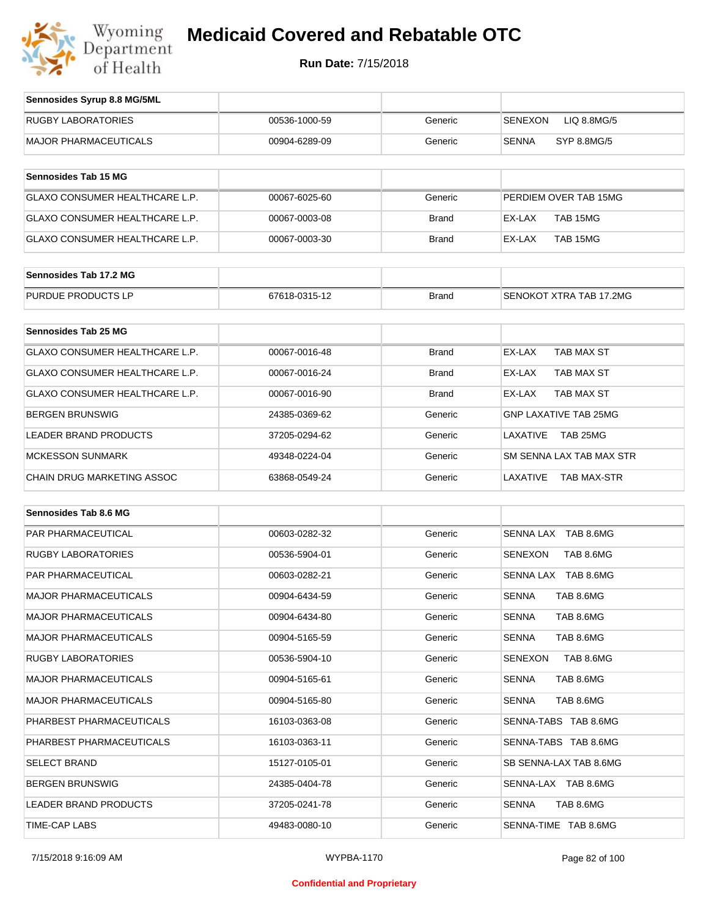# Medicaid Covered and Rebatable OTC

**Run Date:** 7/15/2018

| Sennosides Syrup 8.8 MG/5ML | | | |
|---|---|---|---|
| RUGBY LABORATORIES | 00536-1000-59 | Generic | SENEXON LIQ 8.8MG/5 |
| MAJOR PHARMACEUTICALS | 00904-6289-09 | Generic | SENNA SYP 8.8MG/5 |

| Sennosides Tab 15 MG | | | |
|---|---|---|---|
| GLAXO CONSUMER HEALTHCARE L.P. | 00067-6025-60 | Generic | PERDIEM OVER TAB 15MG |
| GLAXO CONSUMER HEALTHCARE L.P. | 00067-0003-08 | Brand | EX-LAX TAB 15MG |
| GLAXO CONSUMER HEALTHCARE L.P. | 00067-0003-30 | Brand | EX-LAX TAB 15MG |

| Sennosides Tab 17.2 MG | | | |
|---|---|---|---|
| PURDUE PRODUCTS LP | 67618-0315-12 | Brand | SENOKOT XTRA TAB 17.2MG |

| Sennosides Tab 25 MG | | | |
|---|---|---|---|
| GLAXO CONSUMER HEALTHCARE L.P. | 00067-0016-48 | Brand | EX-LAX TAB MAX ST |
| GLAXO CONSUMER HEALTHCARE L.P. | 00067-0016-24 | Brand | EX-LAX TAB MAX ST |
| GLAXO CONSUMER HEALTHCARE L.P. | 00067-0016-90 | Brand | EX-LAX TAB MAX ST |
| BERGEN BRUNSWIG | 24385-0369-62 | Generic | GNP LAXATIVE TAB 25MG |
| LEADER BRAND PRODUCTS | 37205-0294-62 | Generic | LAXATIVE TAB 25MG |
| MCKESSON SUNMARK | 49348-0224-04 | Generic | SM SENNA LAX TAB MAX STR |
| CHAIN DRUG MARKETING ASSOC | 63868-0549-24 | Generic | LAXATIVE TAB MAX-STR |

| Sennosides Tab 8.6 MG | | | |
|---|---|---|---|
| PAR PHARMACEUTICAL | 00603-0282-32 | Generic | SENNA LAX TAB 8.6MG |
| RUGBY LABORATORIES | 00536-5904-01 | Generic | SENEXON TAB 8.6MG |
| PAR PHARMACEUTICAL | 00603-0282-21 | Generic | SENNA LAX TAB 8.6MG |
| MAJOR PHARMACEUTICALS | 00904-6434-59 | Generic | SENNA TAB 8.6MG |
| MAJOR PHARMACEUTICALS | 00904-6434-80 | Generic | SENNA TAB 8.6MG |
| MAJOR PHARMACEUTICALS | 00904-5165-59 | Generic | SENNA TAB 8.6MG |
| RUGBY LABORATORIES | 00536-5904-10 | Generic | SENEXON TAB 8.6MG |
| MAJOR PHARMACEUTICALS | 00904-5165-61 | Generic | SENNA TAB 8.6MG |
| MAJOR PHARMACEUTICALS | 00904-5165-80 | Generic | SENNA TAB 8.6MG |
| PHARBEST PHARMACEUTICALS | 16103-0363-08 | Generic | SENNA-TABS TAB 8.6MG |
| PHARBEST PHARMACEUTICALS | 16103-0363-11 | Generic | SENNA-TABS TAB 8.6MG |
| SELECT BRAND | 15127-0105-01 | Generic | SB SENNA-LAX TAB 8.6MG |
| BERGEN BRUNSWIG | 24385-0404-78 | Generic | SENNA-LAX TAB 8.6MG |
| LEADER BRAND PRODUCTS | 37205-0241-78 | Generic | SENNA TAB 8.6MG |
| TIME-CAP LABS | 49483-0080-10 | Generic | SENNA-TIME TAB 8.6MG |

Confidential and Proprietary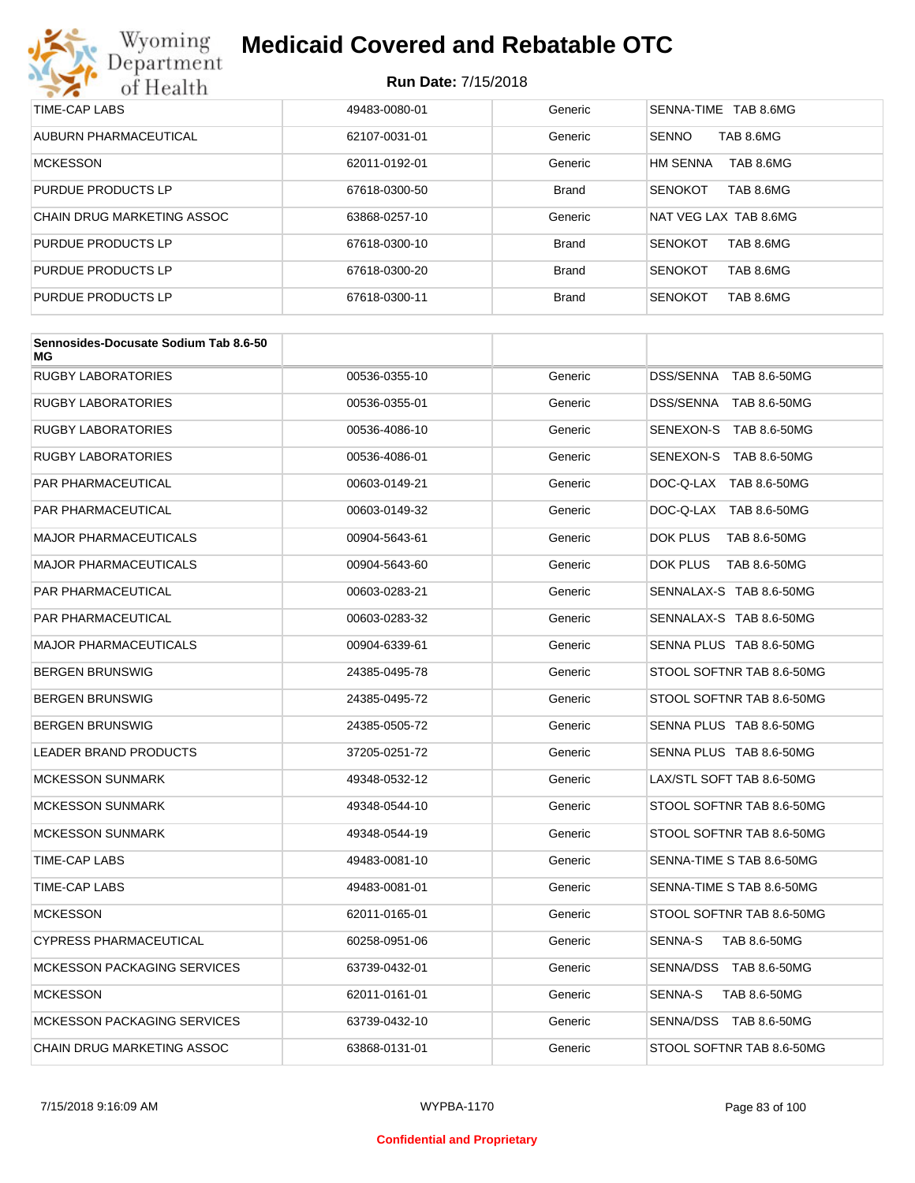| | | | |
|---|---|---|---|
| TIME-CAP LABS | 49483-0080-01 | Generic | SENNA-TIME TAB 8.6MG |
| AUBURN PHARMACEUTICAL | 62107-0031-01 | Generic | SENNO TAB 8.6MG |
| MCKESSON | 62011-0192-01 | Generic | HM SENNA TAB 8.6MG |
| PURDUE PRODUCTS LP | 67618-0300-50 | Brand | SENOKOT TAB 8.6MG |
| CHAIN DRUG MARKETING ASSOC | 63868-0257-10 | Generic | NAT VEG LAX TAB 8.6MG |
| PURDUE PRODUCTS LP | 67618-0300-10 | Brand | SENOKOT TAB 8.6MG |
| PURDUE PRODUCTS LP | 67618-0300-20 | Brand | SENOKOT TAB 8.6MG |
| PURDUE PRODUCTS LP | 67618-0300-11 | Brand | SENOKOT TAB 8.6MG |

| Sennosides-Docusate Sodium Tab 8.6-50 MG | | | |
|---|---|---|---|
| RUGBY LABORATORIES | 00536-0355-10 | Generic | DSS/SENNA TAB 8.6-50MG |
| RUGBY LABORATORIES | 00536-0355-01 | Generic | DSS/SENNA TAB 8.6-50MG |
| RUGBY LABORATORIES | 00536-4086-10 | Generic | SENEXON-S TAB 8.6-50MG |
| RUGBY LABORATORIES | 00536-4086-01 | Generic | SENEXON-S TAB 8.6-50MG |
| PAR PHARMACEUTICAL | 00603-0149-21 | Generic | DOC-Q-LAX TAB 8.6-50MG |
| PAR PHARMACEUTICAL | 00603-0149-32 | Generic | DOC-Q-LAX TAB 8.6-50MG |
| MAJOR PHARMACEUTICALS | 00904-5643-61 | Generic | DOK PLUS TAB 8.6-50MG |
| MAJOR PHARMACEUTICALS | 00904-5643-60 | Generic | DOK PLUS TAB 8.6-50MG |
| PAR PHARMACEUTICAL | 00603-0283-21 | Generic | SENNALAX-S TAB 8.6-50MG |
| PAR PHARMACEUTICAL | 00603-0283-32 | Generic | SENNALAX-S TAB 8.6-50MG |
| MAJOR PHARMACEUTICALS | 00904-6339-61 | Generic | SENNA PLUS TAB 8.6-50MG |
| BERGEN BRUNSWIG | 24385-0495-78 | Generic | STOOL SOFTNR TAB 8.6-50MG |
| BERGEN BRUNSWIG | 24385-0495-72 | Generic | STOOL SOFTNR TAB 8.6-50MG |
| BERGEN BRUNSWIG | 24385-0505-72 | Generic | SENNA PLUS TAB 8.6-50MG |
| LEADER BRAND PRODUCTS | 37205-0251-72 | Generic | SENNA PLUS TAB 8.6-50MG |
| MCKESSON SUNMARK | 49348-0532-12 | Generic | LAX/STL SOFT TAB 8.6-50MG |
| MCKESSON SUNMARK | 49348-0544-10 | Generic | STOOL SOFTNR TAB 8.6-50MG |
| MCKESSON SUNMARK | 49348-0544-19 | Generic | STOOL SOFTNR TAB 8.6-50MG |
| TIME-CAP LABS | 49483-0081-10 | Generic | SENNA-TIME S TAB 8.6-50MG |
| TIME-CAP LABS | 49483-0081-01 | Generic | SENNA-TIME S TAB 8.6-50MG |
| MCKESSON | 62011-0165-01 | Generic | STOOL SOFTNR TAB 8.6-50MG |
| CYPRESS PHARMACEUTICAL | 60258-0951-06 | Generic | SENNA-S TAB 8.6-50MG |
| MCKESSON PACKAGING SERVICES | 63739-0432-01 | Generic | SENNA/DSS TAB 8.6-50MG |
| MCKESSON | 62011-0161-01 | Generic | SENNA-S TAB 8.6-50MG |
| MCKESSON PACKAGING SERVICES | 63739-0432-10 | Generic | SENNA/DSS TAB 8.6-50MG |
| CHAIN DRUG MARKETING ASSOC | 63868-0131-01 | Generic | STOOL SOFTNR TAB 8.6-50MG |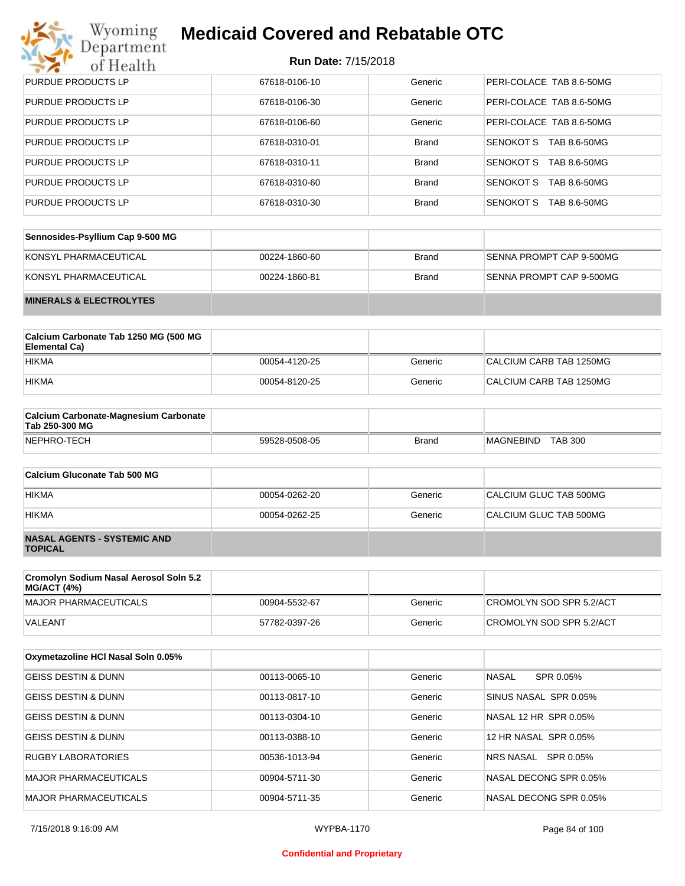| | | | |
|---|---|---|---|
| PURDUE PRODUCTS LP | 67618-0106-10 | Generic | PERI-COLACE TAB 8.6-50MG |
| PURDUE PRODUCTS LP | 67618-0106-30 | Generic | PERI-COLACE TAB 8.6-50MG |
| PURDUE PRODUCTS LP | 67618-0106-60 | Generic | PERI-COLACE TAB 8.6-50MG |
| PURDUE PRODUCTS LP | 67618-0310-01 | Brand | SENOKOT S TAB 8.6-50MG |
| PURDUE PRODUCTS LP | 67618-0310-11 | Brand | SENOKOT S TAB 8.6-50MG |
| PURDUE PRODUCTS LP | 67618-0310-60 | Brand | SENOKOT S TAB 8.6-50MG |
| PURDUE PRODUCTS LP | 67618-0310-30 | Brand | SENOKOT S TAB 8.6-50MG |

| **Sennosides-Psyllium Cap 9-500 MG** | | | |
|---|---|---|---|
| KONSYL PHARMACEUTICAL | 00224-1860-60 | Brand | SENNA PROMPT CAP 9-500MG |
| KONSYL PHARMACEUTICAL | 00224-1860-81 | Brand | SENNA PROMPT CAP 9-500MG |
| **MINERALS & ELECTROLYTES** | | | |

| **Calcium Carbonate Tab 1250 MG (500 MG Elemental Ca)** | | | |
|---|---|---|---|
| HIKMA | 00054-4120-25 | Generic | CALCIUM CARB TAB 1250MG |
| HIKMA | 00054-8120-25 | Generic | CALCIUM CARB TAB 1250MG |

| **Calcium Carbonate-Magnesium Carbonate Tab 250-300 MG** | | | |
|---|---|---|---|
| NEPHRO-TECH | 59528-0508-05 | Brand | MAGNEBIND TAB 300 |

| **Calcium Gluconate Tab 500 MG** | | | |
|---|---|---|---|
| HIKMA | 00054-0262-20 | Generic | CALCIUM GLUC TAB 500MG |
| HIKMA | 00054-0262-25 | Generic | CALCIUM GLUC TAB 500MG |
| **NASAL AGENTS - SYSTEMIC AND TOPICAL** | | | |

| **Cromolyn Sodium Nasal Aerosol Soln 5.2 MG/ACT (4%)** | | | |
|---|---|---|---|
| MAJOR PHARMACEUTICALS | 00904-5532-67 | Generic | CROMOLYN SOD SPR 5.2/ACT |
| VALEANT | 57782-0397-26 | Generic | CROMOLYN SOD SPR 5.2/ACT |

| **Oxymetazoline HCl Nasal Soln 0.05%** | | | |
|---|---|---|---|
| GEISS DESTIN & DUNN | 00113-0065-10 | Generic | NASAL SPR 0.05% |
| GEISS DESTIN & DUNN | 00113-0817-10 | Generic | SINUS NASAL SPR 0.05% |
| GEISS DESTIN & DUNN | 00113-0304-10 | Generic | NASAL 12 HR SPR 0.05% |
| GEISS DESTIN & DUNN | 00113-0388-10 | Generic | 12 HR NASAL SPR 0.05% |
| RUGBY LABORATORIES | 00536-1013-94 | Generic | NRS NASAL SPR 0.05% |
| MAJOR PHARMACEUTICALS | 00904-5711-30 | Generic | NASAL DECONG SPR 0.05% |
| MAJOR PHARMACEUTICALS | 00904-5711-35 | Generic | NASAL DECONG SPR 0.05% |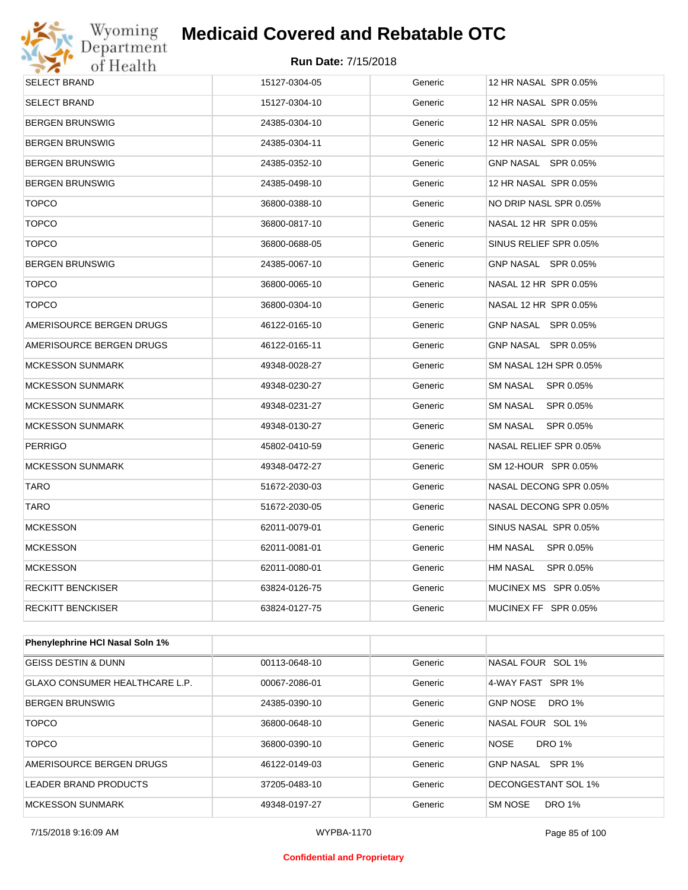# Medicaid Covered and Rebatable OTC

**Run Date:** 7/15/2018

| | | | |
|---|---|---|---|
| SELECT BRAND | 15127-0304-05 | Generic | 12 HR NASAL SPR 0.05% |
| SELECT BRAND | 15127-0304-10 | Generic | 12 HR NASAL SPR 0.05% |
| BERGEN BRUNSWIG | 24385-0304-10 | Generic | 12 HR NASAL SPR 0.05% |
| BERGEN BRUNSWIG | 24385-0304-11 | Generic | 12 HR NASAL SPR 0.05% |
| BERGEN BRUNSWIG | 24385-0352-10 | Generic | GNP NASAL SPR 0.05% |
| BERGEN BRUNSWIG | 24385-0498-10 | Generic | 12 HR NASAL SPR 0.05% |
| TOPCO | 36800-0388-10 | Generic | NO DRIP NASL SPR 0.05% |
| TOPCO | 36800-0817-10 | Generic | NASAL 12 HR SPR 0.05% |
| TOPCO | 36800-0688-05 | Generic | SINUS RELIEF SPR 0.05% |
| BERGEN BRUNSWIG | 24385-0067-10 | Generic | GNP NASAL SPR 0.05% |
| TOPCO | 36800-0065-10 | Generic | NASAL 12 HR SPR 0.05% |
| TOPCO | 36800-0304-10 | Generic | NASAL 12 HR SPR 0.05% |
| AMERISOURCE BERGEN DRUGS | 46122-0165-10 | Generic | GNP NASAL SPR 0.05% |
| AMERISOURCE BERGEN DRUGS | 46122-0165-11 | Generic | GNP NASAL SPR 0.05% |
| MCKESSON SUNMARK | 49348-0028-27 | Generic | SM NASAL 12H SPR 0.05% |
| MCKESSON SUNMARK | 49348-0230-27 | Generic | SM NASAL SPR 0.05% |
| MCKESSON SUNMARK | 49348-0231-27 | Generic | SM NASAL SPR 0.05% |
| MCKESSON SUNMARK | 49348-0130-27 | Generic | SM NASAL SPR 0.05% |
| PERRIGO | 45802-0410-59 | Generic | NASAL RELIEF SPR 0.05% |
| MCKESSON SUNMARK | 49348-0472-27 | Generic | SM 12-HOUR SPR 0.05% |
| TARO | 51672-2030-03 | Generic | NASAL DECONG SPR 0.05% |
| TARO | 51672-2030-05 | Generic | NASAL DECONG SPR 0.05% |
| MCKESSON | 62011-0079-01 | Generic | SINUS NASAL SPR 0.05% |
| MCKESSON | 62011-0081-01 | Generic | HM NASAL SPR 0.05% |
| MCKESSON | 62011-0080-01 | Generic | HM NASAL SPR 0.05% |
| RECKITT BENCKISER | 63824-0126-75 | Generic | MUCINEX MS SPR 0.05% |
| RECKITT BENCKISER | 63824-0127-75 | Generic | MUCINEX FF SPR 0.05% |

| **Phenylephrine HCl Nasal Soln 1%** | | | |
|---|---|---|---|
| GEISS DESTIN & DUNN | 00113-0648-10 | Generic | NASAL FOUR SOL 1% |
| GLAXO CONSUMER HEALTHCARE L.P. | 00067-2086-01 | Generic | 4-WAY FAST SPR 1% |
| BERGEN BRUNSWIG | 24385-0390-10 | Generic | GNP NOSE DRO 1% |
| TOPCO | 36800-0648-10 | Generic | NASAL FOUR SOL 1% |
| TOPCO | 36800-0390-10 | Generic | NOSE DRO 1% |
| AMERISOURCE BERGEN DRUGS | 46122-0149-03 | Generic | GNP NASAL SPR 1% |
| LEADER BRAND PRODUCTS | 37205-0483-10 | Generic | DECONGESTANT SOL 1% |
| MCKESSON SUNMARK | 49348-0197-27 | Generic | SM NOSE DRO 1% |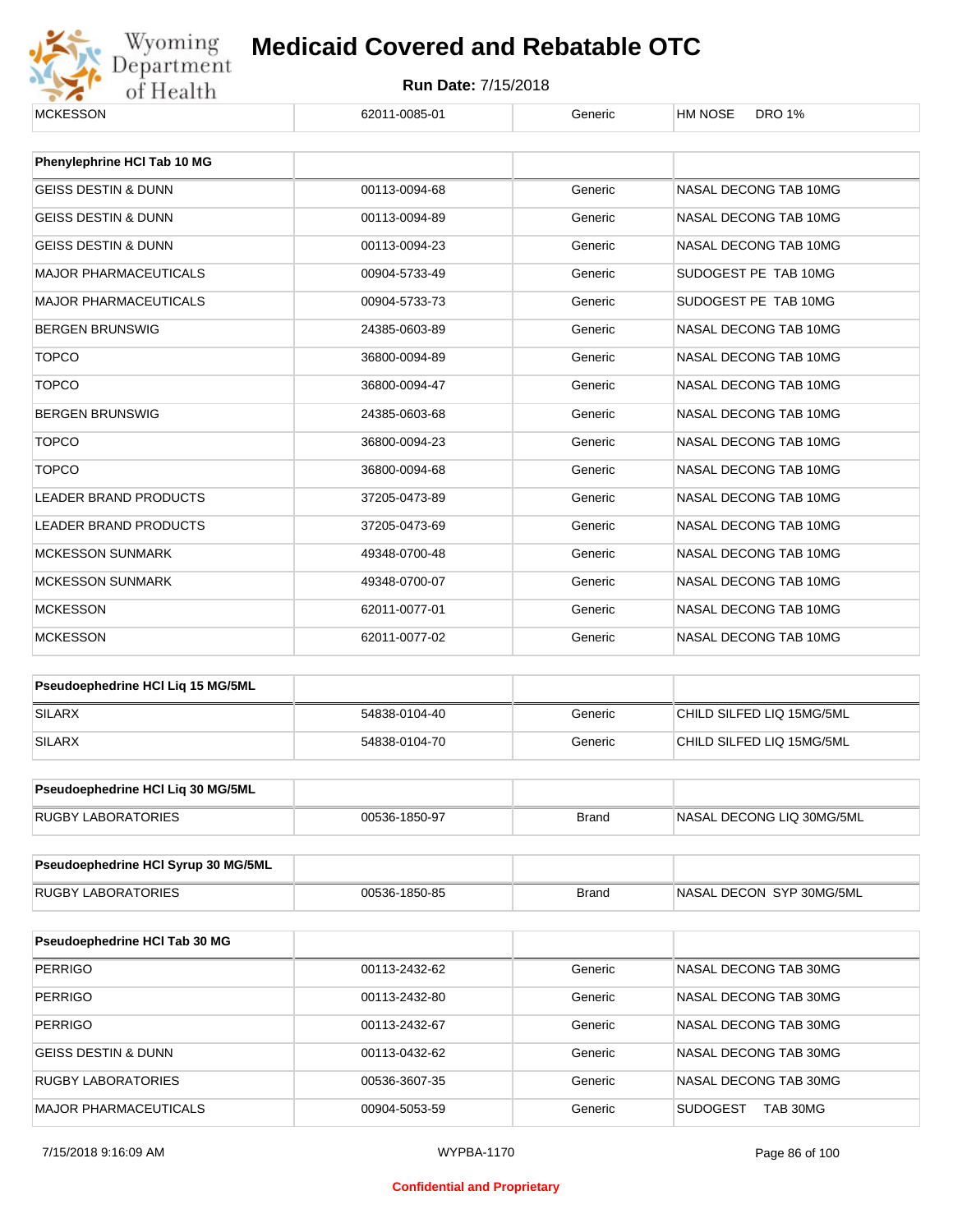| MCKESSON | 62011-0085-01 | Generic | HM NOSE DRO 1% |
|---|---|---|---|

| Phenylephrine HCl Tab 10 MG | | | |
|---|---|---|---|
| GEISS DESTIN & DUNN | 00113-0094-68 | Generic | NASAL DECONG TAB 10MG |
| GEISS DESTIN & DUNN | 00113-0094-89 | Generic | NASAL DECONG TAB 10MG |
| GEISS DESTIN & DUNN | 00113-0094-23 | Generic | NASAL DECONG TAB 10MG |
| MAJOR PHARMACEUTICALS | 00904-5733-49 | Generic | SUDOGEST PE TAB 10MG |
| MAJOR PHARMACEUTICALS | 00904-5733-73 | Generic | SUDOGEST PE TAB 10MG |
| BERGEN BRUNSWIG | 24385-0603-89 | Generic | NASAL DECONG TAB 10MG |
| TOPCO | 36800-0094-89 | Generic | NASAL DECONG TAB 10MG |
| TOPCO | 36800-0094-47 | Generic | NASAL DECONG TAB 10MG |
| BERGEN BRUNSWIG | 24385-0603-68 | Generic | NASAL DECONG TAB 10MG |
| TOPCO | 36800-0094-23 | Generic | NASAL DECONG TAB 10MG |
| TOPCO | 36800-0094-68 | Generic | NASAL DECONG TAB 10MG |
| LEADER BRAND PRODUCTS | 37205-0473-89 | Generic | NASAL DECONG TAB 10MG |
| LEADER BRAND PRODUCTS | 37205-0473-69 | Generic | NASAL DECONG TAB 10MG |
| MCKESSON SUNMARK | 49348-0700-48 | Generic | NASAL DECONG TAB 10MG |
| MCKESSON SUNMARK | 49348-0700-07 | Generic | NASAL DECONG TAB 10MG |
| MCKESSON | 62011-0077-01 | Generic | NASAL DECONG TAB 10MG |
| MCKESSON | 62011-0077-02 | Generic | NASAL DECONG TAB 10MG |

| Pseudoephedrine HCl Liq 15 MG/5ML | | | |
|---|---|---|---|
| SILARX | 54838-0104-40 | Generic | CHILD SILFED LIQ 15MG/5ML |
| SILARX | 54838-0104-70 | Generic | CHILD SILFED LIQ 15MG/5ML |

| Pseudoephedrine HCl Liq 30 MG/5ML | | | |
|---|---|---|---|
| RUGBY LABORATORIES | 00536-1850-97 | Brand | NASAL DECONG LIQ 30MG/5ML |

| Pseudoephedrine HCl Syrup 30 MG/5ML | | | |
|---|---|---|---|
| RUGBY LABORATORIES | 00536-1850-85 | Brand | NASAL DECON SYP 30MG/5ML |

| Pseudoephedrine HCl Tab 30 MG | | | |
|---|---|---|---|
| PERRIGO | 00113-2432-62 | Generic | NASAL DECONG TAB 30MG |
| PERRIGO | 00113-2432-80 | Generic | NASAL DECONG TAB 30MG |
| PERRIGO | 00113-2432-67 | Generic | NASAL DECONG TAB 30MG |
| GEISS DESTIN & DUNN | 00113-0432-62 | Generic | NASAL DECONG TAB 30MG |
| RUGBY LABORATORIES | 00536-3607-35 | Generic | NASAL DECONG TAB 30MG |
| MAJOR PHARMACEUTICALS | 00904-5053-59 | Generic | SUDOGEST TAB 30MG |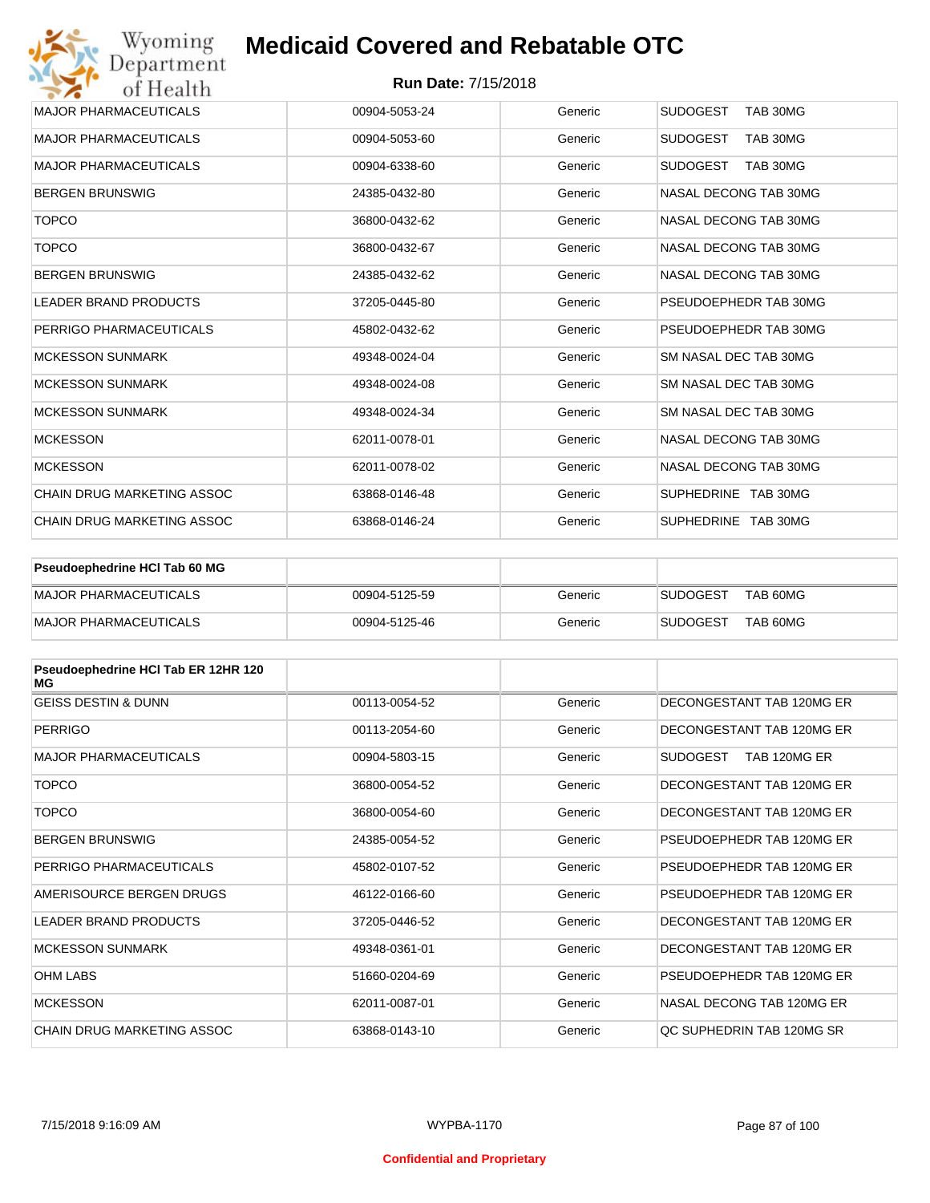| | | | |
|---|---|---|---|
| MAJOR PHARMACEUTICALS | 00904-5053-24 | Generic | SUDOGEST TAB 30MG |
| MAJOR PHARMACEUTICALS | 00904-5053-60 | Generic | SUDOGEST TAB 30MG |
| MAJOR PHARMACEUTICALS | 00904-6338-60 | Generic | SUDOGEST TAB 30MG |
| BERGEN BRUNSWIG | 24385-0432-80 | Generic | NASAL DECONG TAB 30MG |
| TOPCO | 36800-0432-62 | Generic | NASAL DECONG TAB 30MG |
| TOPCO | 36800-0432-67 | Generic | NASAL DECONG TAB 30MG |
| BERGEN BRUNSWIG | 24385-0432-62 | Generic | NASAL DECONG TAB 30MG |
| LEADER BRAND PRODUCTS | 37205-0445-80 | Generic | PSEUDOEPHEDR TAB 30MG |
| PERRIGO PHARMACEUTICALS | 45802-0432-62 | Generic | PSEUDOEPHEDR TAB 30MG |
| MCKESSON SUNMARK | 49348-0024-04 | Generic | SM NASAL DEC TAB 30MG |
| MCKESSON SUNMARK | 49348-0024-08 | Generic | SM NASAL DEC TAB 30MG |
| MCKESSON SUNMARK | 49348-0024-34 | Generic | SM NASAL DEC TAB 30MG |
| MCKESSON | 62011-0078-01 | Generic | NASAL DECONG TAB 30MG |
| MCKESSON | 62011-0078-02 | Generic | NASAL DECONG TAB 30MG |
| CHAIN DRUG MARKETING ASSOC | 63868-0146-48 | Generic | SUPHEDRINE TAB 30MG |
| CHAIN DRUG MARKETING ASSOC | 63868-0146-24 | Generic | SUPHEDRINE TAB 30MG |

| **Pseudoephedrine HCl Tab 60 MG** | | | |
|---|---|---|---|
| MAJOR PHARMACEUTICALS | 00904-5125-59 | Generic | SUDOGEST TAB 60MG |
| MAJOR PHARMACEUTICALS | 00904-5125-46 | Generic | SUDOGEST TAB 60MG |

| **Pseudoephedrine HCl Tab ER 12HR 120 MG** | | | |
|---|---|---|---|
| GEISS DESTIN & DUNN | 00113-0054-52 | Generic | DECONGESTANT TAB 120MG ER |
| PERRIGO | 00113-2054-60 | Generic | DECONGESTANT TAB 120MG ER |
| MAJOR PHARMACEUTICALS | 00904-5803-15 | Generic | SUDOGEST TAB 120MG ER |
| TOPCO | 36800-0054-52 | Generic | DECONGESTANT TAB 120MG ER |
| TOPCO | 36800-0054-60 | Generic | DECONGESTANT TAB 120MG ER |
| BERGEN BRUNSWIG | 24385-0054-52 | Generic | PSEUDOEPHEDR TAB 120MG ER |
| PERRIGO PHARMACEUTICALS | 45802-0107-52 | Generic | PSEUDOEPHEDR TAB 120MG ER |
| AMERISOURCE BERGEN DRUGS | 46122-0166-60 | Generic | PSEUDOEPHEDR TAB 120MG ER |
| LEADER BRAND PRODUCTS | 37205-0446-52 | Generic | DECONGESTANT TAB 120MG ER |
| MCKESSON SUNMARK | 49348-0361-01 | Generic | DECONGESTANT TAB 120MG ER |
| OHM LABS | 51660-0204-69 | Generic | PSEUDOEPHEDR TAB 120MG ER |
| MCKESSON | 62011-0087-01 | Generic | NASAL DECONG TAB 120MG ER |
| CHAIN DRUG MARKETING ASSOC | 63868-0143-10 | Generic | QC SUPHEDRIN TAB 120MG SR |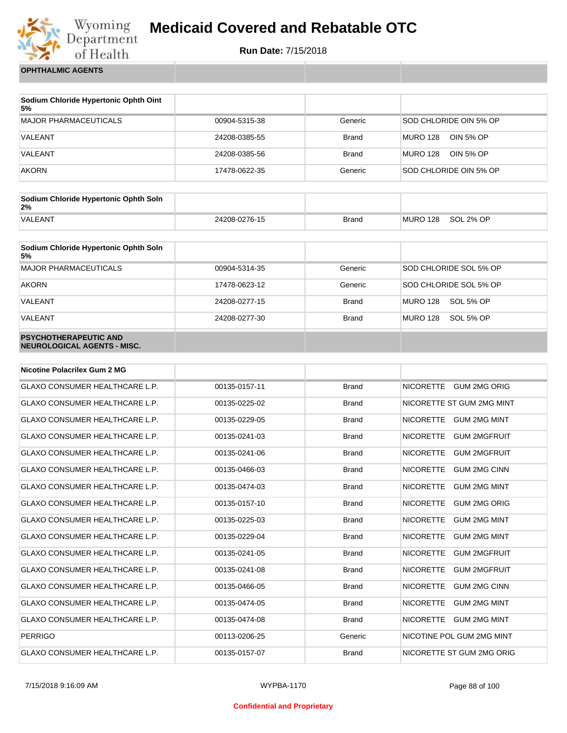# Medicaid Covered and Rebatable OTC

**Run Date:** 7/15/2018

## OPHTHALMIC AGENTS

| Sodium Chloride Hypertonic Ophth Oint 5% | | | |
|---|---|---|---|
| MAJOR PHARMACEUTICALS | 00904-5315-38 | Generic | SOD CHLORIDE OIN 5% OP |
| VALEANT | 24208-0385-55 | Brand | MURO 128 OIN 5% OP |
| VALEANT | 24208-0385-56 | Brand | MURO 128 OIN 5% OP |
| AKORN | 17478-0622-35 | Generic | SOD CHLORIDE OIN 5% OP |

| Sodium Chloride Hypertonic Ophth Soln 2% | | | |
|---|---|---|---|
| VALEANT | 24208-0276-15 | Brand | MURO 128 SOL 2% OP |

| Sodium Chloride Hypertonic Ophth Soln 5% | | | |
|---|---|---|---|
| MAJOR PHARMACEUTICALS | 00904-5314-35 | Generic | SOD CHLORIDE SOL 5% OP |
| AKORN | 17478-0623-12 | Generic | SOD CHLORIDE SOL 5% OP |
| VALEANT | 24208-0277-15 | Brand | MURO 128 SOL 5% OP |
| VALEANT | 24208-0277-30 | Brand | MURO 128 SOL 5% OP |

## PSYCHOTHERAPEUTIC AND NEUROLOGICAL AGENTS - MISC.

| Nicotine Polacrilex Gum 2 MG | | | |
|---|---|---|---|
| GLAXO CONSUMER HEALTHCARE L.P. | 00135-0157-11 | Brand | NICORETTE GUM 2MG ORIG |
| GLAXO CONSUMER HEALTHCARE L.P. | 00135-0225-02 | Brand | NICORETTE ST GUM 2MG MINT |
| GLAXO CONSUMER HEALTHCARE L.P. | 00135-0229-05 | Brand | NICORETTE GUM 2MG MINT |
| GLAXO CONSUMER HEALTHCARE L.P. | 00135-0241-03 | Brand | NICORETTE GUM 2MGFRUIT |
| GLAXO CONSUMER HEALTHCARE L.P. | 00135-0241-06 | Brand | NICORETTE GUM 2MGFRUIT |
| GLAXO CONSUMER HEALTHCARE L.P. | 00135-0466-03 | Brand | NICORETTE GUM 2MG CINN |
| GLAXO CONSUMER HEALTHCARE L.P. | 00135-0474-03 | Brand | NICORETTE GUM 2MG MINT |
| GLAXO CONSUMER HEALTHCARE L.P. | 00135-0157-10 | Brand | NICORETTE GUM 2MG ORIG |
| GLAXO CONSUMER HEALTHCARE L.P. | 00135-0225-03 | Brand | NICORETTE GUM 2MG MINT |
| GLAXO CONSUMER HEALTHCARE L.P. | 00135-0229-04 | Brand | NICORETTE GUM 2MG MINT |
| GLAXO CONSUMER HEALTHCARE L.P. | 00135-0241-05 | Brand | NICORETTE GUM 2MGFRUIT |
| GLAXO CONSUMER HEALTHCARE L.P. | 00135-0241-08 | Brand | NICORETTE GUM 2MGFRUIT |
| GLAXO CONSUMER HEALTHCARE L.P. | 00135-0466-05 | Brand | NICORETTE GUM 2MG CINN |
| GLAXO CONSUMER HEALTHCARE L.P. | 00135-0474-05 | Brand | NICORETTE GUM 2MG MINT |
| GLAXO CONSUMER HEALTHCARE L.P. | 00135-0474-08 | Brand | NICORETTE GUM 2MG MINT |
| PERRIGO | 00113-0206-25 | Generic | NICOTINE POL GUM 2MG MINT |
| GLAXO CONSUMER HEALTHCARE L.P. | 00135-0157-07 | Brand | NICORETTE ST GUM 2MG ORIG |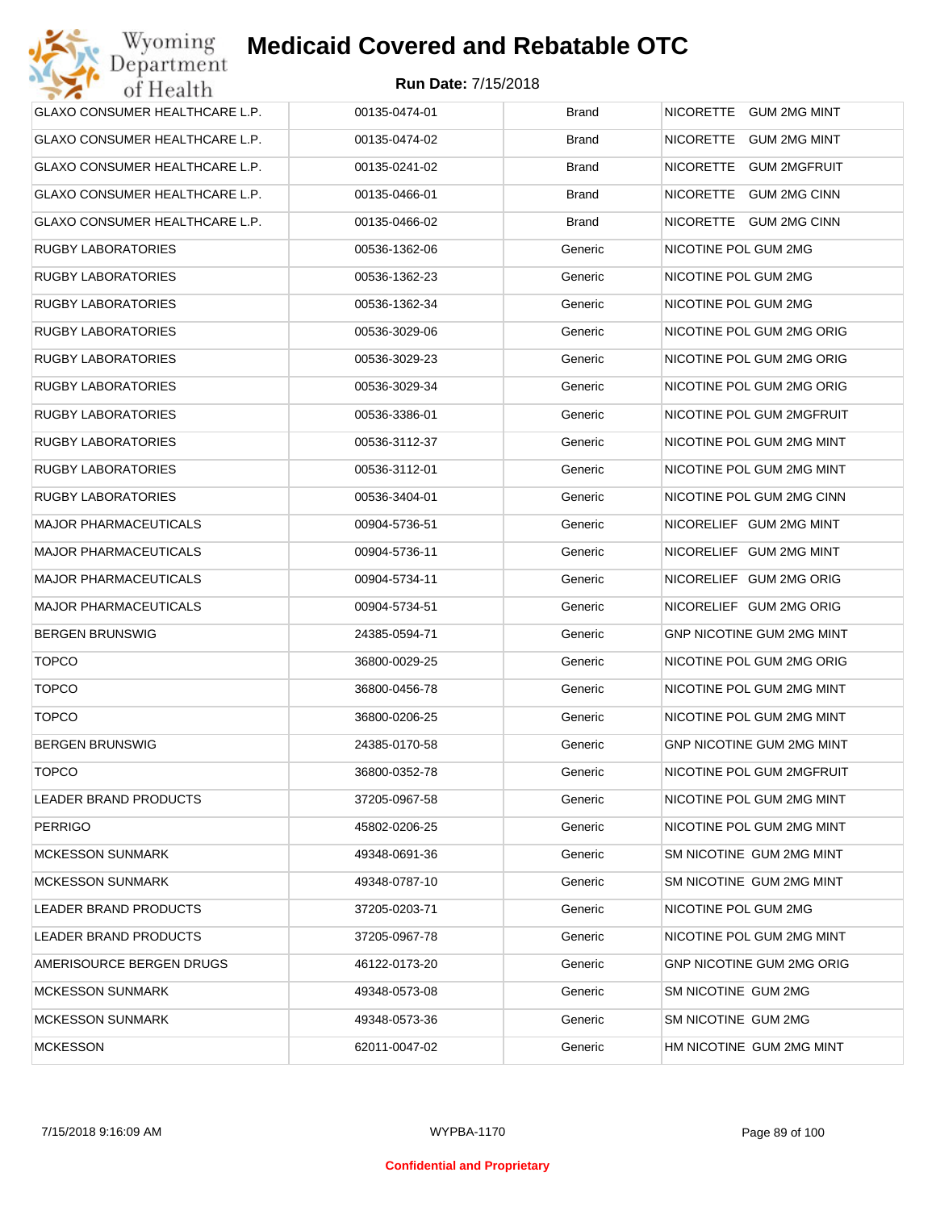# Medicaid Covered and Rebatable OTC

**Run Date:** 7/15/2018

| | | | |
|---|---|---|---|
| GLAXO CONSUMER HEALTHCARE L.P. | 00135-0474-01 | Brand | NICORETTE GUM 2MG MINT |
| GLAXO CONSUMER HEALTHCARE L.P. | 00135-0474-02 | Brand | NICORETTE GUM 2MG MINT |
| GLAXO CONSUMER HEALTHCARE L.P. | 00135-0241-02 | Brand | NICORETTE GUM 2MGFRUIT |
| GLAXO CONSUMER HEALTHCARE L.P. | 00135-0466-01 | Brand | NICORETTE GUM 2MG CINN |
| GLAXO CONSUMER HEALTHCARE L.P. | 00135-0466-02 | Brand | NICORETTE GUM 2MG CINN |
| RUGBY LABORATORIES | 00536-1362-06 | Generic | NICOTINE POL GUM 2MG |
| RUGBY LABORATORIES | 00536-1362-23 | Generic | NICOTINE POL GUM 2MG |
| RUGBY LABORATORIES | 00536-1362-34 | Generic | NICOTINE POL GUM 2MG |
| RUGBY LABORATORIES | 00536-3029-06 | Generic | NICOTINE POL GUM 2MG ORIG |
| RUGBY LABORATORIES | 00536-3029-23 | Generic | NICOTINE POL GUM 2MG ORIG |
| RUGBY LABORATORIES | 00536-3029-34 | Generic | NICOTINE POL GUM 2MG ORIG |
| RUGBY LABORATORIES | 00536-3386-01 | Generic | NICOTINE POL GUM 2MGFRUIT |
| RUGBY LABORATORIES | 00536-3112-37 | Generic | NICOTINE POL GUM 2MG MINT |
| RUGBY LABORATORIES | 00536-3112-01 | Generic | NICOTINE POL GUM 2MG MINT |
| RUGBY LABORATORIES | 00536-3404-01 | Generic | NICOTINE POL GUM 2MG CINN |
| MAJOR PHARMACEUTICALS | 00904-5736-51 | Generic | NICORELIEF GUM 2MG MINT |
| MAJOR PHARMACEUTICALS | 00904-5736-11 | Generic | NICORELIEF GUM 2MG MINT |
| MAJOR PHARMACEUTICALS | 00904-5734-11 | Generic | NICORELIEF GUM 2MG ORIG |
| MAJOR PHARMACEUTICALS | 00904-5734-51 | Generic | NICORELIEF GUM 2MG ORIG |
| BERGEN BRUNSWIG | 24385-0594-71 | Generic | GNP NICOTINE GUM 2MG MINT |
| TOPCO | 36800-0029-25 | Generic | NICOTINE POL GUM 2MG ORIG |
| TOPCO | 36800-0456-78 | Generic | NICOTINE POL GUM 2MG MINT |
| TOPCO | 36800-0206-25 | Generic | NICOTINE POL GUM 2MG MINT |
| BERGEN BRUNSWIG | 24385-0170-58 | Generic | GNP NICOTINE GUM 2MG MINT |
| TOPCO | 36800-0352-78 | Generic | NICOTINE POL GUM 2MGFRUIT |
| LEADER BRAND PRODUCTS | 37205-0967-58 | Generic | NICOTINE POL GUM 2MG MINT |
| PERRIGO | 45802-0206-25 | Generic | NICOTINE POL GUM 2MG MINT |
| MCKESSON SUNMARK | 49348-0691-36 | Generic | SM NICOTINE GUM 2MG MINT |
| MCKESSON SUNMARK | 49348-0787-10 | Generic | SM NICOTINE GUM 2MG MINT |
| LEADER BRAND PRODUCTS | 37205-0203-71 | Generic | NICOTINE POL GUM 2MG |
| LEADER BRAND PRODUCTS | 37205-0967-78 | Generic | NICOTINE POL GUM 2MG MINT |
| AMERISOURCE BERGEN DRUGS | 46122-0173-20 | Generic | GNP NICOTINE GUM 2MG ORIG |
| MCKESSON SUNMARK | 49348-0573-08 | Generic | SM NICOTINE GUM 2MG |
| MCKESSON SUNMARK | 49348-0573-36 | Generic | SM NICOTINE GUM 2MG |
| MCKESSON | 62011-0047-02 | Generic | HM NICOTINE GUM 2MG MINT |

**Confidential and Proprietary**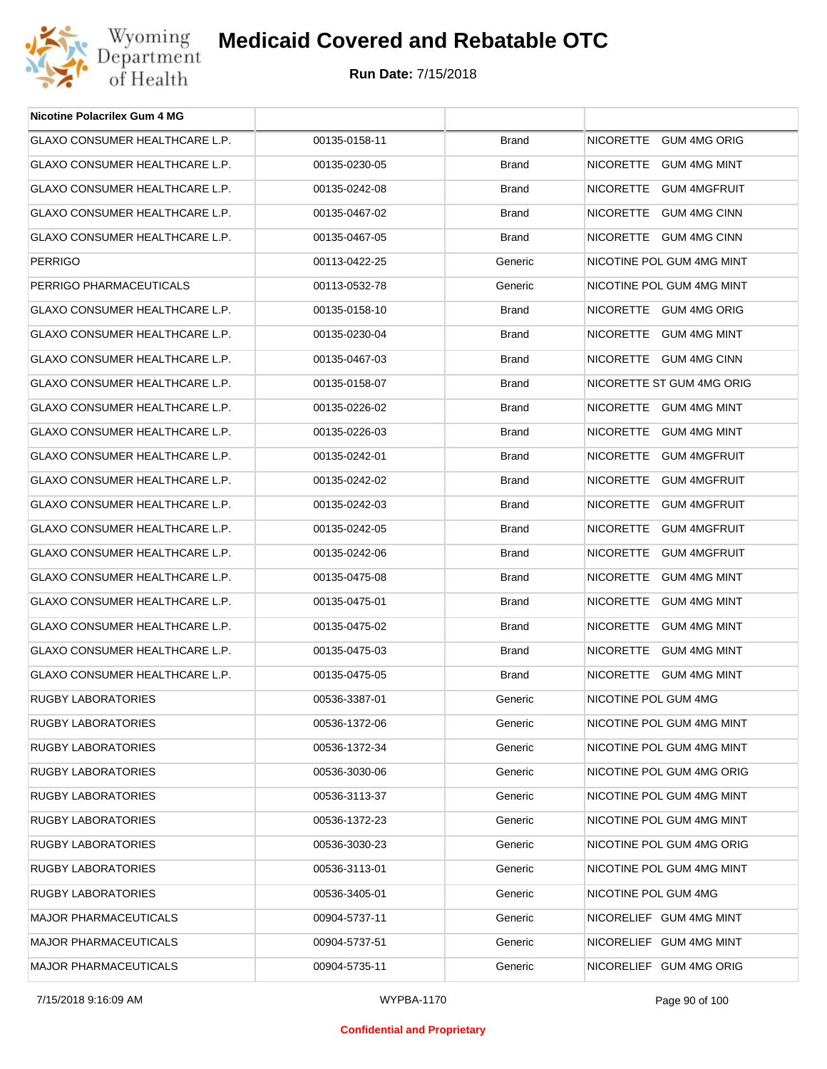# Medicaid Covered and Rebatable OTC

**Run Date:** 7/15/2018

| Nicotine Polacrilex Gum 4 MG | | | |
|---|---|---|---|
| GLAXO CONSUMER HEALTHCARE L.P. | 00135-0158-11 | Brand | NICORETTE GUM 4MG ORIG |
| GLAXO CONSUMER HEALTHCARE L.P. | 00135-0230-05 | Brand | NICORETTE GUM 4MG MINT |
| GLAXO CONSUMER HEALTHCARE L.P. | 00135-0242-08 | Brand | NICORETTE GUM 4MGFRUIT |
| GLAXO CONSUMER HEALTHCARE L.P. | 00135-0467-02 | Brand | NICORETTE GUM 4MG CINN |
| GLAXO CONSUMER HEALTHCARE L.P. | 00135-0467-05 | Brand | NICORETTE GUM 4MG CINN |
| PERRIGO | 00113-0422-25 | Generic | NICOTINE POL GUM 4MG MINT |
| PERRIGO PHARMACEUTICALS | 00113-0532-78 | Generic | NICOTINE POL GUM 4MG MINT |
| GLAXO CONSUMER HEALTHCARE L.P. | 00135-0158-10 | Brand | NICORETTE GUM 4MG ORIG |
| GLAXO CONSUMER HEALTHCARE L.P. | 00135-0230-04 | Brand | NICORETTE GUM 4MG MINT |
| GLAXO CONSUMER HEALTHCARE L.P. | 00135-0467-03 | Brand | NICORETTE GUM 4MG CINN |
| GLAXO CONSUMER HEALTHCARE L.P. | 00135-0158-07 | Brand | NICORETTE ST GUM 4MG ORIG |
| GLAXO CONSUMER HEALTHCARE L.P. | 00135-0226-02 | Brand | NICORETTE GUM 4MG MINT |
| GLAXO CONSUMER HEALTHCARE L.P. | 00135-0226-03 | Brand | NICORETTE GUM 4MG MINT |
| GLAXO CONSUMER HEALTHCARE L.P. | 00135-0242-01 | Brand | NICORETTE GUM 4MGFRUIT |
| GLAXO CONSUMER HEALTHCARE L.P. | 00135-0242-02 | Brand | NICORETTE GUM 4MGFRUIT |
| GLAXO CONSUMER HEALTHCARE L.P. | 00135-0242-03 | Brand | NICORETTE GUM 4MGFRUIT |
| GLAXO CONSUMER HEALTHCARE L.P. | 00135-0242-05 | Brand | NICORETTE GUM 4MGFRUIT |
| GLAXO CONSUMER HEALTHCARE L.P. | 00135-0242-06 | Brand | NICORETTE GUM 4MGFRUIT |
| GLAXO CONSUMER HEALTHCARE L.P. | 00135-0475-08 | Brand | NICORETTE GUM 4MG MINT |
| GLAXO CONSUMER HEALTHCARE L.P. | 00135-0475-01 | Brand | NICORETTE GUM 4MG MINT |
| GLAXO CONSUMER HEALTHCARE L.P. | 00135-0475-02 | Brand | NICORETTE GUM 4MG MINT |
| GLAXO CONSUMER HEALTHCARE L.P. | 00135-0475-03 | Brand | NICORETTE GUM 4MG MINT |
| GLAXO CONSUMER HEALTHCARE L.P. | 00135-0475-05 | Brand | NICORETTE GUM 4MG MINT |
| RUGBY LABORATORIES | 00536-3387-01 | Generic | NICOTINE POL GUM 4MG |
| RUGBY LABORATORIES | 00536-1372-06 | Generic | NICOTINE POL GUM 4MG MINT |
| RUGBY LABORATORIES | 00536-1372-34 | Generic | NICOTINE POL GUM 4MG MINT |
| RUGBY LABORATORIES | 00536-3030-06 | Generic | NICOTINE POL GUM 4MG ORIG |
| RUGBY LABORATORIES | 00536-3113-37 | Generic | NICOTINE POL GUM 4MG MINT |
| RUGBY LABORATORIES | 00536-1372-23 | Generic | NICOTINE POL GUM 4MG MINT |
| RUGBY LABORATORIES | 00536-3030-23 | Generic | NICOTINE POL GUM 4MG ORIG |
| RUGBY LABORATORIES | 00536-3113-01 | Generic | NICOTINE POL GUM 4MG MINT |
| RUGBY LABORATORIES | 00536-3405-01 | Generic | NICOTINE POL GUM 4MG |
| MAJOR PHARMACEUTICALS | 00904-5737-11 | Generic | NICORELIEF GUM 4MG MINT |
| MAJOR PHARMACEUTICALS | 00904-5737-51 | Generic | NICORELIEF GUM 4MG MINT |
| MAJOR PHARMACEUTICALS | 00904-5735-11 | Generic | NICORELIEF GUM 4MG ORIG |

**Confidential and Proprietary**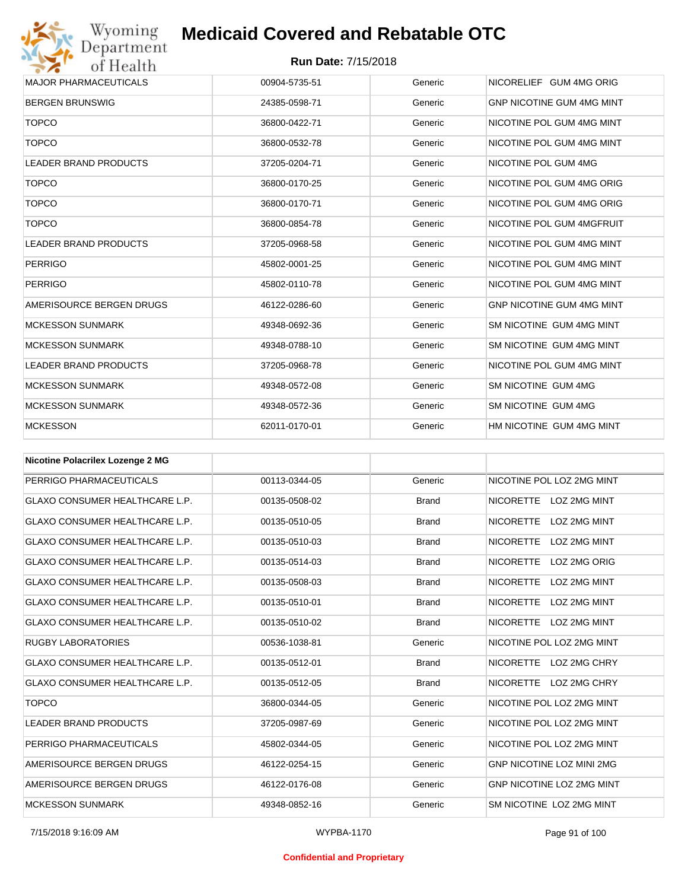| | | | |
|---|---|---|---|
| MAJOR PHARMACEUTICALS | 00904-5735-51 | Generic | NICORELIEF GUM 4MG ORIG |
| BERGEN BRUNSWIG | 24385-0598-71 | Generic | GNP NICOTINE GUM 4MG MINT |
| TOPCO | 36800-0422-71 | Generic | NICOTINE POL GUM 4MG MINT |
| TOPCO | 36800-0532-78 | Generic | NICOTINE POL GUM 4MG MINT |
| LEADER BRAND PRODUCTS | 37205-0204-71 | Generic | NICOTINE POL GUM 4MG |
| TOPCO | 36800-0170-25 | Generic | NICOTINE POL GUM 4MG ORIG |
| TOPCO | 36800-0170-71 | Generic | NICOTINE POL GUM 4MG ORIG |
| TOPCO | 36800-0854-78 | Generic | NICOTINE POL GUM 4MGFRUIT |
| LEADER BRAND PRODUCTS | 37205-0968-58 | Generic | NICOTINE POL GUM 4MG MINT |
| PERRIGO | 45802-0001-25 | Generic | NICOTINE POL GUM 4MG MINT |
| PERRIGO | 45802-0110-78 | Generic | NICOTINE POL GUM 4MG MINT |
| AMERISOURCE BERGEN DRUGS | 46122-0286-60 | Generic | GNP NICOTINE GUM 4MG MINT |
| MCKESSON SUNMARK | 49348-0692-36 | Generic | SM NICOTINE GUM 4MG MINT |
| MCKESSON SUNMARK | 49348-0788-10 | Generic | SM NICOTINE GUM 4MG MINT |
| LEADER BRAND PRODUCTS | 37205-0968-78 | Generic | NICOTINE POL GUM 4MG MINT |
| MCKESSON SUNMARK | 49348-0572-08 | Generic | SM NICOTINE GUM 4MG |
| MCKESSON SUNMARK | 49348-0572-36 | Generic | SM NICOTINE GUM 4MG |
| MCKESSON | 62011-0170-01 | Generic | HM NICOTINE GUM 4MG MINT |

| Nicotine Polacrilex Lozenge 2 MG | | | |
|---|---|---|---|
| PERRIGO PHARMACEUTICALS | 00113-0344-05 | Generic | NICOTINE POL LOZ 2MG MINT |
| GLAXO CONSUMER HEALTHCARE L.P. | 00135-0508-02 | Brand | NICORETTE LOZ 2MG MINT |
| GLAXO CONSUMER HEALTHCARE L.P. | 00135-0510-05 | Brand | NICORETTE LOZ 2MG MINT |
| GLAXO CONSUMER HEALTHCARE L.P. | 00135-0510-03 | Brand | NICORETTE LOZ 2MG MINT |
| GLAXO CONSUMER HEALTHCARE L.P. | 00135-0514-03 | Brand | NICORETTE LOZ 2MG ORIG |
| GLAXO CONSUMER HEALTHCARE L.P. | 00135-0508-03 | Brand | NICORETTE LOZ 2MG MINT |
| GLAXO CONSUMER HEALTHCARE L.P. | 00135-0510-01 | Brand | NICORETTE LOZ 2MG MINT |
| GLAXO CONSUMER HEALTHCARE L.P. | 00135-0510-02 | Brand | NICORETTE LOZ 2MG MINT |
| RUGBY LABORATORIES | 00536-1038-81 | Generic | NICOTINE POL LOZ 2MG MINT |
| GLAXO CONSUMER HEALTHCARE L.P. | 00135-0512-01 | Brand | NICORETTE LOZ 2MG CHRY |
| GLAXO CONSUMER HEALTHCARE L.P. | 00135-0512-05 | Brand | NICORETTE LOZ 2MG CHRY |
| TOPCO | 36800-0344-05 | Generic | NICOTINE POL LOZ 2MG MINT |
| LEADER BRAND PRODUCTS | 37205-0987-69 | Generic | NICOTINE POL LOZ 2MG MINT |
| PERRIGO PHARMACEUTICALS | 45802-0344-05 | Generic | NICOTINE POL LOZ 2MG MINT |
| AMERISOURCE BERGEN DRUGS | 46122-0254-15 | Generic | GNP NICOTINE LOZ MINI 2MG |
| AMERISOURCE BERGEN DRUGS | 46122-0176-08 | Generic | GNP NICOTINE LOZ 2MG MINT |
| MCKESSON SUNMARK | 49348-0852-16 | Generic | SM NICOTINE LOZ 2MG MINT |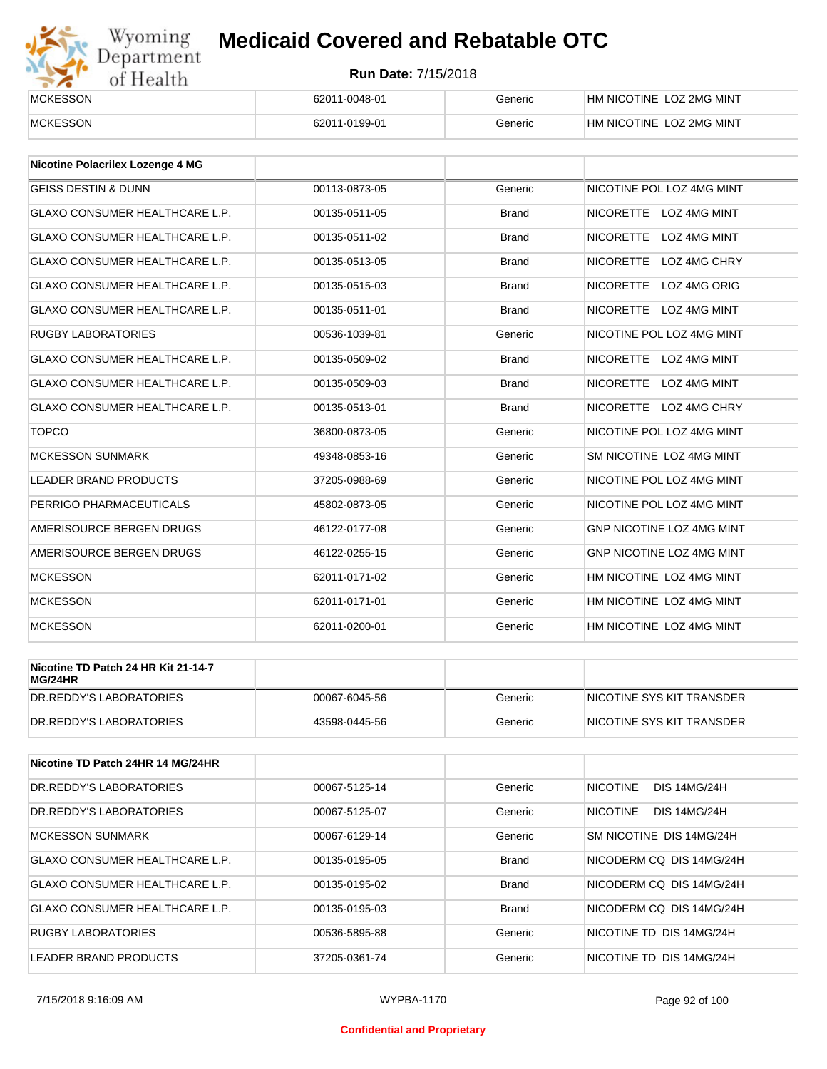| MCKESSON | 62011-0048-01 | Generic | HM NICOTINE LOZ 2MG MINT |
|---|---|---|---|
| MCKESSON | 62011-0199-01 | Generic | HM NICOTINE LOZ 2MG MINT |

| Nicotine Polacrilex Lozenge 4 MG | | | |
|---|---|---|---|
| GEISS DESTIN & DUNN | 00113-0873-05 | Generic | NICOTINE POL LOZ 4MG MINT |
| GLAXO CONSUMER HEALTHCARE L.P. | 00135-0511-05 | Brand | NICORETTE LOZ 4MG MINT |
| GLAXO CONSUMER HEALTHCARE L.P. | 00135-0511-02 | Brand | NICORETTE LOZ 4MG MINT |
| GLAXO CONSUMER HEALTHCARE L.P. | 00135-0513-05 | Brand | NICORETTE LOZ 4MG CHRY |
| GLAXO CONSUMER HEALTHCARE L.P. | 00135-0515-03 | Brand | NICORETTE LOZ 4MG ORIG |
| GLAXO CONSUMER HEALTHCARE L.P. | 00135-0511-01 | Brand | NICORETTE LOZ 4MG MINT |
| RUGBY LABORATORIES | 00536-1039-81 | Generic | NICOTINE POL LOZ 4MG MINT |
| GLAXO CONSUMER HEALTHCARE L.P. | 00135-0509-02 | Brand | NICORETTE LOZ 4MG MINT |
| GLAXO CONSUMER HEALTHCARE L.P. | 00135-0509-03 | Brand | NICORETTE LOZ 4MG MINT |
| GLAXO CONSUMER HEALTHCARE L.P. | 00135-0513-01 | Brand | NICORETTE LOZ 4MG CHRY |
| TOPCO | 36800-0873-05 | Generic | NICOTINE POL LOZ 4MG MINT |
| MCKESSON SUNMARK | 49348-0853-16 | Generic | SM NICOTINE LOZ 4MG MINT |
| LEADER BRAND PRODUCTS | 37205-0988-69 | Generic | NICOTINE POL LOZ 4MG MINT |
| PERRIGO PHARMACEUTICALS | 45802-0873-05 | Generic | NICOTINE POL LOZ 4MG MINT |
| AMERISOURCE BERGEN DRUGS | 46122-0177-08 | Generic | GNP NICOTINE LOZ 4MG MINT |
| AMERISOURCE BERGEN DRUGS | 46122-0255-15 | Generic | GNP NICOTINE LOZ 4MG MINT |
| MCKESSON | 62011-0171-02 | Generic | HM NICOTINE LOZ 4MG MINT |
| MCKESSON | 62011-0171-01 | Generic | HM NICOTINE LOZ 4MG MINT |
| MCKESSON | 62011-0200-01 | Generic | HM NICOTINE LOZ 4MG MINT |

| Nicotine TD Patch 24 HR Kit 21-14-7 MG/24HR | | | |
|---|---|---|---|
| DR.REDDY'S LABORATORIES | 00067-6045-56 | Generic | NICOTINE SYS KIT TRANSDER |
| DR.REDDY'S LABORATORIES | 43598-0445-56 | Generic | NICOTINE SYS KIT TRANSDER |

| Nicotine TD Patch 24HR 14 MG/24HR | | | |
|---|---|---|---|
| DR.REDDY'S LABORATORIES | 00067-5125-14 | Generic | NICOTINE DIS 14MG/24H |
| DR.REDDY'S LABORATORIES | 00067-5125-07 | Generic | NICOTINE DIS 14MG/24H |
| MCKESSON SUNMARK | 00067-6129-14 | Generic | SM NICOTINE DIS 14MG/24H |
| GLAXO CONSUMER HEALTHCARE L.P. | 00135-0195-05 | Brand | NICODERM CQ DIS 14MG/24H |
| GLAXO CONSUMER HEALTHCARE L.P. | 00135-0195-02 | Brand | NICODERM CQ DIS 14MG/24H |
| GLAXO CONSUMER HEALTHCARE L.P. | 00135-0195-03 | Brand | NICODERM CQ DIS 14MG/24H |
| RUGBY LABORATORIES | 00536-5895-88 | Generic | NICOTINE TD DIS 14MG/24H |
| LEADER BRAND PRODUCTS | 37205-0361-74 | Generic | NICOTINE TD DIS 14MG/24H |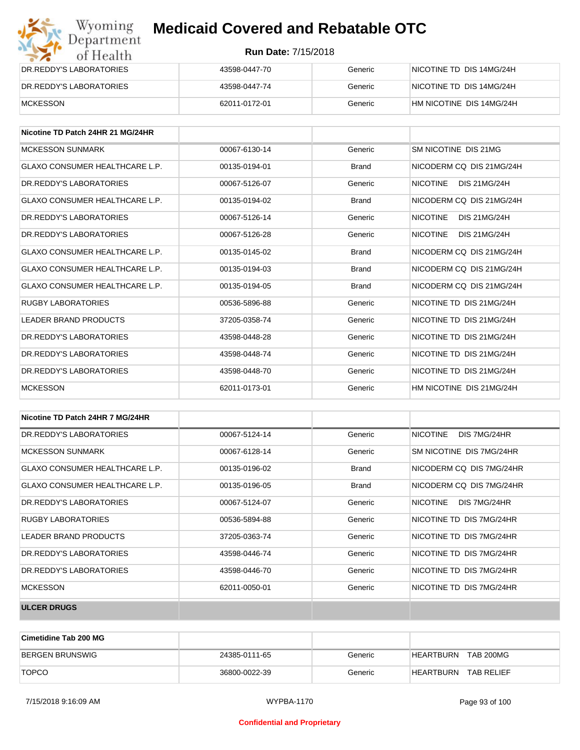| DR.REDDY'S LABORATORIES | 43598-0447-70 | Generic | NICOTINE TD DIS 14MG/24H |
|---|---|---|---|
| DR.REDDY'S LABORATORIES | 43598-0447-74 | Generic | NICOTINE TD DIS 14MG/24H |
| MCKESSON | 62011-0172-01 | Generic | HM NICOTINE DIS 14MG/24H |

| Nicotine TD Patch 24HR 21 MG/24HR | | | |
|---|---|---|---|
| MCKESSON SUNMARK | 00067-6130-14 | Generic | SM NICOTINE DIS 21MG |
| GLAXO CONSUMER HEALTHCARE L.P. | 00135-0194-01 | Brand | NICODERM CQ DIS 21MG/24H |
| DR.REDDY'S LABORATORIES | 00067-5126-07 | Generic | NICOTINE DIS 21MG/24H |
| GLAXO CONSUMER HEALTHCARE L.P. | 00135-0194-02 | Brand | NICODERM CQ DIS 21MG/24H |
| DR.REDDY'S LABORATORIES | 00067-5126-14 | Generic | NICOTINE DIS 21MG/24H |
| DR.REDDY'S LABORATORIES | 00067-5126-28 | Generic | NICOTINE DIS 21MG/24H |
| GLAXO CONSUMER HEALTHCARE L.P. | 00135-0145-02 | Brand | NICODERM CQ DIS 21MG/24H |
| GLAXO CONSUMER HEALTHCARE L.P. | 00135-0194-03 | Brand | NICODERM CQ DIS 21MG/24H |
| GLAXO CONSUMER HEALTHCARE L.P. | 00135-0194-05 | Brand | NICODERM CQ DIS 21MG/24H |
| RUGBY LABORATORIES | 00536-5896-88 | Generic | NICOTINE TD DIS 21MG/24H |
| LEADER BRAND PRODUCTS | 37205-0358-74 | Generic | NICOTINE TD DIS 21MG/24H |
| DR.REDDY'S LABORATORIES | 43598-0448-28 | Generic | NICOTINE TD DIS 21MG/24H |
| DR.REDDY'S LABORATORIES | 43598-0448-74 | Generic | NICOTINE TD DIS 21MG/24H |
| DR.REDDY'S LABORATORIES | 43598-0448-70 | Generic | NICOTINE TD DIS 21MG/24H |
| MCKESSON | 62011-0173-01 | Generic | HM NICOTINE DIS 21MG/24H |

| Nicotine TD Patch 24HR 7 MG/24HR | | | |
|---|---|---|---|
| DR.REDDY'S LABORATORIES | 00067-5124-14 | Generic | NICOTINE DIS 7MG/24HR |
| MCKESSON SUNMARK | 00067-6128-14 | Generic | SM NICOTINE DIS 7MG/24HR |
| GLAXO CONSUMER HEALTHCARE L.P. | 00135-0196-02 | Brand | NICODERM CQ DIS 7MG/24HR |
| GLAXO CONSUMER HEALTHCARE L.P. | 00135-0196-05 | Brand | NICODERM CQ DIS 7MG/24HR |
| DR.REDDY'S LABORATORIES | 00067-5124-07 | Generic | NICOTINE DIS 7MG/24HR |
| RUGBY LABORATORIES | 00536-5894-88 | Generic | NICOTINE TD DIS 7MG/24HR |
| LEADER BRAND PRODUCTS | 37205-0363-74 | Generic | NICOTINE TD DIS 7MG/24HR |
| DR.REDDY'S LABORATORIES | 43598-0446-74 | Generic | NICOTINE TD DIS 7MG/24HR |
| DR.REDDY'S LABORATORIES | 43598-0446-70 | Generic | NICOTINE TD DIS 7MG/24HR |
| MCKESSON | 62011-0050-01 | Generic | NICOTINE TD DIS 7MG/24HR |
| **ULCER DRUGS** | | | |

| Cimetidine Tab 200 MG | | | |
|---|---|---|---|
| BERGEN BRUNSWIG | 24385-0111-65 | Generic | HEARTBURN TAB 200MG |
| TOPCO | 36800-0022-39 | Generic | HEARTBURN TAB RELIEF |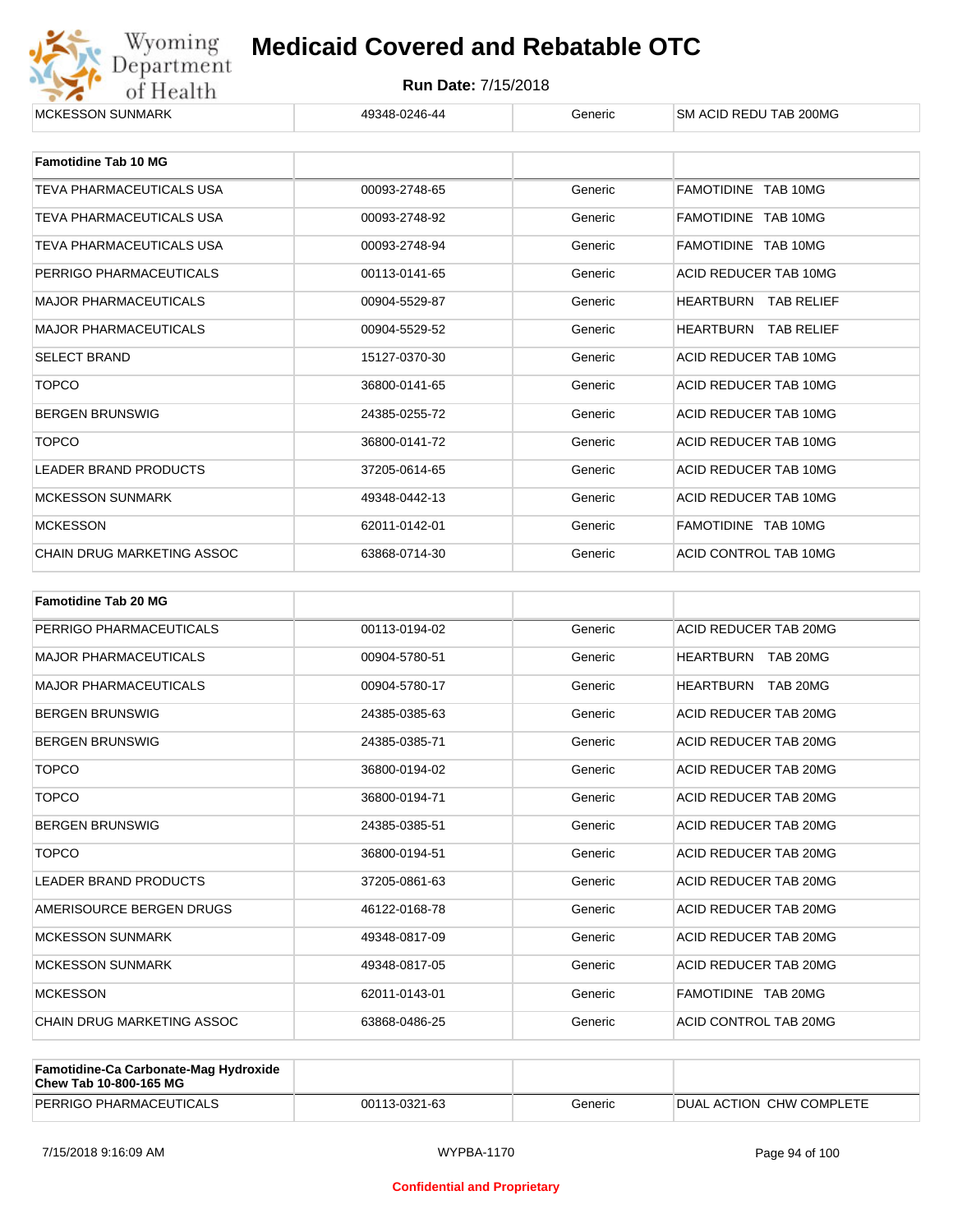| MCKESSON SUNMARK | 49348-0246-44 | Generic | SM ACID REDU TAB 200MG |
|---|---|---|---|

| Famotidine Tab 10 MG | | | |
|---|---|---|---|
| TEVA PHARMACEUTICALS USA | 00093-2748-65 | Generic | FAMOTIDINE TAB 10MG |
| TEVA PHARMACEUTICALS USA | 00093-2748-92 | Generic | FAMOTIDINE TAB 10MG |
| TEVA PHARMACEUTICALS USA | 00093-2748-94 | Generic | FAMOTIDINE TAB 10MG |
| PERRIGO PHARMACEUTICALS | 00113-0141-65 | Generic | ACID REDUCER TAB 10MG |
| MAJOR PHARMACEUTICALS | 00904-5529-87 | Generic | HEARTBURN TAB RELIEF |
| MAJOR PHARMACEUTICALS | 00904-5529-52 | Generic | HEARTBURN TAB RELIEF |
| SELECT BRAND | 15127-0370-30 | Generic | ACID REDUCER TAB 10MG |
| TOPCO | 36800-0141-65 | Generic | ACID REDUCER TAB 10MG |
| BERGEN BRUNSWIG | 24385-0255-72 | Generic | ACID REDUCER TAB 10MG |
| TOPCO | 36800-0141-72 | Generic | ACID REDUCER TAB 10MG |
| LEADER BRAND PRODUCTS | 37205-0614-65 | Generic | ACID REDUCER TAB 10MG |
| MCKESSON SUNMARK | 49348-0442-13 | Generic | ACID REDUCER TAB 10MG |
| MCKESSON | 62011-0142-01 | Generic | FAMOTIDINE TAB 10MG |
| CHAIN DRUG MARKETING ASSOC | 63868-0714-30 | Generic | ACID CONTROL TAB 10MG |

| Famotidine Tab 20 MG | | | |
|---|---|---|---|
| PERRIGO PHARMACEUTICALS | 00113-0194-02 | Generic | ACID REDUCER TAB 20MG |
| MAJOR PHARMACEUTICALS | 00904-5780-51 | Generic | HEARTBURN TAB 20MG |
| MAJOR PHARMACEUTICALS | 00904-5780-17 | Generic | HEARTBURN TAB 20MG |
| BERGEN BRUNSWIG | 24385-0385-63 | Generic | ACID REDUCER TAB 20MG |
| BERGEN BRUNSWIG | 24385-0385-71 | Generic | ACID REDUCER TAB 20MG |
| TOPCO | 36800-0194-02 | Generic | ACID REDUCER TAB 20MG |
| TOPCO | 36800-0194-71 | Generic | ACID REDUCER TAB 20MG |
| BERGEN BRUNSWIG | 24385-0385-51 | Generic | ACID REDUCER TAB 20MG |
| TOPCO | 36800-0194-51 | Generic | ACID REDUCER TAB 20MG |
| LEADER BRAND PRODUCTS | 37205-0861-63 | Generic | ACID REDUCER TAB 20MG |
| AMERISOURCE BERGEN DRUGS | 46122-0168-78 | Generic | ACID REDUCER TAB 20MG |
| MCKESSON SUNMARK | 49348-0817-09 | Generic | ACID REDUCER TAB 20MG |
| MCKESSON SUNMARK | 49348-0817-05 | Generic | ACID REDUCER TAB 20MG |
| MCKESSON | 62011-0143-01 | Generic | FAMOTIDINE TAB 20MG |
| CHAIN DRUG MARKETING ASSOC | 63868-0486-25 | Generic | ACID CONTROL TAB 20MG |

| Famotidine-Ca Carbonate-Mag Hydroxide Chew Tab 10-800-165 MG | | | |
|---|---|---|---|
| PERRIGO PHARMACEUTICALS | 00113-0321-63 | Generic | DUAL ACTION CHW COMPLETE |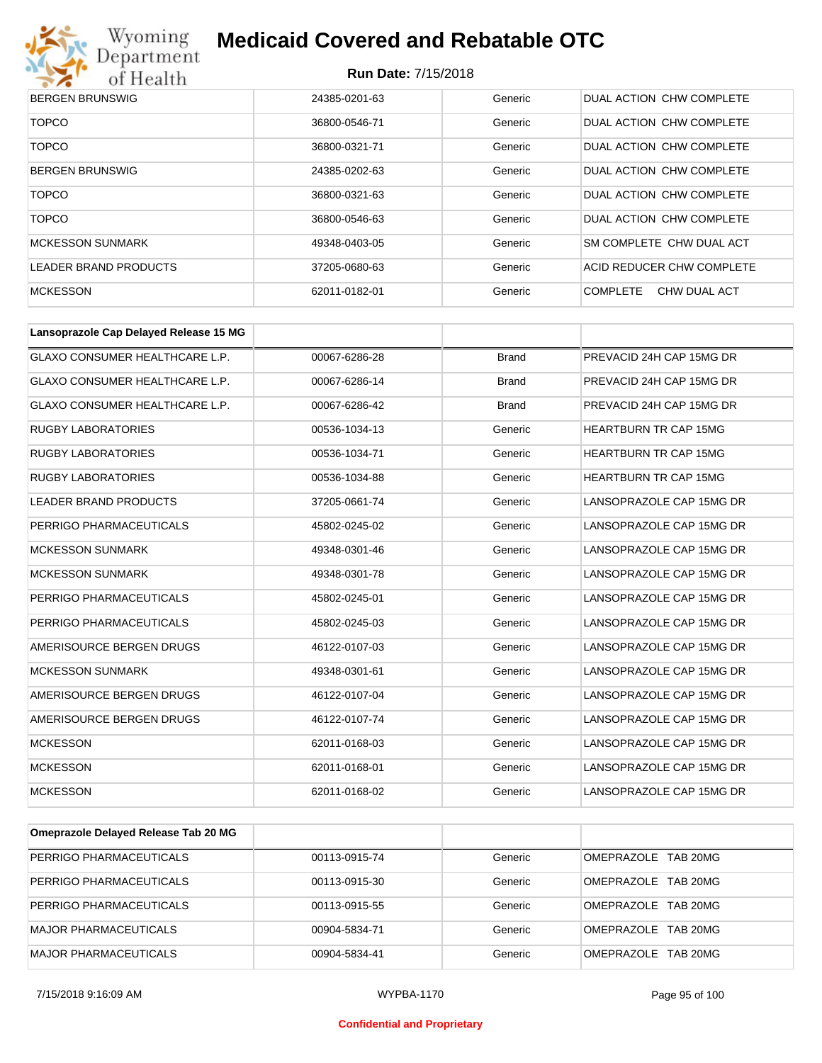| | | | |
|---|---|---|---|
| BERGEN BRUNSWIG | 24385-0201-63 | Generic | DUAL ACTION CHW COMPLETE |
| TOPCO | 36800-0546-71 | Generic | DUAL ACTION CHW COMPLETE |
| TOPCO | 36800-0321-71 | Generic | DUAL ACTION CHW COMPLETE |
| BERGEN BRUNSWIG | 24385-0202-63 | Generic | DUAL ACTION CHW COMPLETE |
| TOPCO | 36800-0321-63 | Generic | DUAL ACTION CHW COMPLETE |
| TOPCO | 36800-0546-63 | Generic | DUAL ACTION CHW COMPLETE |
| MCKESSON SUNMARK | 49348-0403-05 | Generic | SM COMPLETE CHW DUAL ACT |
| LEADER BRAND PRODUCTS | 37205-0680-63 | Generic | ACID REDUCER CHW COMPLETE |
| MCKESSON | 62011-0182-01 | Generic | COMPLETE CHW DUAL ACT |

| Lansoprazole Cap Delayed Release 15 MG | | | |
|---|---|---|---|
| GLAXO CONSUMER HEALTHCARE L.P. | 00067-6286-28 | Brand | PREVACID 24H CAP 15MG DR |
| GLAXO CONSUMER HEALTHCARE L.P. | 00067-6286-14 | Brand | PREVACID 24H CAP 15MG DR |
| GLAXO CONSUMER HEALTHCARE L.P. | 00067-6286-42 | Brand | PREVACID 24H CAP 15MG DR |
| RUGBY LABORATORIES | 00536-1034-13 | Generic | HEARTBURN TR CAP 15MG |
| RUGBY LABORATORIES | 00536-1034-71 | Generic | HEARTBURN TR CAP 15MG |
| RUGBY LABORATORIES | 00536-1034-88 | Generic | HEARTBURN TR CAP 15MG |
| LEADER BRAND PRODUCTS | 37205-0661-74 | Generic | LANSOPRAZOLE CAP 15MG DR |
| PERRIGO PHARMACEUTICALS | 45802-0245-02 | Generic | LANSOPRAZOLE CAP 15MG DR |
| MCKESSON SUNMARK | 49348-0301-46 | Generic | LANSOPRAZOLE CAP 15MG DR |
| MCKESSON SUNMARK | 49348-0301-78 | Generic | LANSOPRAZOLE CAP 15MG DR |
| PERRIGO PHARMACEUTICALS | 45802-0245-01 | Generic | LANSOPRAZOLE CAP 15MG DR |
| PERRIGO PHARMACEUTICALS | 45802-0245-03 | Generic | LANSOPRAZOLE CAP 15MG DR |
| AMERISOURCE BERGEN DRUGS | 46122-0107-03 | Generic | LANSOPRAZOLE CAP 15MG DR |
| MCKESSON SUNMARK | 49348-0301-61 | Generic | LANSOPRAZOLE CAP 15MG DR |
| AMERISOURCE BERGEN DRUGS | 46122-0107-04 | Generic | LANSOPRAZOLE CAP 15MG DR |
| AMERISOURCE BERGEN DRUGS | 46122-0107-74 | Generic | LANSOPRAZOLE CAP 15MG DR |
| MCKESSON | 62011-0168-03 | Generic | LANSOPRAZOLE CAP 15MG DR |
| MCKESSON | 62011-0168-01 | Generic | LANSOPRAZOLE CAP 15MG DR |
| MCKESSON | 62011-0168-02 | Generic | LANSOPRAZOLE CAP 15MG DR |

| Omeprazole Delayed Release Tab 20 MG | | | |
|---|---|---|---|
| PERRIGO PHARMACEUTICALS | 00113-0915-74 | Generic | OMEPRAZOLE TAB 20MG |
| PERRIGO PHARMACEUTICALS | 00113-0915-30 | Generic | OMEPRAZOLE TAB 20MG |
| PERRIGO PHARMACEUTICALS | 00113-0915-55 | Generic | OMEPRAZOLE TAB 20MG |
| MAJOR PHARMACEUTICALS | 00904-5834-71 | Generic | OMEPRAZOLE TAB 20MG |
| MAJOR PHARMACEUTICALS | 00904-5834-41 | Generic | OMEPRAZOLE TAB 20MG |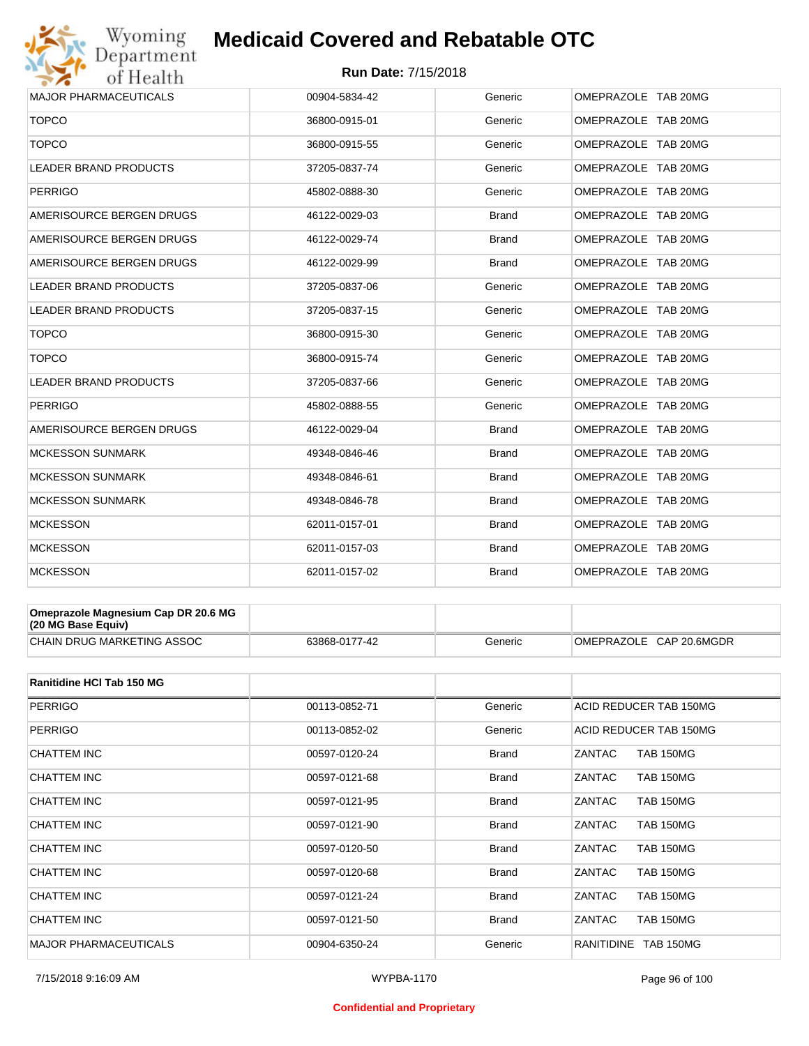# Medicaid Covered and Rebatable OTC

**Run Date:** 7/15/2018

| | | | |
|---|---|---|---|
| MAJOR PHARMACEUTICALS | 00904-5834-42 | Generic | OMEPRAZOLE TAB 20MG |
| TOPCO | 36800-0915-01 | Generic | OMEPRAZOLE TAB 20MG |
| TOPCO | 36800-0915-55 | Generic | OMEPRAZOLE TAB 20MG |
| LEADER BRAND PRODUCTS | 37205-0837-74 | Generic | OMEPRAZOLE TAB 20MG |
| PERRIGO | 45802-0888-30 | Generic | OMEPRAZOLE TAB 20MG |
| AMERISOURCE BERGEN DRUGS | 46122-0029-03 | Brand | OMEPRAZOLE TAB 20MG |
| AMERISOURCE BERGEN DRUGS | 46122-0029-74 | Brand | OMEPRAZOLE TAB 20MG |
| AMERISOURCE BERGEN DRUGS | 46122-0029-99 | Brand | OMEPRAZOLE TAB 20MG |
| LEADER BRAND PRODUCTS | 37205-0837-06 | Generic | OMEPRAZOLE TAB 20MG |
| LEADER BRAND PRODUCTS | 37205-0837-15 | Generic | OMEPRAZOLE TAB 20MG |
| TOPCO | 36800-0915-30 | Generic | OMEPRAZOLE TAB 20MG |
| TOPCO | 36800-0915-74 | Generic | OMEPRAZOLE TAB 20MG |
| LEADER BRAND PRODUCTS | 37205-0837-66 | Generic | OMEPRAZOLE TAB 20MG |
| PERRIGO | 45802-0888-55 | Generic | OMEPRAZOLE TAB 20MG |
| AMERISOURCE BERGEN DRUGS | 46122-0029-04 | Brand | OMEPRAZOLE TAB 20MG |
| MCKESSON SUNMARK | 49348-0846-46 | Brand | OMEPRAZOLE TAB 20MG |
| MCKESSON SUNMARK | 49348-0846-61 | Brand | OMEPRAZOLE TAB 20MG |
| MCKESSON SUNMARK | 49348-0846-78 | Brand | OMEPRAZOLE TAB 20MG |
| MCKESSON | 62011-0157-01 | Brand | OMEPRAZOLE TAB 20MG |
| MCKESSON | 62011-0157-03 | Brand | OMEPRAZOLE TAB 20MG |
| MCKESSON | 62011-0157-02 | Brand | OMEPRAZOLE TAB 20MG |

| **Omeprazole Magnesium Cap DR 20.6 MG (20 MG Base Equiv)** | | | |
|---|---|---|---|
| CHAIN DRUG MARKETING ASSOC | 63868-0177-42 | Generic | OMEPRAZOLE CAP 20.6MGDR |

| **Ranitidine HCl Tab 150 MG** | | | |
|---|---|---|---|
| PERRIGO | 00113-0852-71 | Generic | ACID REDUCER TAB 150MG |
| PERRIGO | 00113-0852-02 | Generic | ACID REDUCER TAB 150MG |
| CHATTEM INC | 00597-0120-24 | Brand | ZANTAC TAB 150MG |
| CHATTEM INC | 00597-0121-68 | Brand | ZANTAC TAB 150MG |
| CHATTEM INC | 00597-0121-95 | Brand | ZANTAC TAB 150MG |
| CHATTEM INC | 00597-0121-90 | Brand | ZANTAC TAB 150MG |
| CHATTEM INC | 00597-0120-50 | Brand | ZANTAC TAB 150MG |
| CHATTEM INC | 00597-0120-68 | Brand | ZANTAC TAB 150MG |
| CHATTEM INC | 00597-0121-24 | Brand | ZANTAC TAB 150MG |
| CHATTEM INC | 00597-0121-50 | Brand | ZANTAC TAB 150MG |
| MAJOR PHARMACEUTICALS | 00904-6350-24 | Generic | RANITIDINE TAB 150MG |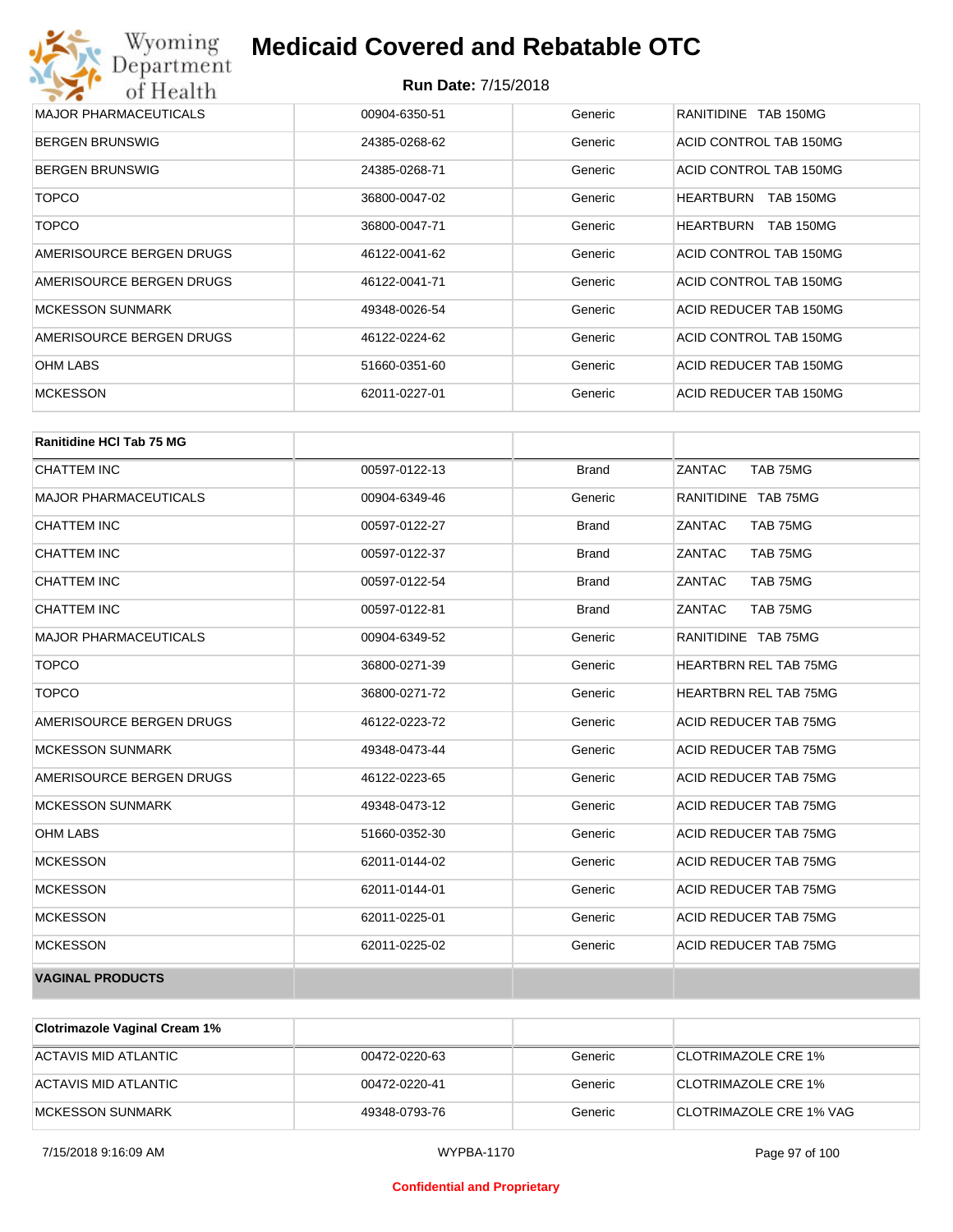| | | | |
|---|---|---|---|
| MAJOR PHARMACEUTICALS | 00904-6350-51 | Generic | RANITIDINE TAB 150MG |
| BERGEN BRUNSWIG | 24385-0268-62 | Generic | ACID CONTROL TAB 150MG |
| BERGEN BRUNSWIG | 24385-0268-71 | Generic | ACID CONTROL TAB 150MG |
| TOPCO | 36800-0047-02 | Generic | HEARTBURN TAB 150MG |
| TOPCO | 36800-0047-71 | Generic | HEARTBURN TAB 150MG |
| AMERISOURCE BERGEN DRUGS | 46122-0041-62 | Generic | ACID CONTROL TAB 150MG |
| AMERISOURCE BERGEN DRUGS | 46122-0041-71 | Generic | ACID CONTROL TAB 150MG |
| MCKESSON SUNMARK | 49348-0026-54 | Generic | ACID REDUCER TAB 150MG |
| AMERISOURCE BERGEN DRUGS | 46122-0224-62 | Generic | ACID CONTROL TAB 150MG |
| OHM LABS | 51660-0351-60 | Generic | ACID REDUCER TAB 150MG |
| MCKESSON | 62011-0227-01 | Generic | ACID REDUCER TAB 150MG |

| **Ranitidine HCl Tab 75 MG** | | | |
|---|---|---|---|
| CHATTEM INC | 00597-0122-13 | Brand | ZANTAC TAB 75MG |
| MAJOR PHARMACEUTICALS | 00904-6349-46 | Generic | RANITIDINE TAB 75MG |
| CHATTEM INC | 00597-0122-27 | Brand | ZANTAC TAB 75MG |
| CHATTEM INC | 00597-0122-37 | Brand | ZANTAC TAB 75MG |
| CHATTEM INC | 00597-0122-54 | Brand | ZANTAC TAB 75MG |
| CHATTEM INC | 00597-0122-81 | Brand | ZANTAC TAB 75MG |
| MAJOR PHARMACEUTICALS | 00904-6349-52 | Generic | RANITIDINE TAB 75MG |
| TOPCO | 36800-0271-39 | Generic | HEARTBRN REL TAB 75MG |
| TOPCO | 36800-0271-72 | Generic | HEARTBRN REL TAB 75MG |
| AMERISOURCE BERGEN DRUGS | 46122-0223-72 | Generic | ACID REDUCER TAB 75MG |
| MCKESSON SUNMARK | 49348-0473-44 | Generic | ACID REDUCER TAB 75MG |
| AMERISOURCE BERGEN DRUGS | 46122-0223-65 | Generic | ACID REDUCER TAB 75MG |
| MCKESSON SUNMARK | 49348-0473-12 | Generic | ACID REDUCER TAB 75MG |
| OHM LABS | 51660-0352-30 | Generic | ACID REDUCER TAB 75MG |
| MCKESSON | 62011-0144-02 | Generic | ACID REDUCER TAB 75MG |
| MCKESSON | 62011-0144-01 | Generic | ACID REDUCER TAB 75MG |
| MCKESSON | 62011-0225-01 | Generic | ACID REDUCER TAB 75MG |
| MCKESSON | 62011-0225-02 | Generic | ACID REDUCER TAB 75MG |

**VAGINAL PRODUCTS**

| **Clotrimazole Vaginal Cream 1%** | | | |
|---|---|---|---|
| ACTAVIS MID ATLANTIC | 00472-0220-63 | Generic | CLOTRIMAZOLE CRE 1% |
| ACTAVIS MID ATLANTIC | 00472-0220-41 | Generic | CLOTRIMAZOLE CRE 1% |
| MCKESSON SUNMARK | 49348-0793-76 | Generic | CLOTRIMAZOLE CRE 1% VAG |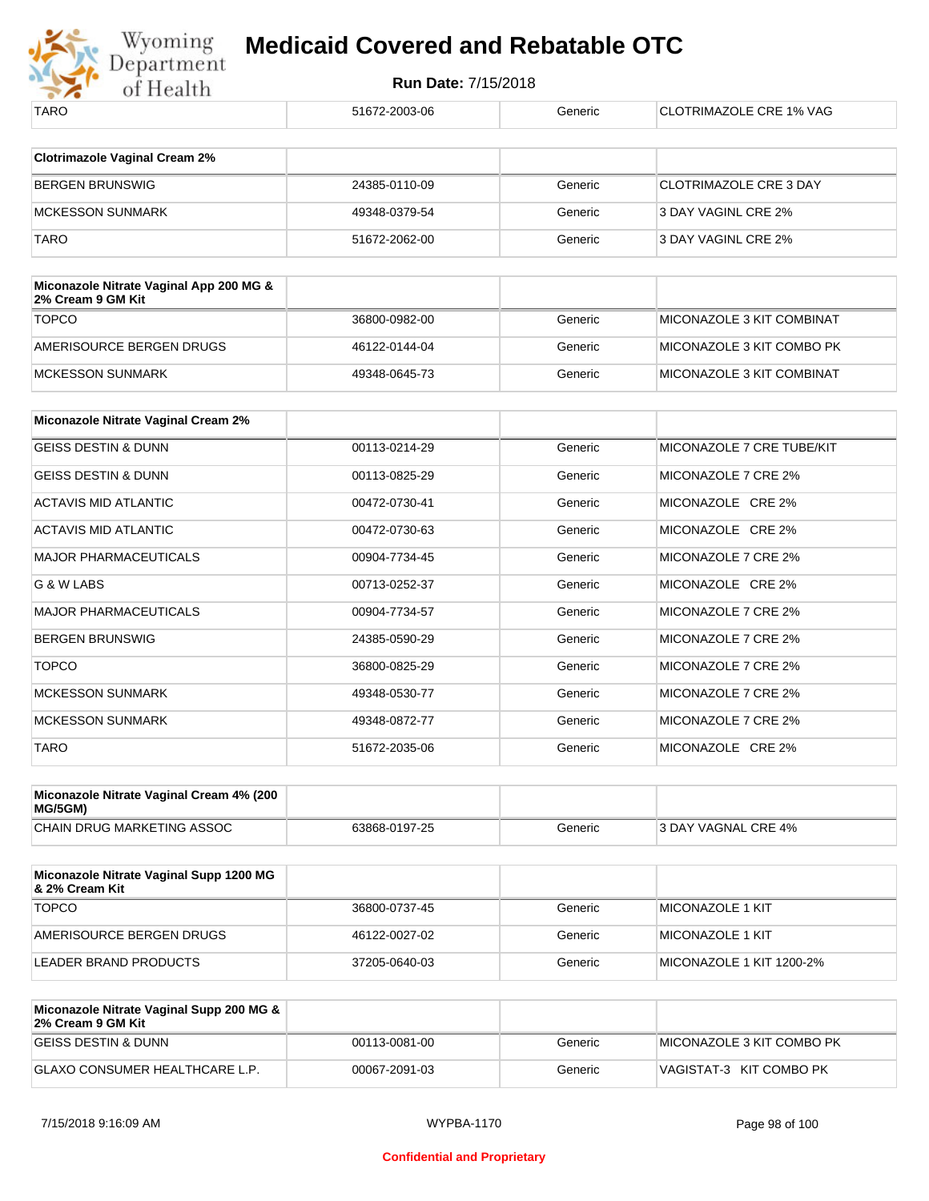| TARO | 51672-2003-06 | Generic | CLOTRIMAZOLE CRE 1% VAG |
|---|---|---|---|

| Clotrimazole Vaginal Cream 2% | | | |
|---|---|---|---|
| BERGEN BRUNSWIG | 24385-0110-09 | Generic | CLOTRIMAZOLE CRE 3 DAY |
| MCKESSON SUNMARK | 49348-0379-54 | Generic | 3 DAY VAGINL CRE 2% |
| TARO | 51672-2062-00 | Generic | 3 DAY VAGINL CRE 2% |

| Miconazole Nitrate Vaginal App 200 MG & 2% Cream 9 GM Kit | | | |
|---|---|---|---|
| TOPCO | 36800-0982-00 | Generic | MICONAZOLE 3 KIT COMBINAT |
| AMERISOURCE BERGEN DRUGS | 46122-0144-04 | Generic | MICONAZOLE 3 KIT COMBO PK |
| MCKESSON SUNMARK | 49348-0645-73 | Generic | MICONAZOLE 3 KIT COMBINAT |

| Miconazole Nitrate Vaginal Cream 2% | | | |
|---|---|---|---|
| GEISS DESTIN & DUNN | 00113-0214-29 | Generic | MICONAZOLE 7 CRE TUBE/KIT |
| GEISS DESTIN & DUNN | 00113-0825-29 | Generic | MICONAZOLE 7 CRE 2% |
| ACTAVIS MID ATLANTIC | 00472-0730-41 | Generic | MICONAZOLE CRE 2% |
| ACTAVIS MID ATLANTIC | 00472-0730-63 | Generic | MICONAZOLE CRE 2% |
| MAJOR PHARMACEUTICALS | 00904-7734-45 | Generic | MICONAZOLE 7 CRE 2% |
| G & W LABS | 00713-0252-37 | Generic | MICONAZOLE CRE 2% |
| MAJOR PHARMACEUTICALS | 00904-7734-57 | Generic | MICONAZOLE 7 CRE 2% |
| BERGEN BRUNSWIG | 24385-0590-29 | Generic | MICONAZOLE 7 CRE 2% |
| TOPCO | 36800-0825-29 | Generic | MICONAZOLE 7 CRE 2% |
| MCKESSON SUNMARK | 49348-0530-77 | Generic | MICONAZOLE 7 CRE 2% |
| MCKESSON SUNMARK | 49348-0872-77 | Generic | MICONAZOLE 7 CRE 2% |
| TARO | 51672-2035-06 | Generic | MICONAZOLE CRE 2% |

| Miconazole Nitrate Vaginal Cream 4% (200 MG/5GM) | | | |
|---|---|---|---|
| CHAIN DRUG MARKETING ASSOC | 63868-0197-25 | Generic | 3 DAY VAGNAL CRE 4% |

| Miconazole Nitrate Vaginal Supp 1200 MG & 2% Cream Kit | | | |
|---|---|---|---|
| TOPCO | 36800-0737-45 | Generic | MICONAZOLE 1 KIT |
| AMERISOURCE BERGEN DRUGS | 46122-0027-02 | Generic | MICONAZOLE 1 KIT |
| LEADER BRAND PRODUCTS | 37205-0640-03 | Generic | MICONAZOLE 1 KIT 1200-2% |

| Miconazole Nitrate Vaginal Supp 200 MG & 2% Cream 9 GM Kit | | | |
|---|---|---|---|
| GEISS DESTIN & DUNN | 00113-0081-00 | Generic | MICONAZOLE 3 KIT COMBO PK |
| GLAXO CONSUMER HEALTHCARE L.P. | 00067-2091-03 | Generic | VAGISTAT-3 KIT COMBO PK |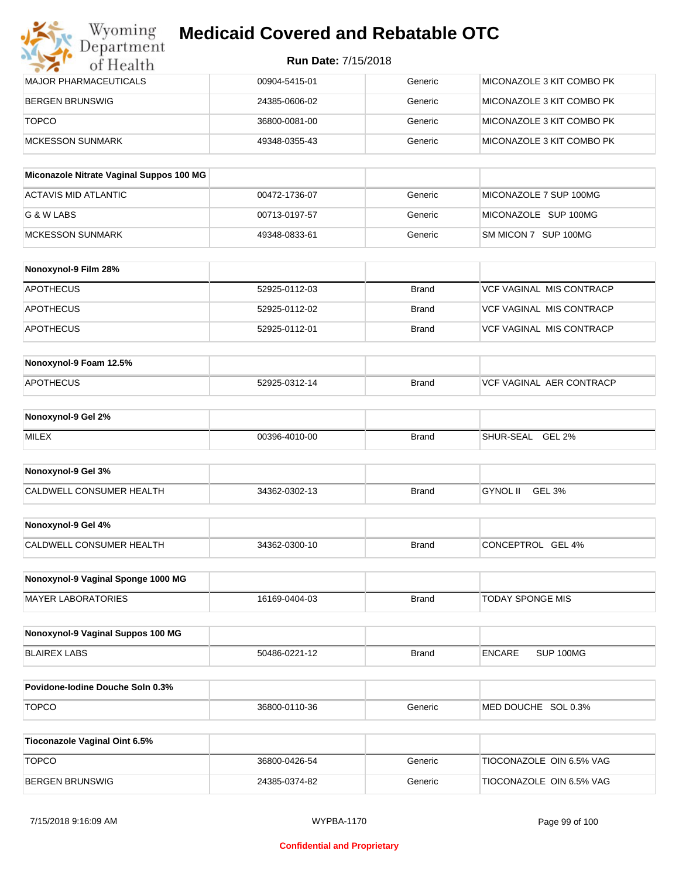# Medicaid Covered and Rebatable OTC

**Run Date:** 7/15/2018

| | | | |
|---|---|---|---|
| MAJOR PHARMACEUTICALS | 00904-5415-01 | Generic | MICONAZOLE 3 KIT COMBO PK |
| BERGEN BRUNSWIG | 24385-0606-02 | Generic | MICONAZOLE 3 KIT COMBO PK |
| TOPCO | 36800-0081-00 | Generic | MICONAZOLE 3 KIT COMBO PK |
| MCKESSON SUNMARK | 49348-0355-43 | Generic | MICONAZOLE 3 KIT COMBO PK |

| **Miconazole Nitrate Vaginal Suppos 100 MG** | | | |
|---|---|---|---|
| ACTAVIS MID ATLANTIC | 00472-1736-07 | Generic | MICONAZOLE 7 SUP 100MG |
| G & W LABS | 00713-0197-57 | Generic | MICONAZOLE SUP 100MG |
| MCKESSON SUNMARK | 49348-0833-61 | Generic | SM MICON 7 SUP 100MG |

| **Nonoxynol-9 Film 28%** | | | |
|---|---|---|---|
| APOTHECUS | 52925-0112-03 | Brand | VCF VAGINAL MIS CONTRACP |
| APOTHECUS | 52925-0112-02 | Brand | VCF VAGINAL MIS CONTRACP |
| APOTHECUS | 52925-0112-01 | Brand | VCF VAGINAL MIS CONTRACP |

| **Nonoxynol-9 Foam 12.5%** | | | |
|---|---|---|---|
| APOTHECUS | 52925-0312-14 | Brand | VCF VAGINAL AER CONTRACP |

| **Nonoxynol-9 Gel 2%** | | | |
|---|---|---|---|
| MILEX | 00396-4010-00 | Brand | SHUR-SEAL GEL 2% |

| **Nonoxynol-9 Gel 3%** | | | |
|---|---|---|---|
| CALDWELL CONSUMER HEALTH | 34362-0302-13 | Brand | GYNOL II GEL 3% |

| **Nonoxynol-9 Gel 4%** | | | |
|---|---|---|---|
| CALDWELL CONSUMER HEALTH | 34362-0300-10 | Brand | CONCEPTROL GEL 4% |

| **Nonoxynol-9 Vaginal Sponge 1000 MG** | | | |
|---|---|---|---|
| MAYER LABORATORIES | 16169-0404-03 | Brand | TODAY SPONGE MIS |

| **Nonoxynol-9 Vaginal Suppos 100 MG** | | | |
|---|---|---|---|
| BLAIREX LABS | 50486-0221-12 | Brand | ENCARE SUP 100MG |

| **Povidone-Iodine Douche Soln 0.3%** | | | |
|---|---|---|---|
| TOPCO | 36800-0110-36 | Generic | MED DOUCHE SOL 0.3% |

| **Tioconazole Vaginal Oint 6.5%** | | | |
|---|---|---|---|
| TOPCO | 36800-0426-54 | Generic | TIOCONAZOLE OIN 6.5% VAG |
| BERGEN BRUNSWIG | 24385-0374-82 | Generic | TIOCONAZOLE OIN 6.5% VAG |

**Confidential and Proprietary**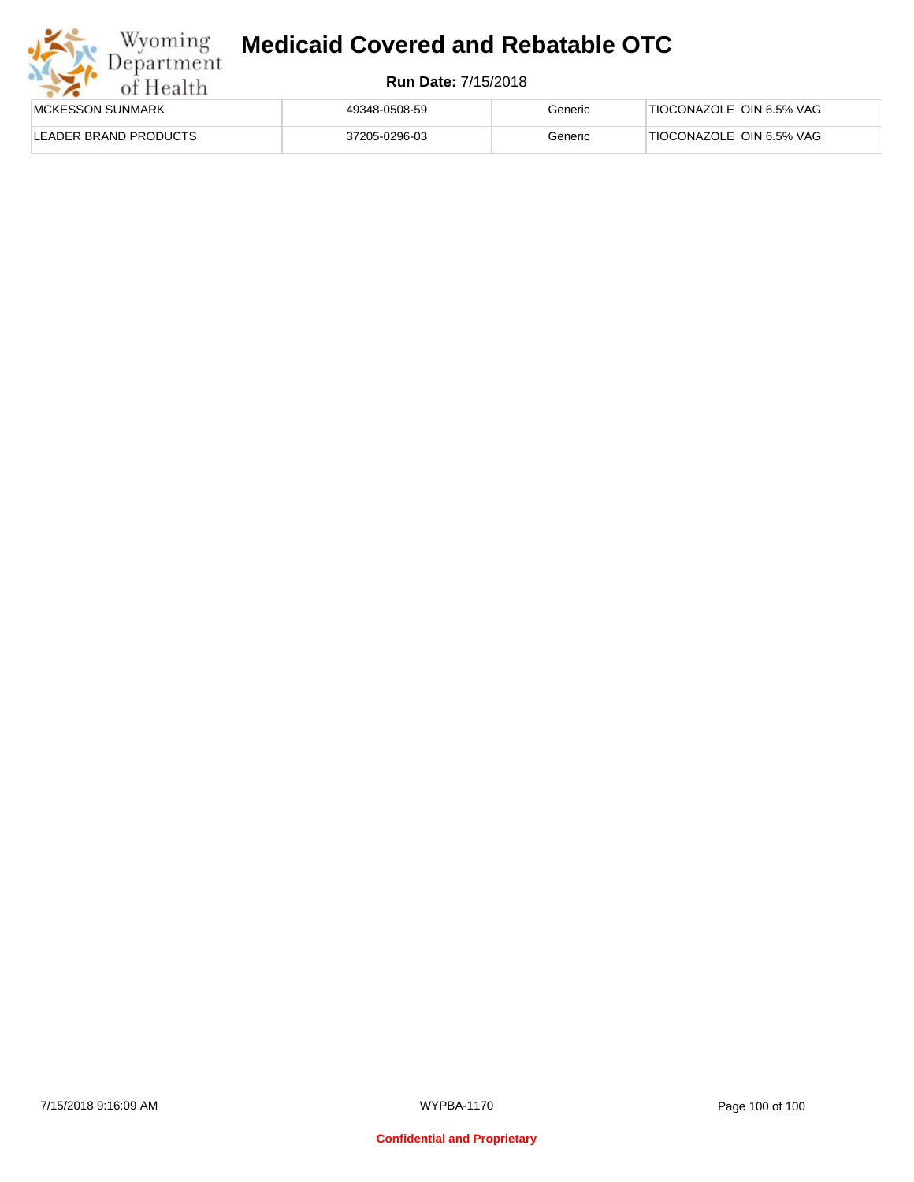# Medicaid Covered and Rebatable OTC

**Run Date:** 7/15/2018

| | | | |
|---|---|---|---|
| MCKESSON SUNMARK | 49348-0508-59 | Generic | TIOCONAZOLE OIN 6.5% VAG |
| LEADER BRAND PRODUCTS | 37205-0296-03 | Generic | TIOCONAZOLE OIN 6.5% VAG |

**Confidential and Proprietary**